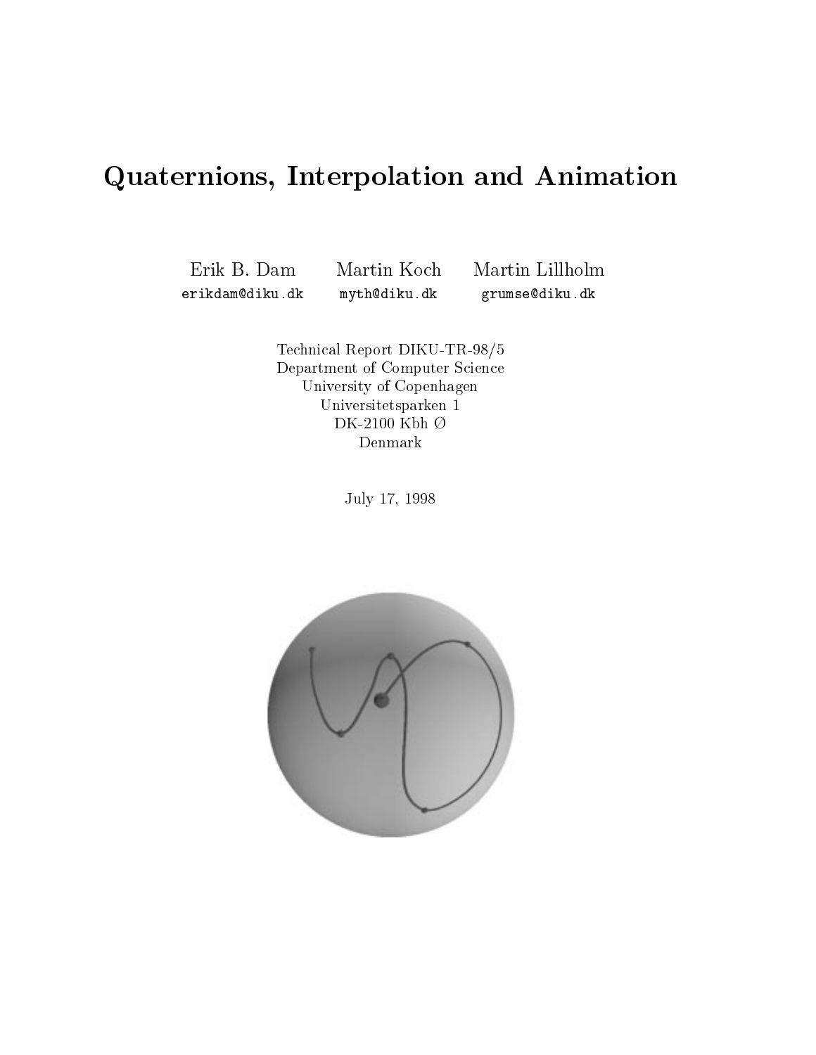# Quaternions, Interpolation and Animation

Erik B. Dam
`erikdam@diku.dk`

Martin Koch
`myth@diku.dk`

Martin Lillholm
`grumse@diku.dk`

Technical Report DIKU-TR-98/5
Department of Computer Science
University of Copenhagen
Universitetsparken 1
DK-2100 Kbh Ø
Denmark

July 17, 1998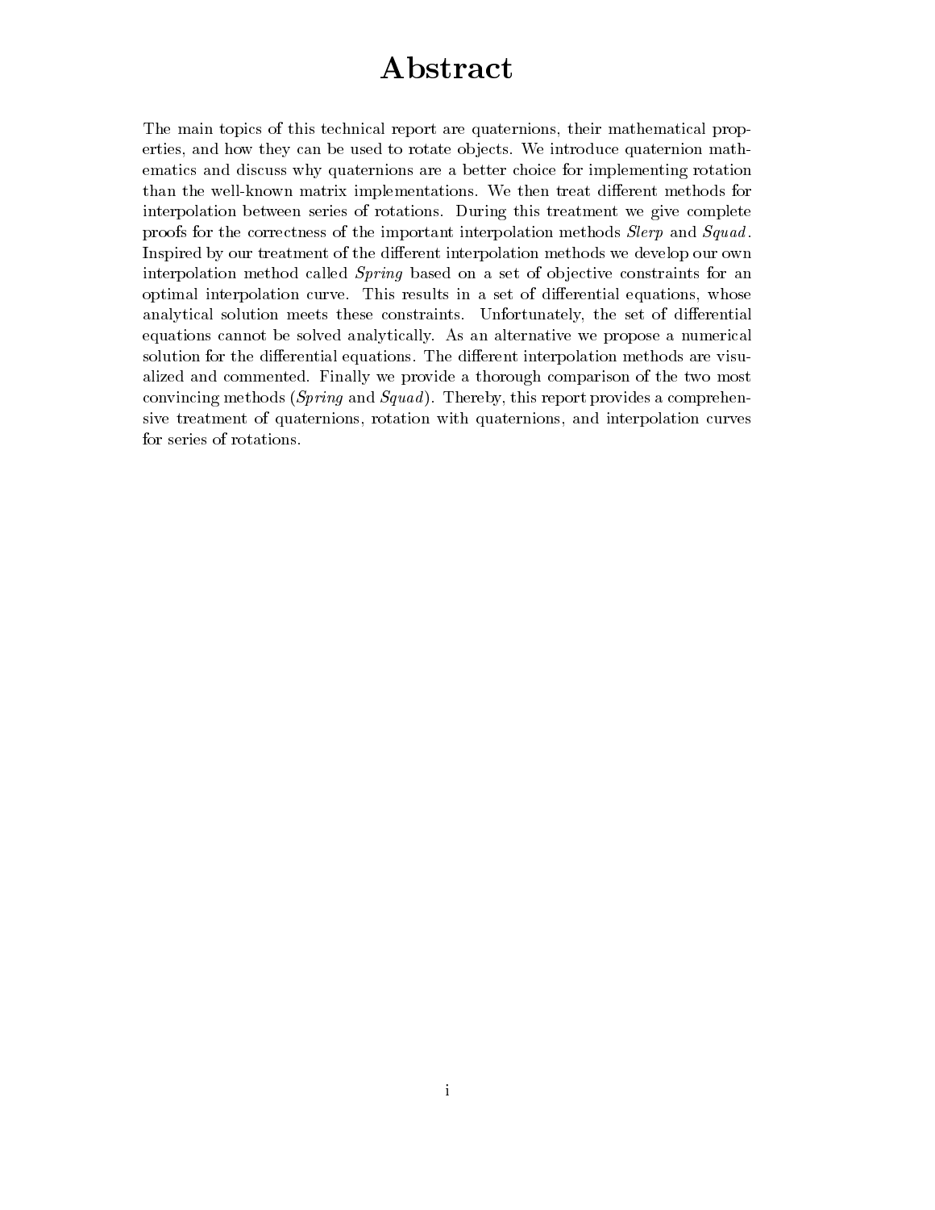# Abstract

The main topics of this technical report are quaternions, their mathematical properties, and how they can be used to rotate objects. We introduce quaternion mathematics and discuss why quaternions are a better choice for implementing rotation than the well-known matrix implementations. We then treat different methods for interpolation between series of rotations. During this treatment we give complete proofs for the correctness of the important interpolation methods *Slerp* and *Squad*. Inspired by our treatment of the different interpolation methods we develop our own interpolation method called *Spring* based on a set of objective constraints for an optimal interpolation curve. This results in a set of differential equations, whose analytical solution meets these constraints. Unfortunately, the set of differential equations cannot be solved analytically. As an alternative we propose a numerical solution for the differential equations. The different interpolation methods are visualized and commented. Finally we provide a thorough comparison of the two most convincing methods (*Spring* and *Squad*). Thereby, this report provides a comprehensive treatment of quaternions, rotation with quaternions, and interpolation curves for series of rotations.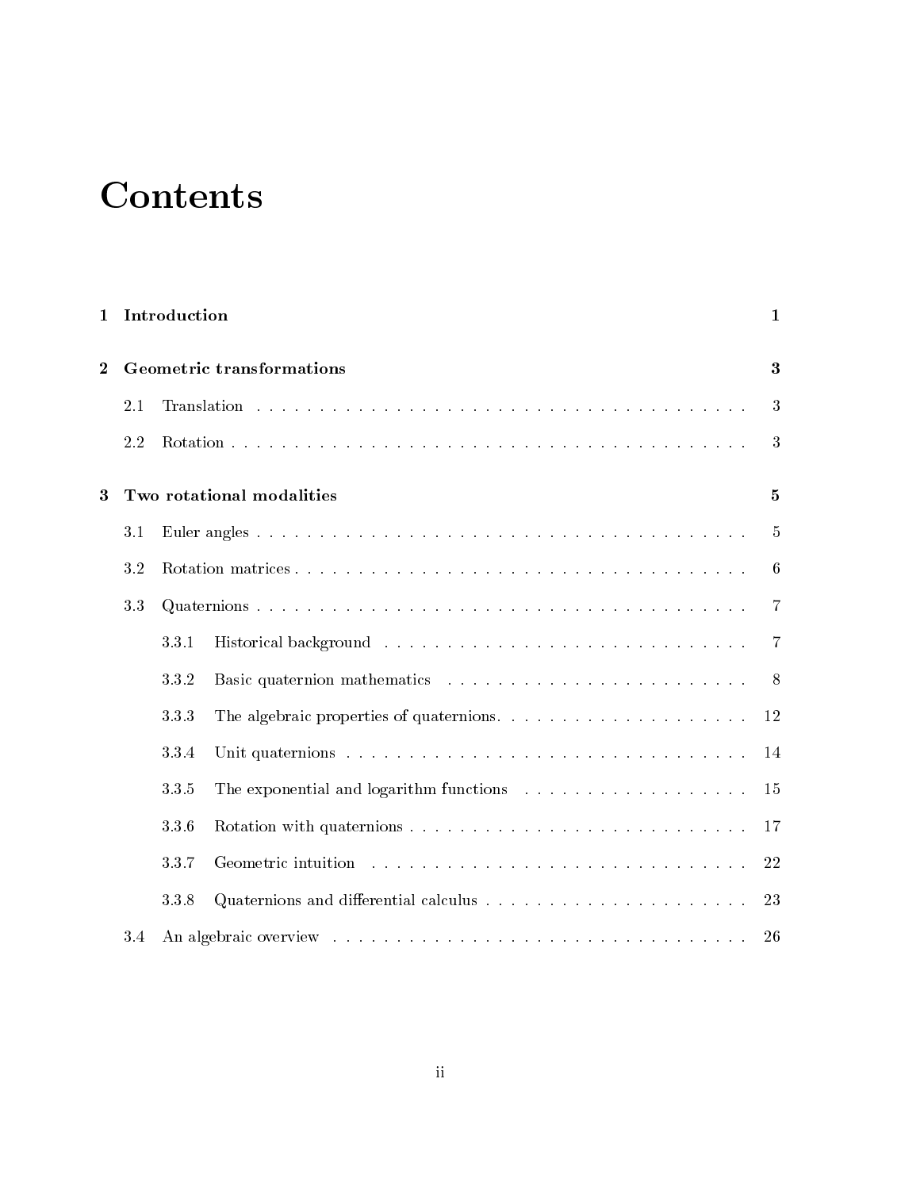# Contents

**1 Introduction** **1**

**2 Geometric transformations** **3**

- 2.1 Translation . . . . . . . . . . . . . . . . . . . . . . . . . . . . . . . . . . . . . 3
- 2.2 Rotation . . . . . . . . . . . . . . . . . . . . . . . . . . . . . . . . . . . . . . 3

**3 Two rotational modalities** **5**

- 3.1 Euler angles . . . . . . . . . . . . . . . . . . . . . . . . . . . . . . . . . . . . 5
- 3.2 Rotation matrices . . . . . . . . . . . . . . . . . . . . . . . . . . . . . . . . . 6
- 3.3 Quaternions . . . . . . . . . . . . . . . . . . . . . . . . . . . . . . . . . . . . 7
  - 3.3.1 Historical background . . . . . . . . . . . . . . . . . . . . . . . . . . 7
  - 3.3.2 Basic quaternion mathematics . . . . . . . . . . . . . . . . . . . . . . 8
  - 3.3.3 The algebraic properties of quaternions. . . . . . . . . . . . . . . . . 12
  - 3.3.4 Unit quaternions . . . . . . . . . . . . . . . . . . . . . . . . . . . . . 14
  - 3.3.5 The exponential and logarithm functions . . . . . . . . . . . . . . . . 15
  - 3.3.6 Rotation with quaternions . . . . . . . . . . . . . . . . . . . . . . . . 17
  - 3.3.7 Geometric intuition . . . . . . . . . . . . . . . . . . . . . . . . . . . 22
  - 3.3.8 Quaternions and differential calculus . . . . . . . . . . . . . . . . . . 23
- 3.4 An algebraic overview . . . . . . . . . . . . . . . . . . . . . . . . . . . . . . 26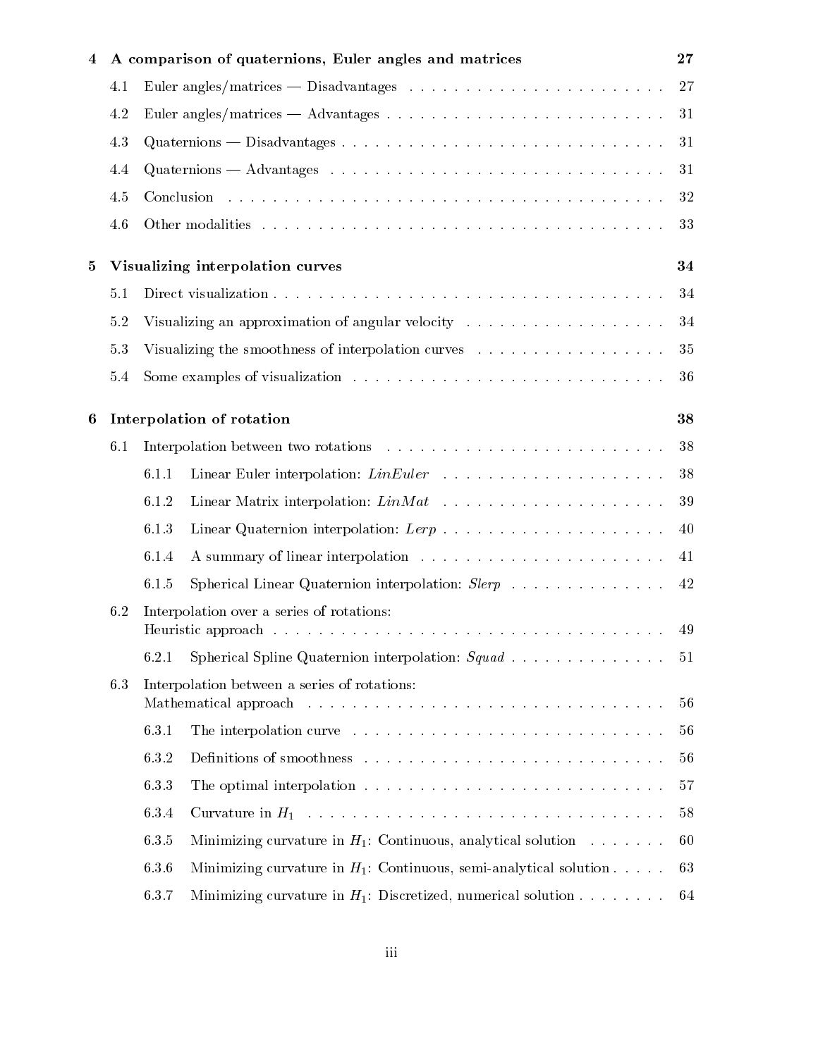**4 A comparison of quaternions, Euler angles and matrices** 27

- 4.1 Euler angles/matrices — Disadvantages . . . . . . . . . . . . . . . . . . . . . . . 27
- 4.2 Euler angles/matrices — Advantages . . . . . . . . . . . . . . . . . . . . . . . . . 31
- 4.3 Quaternions — Disadvantages . . . . . . . . . . . . . . . . . . . . . . . . . . . . 31
- 4.4 Quaternions — Advantages . . . . . . . . . . . . . . . . . . . . . . . . . . . . . 31
- 4.5 Conclusion . . . . . . . . . . . . . . . . . . . . . . . . . . . . . . . . . . . . . 32
- 4.6 Other modalities . . . . . . . . . . . . . . . . . . . . . . . . . . . . . . . . . . 33

**5 Visualizing interpolation curves** 34

- 5.1 Direct visualization . . . . . . . . . . . . . . . . . . . . . . . . . . . . . . . . . 34
- 5.2 Visualizing an approximation of angular velocity . . . . . . . . . . . . . . . . . . 34
- 5.3 Visualizing the smoothness of interpolation curves . . . . . . . . . . . . . . . . . 35
- 5.4 Some examples of visualization . . . . . . . . . . . . . . . . . . . . . . . . . . . 36

**6 Interpolation of rotation** 38

- 6.1 Interpolation between two rotations . . . . . . . . . . . . . . . . . . . . . . . . . 38
  - 6.1.1 Linear Euler interpolation: *LinEuler* . . . . . . . . . . . . . . . . . . . . 38
  - 6.1.2 Linear Matrix interpolation: *LinMat* . . . . . . . . . . . . . . . . . . . . 39
  - 6.1.3 Linear Quaternion interpolation: *Lerp* . . . . . . . . . . . . . . . . . . . . 40
  - 6.1.4 A summary of linear interpolation . . . . . . . . . . . . . . . . . . . . . . 41
  - 6.1.5 Spherical Linear Quaternion interpolation: *Slerp* . . . . . . . . . . . . . . 42
- 6.2 Interpolation over a series of rotations: Heuristic approach . . . . . . . . . . . . . 49
  - 6.2.1 Spherical Spline Quaternion interpolation: *Squad* . . . . . . . . . . . . . . 51
- 6.3 Interpolation between a series of rotations: Mathematical approach . . . . . . . . . 56
  - 6.3.1 The interpolation curve . . . . . . . . . . . . . . . . . . . . . . . . . . . . 56
  - 6.3.2 Definitions of smoothness . . . . . . . . . . . . . . . . . . . . . . . . . . . 56
  - 6.3.3 The optimal interpolation . . . . . . . . . . . . . . . . . . . . . . . . . . . 57
  - 6.3.4 Curvature in $H_1$ . . . . . . . . . . . . . . . . . . . . . . . . . . . . . . . 58
  - 6.3.5 Minimizing curvature in $H_1$: Continuous, analytical solution . . . . . . . 60
  - 6.3.6 Minimizing curvature in $H_1$: Continuous, semi-analytical solution . . . . . 63
  - 6.3.7 Minimizing curvature in $H_1$: Discretized, numerical solution . . . . . . . . 64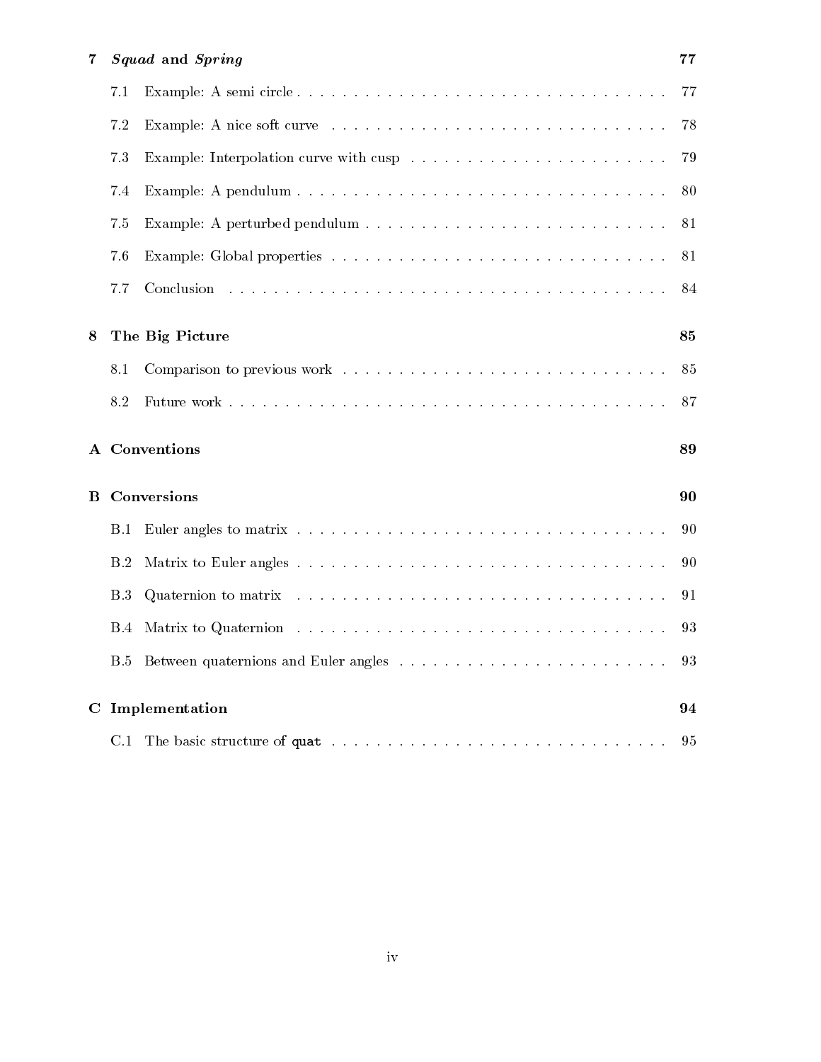**7 *Squad* and *Spring*** **77**

7.1 Example: A semi circle . . . . . . . . . . 77

7.2 Example: A nice soft curve . . . . . . . . . . 78

7.3 Example: Interpolation curve with cusp . . . . . . . . . . 79

7.4 Example: A pendulum . . . . . . . . . . 80

7.5 Example: A perturbed pendulum . . . . . . . . . . 81

7.6 Example: Global properties . . . . . . . . . . 81

7.7 Conclusion . . . . . . . . . . 84

**8 The Big Picture** **85**

8.1 Comparison to previous work . . . . . . . . . . 85

8.2 Future work . . . . . . . . . . 87

**A Conventions** **89**

**B Conversions** **90**

B.1 Euler angles to matrix . . . . . . . . . . 90

B.2 Matrix to Euler angles . . . . . . . . . . 90

B.3 Quaternion to matrix . . . . . . . . . . 91

B.4 Matrix to Quaternion . . . . . . . . . . 93

B.5 Between quaternions and Euler angles . . . . . . . . . . 93

**C Implementation** **94**

C.1 The basic structure of `quat` . . . . . . . . . . 95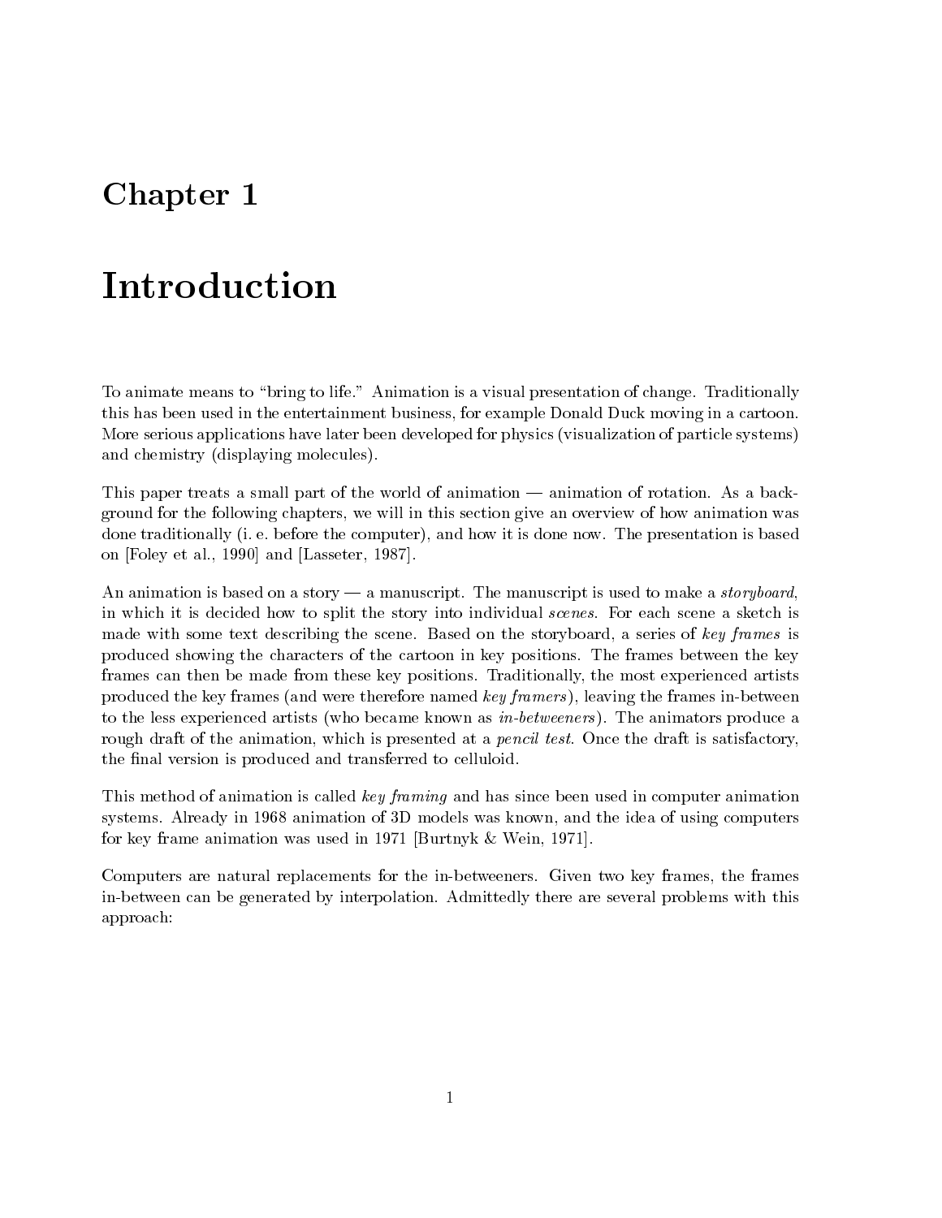# Chapter 1

# Introduction

To animate means to "bring to life." Animation is a visual presentation of change. Traditionally this has been used in the entertainment business, for example Donald Duck moving in a cartoon. More serious applications have later been developed for physics (visualization of particle systems) and chemistry (displaying molecules).

This paper treats a small part of the world of animation — animation of rotation. As a background for the following chapters, we will in this section give an overview of how animation was done traditionally (i. e. before the computer), and how it is done now. The presentation is based on [Foley et al., 1990] and [Lasseter, 1987].

An animation is based on a story — a manuscript. The manuscript is used to make a *storyboard*, in which it is decided how to split the story into individual *scenes*. For each scene a sketch is made with some text describing the scene. Based on the storyboard, a series of *key frames* is produced showing the characters of the cartoon in key positions. The frames between the key frames can then be made from these key positions. Traditionally, the most experienced artists produced the key frames (and were therefore named *key framers*), leaving the frames in-between to the less experienced artists (who became known as *in-betweeners*). The animators produce a rough draft of the animation, which is presented at a *pencil test*. Once the draft is satisfactory, the final version is produced and transferred to celluloid.

This method of animation is called *key framing* and has since been used in computer animation systems. Already in 1968 animation of 3D models was known, and the idea of using computers for key frame animation was used in 1971 [Burtnyk & Wein, 1971].

Computers are natural replacements for the in-betweeners. Given two key frames, the frames in-between can be generated by interpolation. Admittedly there are several problems with this approach: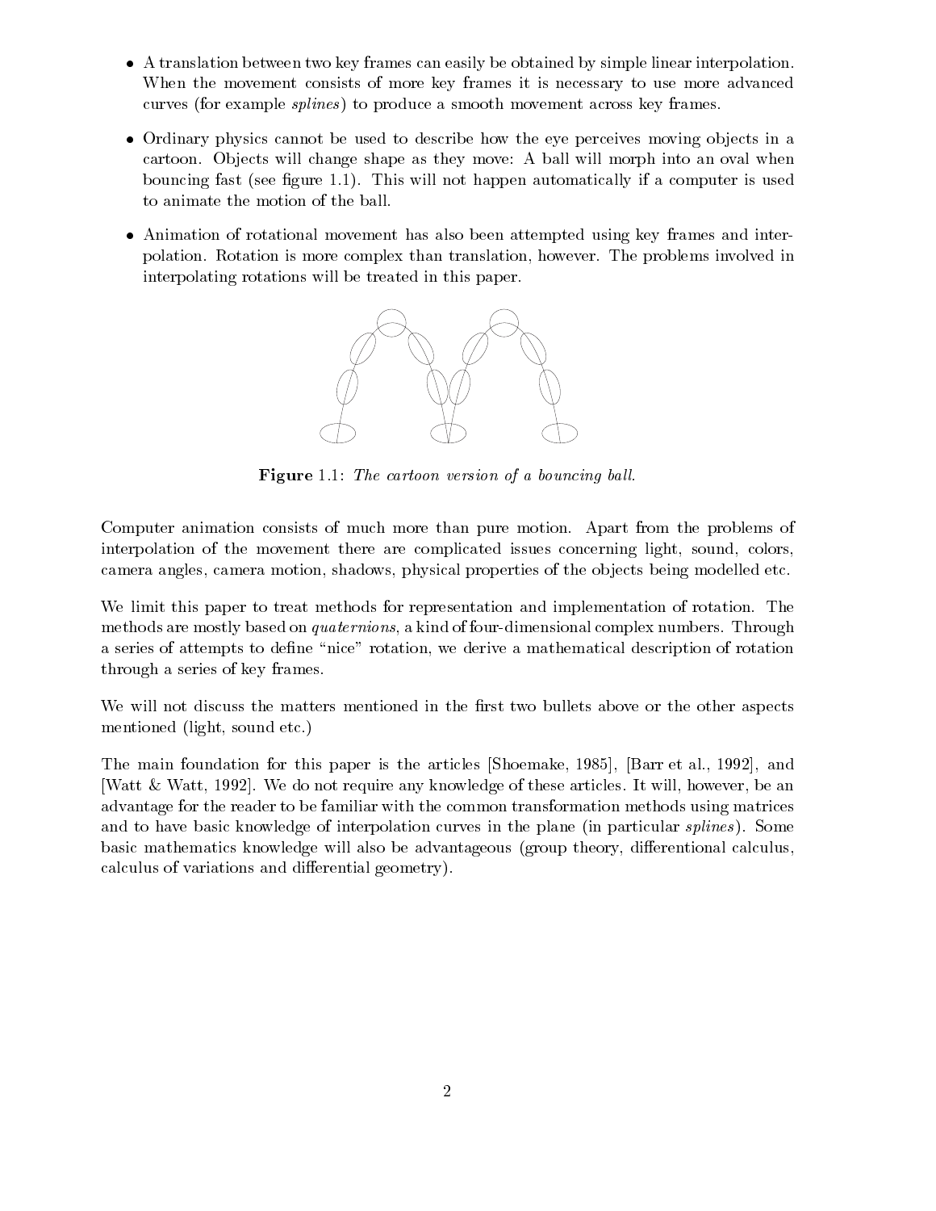- A translation between two key frames can easily be obtained by simple linear interpolation. When the movement consists of more key frames it is necessary to use more advanced curves (for example *splines*) to produce a smooth movement across key frames.
- Ordinary physics cannot be used to describe how the eye perceives moving objects in a cartoon. Objects will change shape as they move: A ball will morph into an oval when bouncing fast (see figure 1.1). This will not happen automatically if a computer is used to animate the motion of the ball.
- Animation of rotational movement has also been attempted using key frames and interpolation. Rotation is more complex than translation, however. The problems involved in interpolating rotations will be treated in this paper.

**Figure** 1.1: *The cartoon version of a bouncing ball.*

Computer animation consists of much more than pure motion. Apart from the problems of interpolation of the movement there are complicated issues concerning light, sound, colors, camera angles, camera motion, shadows, physical properties of the objects being modelled etc.

We limit this paper to treat methods for representation and implementation of rotation. The methods are mostly based on *quaternions*, a kind of four-dimensional complex numbers. Through a series of attempts to define "nice" rotation, we derive a mathematical description of rotation through a series of key frames.

We will not discuss the matters mentioned in the first two bullets above or the other aspects mentioned (light, sound etc.)

The main foundation for this paper is the articles [Shoemake, 1985], [Barr et al., 1992], and [Watt & Watt, 1992]. We do not require any knowledge of these articles. It will, however, be an advantage for the reader to be familiar with the common transformation methods using matrices and to have basic knowledge of interpolation curves in the plane (in particular *splines*). Some basic mathematics knowledge will also be advantageous (group theory, differentional calculus, calculus of variations and differential geometry).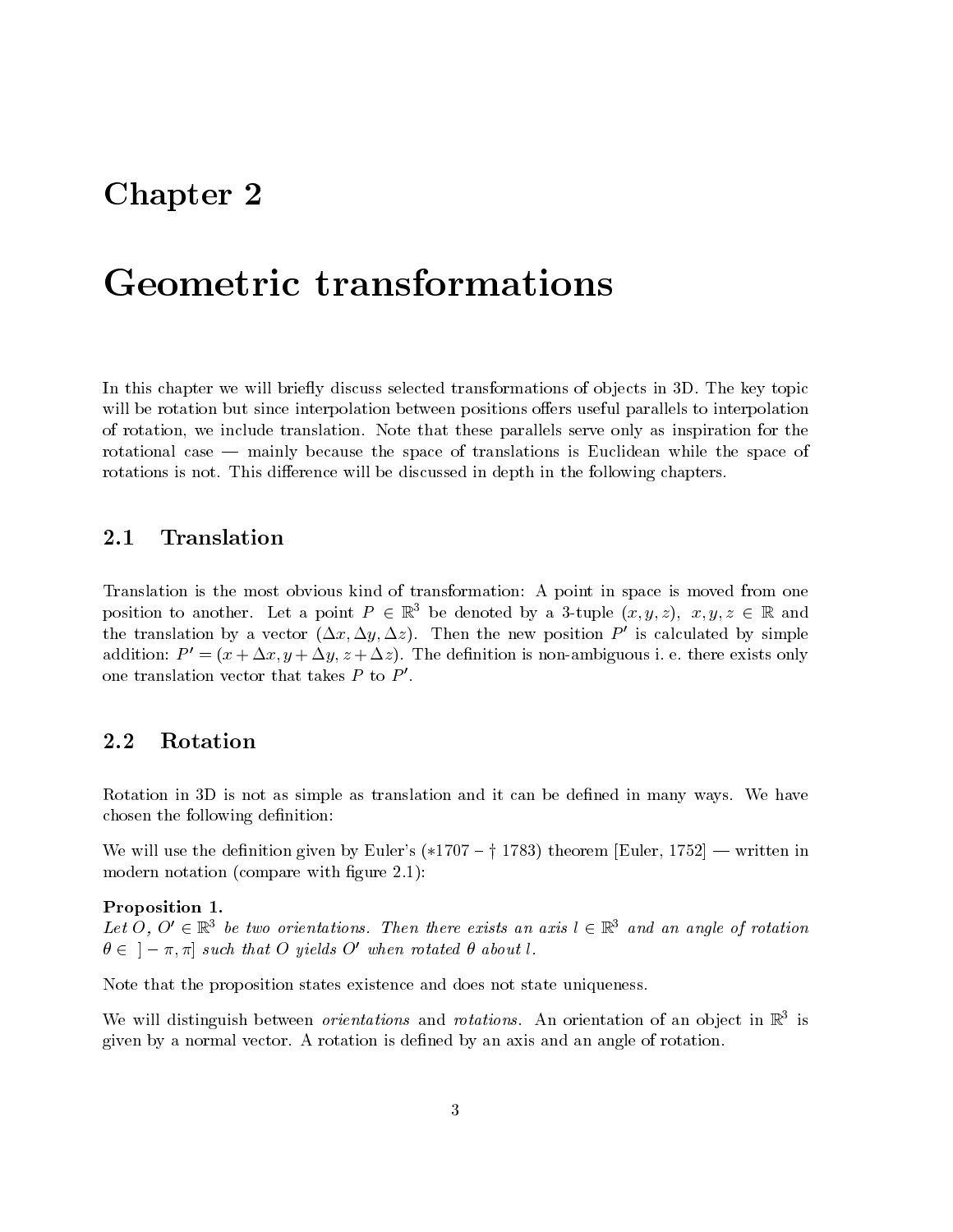# Chapter 2

# Geometric transformations

In this chapter we will briefly discuss selected transformations of objects in 3D. The key topic will be rotation but since interpolation between positions offers useful parallels to interpolation of rotation, we include translation. Note that these parallels serve only as inspiration for the rotational case — mainly because the space of translations is Euclidean while the space of rotations is not. This difference will be discussed in depth in the following chapters.

## 2.1 Translation

Translation is the most obvious kind of transformation: A point in space is moved from one position to another. Let a point $P \in \mathbb{R}^3$ be denoted by a 3-tuple $(x, y, z)$, $x, y, z \in \mathbb{R}$ and the translation by a vector $(\Delta x, \Delta y, \Delta z)$. Then the new position $P'$ is calculated by simple addition: $P' = (x + \Delta x, y + \Delta y, z + \Delta z)$. The definition is non-ambiguous i. e. there exists only one translation vector that takes $P$ to $P'$.

## 2.2 Rotation

Rotation in 3D is not as simple as translation and it can be defined in many ways. We have chosen the following definition:

We will use the definition given by Euler's (*1707 – † 1783) theorem [Euler, 1752] — written in modern notation (compare with figure 2.1):

**Proposition 1.**
*Let $O$, $O' \in \mathbb{R}^3$ be two orientations. Then there exists an axis $l \in \mathbb{R}^3$ and an angle of rotation $\theta \in\ ]-\pi, \pi]$ such that $O$ yields $O'$ when rotated $\theta$ about $l$.*

Note that the proposition states existence and does not state uniqueness.

We will distinguish between *orientations* and *rotations*. An orientation of an object in $\mathbb{R}^3$ is given by a normal vector. A rotation is defined by an axis and an angle of rotation.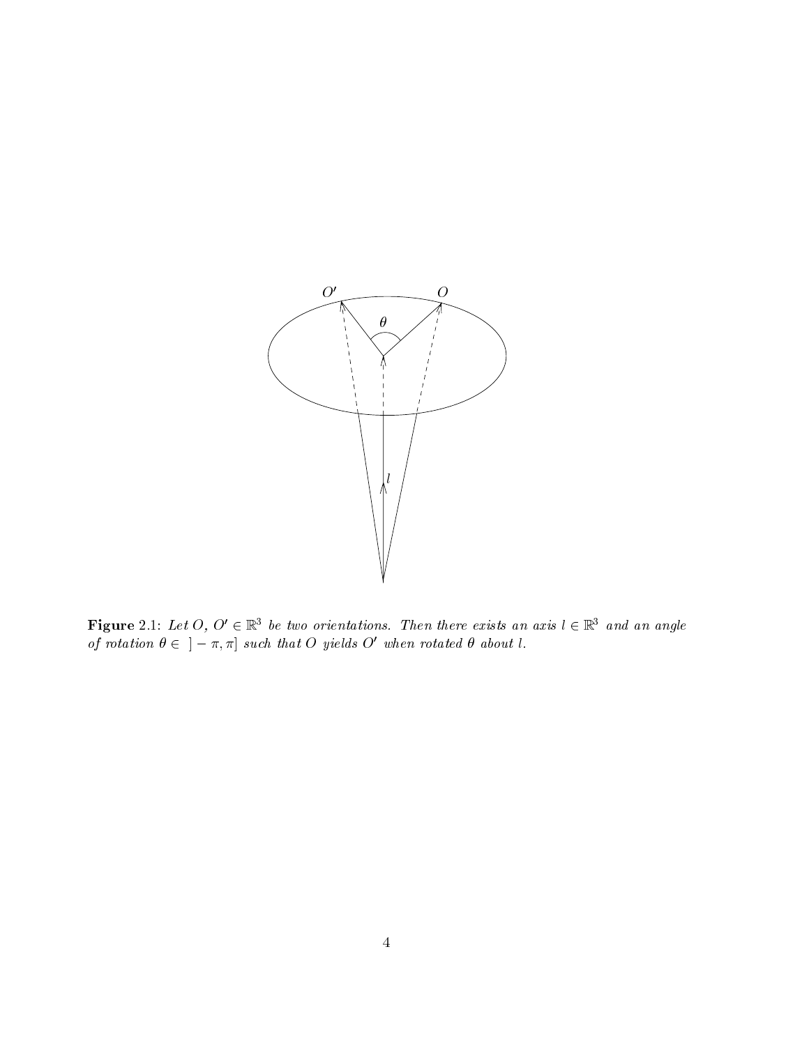**Figure** 2.1: *Let $O$, $O' \in \mathbb{R}^3$ be two orientations. Then there exists an axis $l \in \mathbb{R}^3$ and an angle of rotation $\theta \in \ ]-\pi, \pi]$ such that $O$ yields $O'$ when rotated $\theta$ about $l$.*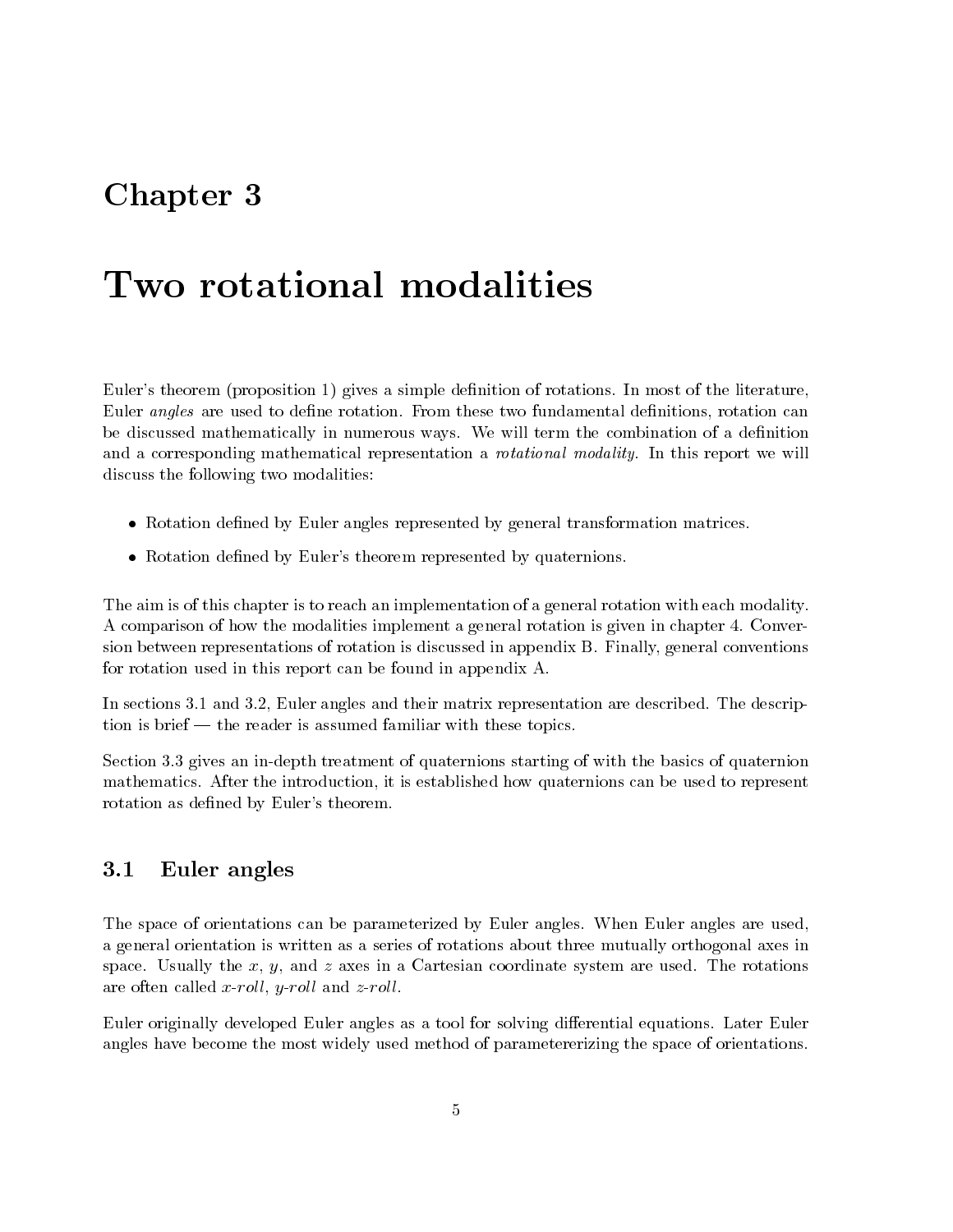# Chapter 3

# Two rotational modalities

Euler's theorem (proposition 1) gives a simple definition of rotations. In most of the literature, Euler *angles* are used to define rotation. From these two fundamental definitions, rotation can be discussed mathematically in numerous ways. We will term the combination of a definition and a corresponding mathematical representation a *rotational modality*. In this report we will discuss the following two modalities:

- Rotation defined by Euler angles represented by general transformation matrices.
- Rotation defined by Euler's theorem represented by quaternions.

The aim is of this chapter is to reach an implementation of a general rotation with each modality. A comparison of how the modalities implement a general rotation is given in chapter 4. Conversion between representations of rotation is discussed in appendix B. Finally, general conventions for rotation used in this report can be found in appendix A.

In sections 3.1 and 3.2, Euler angles and their matrix representation are described. The description is brief — the reader is assumed familiar with these topics.

Section 3.3 gives an in-depth treatment of quaternions starting of with the basics of quaternion mathematics. After the introduction, it is established how quaternions can be used to represent rotation as defined by Euler's theorem.

## 3.1 Euler angles

The space of orientations can be parameterized by Euler angles. When Euler angles are used, a general orientation is written as a series of rotations about three mutually orthogonal axes in space. Usually the $x$, $y$, and $z$ axes in a Cartesian coordinate system are used. The rotations are often called $x$-*roll*, $y$-*roll* and $z$-*roll*.

Euler originally developed Euler angles as a tool for solving differential equations. Later Euler angles have become the most widely used method of parametererizing the space of orientations.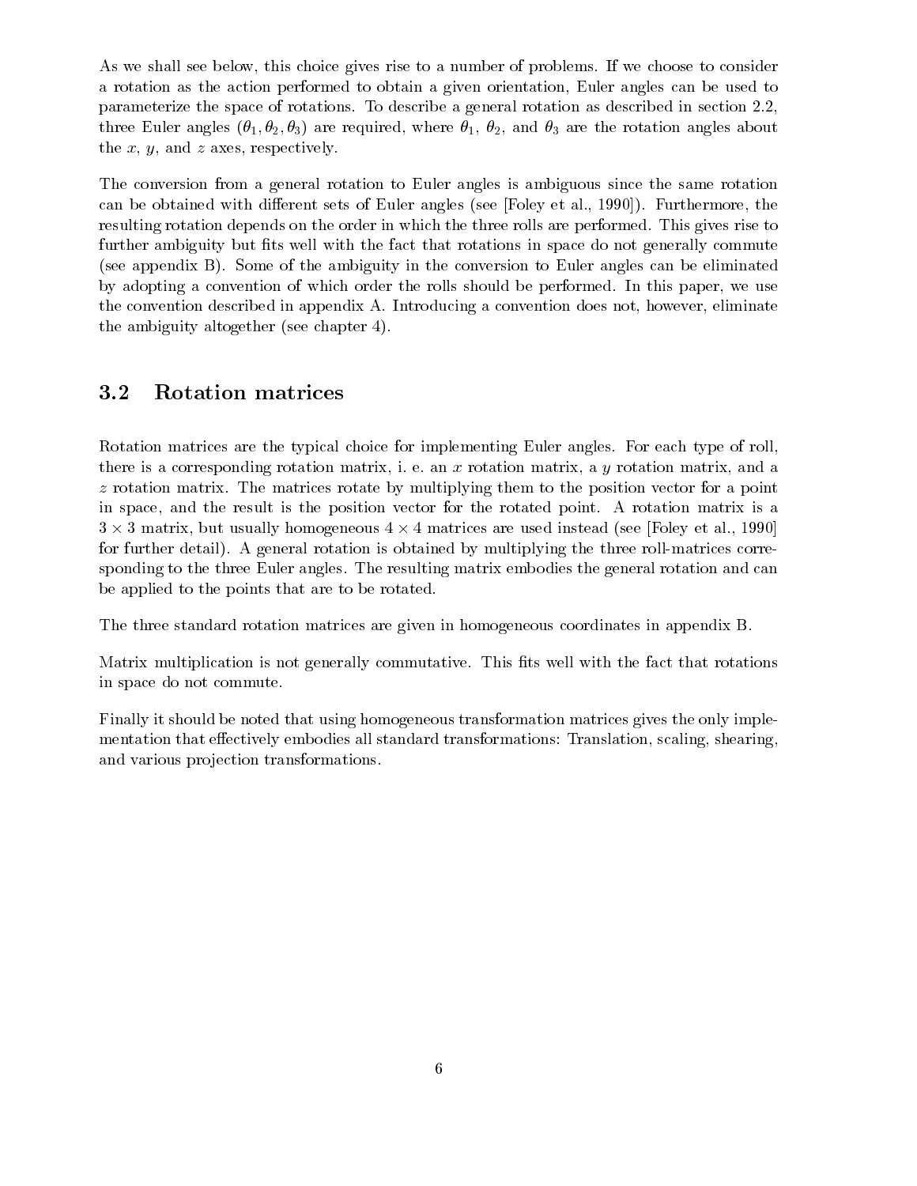As we shall see below, this choice gives rise to a number of problems. If we choose to consider a rotation as the action performed to obtain a given orientation, Euler angles can be used to parameterize the space of rotations. To describe a general rotation as described in section 2.2, three Euler angles $(\theta_1, \theta_2, \theta_3)$ are required, where $\theta_1$, $\theta_2$, and $\theta_3$ are the rotation angles about the $x$, $y$, and $z$ axes, respectively.

The conversion from a general rotation to Euler angles is ambiguous since the same rotation can be obtained with different sets of Euler angles (see [Foley et al., 1990]). Furthermore, the resulting rotation depends on the order in which the three rolls are performed. This gives rise to further ambiguity but fits well with the fact that rotations in space do not generally commute (see appendix B). Some of the ambiguity in the conversion to Euler angles can be eliminated by adopting a convention of which order the rolls should be performed. In this paper, we use the convention described in appendix A. Introducing a convention does not, however, eliminate the ambiguity altogether (see chapter 4).

## 3.2 Rotation matrices

Rotation matrices are the typical choice for implementing Euler angles. For each type of roll, there is a corresponding rotation matrix, i. e. an $x$ rotation matrix, a $y$ rotation matrix, and a $z$ rotation matrix. The matrices rotate by multiplying them to the position vector for a point in space, and the result is the position vector for the rotated point. A rotation matrix is a $3 \times 3$ matrix, but usually homogeneous $4 \times 4$ matrices are used instead (see [Foley et al., 1990] for further detail). A general rotation is obtained by multiplying the three roll-matrices corresponding to the three Euler angles. The resulting matrix embodies the general rotation and can be applied to the points that are to be rotated.

The three standard rotation matrices are given in homogeneous coordinates in appendix B.

Matrix multiplication is not generally commutative. This fits well with the fact that rotations in space do not commute.

Finally it should be noted that using homogeneous transformation matrices gives the only implementation that effectively embodies all standard transformations: Translation, scaling, shearing, and various projection transformations.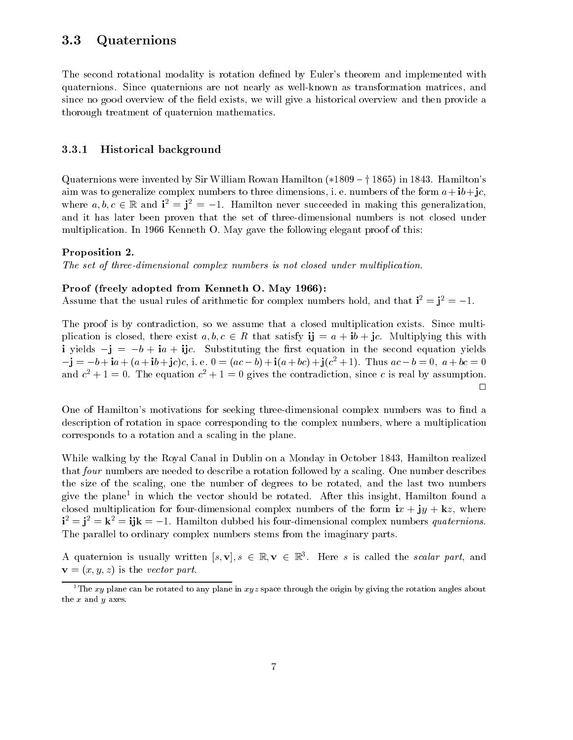## 3.3 Quaternions

The second rotational modality is rotation defined by Euler's theorem and implemented with quaternions. Since quaternions are not nearly as well-known as transformation matrices, and since no good overview of the field exists, we will give a historical overview and then provide a thorough treatment of quaternion mathematics.

### 3.3.1 Historical background

Quaternions were invented by Sir William Rowan Hamilton (∗1809 – † 1865) in 1843. Hamilton's aim was to generalize complex numbers to three dimensions, i. e. numbers of the form $a + \mathbf{i}b + \mathbf{j}c$, where $a, b, c \in \mathbb{R}$ and $\mathbf{i}^2 = \mathbf{j}^2 = -1$. Hamilton never succeeded in making this generalization, and it has later been proven that the set of three-dimensional numbers is not closed under multiplication. In 1966 Kenneth O. May gave the following elegant proof of this:

**Proposition 2.**
*The set of three-dimensional complex numbers is not closed under multiplication.*

**Proof (freely adopted from Kenneth O. May 1966):**
Assume that the usual rules of arithmetic for complex numbers hold, and that $\mathbf{i}^2 = \mathbf{j}^2 = -1$.

The proof is by contradiction, so we assume that a closed multiplication exists. Since multiplication is closed, there exist $a, b, c \in R$ that satisfy $\mathbf{ij} = a + \mathbf{i}b + \mathbf{j}c$. Multiplying this with $\mathbf{i}$ yields $-\mathbf{j} = -b + \mathbf{i}a + \mathbf{ij}c$. Substituting the first equation in the second equation yields $-\mathbf{j} = -b + \mathbf{i}a + (a + \mathbf{i}b + \mathbf{j}c)c$, i. e. $0 = (ac - b) + \mathbf{i}(a + bc) + \mathbf{j}(c^2 + 1)$. Thus $ac - b = 0$, $a + bc = 0$ and $c^2 + 1 = 0$. The equation $c^2 + 1 = 0$ gives the contradiction, since $c$ is real by assumption. □

One of Hamilton's motivations for seeking three-dimensional complex numbers was to find a description of rotation in space corresponding to the complex numbers, where a multiplication corresponds to a rotation and a scaling in the plane.

While walking by the Royal Canal in Dublin on a Monday in October 1843, Hamilton realized that *four* numbers are needed to describe a rotation followed by a scaling. One number describes the size of the scaling, one the number of degrees to be rotated, and the last two numbers give the plane[1] in which the vector should be rotated. After this insight, Hamilton found a closed multiplication for four-dimensional complex numbers of the form $\mathbf{i}x + \mathbf{j}y + \mathbf{k}z$, where $\mathbf{i}^2 = \mathbf{j}^2 = \mathbf{k}^2 = \mathbf{ijk} = -1$. Hamilton dubbed his four-dimensional complex numbers *quaternions*. The parallel to ordinary complex numbers stems from the imaginary parts.

A quaternion is usually written $[s, \mathbf{v}], s \in \mathbb{R}, \mathbf{v} \in \mathbb{R}^3$. Here $s$ is called the *scalar part*, and $\mathbf{v} = (x, y, z)$ is the *vector part*.

[1] The $xy$ plane can be rotated to any plane in $xyz$ space through the origin by giving the rotation angles about the $x$ and $y$ axes.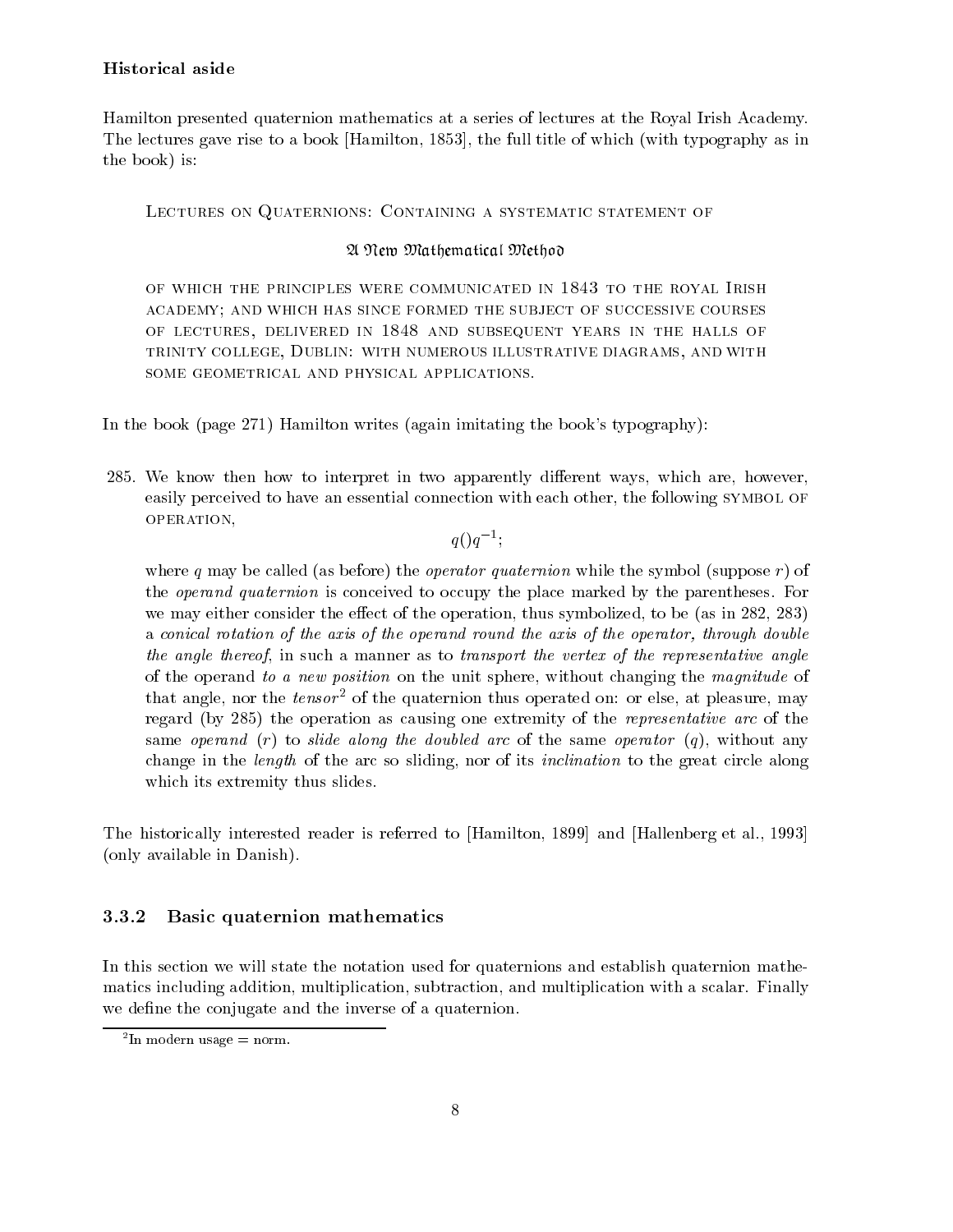**Historical aside**

Hamilton presented quaternion mathematics at a series of lectures at the Royal Irish Academy. The lectures gave rise to a book [Hamilton, 1853], the full title of which (with typography as in the book) is:

> LECTURES ON QUATERNIONS: CONTAINING A SYSTEMATIC STATEMENT OF
>
> A New Mathematical Method
>
> OF WHICH THE PRINCIPLES WERE COMMUNICATED IN 1843 TO THE ROYAL IRISH ACADEMY; AND WHICH HAS SINCE FORMED THE SUBJECT OF SUCCESSIVE COURSES OF LECTURES, DELIVERED IN 1848 AND SUBSEQUENT YEARS IN THE HALLS OF TRINITY COLLEGE, DUBLIN: WITH NUMEROUS ILLUSTRATIVE DIAGRAMS, AND WITH SOME GEOMETRICAL AND PHYSICAL APPLICATIONS.

In the book (page 271) Hamilton writes (again imitating the book's typography):

> 285. We know then how to interpret in two apparently different ways, which are, however, easily perceived to have an essential connection with each other, the following SYMBOL OF OPERATION,
>
> $$q()q^{-1};$$
>
> where $q$ may be called (as before) the *operator quaternion* while the symbol (suppose $r$) of the *operand quaternion* is conceived to occupy the place marked by the parentheses. For we may either consider the effect of the operation, thus symbolized, to be (as in 282, 283) a *conical rotation of the axis of the operand round the axis of the operator, through double the angle thereof*, in such a manner as to *transport the vertex of the representative angle* of the operand *to a new position* on the unit sphere, without changing the *magnitude* of that angle, nor the *tensor*[2] of the quaternion thus operated on: or else, at pleasure, may regard (by 285) the operation as causing one extremity of the *representative arc* of the same *operand* ($r$) to *slide along the doubled arc* of the same *operator* ($q$), without any change in the *length* of the arc so sliding, nor of its *inclination* to the great circle along which its extremity thus slides.

The historically interested reader is referred to [Hamilton, 1899] and [Hallenberg et al., 1993] (only available in Danish).

### 3.3.2 Basic quaternion mathematics

In this section we will state the notation used for quaternions and establish quaternion mathematics including addition, multiplication, subtraction, and multiplication with a scalar. Finally we define the conjugate and the inverse of a quaternion.

[2] In modern usage = norm.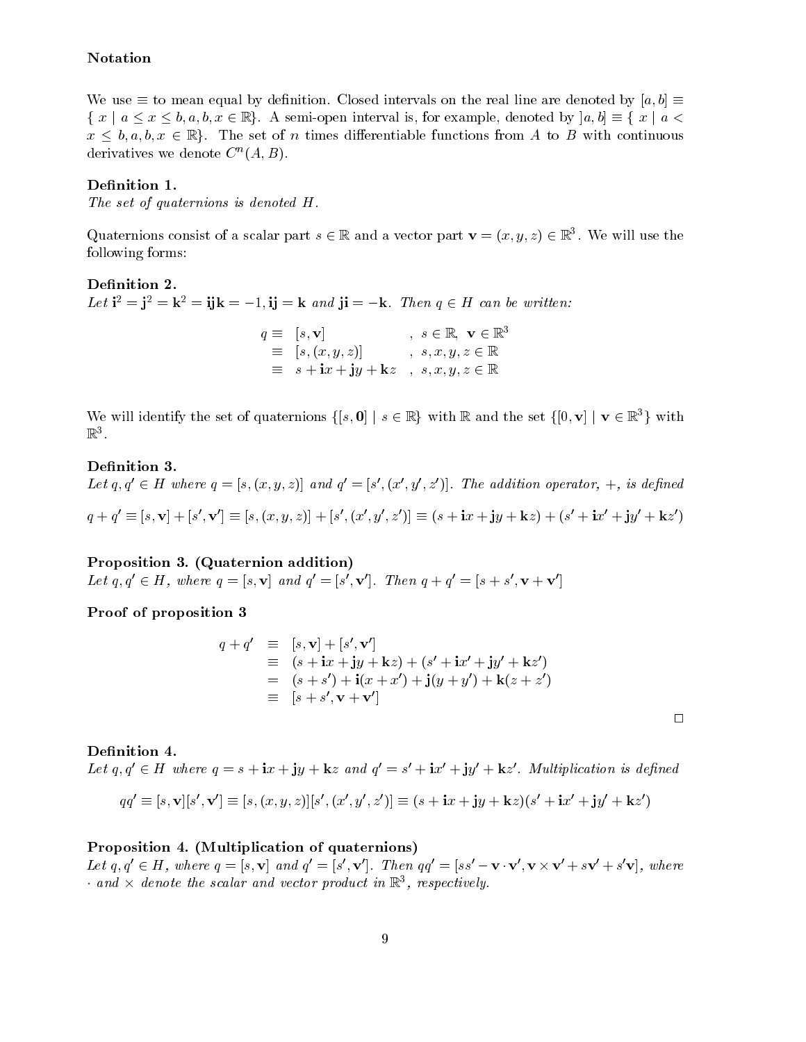**Notation**

We use $\equiv$ to mean equal by definition. Closed intervals on the real line are denoted by $[a, b] \equiv \{ x \mid a \leq x \leq b, a, b, x \in \mathbb{R}\}$. A semi-open interval is, for example, denoted by $]a, b] \equiv \{ x \mid a < x \leq b, a, b, x \in \mathbb{R}\}$. The set of $n$ times differentiable functions from $A$ to $B$ with continuous derivatives we denote $C^n(A, B)$.

**Definition 1.**
*The set of quaternions is denoted $H$.*

Quaternions consist of a scalar part $s \in \mathbb{R}$ and a vector part $\mathbf{v} = (x, y, z) \in \mathbb{R}^3$. We will use the following forms:

**Definition 2.**
*Let $\mathbf{i}^2 = \mathbf{j}^2 = \mathbf{k}^2 = \mathbf{ijk} = -1, \mathbf{ij} = \mathbf{k}$ and $\mathbf{ji} = -\mathbf{k}$. Then $q \in H$ can be written:*

$$
\begin{aligned}
q \equiv\ & [s, \mathbf{v}] && , \ s \in \mathbb{R},\ \mathbf{v} \in \mathbb{R}^3 \\
\equiv\ & [s, (x, y, z)] && , \ s, x, y, z \in \mathbb{R} \\
\equiv\ & s + \mathbf{i}x + \mathbf{j}y + \mathbf{k}z && , \ s, x, y, z \in \mathbb{R}
\end{aligned}
$$

We will identify the set of quaternions $\{[s, \mathbf{0}] \mid s \in \mathbb{R}\}$ with $\mathbb{R}$ and the set $\{[0, \mathbf{v}] \mid \mathbf{v} \in \mathbb{R}^3\}$ with $\mathbb{R}^3$.

**Definition 3.**
*Let $q, q' \in H$ where $q = [s, (x, y, z)]$ and $q' = [s', (x', y', z')]$. The addition operator, $+$, is defined*

$$q + q' \equiv [s, \mathbf{v}] + [s', \mathbf{v}'] \equiv [s, (x, y, z)] + [s', (x', y', z')] \equiv (s + \mathbf{i}x + \mathbf{j}y + \mathbf{k}z) + (s' + \mathbf{i}x' + \mathbf{j}y' + \mathbf{k}z')$$

**Proposition 3. (Quaternion addition)**
*Let $q, q' \in H$, where $q = [s, \mathbf{v}]$ and $q' = [s', \mathbf{v}']$. Then $q + q' = [s + s', \mathbf{v} + \mathbf{v}']$*

**Proof of proposition 3**

$$
\begin{aligned}
q + q' &\equiv [s, \mathbf{v}] + [s', \mathbf{v}'] \\
&\equiv (s + \mathbf{i}x + \mathbf{j}y + \mathbf{k}z) + (s' + \mathbf{i}x' + \mathbf{j}y' + \mathbf{k}z') \\
&= (s + s') + \mathbf{i}(x + x') + \mathbf{j}(y + y') + \mathbf{k}(z + z') \\
&\equiv [s + s', \mathbf{v} + \mathbf{v}']
\end{aligned}
$$

$\square$

**Definition 4.**
*Let $q, q' \in H$ where $q = s + \mathbf{i}x + \mathbf{j}y + \mathbf{k}z$ and $q' = s' + \mathbf{i}x' + \mathbf{j}y' + \mathbf{k}z'$. Multiplication is defined*

$$qq' \equiv [s, \mathbf{v}][s', \mathbf{v}'] \equiv [s, (x, y, z)][s', (x', y', z')] \equiv (s + \mathbf{i}x + \mathbf{j}y + \mathbf{k}z)(s' + \mathbf{i}x' + \mathbf{j}y' + \mathbf{k}z')$$

**Proposition 4. (Multiplication of quaternions)**
*Let $q, q' \in H$, where $q = [s, \mathbf{v}]$ and $q' = [s', \mathbf{v}']$. Then $qq' = [ss' - \mathbf{v} \cdot \mathbf{v}', \mathbf{v} \times \mathbf{v}' + s\mathbf{v}' + s'\mathbf{v}]$, where $\cdot$ and $\times$ denote the scalar and vector product in $\mathbb{R}^3$, respectively.*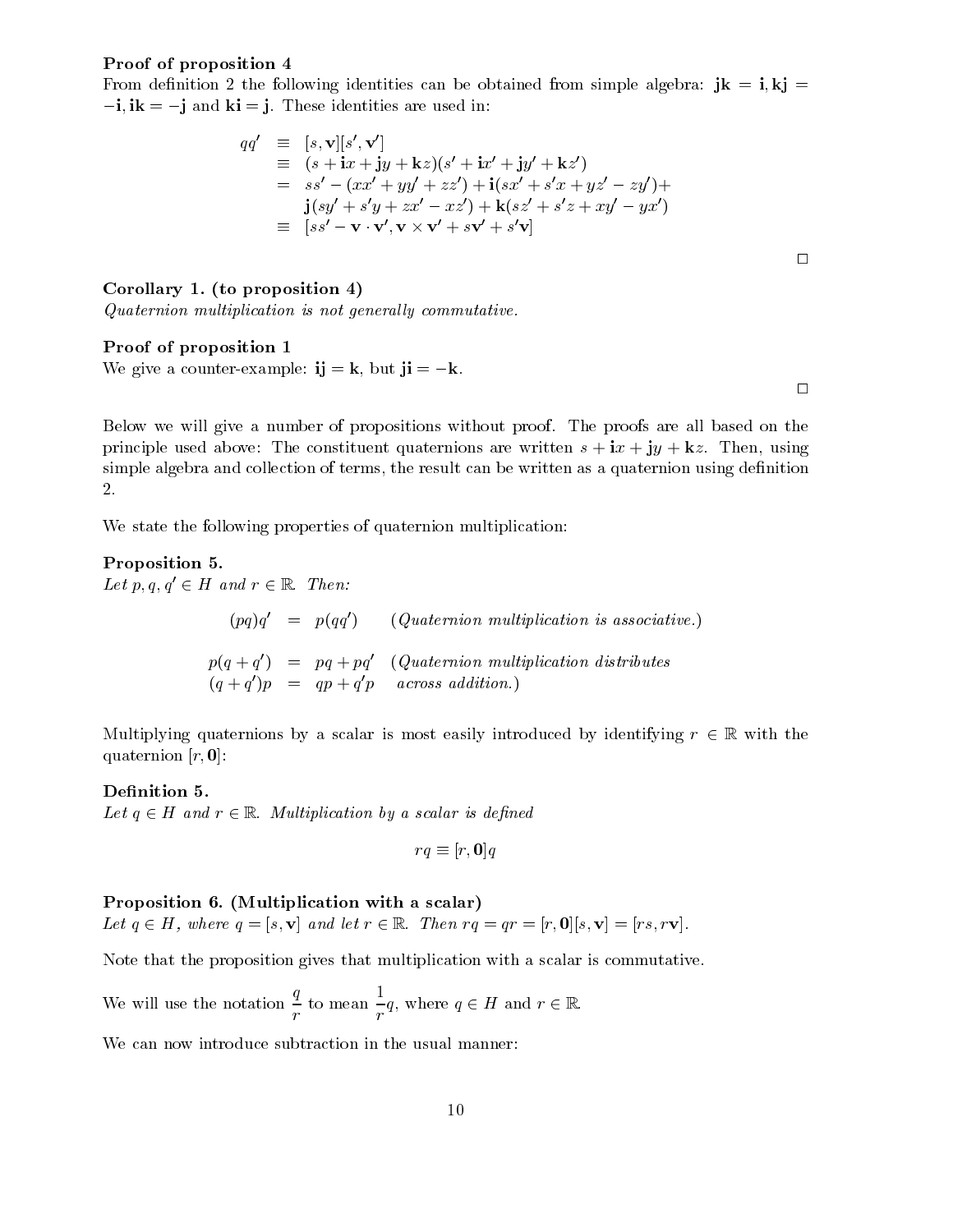**Proof of proposition 4**

From definition 2 the following identities can be obtained from simple algebra: $\mathbf{jk} = \mathbf{i}, \mathbf{kj} = -\mathbf{i}, \mathbf{ik} = -\mathbf{j}$ and $\mathbf{ki} = \mathbf{j}$. These identities are used in:

$$\begin{aligned}
qq' &\equiv [s, \mathbf{v}][s', \mathbf{v}'] \\
&\equiv (s + \mathbf{i}x + \mathbf{j}y + \mathbf{k}z)(s' + \mathbf{i}x' + \mathbf{j}y' + \mathbf{k}z') \\
&= ss' - (xx' + yy' + zz') + \mathbf{i}(sx' + s'x + yz' - zy') + \\
&\quad \mathbf{j}(sy' + s'y + zx' - xz') + \mathbf{k}(sz' + s'z + xy' - yx') \\
&\equiv [ss' - \mathbf{v} \cdot \mathbf{v}', \mathbf{v} \times \mathbf{v}' + s\mathbf{v}' + s'\mathbf{v}]
\end{aligned}$$

□

**Corollary 1. (to proposition 4)**

*Quaternion multiplication is not generally commutative.*

**Proof of proposition 1**

We give a counter-example: $\mathbf{ij} = \mathbf{k}$, but $\mathbf{ji} = -\mathbf{k}$.

□

Below we will give a number of propositions without proof. The proofs are all based on the principle used above: The constituent quaternions are written $s + \mathbf{i}x + \mathbf{j}y + \mathbf{k}z$. Then, using simple algebra and collection of terms, the result can be written as a quaternion using definition 2.

We state the following properties of quaternion multiplication:

**Proposition 5.**

*Let $p, q, q' \in H$ and $r \in \mathbb{R}$. Then:*

$$(pq)q' = p(qq') \qquad \text{(Quaternion multiplication is associative.)}$$

$$\begin{aligned}
p(q + q') &= pq + pq' \quad \text{(Quaternion multiplication distributes} \\
(q + q')p &= qp + q'p \quad \text{across addition.)}
\end{aligned}$$

Multiplying quaternions by a scalar is most easily introduced by identifying $r \in \mathbb{R}$ with the quaternion $[r, \mathbf{0}]$:

**Definition 5.**

*Let $q \in H$ and $r \in \mathbb{R}$. Multiplication by a scalar is defined*

$$rq \equiv [r, \mathbf{0}]q$$

**Proposition 6. (Multiplication with a scalar)**

*Let $q \in H$, where $q = [s, \mathbf{v}]$ and let $r \in \mathbb{R}$. Then $rq = qr = [r, \mathbf{0}][s, \mathbf{v}] = [rs, r\mathbf{v}]$.*

Note that the proposition gives that multiplication with a scalar is commutative.

We will use the notation $\dfrac{q}{r}$ to mean $\dfrac{1}{r}q$, where $q \in H$ and $r \in \mathbb{R}$.

We can now introduce subtraction in the usual manner: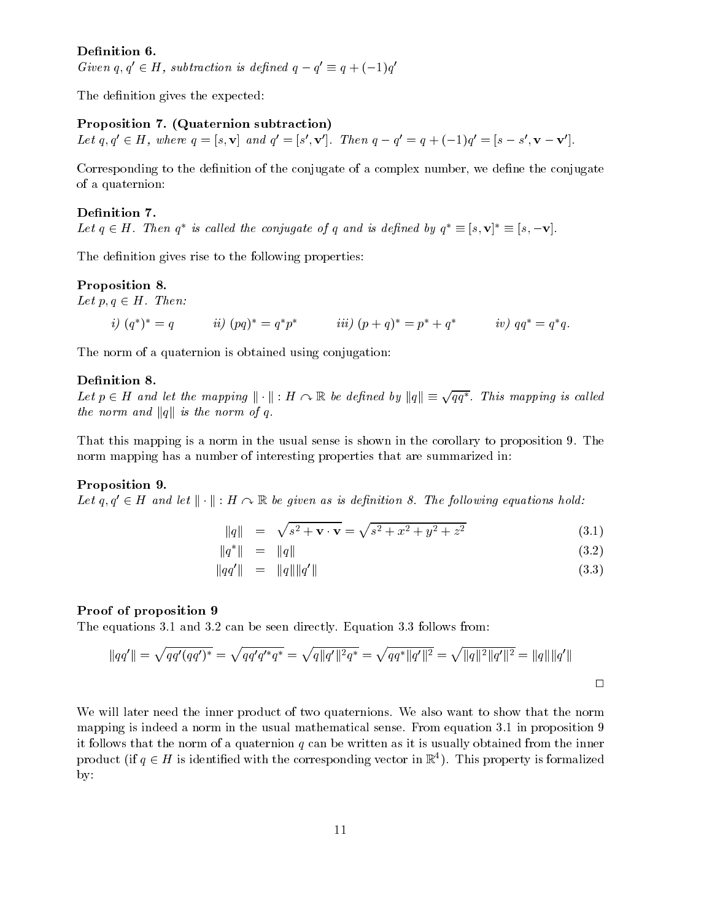**Definition 6.**
*Given $q, q' \in H$, subtraction is defined $q - q' \equiv q + (-1)q'$*

The definition gives the expected:

**Proposition 7. (Quaternion subtraction)**
*Let $q, q' \in H$, where $q = [s, \mathbf{v}]$ and $q' = [s', \mathbf{v}']$. Then $q - q' = q + (-1)q' = [s - s', \mathbf{v} - \mathbf{v}']$.*

Corresponding to the definition of the conjugate of a complex number, we define the conjugate of a quaternion:

**Definition 7.**
*Let $q \in H$. Then $q^*$ is called the conjugate of $q$ and is defined by $q^* \equiv [s, \mathbf{v}]^* \equiv [s, -\mathbf{v}]$.*

The definition gives rise to the following properties:

**Proposition 8.**
*Let $p, q \in H$. Then:*

*i) $(q^*)^* = q$ ii) $(pq)^* = q^*p^*$ iii) $(p+q)^* = p^* + q^*$ iv) $qq^* = q^*q$.*

The norm of a quaternion is obtained using conjugation:

**Definition 8.**
*Let $p \in H$ and let the mapping $\|\cdot\| : H \curvearrowright \mathbb{R}$ be defined by $\|q\| \equiv \sqrt{qq^*}$. This mapping is called the norm and $\|q\|$ is the norm of $q$.*

That this mapping is a norm in the usual sense is shown in the corollary to proposition 9. The norm mapping has a number of interesting properties that are summarized in:

**Proposition 9.**
*Let $q, q' \in H$ and let $\|\cdot\| : H \curvearrowright \mathbb{R}$ be given as is definition 8. The following equations hold:*

$$\|q\| = \sqrt{s^2 + \mathbf{v} \cdot \mathbf{v}} = \sqrt{s^2 + x^2 + y^2 + z^2} \tag{3.1}$$

$$\|q^*\| = \|q\| \tag{3.2}$$

$$\|qq'\| = \|q\|\|q'\| \tag{3.3}$$

**Proof of proposition 9**
The equations 3.1 and 3.2 can be seen directly. Equation 3.3 follows from:

$$\|qq'\| = \sqrt{qq'(qq')^*} = \sqrt{qq'q'^*q^*} = \sqrt{q\|q'\|^2q^*} = \sqrt{qq^*\|q'\|^2} = \sqrt{\|q\|^2\|q'\|^2} = \|q\|\|q'\|$$

□

We will later need the inner product of two quaternions. We also want to show that the norm mapping is indeed a norm in the usual mathematical sense. From equation 3.1 in proposition 9 it follows that the norm of a quaternion $q$ can be written as it is usually obtained from the inner product (if $q \in H$ is identified with the corresponding vector in $\mathbb{R}^4$). This property is formalized by: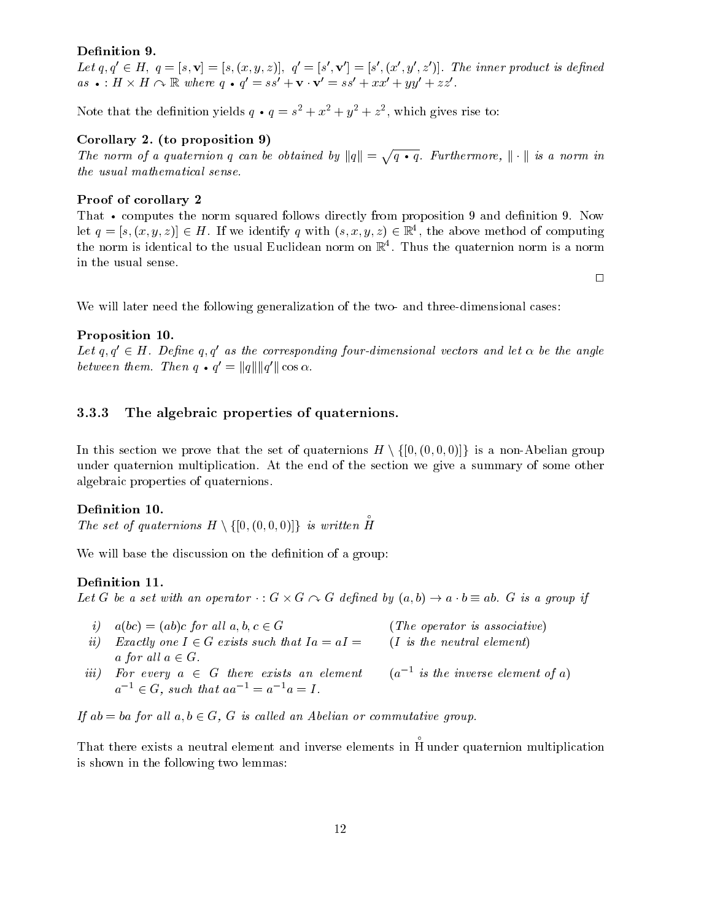**Definition 9.**
*Let $q, q' \in H$, $q = [s, \mathbf{v}] = [s, (x, y, z)]$, $q' = [s', \mathbf{v}'] = [s', (x', y', z')]$. The inner product is defined as $\bullet : H \times H \curvearrowright \mathbb{R}$ where $q \bullet q' = ss' + \mathbf{v} \cdot \mathbf{v}' = ss' + xx' + yy' + zz'$.*

Note that the definition yields $q \bullet q = s^2 + x^2 + y^2 + z^2$, which gives rise to:

**Corollary 2. (to proposition 9)**
*The norm of a quaternion $q$ can be obtained by $\|q\| = \sqrt{q \bullet q}$. Furthermore, $\|\cdot\|$ is a norm in the usual mathematical sense.*

**Proof of corollary 2**
That $\bullet$ computes the norm squared follows directly from proposition 9 and definition 9. Now let $q = [s, (x, y, z)] \in H$. If we identify $q$ with $(s, x, y, z) \in \mathbb{R}^4$, the above method of computing the norm is identical to the usual Euclidean norm on $\mathbb{R}^4$. Thus the quaternion norm is a norm in the usual sense.

□

We will later need the following generalization of the two- and three-dimensional cases:

**Proposition 10.**
*Let $q, q' \in H$. Define $q, q'$ as the corresponding four-dimensional vectors and let $\alpha$ be the angle between them. Then $q \bullet q' = \|q\| \|q'\| \cos \alpha$.*

### 3.3.3 The algebraic properties of quaternions.

In this section we prove that the set of quaternions $H \setminus \{[0, (0, 0, 0)]\}$ is a non-Abelian group under quaternion multiplication. At the end of the section we give a summary of some other algebraic properties of quaternions.

**Definition 10.**
*The set of quaternions $H \setminus \{[0, (0, 0, 0)]\}$ is written $\mathring{H}$*

We will base the discussion on the definition of a group:

**Definition 11.**
*Let $G$ be a set with an operator $\cdot : G \times G \curvearrowright G$ defined by $(a, b) \to a \cdot b \equiv ab$. $G$ is a group if*

| | | |
|---|---|---|
| *i)* | *$a(bc) = (ab)c$ for all $a, b, c \in G$* | *(The operator is associative)* |
| *ii)* | *Exactly one $I \in G$ exists such that $Ia = aI = a$ for all $a \in G$.* | *($I$ is the neutral element)* |
| *iii)* | *For every $a \in G$ there exists an element $a^{-1} \in G$, such that $aa^{-1} = a^{-1}a = I$.* | *($a^{-1}$ is the inverse element of $a$)* |

*If $ab = ba$ for all $a, b \in G$, $G$ is called an Abelian or commutative group.*

That there exists a neutral element and inverse elements in $\mathring{H}$ under quaternion multiplication is shown in the following two lemmas: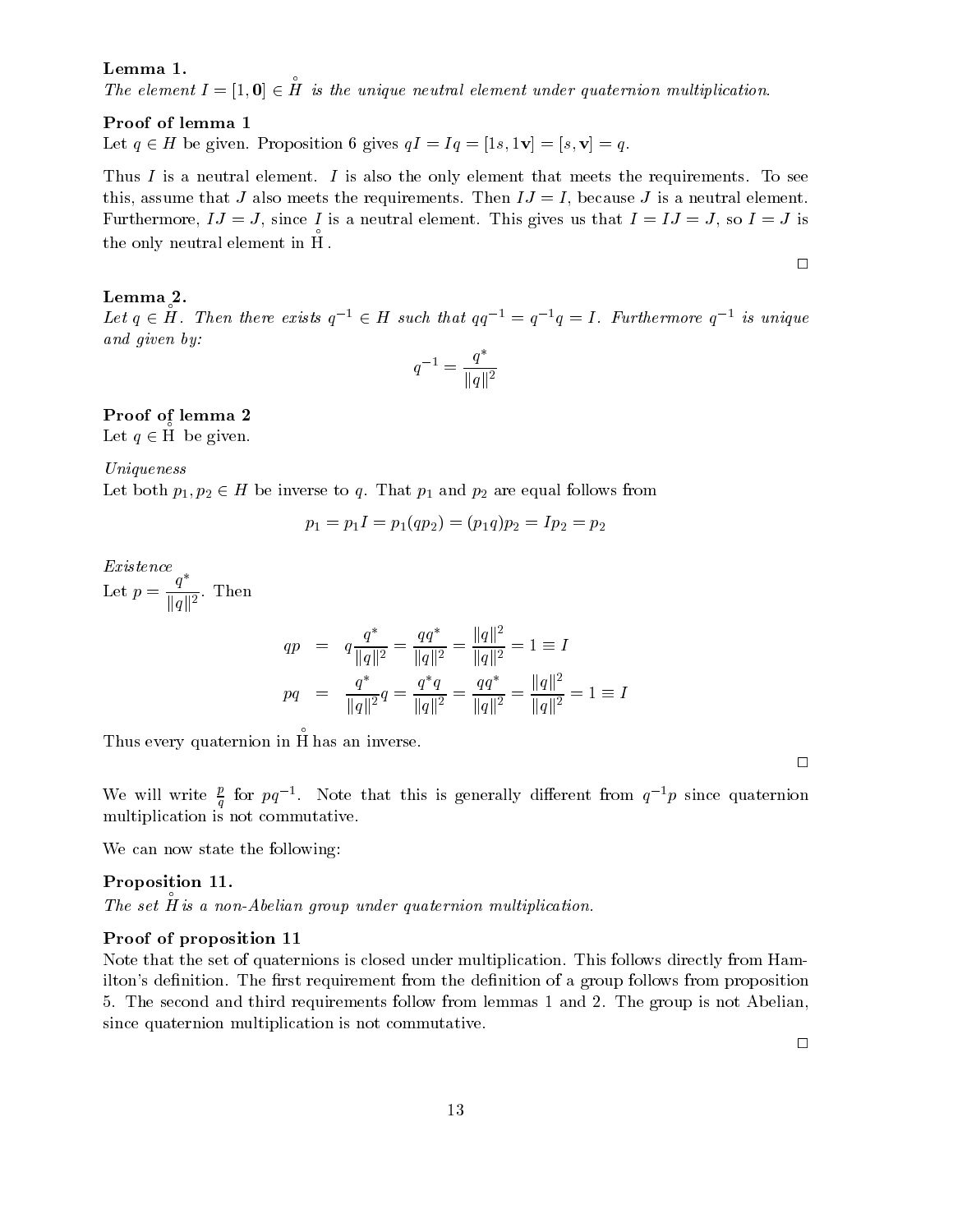**Lemma 1.**
*The element $I = [1, \mathbf{0}] \in \overset{\circ}{H}$ is the unique neutral element under quaternion multiplication.*

**Proof of lemma 1**
Let $q \in H$ be given. Proposition 6 gives $qI = Iq = [1s, 1\mathbf{v}] = [s, \mathbf{v}] = q$.

Thus $I$ is a neutral element. $I$ is also the only element that meets the requirements. To see this, assume that $J$ also meets the requirements. Then $IJ = I$, because $J$ is a neutral element. Furthermore, $IJ = J$, since $I$ is a neutral element. This gives us that $I = IJ = J$, so $I = J$ is the only neutral element in $\overset{\circ}{\mathrm{H}}$.

□

**Lemma 2.**
*Let $q \in \overset{\circ}{H}$. Then there exists $q^{-1} \in H$ such that $qq^{-1} = q^{-1}q = I$. Furthermore $q^{-1}$ is unique and given by:*

$$q^{-1} = \frac{q^*}{\|q\|^2}$$

**Proof of lemma 2**
Let $q \in \overset{\circ}{\mathrm{H}}$ be given.

*Uniqueness*
Let both $p_1, p_2 \in H$ be inverse to $q$. That $p_1$ and $p_2$ are equal follows from

$$p_1 = p_1 I = p_1(qp_2) = (p_1 q)p_2 = Ip_2 = p_2$$

*Existence*
Let $p = \dfrac{q^*}{\|q\|^2}$. Then

$$\begin{aligned} qp &= q\frac{q^*}{\|q\|^2} = \frac{qq^*}{\|q\|^2} = \frac{\|q\|^2}{\|q\|^2} = 1 \equiv I \\ pq &= \frac{q^*}{\|q\|^2}q = \frac{q^*q}{\|q\|^2} = \frac{qq^*}{\|q\|^2} = \frac{\|q\|^2}{\|q\|^2} = 1 \equiv I \end{aligned}$$

Thus every quaternion in $\overset{\circ}{\mathrm{H}}$ has an inverse.

□

We will write $\frac{p}{q}$ for $pq^{-1}$. Note that this is generally different from $q^{-1}p$ since quaternion multiplication is not commutative.

We can now state the following:

**Proposition 11.**
*The set $\overset{\circ}{H}$ is a non-Abelian group under quaternion multiplication.*

**Proof of proposition 11**
Note that the set of quaternions is closed under multiplication. This follows directly from Hamilton's definition. The first requirement from the definition of a group follows from proposition 5. The second and third requirements follow from lemmas 1 and 2. The group is not Abelian, since quaternion multiplication is not commutative.

□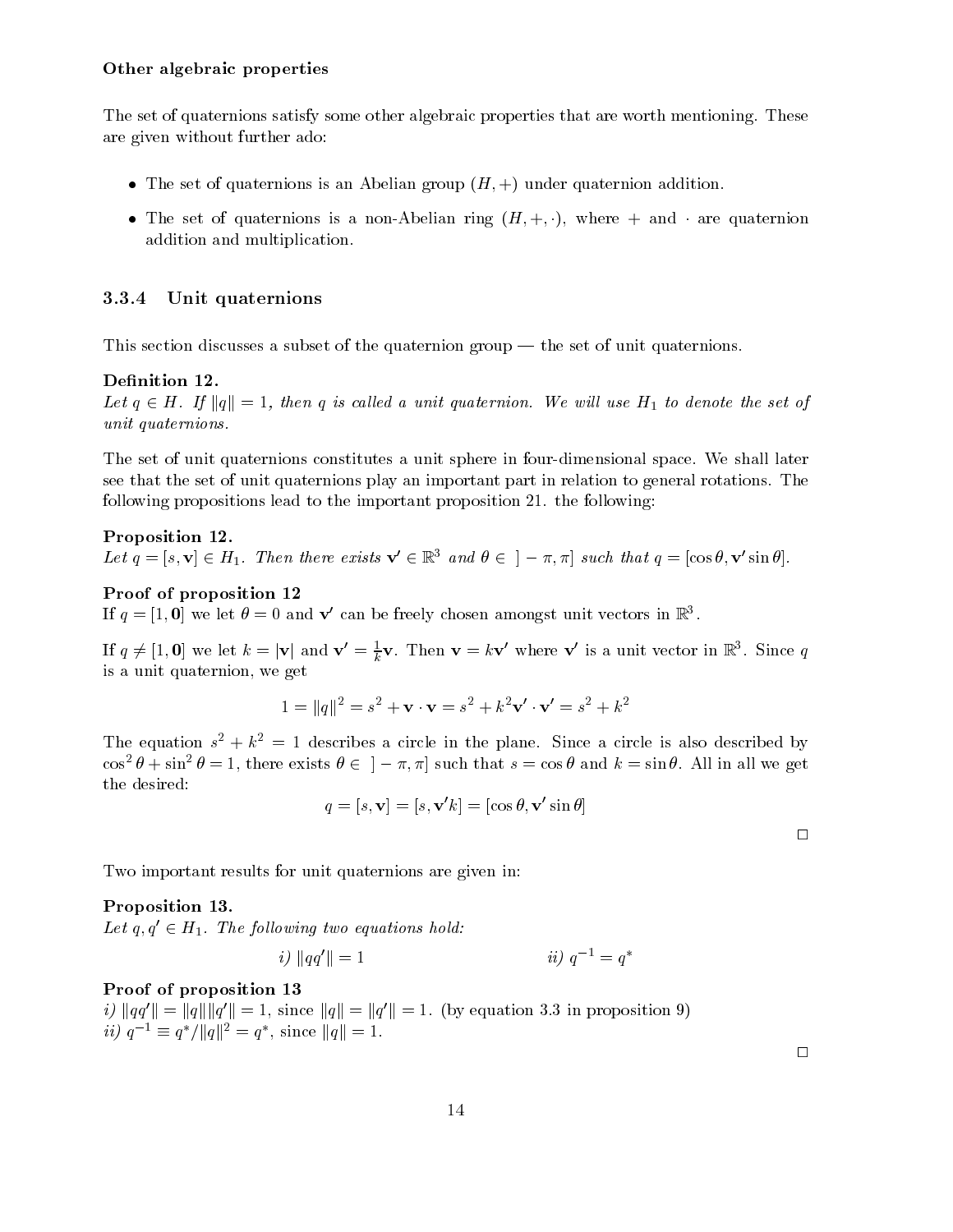**Other algebraic properties**

The set of quaternions satisfy some other algebraic properties that are worth mentioning. These are given without further ado:

- The set of quaternions is an Abelian group $(H, +)$ under quaternion addition.
- The set of quaternions is a non-Abelian ring $(H, +, \cdot)$, where $+$ and $\cdot$ are quaternion addition and multiplication.

### 3.3.4 Unit quaternions

This section discusses a subset of the quaternion group — the set of unit quaternions.

**Definition 12.**
*Let $q \in H$. If $\|q\| = 1$, then $q$ is called a unit quaternion. We will use $H_1$ to denote the set of unit quaternions.*

The set of unit quaternions constitutes a unit sphere in four-dimensional space. We shall later see that the set of unit quaternions play an important part in relation to general rotations. The following propositions lead to the important proposition 21. the following:

**Proposition 12.**
*Let $q = [s, \mathbf{v}] \in H_1$. Then there exists $\mathbf{v}' \in \mathbb{R}^3$ and $\theta \in \; ]-\pi, \pi]$ such that $q = [\cos\theta, \mathbf{v}' \sin\theta]$.*

**Proof of proposition 12**
If $q = [1, \mathbf{0}]$ we let $\theta = 0$ and $\mathbf{v}'$ can be freely chosen amongst unit vectors in $\mathbb{R}^3$.

If $q \neq [1, \mathbf{0}]$ we let $k = |\mathbf{v}|$ and $\mathbf{v}' = \frac{1}{k}\mathbf{v}$. Then $\mathbf{v} = k\mathbf{v}'$ where $\mathbf{v}'$ is a unit vector in $\mathbb{R}^3$. Since $q$ is a unit quaternion, we get

$$1 = \|q\|^2 = s^2 + \mathbf{v} \cdot \mathbf{v} = s^2 + k^2 \mathbf{v}' \cdot \mathbf{v}' = s^2 + k^2$$

The equation $s^2 + k^2 = 1$ describes a circle in the plane. Since a circle is also described by $\cos^2\theta + \sin^2\theta = 1$, there exists $\theta \in \; ]-\pi, \pi]$ such that $s = \cos\theta$ and $k = \sin\theta$. All in all we get the desired:

$$q = [s, \mathbf{v}] = [s, \mathbf{v}'k] = [\cos\theta, \mathbf{v}' \sin\theta]$$

□

Two important results for unit quaternions are given in:

**Proposition 13.**
*Let $q, q' \in H_1$. The following two equations hold:*

*i)* $\|qq'\| = 1$ *ii)* $q^{-1} = q^*$

**Proof of proposition 13**
*i)* $\|qq'\| = \|q\|\|q'\| = 1$, since $\|q\| = \|q'\| = 1$. (by equation 3.3 in proposition 9)
*ii)* $q^{-1} \equiv q^*/\|q\|^2 = q^*$, since $\|q\| = 1$.

□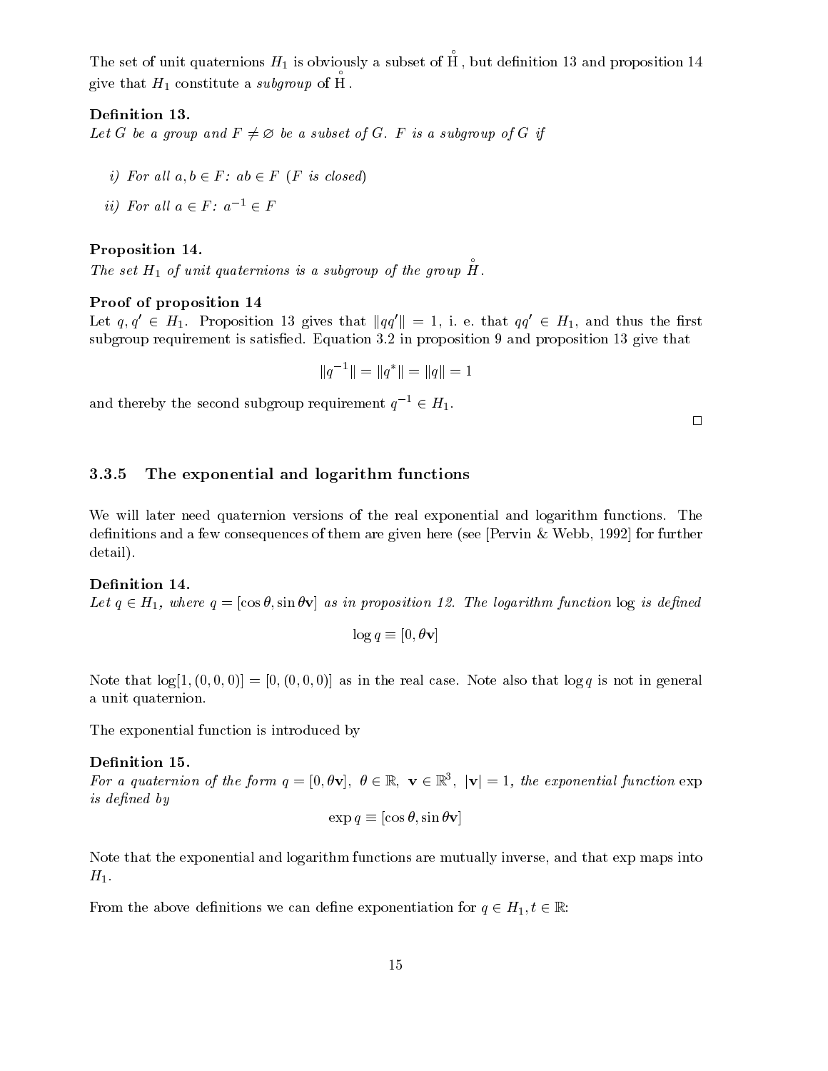The set of unit quaternions $H_1$ is obviously a subset of $\mathring{\mathrm{H}}$, but definition 13 and proposition 14 give that $H_1$ constitute a *subgroup* of $\mathring{\mathrm{H}}$.

**Definition 13.**
*Let $G$ be a group and $F \neq \varnothing$ be a subset of $G$. $F$ is a subgroup of $G$ if*

*i) For all $a, b \in F$: $ab \in F$ ($F$ is closed)*

*ii) For all $a \in F$: $a^{-1} \in F$*

**Proposition 14.**
*The set $H_1$ of unit quaternions is a subgroup of the group $\mathring{H}$.*

**Proof of proposition 14**
Let $q, q' \in H_1$. Proposition 13 gives that $\|qq'\| = 1$, i. e. that $qq' \in H_1$, and thus the first subgroup requirement is satisfied. Equation 3.2 in proposition 9 and proposition 13 give that

$$\|q^{-1}\| = \|q^*\| = \|q\| = 1$$

and thereby the second subgroup requirement $q^{-1} \in H_1$.

□

### 3.3.5 The exponential and logarithm functions

We will later need quaternion versions of the real exponential and logarithm functions. The definitions and a few consequences of them are given here (see [Pervin & Webb, 1992] for further detail).

**Definition 14.**
*Let $q \in H_1$, where $q = [\cos\theta, \sin\theta\mathbf{v}]$ as in proposition 12. The logarithm function* log *is defined*

$$\log q \equiv [0, \theta\mathbf{v}]$$

Note that $\log[1, (0,0,0)] = [0, (0,0,0)]$ as in the real case. Note also that $\log q$ is not in general a unit quaternion.

The exponential function is introduced by

**Definition 15.**
*For a quaternion of the form $q = [0, \theta\mathbf{v}]$, $\theta \in \mathbb{R}$, $\mathbf{v} \in \mathbb{R}^3$, $|\mathbf{v}| = 1$, the exponential function* exp *is defined by*

$$\exp q \equiv [\cos\theta, \sin\theta\mathbf{v}]$$

Note that the exponential and logarithm functions are mutually inverse, and that exp maps into $H_1$.

From the above definitions we can define exponentiation for $q \in H_1, t \in \mathbb{R}$: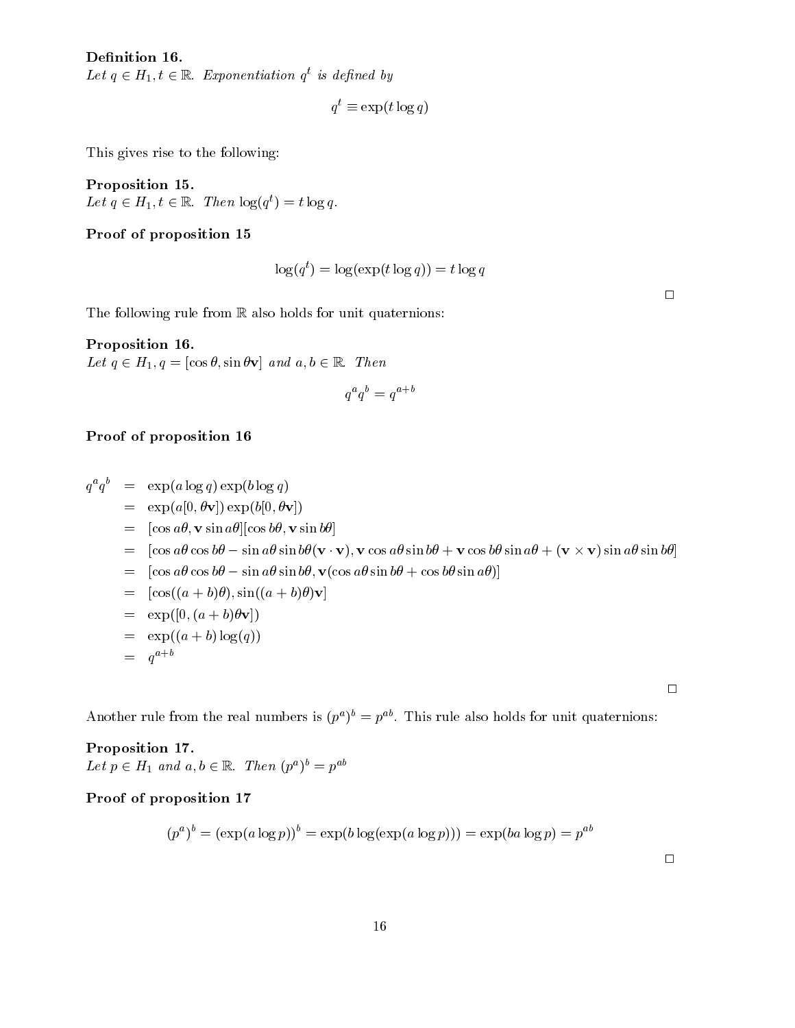**Definition 16.**
*Let $q \in H_1, t \in \mathbb{R}$. Exponentiation $q^t$ is defined by*

$$q^t \equiv \exp(t \log q)$$

This gives rise to the following:

**Proposition 15.**
*Let $q \in H_1, t \in \mathbb{R}$. Then $\log(q^t) = t \log q$.*

**Proof of proposition 15**

$$\log(q^t) = \log(\exp(t \log q)) = t \log q$$

$\square$

The following rule from $\mathbb{R}$ also holds for unit quaternions:

**Proposition 16.**
*Let $q \in H_1, q = [\cos\theta, \sin\theta\mathbf{v}]$ and $a, b \in \mathbb{R}$. Then*

$$q^a q^b = q^{a+b}$$

**Proof of proposition 16**

$$\begin{aligned}
q^a q^b &= \exp(a \log q)\exp(b \log q) \\
&= \exp(a[0, \theta\mathbf{v}])\exp(b[0, \theta\mathbf{v}]) \\
&= [\cos a\theta, \mathbf{v}\sin a\theta][\cos b\theta, \mathbf{v}\sin b\theta] \\
&= [\cos a\theta\cos b\theta - \sin a\theta\sin b\theta(\mathbf{v}\cdot\mathbf{v}), \mathbf{v}\cos a\theta\sin b\theta + \mathbf{v}\cos b\theta\sin a\theta + (\mathbf{v}\times\mathbf{v})\sin a\theta\sin b\theta] \\
&= [\cos a\theta\cos b\theta - \sin a\theta\sin b\theta, \mathbf{v}(\cos a\theta\sin b\theta + \cos b\theta\sin a\theta)] \\
&= [\cos((a+b)\theta), \sin((a+b)\theta)\mathbf{v}] \\
&= \exp([0, (a+b)\theta\mathbf{v}]) \\
&= \exp((a+b)\log(q)) \\
&= q^{a+b}
\end{aligned}$$

$\square$

Another rule from the real numbers is $(p^a)^b = p^{ab}$. This rule also holds for unit quaternions:

**Proposition 17.**
*Let $p \in H_1$ and $a, b \in \mathbb{R}$. Then $(p^a)^b = p^{ab}$*

**Proof of proposition 17**

$$(p^a)^b = (\exp(a \log p))^b = \exp(b \log(\exp(a \log p))) = \exp(ba \log p) = p^{ab}$$

$\square$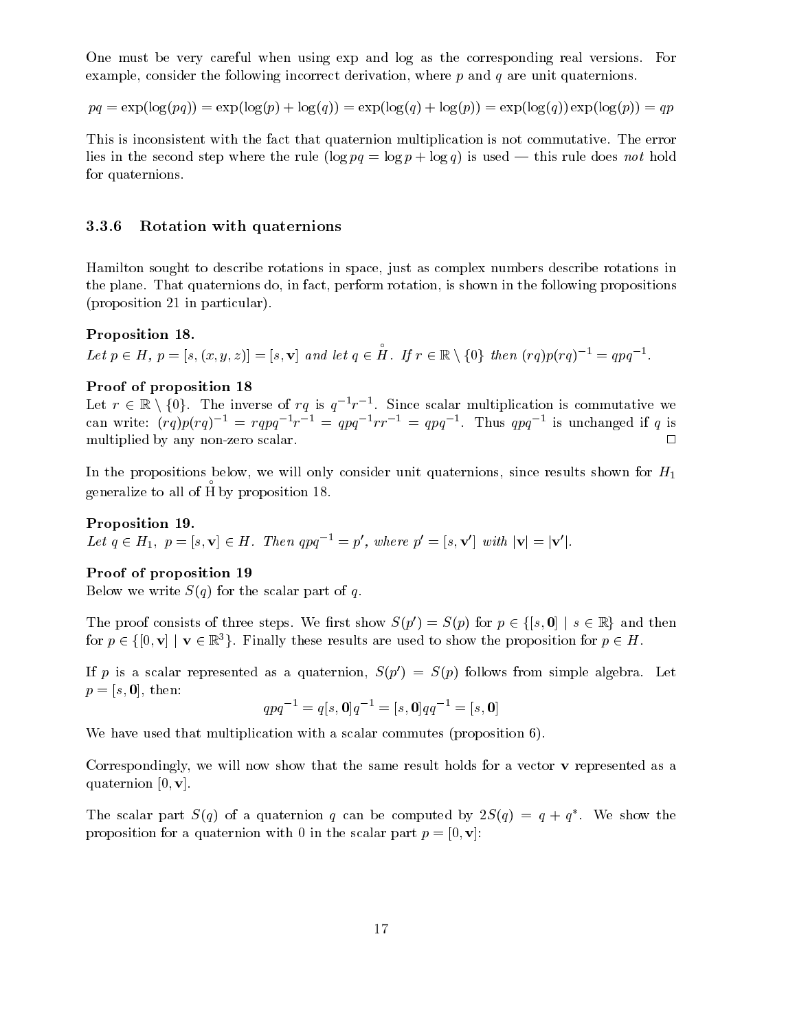One must be very careful when using exp and log as the corresponding real versions. For example, consider the following incorrect derivation, where $p$ and $q$ are unit quaternions.

$$pq = \exp(\log(pq)) = \exp(\log(p) + \log(q)) = \exp(\log(q) + \log(p)) = \exp(\log(q))\exp(\log(p)) = qp$$

This is inconsistent with the fact that quaternion multiplication is not commutative. The error lies in the second step where the rule ($\log pq = \log p + \log q$) is used — this rule does *not* hold for quaternions.

### 3.3.6 Rotation with quaternions

Hamilton sought to describe rotations in space, just as complex numbers describe rotations in the plane. That quaternions do, in fact, perform rotation, is shown in the following propositions (proposition 21 in particular).

**Proposition 18.**
*Let $p \in H$, $p = [s, (x, y, z)] = [s, \mathbf{v}]$ and let $q \in \mathring{H}$. If $r \in \mathbb{R} \setminus \{0\}$ then $(rq)p(rq)^{-1} = qpq^{-1}$.*

**Proof of proposition 18**
Let $r \in \mathbb{R} \setminus \{0\}$. The inverse of $rq$ is $q^{-1}r^{-1}$. Since scalar multiplication is commutative we can write: $(rq)p(rq)^{-1} = rqpq^{-1}r^{-1} = qpq^{-1}rr^{-1} = qpq^{-1}$. Thus $qpq^{-1}$ is unchanged if $q$ is multiplied by any non-zero scalar. □

In the propositions below, we will only consider unit quaternions, since results shown for $H_1$ generalize to all of $\mathring{H}$ by proposition 18.

**Proposition 19.**
*Let $q \in H_1$, $p = [s, \mathbf{v}] \in H$. Then $qpq^{-1} = p'$, where $p' = [s, \mathbf{v}']$ with $|\mathbf{v}| = |\mathbf{v}'|$.*

**Proof of proposition 19**
Below we write $S(q)$ for the scalar part of $q$.

The proof consists of three steps. We first show $S(p') = S(p)$ for $p \in \{[s, \mathbf{0}] \mid s \in \mathbb{R}\}$ and then for $p \in \{[0, \mathbf{v}] \mid \mathbf{v} \in \mathbb{R}^3\}$. Finally these results are used to show the proposition for $p \in H$.

If $p$ is a scalar represented as a quaternion, $S(p') = S(p)$ follows from simple algebra. Let $p = [s, \mathbf{0}]$, then:

$$qpq^{-1} = q[s, \mathbf{0}]q^{-1} = [s, \mathbf{0}]qq^{-1} = [s, \mathbf{0}]$$

We have used that multiplication with a scalar commutes (proposition 6).

Correspondingly, we will now show that the same result holds for a vector $\mathbf{v}$ represented as a quaternion $[0, \mathbf{v}]$.

The scalar part $S(q)$ of a quaternion $q$ can be computed by $2S(q) = q + q^*$. We show the proposition for a quaternion with 0 in the scalar part $p = [0, \mathbf{v}]$: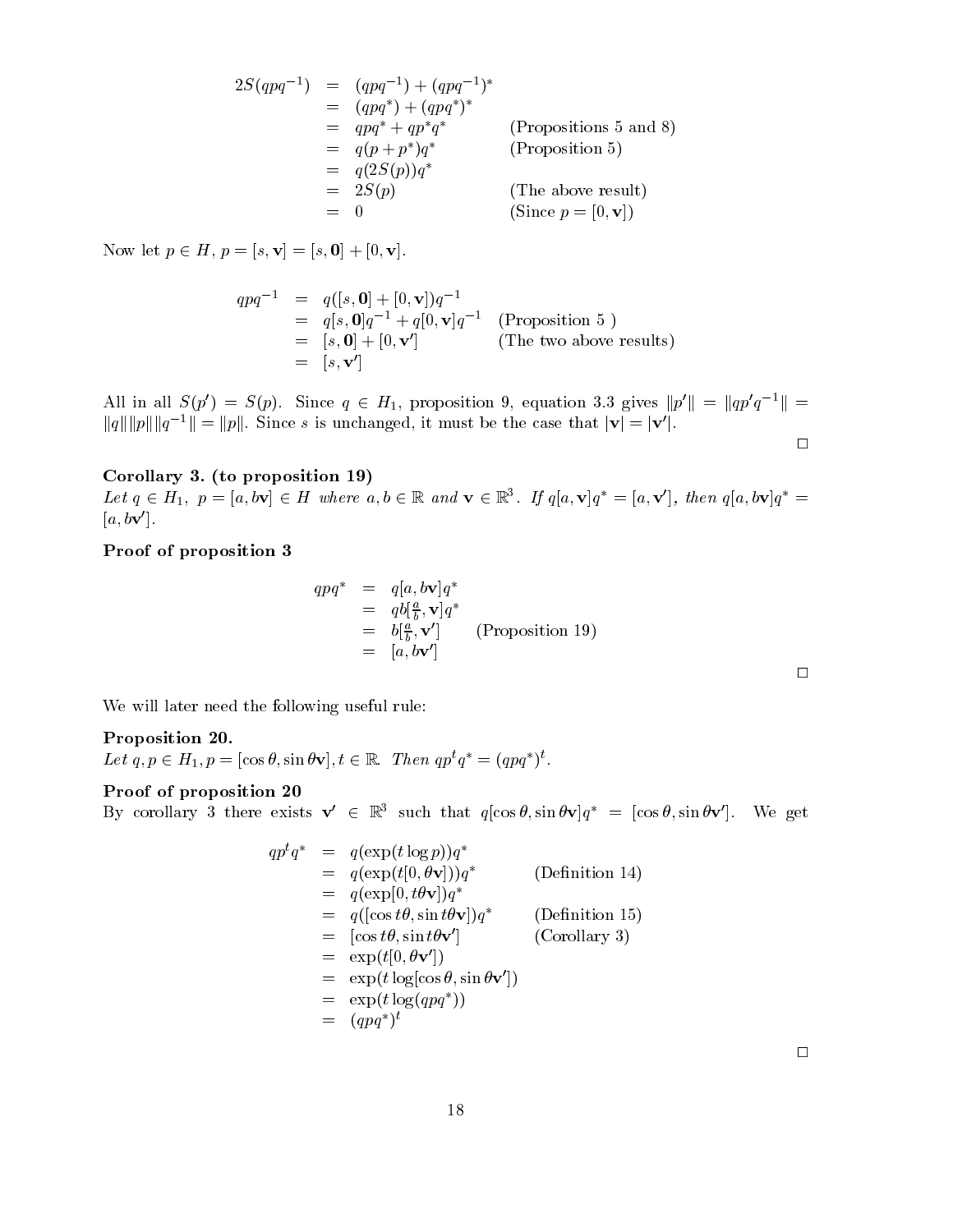$$
\begin{aligned}
2S(qpq^{-1}) &= (qpq^{-1}) + (qpq^{-1})^* \\
&= (qpq^*) + (qpq^*)^* \\
&= qpq^* + qp^*q^* && \text{(Propositions 5 and 8)} \\
&= q(p + p^*)q^* && \text{(Proposition 5)} \\
&= q(2S(p))q^* \\
&= 2S(p) && \text{(The above result)} \\
&= 0 && \text{(Since } p = [0, \mathbf{v}])
\end{aligned}
$$

Now let $p \in H$, $p = [s, \mathbf{v}] = [s, \mathbf{0}] + [0, \mathbf{v}]$.

$$
\begin{aligned}
qpq^{-1} &= q([s, \mathbf{0}] + [0, \mathbf{v}])q^{-1} \\
&= q[s, \mathbf{0}]q^{-1} + q[0, \mathbf{v}]q^{-1} && \text{(Proposition 5 )} \\
&= [s, \mathbf{0}] + [0, \mathbf{v}'] && \text{(The two above results)} \\
&= [s, \mathbf{v}']
\end{aligned}
$$

All in all $S(p') = S(p)$. Since $q \in H_1$, proposition 9, equation 3.3 gives $\|p'\| = \|qp'q^{-1}\| = \|q\|\|p\|\|q^{-1}\| = \|p\|$. Since $s$ is unchanged, it must be the case that $|\mathbf{v}| = |\mathbf{v}'|$.

□

**Corollary 3. (to proposition 19)**
*Let $q \in H_1$, $p = [a, b\mathbf{v}] \in H$ where $a, b \in \mathbb{R}$ and $\mathbf{v} \in \mathbb{R}^3$. If $q[a, \mathbf{v}]q^* = [a, \mathbf{v}']$, then $q[a, b\mathbf{v}]q^* = [a, b\mathbf{v}']$.*

**Proof of proposition 3**

$$
\begin{aligned}
qpq^* &= q[a, b\mathbf{v}]q^* \\
&= qb[\tfrac{a}{b}, \mathbf{v}]q^* \\
&= b[\tfrac{a}{b}, \mathbf{v}'] && \text{(Proposition 19)} \\
&= [a, b\mathbf{v}']
\end{aligned}
$$

□

We will later need the following useful rule:

**Proposition 20.**
*Let $q, p \in H_1, p = [\cos\theta, \sin\theta\mathbf{v}], t \in \mathbb{R}$. Then $qp^tq^* = (qpq^*)^t$.*

**Proof of proposition 20**
By corollary 3 there exists $\mathbf{v}' \in \mathbb{R}^3$ such that $q[\cos\theta, \sin\theta\mathbf{v}]q^* = [\cos\theta, \sin\theta\mathbf{v}']$. We get

$$
\begin{aligned}
qp^tq^* &= q(\exp(t\log p))q^* \\
&= q(\exp(t[0, \theta\mathbf{v}]))q^* && \text{(Definition 14)} \\
&= q(\exp[0, t\theta\mathbf{v}])q^* \\
&= q([\cos t\theta, \sin t\theta\mathbf{v}])q^* && \text{(Definition 15)} \\
&= [\cos t\theta, \sin t\theta\mathbf{v}'] && \text{(Corollary 3)} \\
&= \exp(t[0, \theta\mathbf{v}']) \\
&= \exp(t\log[\cos\theta, \sin\theta\mathbf{v}']) \\
&= \exp(t\log(qpq^*)) \\
&= (qpq^*)^t
\end{aligned}
$$

□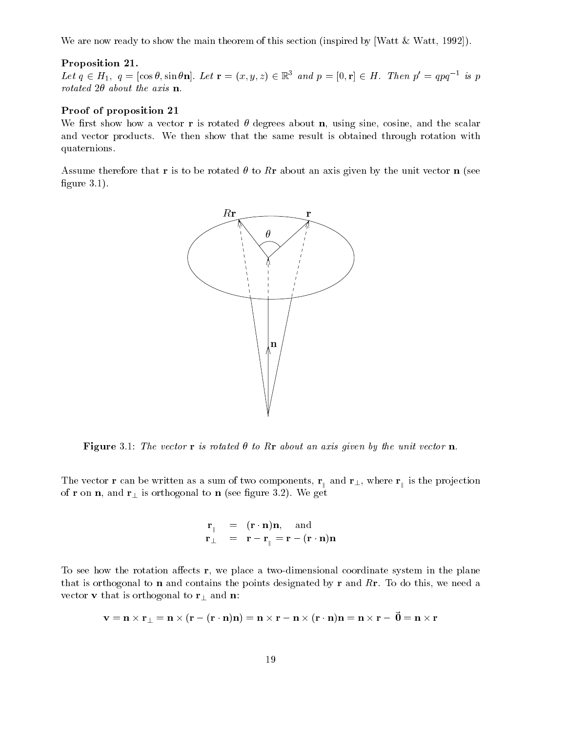We are now ready to show the main theorem of this section (inspired by [Watt & Watt, 1992]).

**Proposition 21.**
*Let $q \in H_1$, $q = [\cos\theta, \sin\theta\mathbf{n}]$. Let $\mathbf{r} = (x, y, z) \in \mathbb{R}^3$ and $p = [0, \mathbf{r}] \in H$. Then $p' = qpq^{-1}$ is $p$ rotated $2\theta$ about the axis $\mathbf{n}$.*

**Proof of proposition 21**
We first show how a vector $\mathbf{r}$ is rotated $\theta$ degrees about $\mathbf{n}$, using sine, cosine, and the scalar and vector products. We then show that the same result is obtained through rotation with quaternions.

Assume therefore that $\mathbf{r}$ is to be rotated $\theta$ to $R\mathbf{r}$ about an axis given by the unit vector $\mathbf{n}$ (see figure 3.1).

**Figure** 3.1: *The vector $\mathbf{r}$ is rotated $\theta$ to $R\mathbf{r}$ about an axis given by the unit vector $\mathbf{n}$.*

The vector $\mathbf{r}$ can be written as a sum of two components, $\mathbf{r}_{\parallel}$ and $\mathbf{r}_{\perp}$, where $\mathbf{r}_{\parallel}$ is the projection of $\mathbf{r}$ on $\mathbf{n}$, and $\mathbf{r}_{\perp}$ is orthogonal to $\mathbf{n}$ (see figure 3.2). We get

$$
\begin{aligned}
\mathbf{r}_{\parallel} &= (\mathbf{r} \cdot \mathbf{n})\mathbf{n}, \quad \text{and} \\
\mathbf{r}_{\perp} &= \mathbf{r} - \mathbf{r}_{\parallel} = \mathbf{r} - (\mathbf{r} \cdot \mathbf{n})\mathbf{n}
\end{aligned}
$$

To see how the rotation affects $\mathbf{r}$, we place a two-dimensional coordinate system in the plane that is orthogonal to $\mathbf{n}$ and contains the points designated by $\mathbf{r}$ and $R\mathbf{r}$. To do this, we need a vector $\mathbf{v}$ that is orthogonal to $\mathbf{r}_{\perp}$ and $\mathbf{n}$:

$$
\mathbf{v} = \mathbf{n} \times \mathbf{r}_{\perp} = \mathbf{n} \times (\mathbf{r} - (\mathbf{r} \cdot \mathbf{n})\mathbf{n}) = \mathbf{n} \times \mathbf{r} - \mathbf{n} \times (\mathbf{r} \cdot \mathbf{n})\mathbf{n} = \mathbf{n} \times \mathbf{r} - \vec{\mathbf{0}} = \mathbf{n} \times \mathbf{r}
$$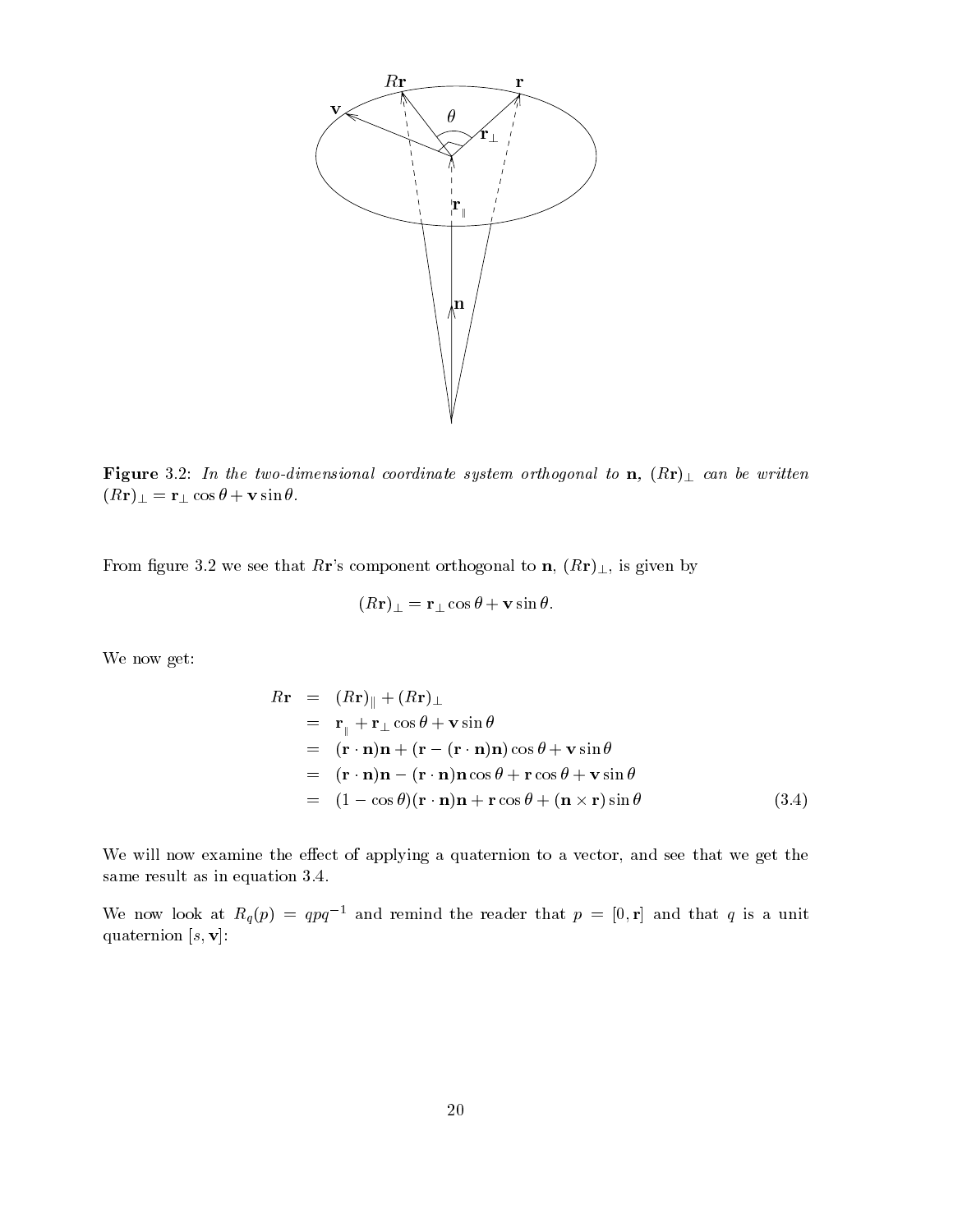**Figure** 3.2: *In the two-dimensional coordinate system orthogonal to* $\mathbf{n}$*,* $(R\mathbf{r})_\perp$ *can be written* $(R\mathbf{r})_\perp = \mathbf{r}_\perp \cos\theta + \mathbf{v}\sin\theta$.

From figure 3.2 we see that $R\mathbf{r}$'s component orthogonal to $\mathbf{n}$, $(R\mathbf{r})_\perp$, is given by

$$(R\mathbf{r})_\perp = \mathbf{r}_\perp \cos\theta + \mathbf{v}\sin\theta.$$

We now get:

$$\begin{aligned}
R\mathbf{r} &= (R\mathbf{r})_\parallel + (R\mathbf{r})_\perp \\
&= \mathbf{r}_\parallel + \mathbf{r}_\perp \cos\theta + \mathbf{v}\sin\theta \\
&= (\mathbf{r}\cdot\mathbf{n})\mathbf{n} + (\mathbf{r} - (\mathbf{r}\cdot\mathbf{n})\mathbf{n})\cos\theta + \mathbf{v}\sin\theta \\
&= (\mathbf{r}\cdot\mathbf{n})\mathbf{n} - (\mathbf{r}\cdot\mathbf{n})\mathbf{n}\cos\theta + \mathbf{r}\cos\theta + \mathbf{v}\sin\theta \\
&= (1-\cos\theta)(\mathbf{r}\cdot\mathbf{n})\mathbf{n} + \mathbf{r}\cos\theta + (\mathbf{n}\times\mathbf{r})\sin\theta \qquad (3.4)
\end{aligned}$$

We will now examine the effect of applying a quaternion to a vector, and see that we get the same result as in equation 3.4.

We now look at $R_q(p) = qpq^{-1}$ and remind the reader that $p = [0, \mathbf{r}]$ and that $q$ is a unit quaternion $[s, \mathbf{v}]$: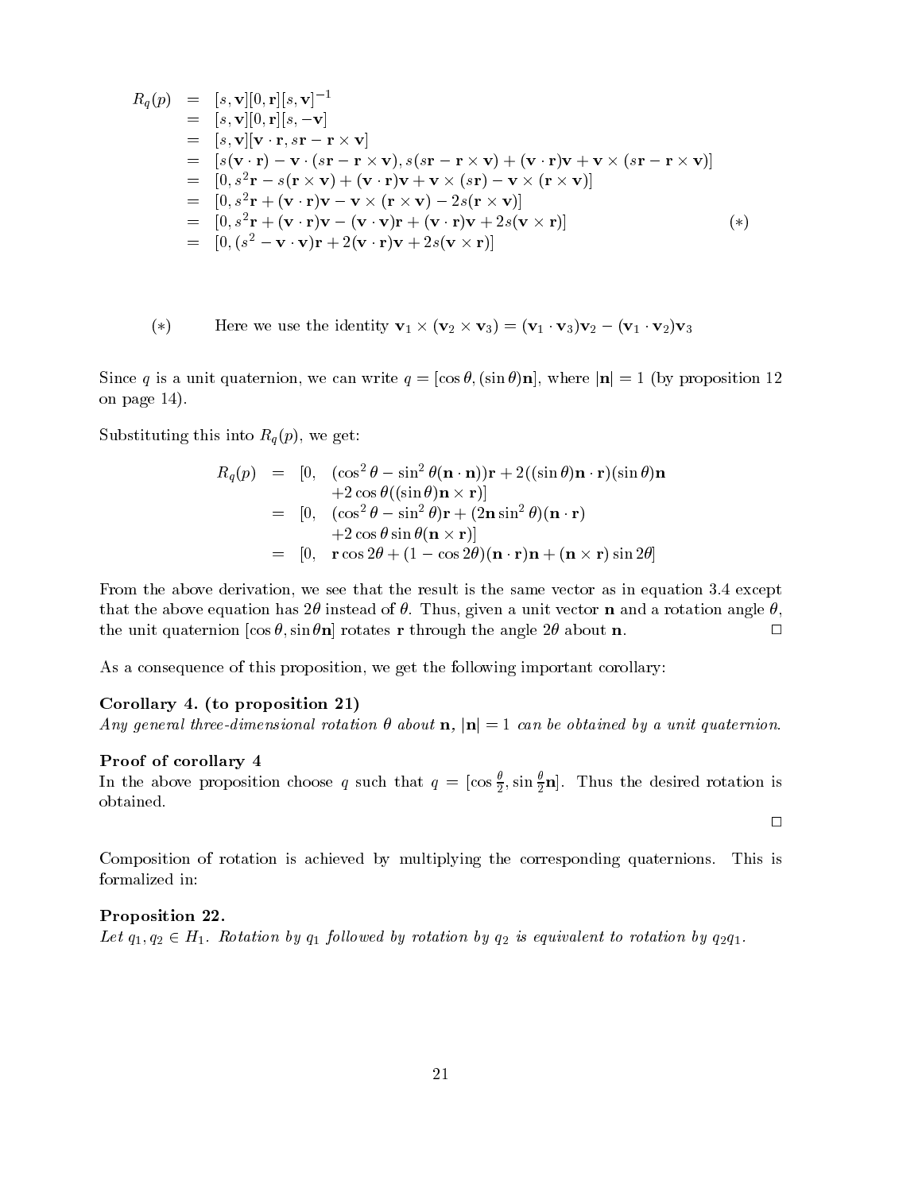$$
\begin{aligned}
R_q(p) &= [s, \mathbf{v}][0, \mathbf{r}][s, \mathbf{v}]^{-1} \\
&= [s, \mathbf{v}][0, \mathbf{r}][s, -\mathbf{v}] \\
&= [s, \mathbf{v}][\mathbf{v} \cdot \mathbf{r}, s\mathbf{r} - \mathbf{r} \times \mathbf{v}] \\
&= [s(\mathbf{v} \cdot \mathbf{r}) - \mathbf{v} \cdot (s\mathbf{r} - \mathbf{r} \times \mathbf{v}), s(s\mathbf{r} - \mathbf{r} \times \mathbf{v}) + (\mathbf{v} \cdot \mathbf{r})\mathbf{v} + \mathbf{v} \times (s\mathbf{r} - \mathbf{r} \times \mathbf{v})] \\
&= [0, s^2\mathbf{r} - s(\mathbf{r} \times \mathbf{v}) + (\mathbf{v} \cdot \mathbf{r})\mathbf{v} + \mathbf{v} \times (s\mathbf{r}) - \mathbf{v} \times (\mathbf{r} \times \mathbf{v})] \\
&= [0, s^2\mathbf{r} + (\mathbf{v} \cdot \mathbf{r})\mathbf{v} - \mathbf{v} \times (\mathbf{r} \times \mathbf{v}) - 2s(\mathbf{r} \times \mathbf{v})] \\
&= [0, s^2\mathbf{r} + (\mathbf{v} \cdot \mathbf{r})\mathbf{v} - (\mathbf{v} \cdot \mathbf{v})\mathbf{r} + (\mathbf{v} \cdot \mathbf{r})\mathbf{v} + 2s(\mathbf{v} \times \mathbf{r})] \qquad (*) \\
&= [0, (s^2 - \mathbf{v} \cdot \mathbf{v})\mathbf{r} + 2(\mathbf{v} \cdot \mathbf{r})\mathbf{v} + 2s(\mathbf{v} \times \mathbf{r})]
\end{aligned}
$$

$(*)$ Here we use the identity $\mathbf{v}_1 \times (\mathbf{v}_2 \times \mathbf{v}_3) = (\mathbf{v}_1 \cdot \mathbf{v}_3)\mathbf{v}_2 - (\mathbf{v}_1 \cdot \mathbf{v}_2)\mathbf{v}_3$

Since $q$ is a unit quaternion, we can write $q = [\cos\theta, (\sin\theta)\mathbf{n}]$, where $|\mathbf{n}| = 1$ (by proposition 12 on page 14).

Substituting this into $R_q(p)$, we get:

$$
\begin{aligned}
R_q(p) &= [0, \quad (\cos^2\theta - \sin^2\theta(\mathbf{n} \cdot \mathbf{n}))\mathbf{r} + 2((\sin\theta)\mathbf{n} \cdot \mathbf{r})(\sin\theta)\mathbf{n} \\
&\qquad\quad + 2\cos\theta((\sin\theta)\mathbf{n} \times \mathbf{r})] \\
&= [0, \quad (\cos^2\theta - \sin^2\theta)\mathbf{r} + (2\mathbf{n}\sin^2\theta)(\mathbf{n} \cdot \mathbf{r}) \\
&\qquad\quad + 2\cos\theta\sin\theta(\mathbf{n} \times \mathbf{r})] \\
&= [0, \quad \mathbf{r}\cos 2\theta + (1 - \cos 2\theta)(\mathbf{n} \cdot \mathbf{r})\mathbf{n} + (\mathbf{n} \times \mathbf{r})\sin 2\theta]
\end{aligned}
$$

From the above derivation, we see that the result is the same vector as in equation 3.4 except that the above equation has $2\theta$ instead of $\theta$. Thus, given a unit vector $\mathbf{n}$ and a rotation angle $\theta$, the unit quaternion $[\cos\theta, \sin\theta\mathbf{n}]$ rotates $\mathbf{r}$ through the angle $2\theta$ about $\mathbf{n}$. □

As a consequence of this proposition, we get the following important corollary:

**Corollary 4. (to proposition 21)**
*Any general three-dimensional rotation $\theta$ about $\mathbf{n}$, $|\mathbf{n}| = 1$ can be obtained by a unit quaternion.*

**Proof of corollary 4**
In the above proposition choose $q$ such that $q = [\cos\frac{\theta}{2}, \sin\frac{\theta}{2}\mathbf{n}]$. Thus the desired rotation is obtained.

□

Composition of rotation is achieved by multiplying the corresponding quaternions. This is formalized in:

**Proposition 22.**
*Let $q_1, q_2 \in H_1$. Rotation by $q_1$ followed by rotation by $q_2$ is equivalent to rotation by $q_2q_1$.*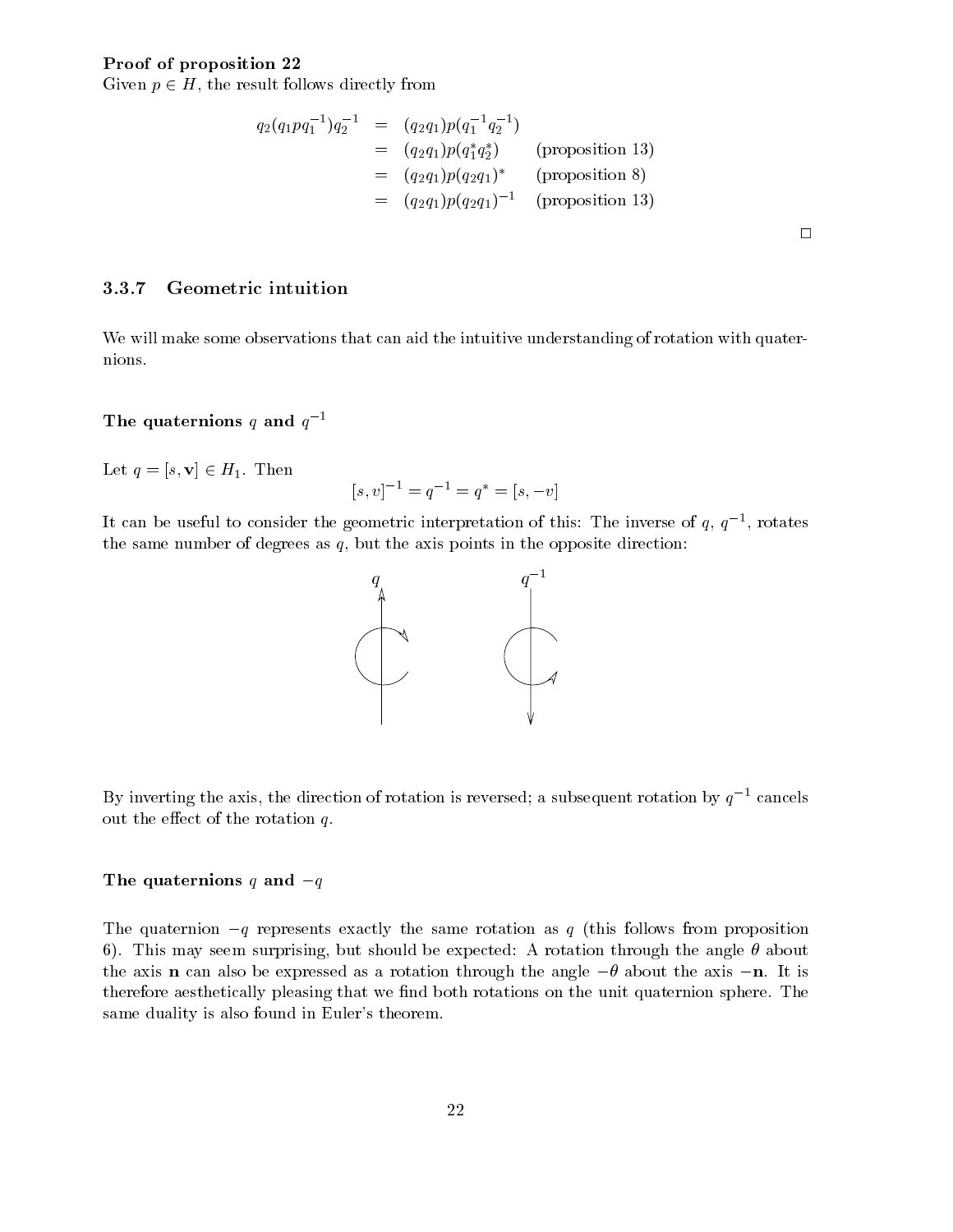**Proof of proposition 22**

Given $p \in H$, the result follows directly from

$$
\begin{aligned}
q_2(q_1 p q_1^{-1})q_2^{-1} &= (q_2 q_1)p(q_1^{-1} q_2^{-1}) \\
&= (q_2 q_1)p(q_1^* q_2^*) \qquad \text{(proposition 13)} \\
&= (q_2 q_1)p(q_2 q_1)^* \qquad \text{(proposition 8)} \\
&= (q_2 q_1)p(q_2 q_1)^{-1} \qquad \text{(proposition 13)}
\end{aligned}
$$

□

### 3.3.7 Geometric intuition

We will make some observations that can aid the intuitive understanding of rotation with quaternions.

**The quaternions $q$ and $q^{-1}$**

Let $q = [s, \mathbf{v}] \in H_1$. Then

$$[s, v]^{-1} = q^{-1} = q^* = [s, -v]$$

It can be useful to consider the geometric interpretation of this: The inverse of $q$, $q^{-1}$, rotates the same number of degrees as $q$, but the axis points in the opposite direction:

By inverting the axis, the direction of rotation is reversed; a subsequent rotation by $q^{-1}$ cancels out the effect of the rotation $q$.

**The quaternions $q$ and $-q$**

The quaternion $-q$ represents exactly the same rotation as $q$ (this follows from proposition 6). This may seem surprising, but should be expected: A rotation through the angle $\theta$ about the axis $\mathbf{n}$ can also be expressed as a rotation through the angle $-\theta$ about the axis $-\mathbf{n}$. It is therefore aesthetically pleasing that we find both rotations on the unit quaternion sphere. The same duality is also found in Euler's theorem.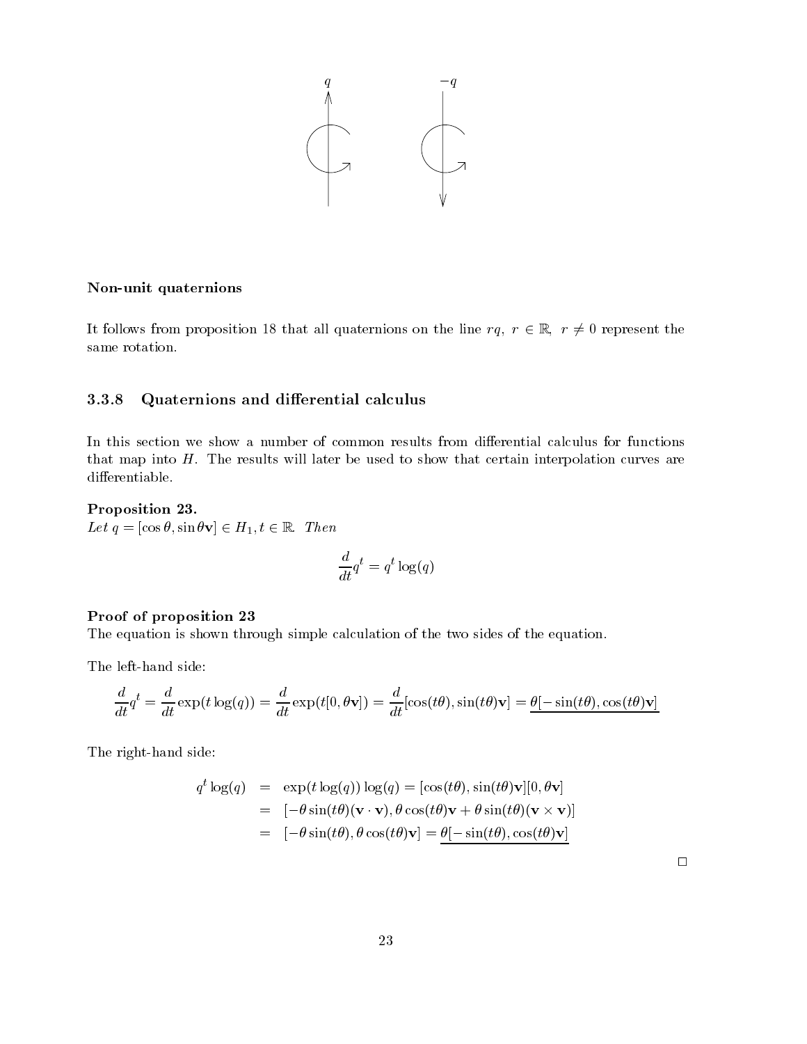## Non-unit quaternions

It follows from proposition 18 that all quaternions on the line $rq,\ r \in \mathbb{R},\ r \neq 0$ represent the same rotation.

### 3.3.8 Quaternions and differential calculus

In this section we show a number of common results from differential calculus for functions that map into $H$. The results will later be used to show that certain interpolation curves are differentiable.

**Proposition 23.**
*Let* $q = [\cos\theta, \sin\theta\mathbf{v}] \in H_1, t \in \mathbb{R}$. *Then*

$$\frac{d}{dt}q^t = q^t \log(q)$$

**Proof of proposition 23**
The equation is shown through simple calculation of the two sides of the equation.

The left-hand side:

$$\frac{d}{dt}q^t = \frac{d}{dt}\exp(t\log(q)) = \frac{d}{dt}\exp(t[0, \theta\mathbf{v}]) = \frac{d}{dt}[\cos(t\theta), \sin(t\theta)\mathbf{v}] = \underline{\theta[-\sin(t\theta), \cos(t\theta)\mathbf{v}]}$$

The right-hand side:

$$\begin{aligned}
q^t \log(q) &= \exp(t\log(q))\log(q) = [\cos(t\theta), \sin(t\theta)\mathbf{v}][0, \theta\mathbf{v}] \\
&= [-\theta\sin(t\theta)(\mathbf{v}\cdot\mathbf{v}), \theta\cos(t\theta)\mathbf{v} + \theta\sin(t\theta)(\mathbf{v}\times\mathbf{v})] \\
&= [-\theta\sin(t\theta), \theta\cos(t\theta)\mathbf{v}] = \underline{\theta[-\sin(t\theta), \cos(t\theta)\mathbf{v}]}
\end{aligned}$$

□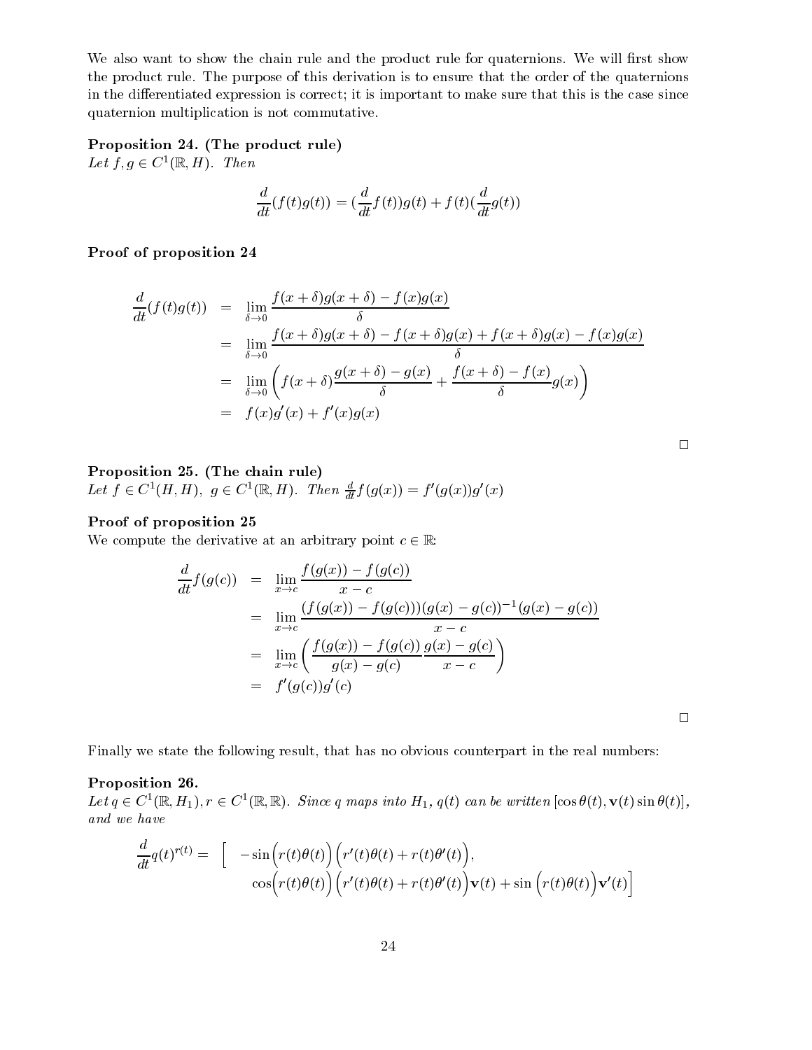We also want to show the chain rule and the product rule for quaternions. We will first show the product rule. The purpose of this derivation is to ensure that the order of the quaternions in the differentiated expression is correct; it is important to make sure that this is the case since quaternion multiplication is not commutative.

**Proposition 24. (The product rule)**
*Let $f, g \in C^1(\mathbb{R}, H)$. Then*

$$\frac{d}{dt}(f(t)g(t)) = (\frac{d}{dt}f(t))g(t) + f(t)(\frac{d}{dt}g(t))$$

**Proof of proposition 24**

$$\begin{aligned}
\frac{d}{dt}(f(t)g(t)) &= \lim_{\delta \to 0} \frac{f(x+\delta)g(x+\delta) - f(x)g(x)}{\delta} \\
&= \lim_{\delta \to 0} \frac{f(x+\delta)g(x+\delta) - f(x+\delta)g(x) + f(x+\delta)g(x) - f(x)g(x)}{\delta} \\
&= \lim_{\delta \to 0} \left( f(x+\delta)\frac{g(x+\delta) - g(x)}{\delta} + \frac{f(x+\delta) - f(x)}{\delta} g(x) \right) \\
&= f(x)g'(x) + f'(x)g(x)
\end{aligned}$$

□

**Proposition 25. (The chain rule)**
*Let $f \in C^1(H, H)$, $g \in C^1(\mathbb{R}, H)$. Then $\frac{d}{dt}f(g(x)) = f'(g(x))g'(x)$*

**Proof of proposition 25**
We compute the derivative at an arbitrary point $c \in \mathbb{R}$:

$$\begin{aligned}
\frac{d}{dt}f(g(c)) &= \lim_{x \to c} \frac{f(g(x)) - f(g(c))}{x - c} \\
&= \lim_{x \to c} \frac{(f(g(x)) - f(g(c)))(g(x) - g(c))^{-1}(g(x) - g(c))}{x - c} \\
&= \lim_{x \to c} \left( \frac{f(g(x)) - f(g(c))}{g(x) - g(c)} \frac{g(x) - g(c)}{x - c} \right) \\
&= f'(g(c))g'(c)
\end{aligned}$$

□

Finally we state the following result, that has no obvious counterpart in the real numbers:

**Proposition 26.**
*Let $q \in C^1(\mathbb{R}, H_1), r \in C^1(\mathbb{R}, \mathbb{R})$. Since $q$ maps into $H_1$, $q(t)$ can be written $[\cos\theta(t), \mathbf{v}(t)\sin\theta(t)]$, and we have*

$$\begin{aligned}
\frac{d}{dt}q(t)^{r(t)} = \Big[ & -\sin\Big(r(t)\theta(t)\Big)\Big(r'(t)\theta(t) + r(t)\theta'(t)\Big), \\
& \cos\Big(r(t)\theta(t)\Big)\Big(r'(t)\theta(t) + r(t)\theta'(t)\Big)\mathbf{v}(t) + \sin\Big(r(t)\theta(t)\Big)\mathbf{v}'(t)\Big]
\end{aligned}$$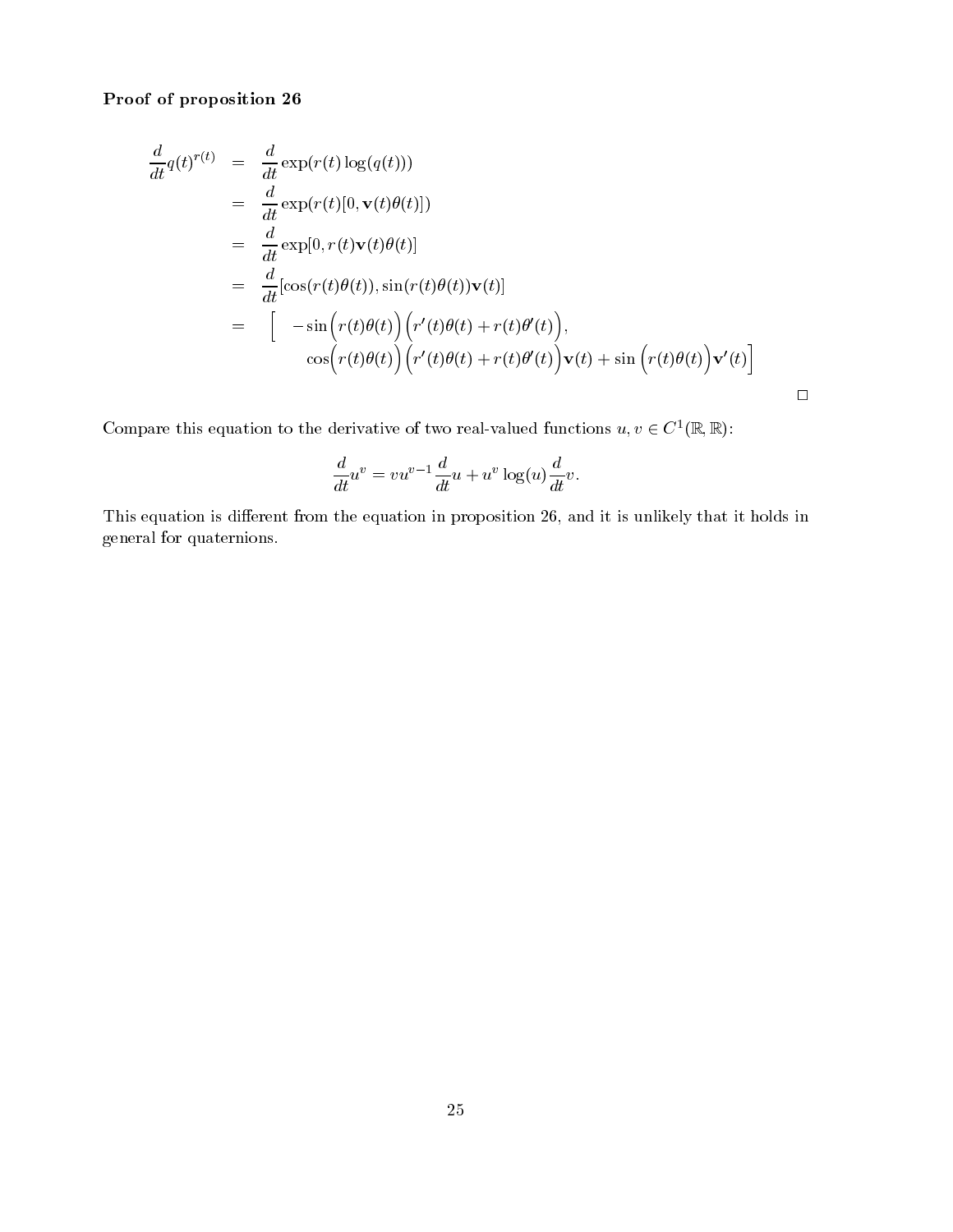**Proof of proposition 26**

$$
\begin{aligned}
\frac{d}{dt} q(t)^{r(t)} &= \frac{d}{dt} \exp(r(t) \log(q(t))) \\
&= \frac{d}{dt} \exp(r(t)[0, \mathbf{v}(t)\theta(t)]) \\
&= \frac{d}{dt} \exp[0, r(t)\mathbf{v}(t)\theta(t)] \\
&= \frac{d}{dt} [\cos(r(t)\theta(t)), \sin(r(t)\theta(t))\mathbf{v}(t)] \\
&= \Big[ \quad -\sin\Big(r(t)\theta(t)\Big) \Big(r'(t)\theta(t) + r(t)\theta'(t)\Big), \\
&\qquad \cos\Big(r(t)\theta(t)\Big) \Big(r'(t)\theta(t) + r(t)\theta'(t)\Big)\mathbf{v}(t) + \sin\Big(r(t)\theta(t)\Big)\mathbf{v}'(t)\Big]
\end{aligned}
$$

□

Compare this equation to the derivative of two real-valued functions $u, v \in C^1(\mathbb{R}, \mathbb{R})$:

$$
\frac{d}{dt} u^v = v u^{v-1} \frac{d}{dt} u + u^v \log(u) \frac{d}{dt} v.
$$

This equation is different from the equation in proposition 26, and it is unlikely that it holds in general for quaternions.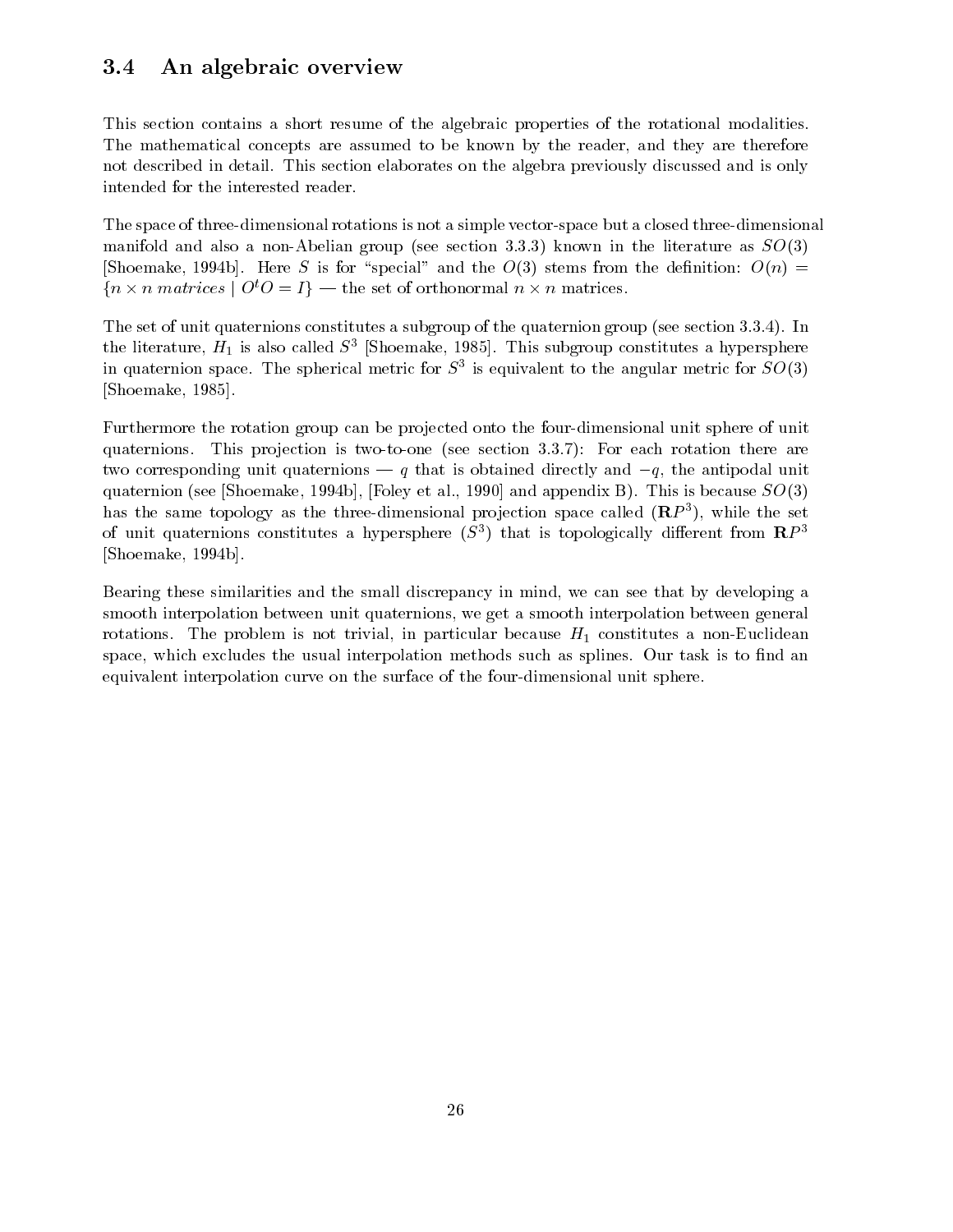## 3.4 An algebraic overview

This section contains a short resume of the algebraic properties of the rotational modalities. The mathematical concepts are assumed to be known by the reader, and they are therefore not described in detail. This section elaborates on the algebra previously discussed and is only intended for the interested reader.

The space of three-dimensional rotations is not a simple vector-space but a closed three-dimensional manifold and also a non-Abelian group (see section 3.3.3) known in the literature as $SO(3)$ [Shoemake, 1994b]. Here $S$ is for "special" and the $O(3)$ stems from the definition: $O(n) = \{n \times n \; matrices \mid O^t O = I\}$ — the set of orthonormal $n \times n$ matrices.

The set of unit quaternions constitutes a subgroup of the quaternion group (see section 3.3.4). In the literature, $H_1$ is also called $S^3$ [Shoemake, 1985]. This subgroup constitutes a hypersphere in quaternion space. The spherical metric for $S^3$ is equivalent to the angular metric for $SO(3)$ [Shoemake, 1985].

Furthermore the rotation group can be projected onto the four-dimensional unit sphere of unit quaternions. This projection is two-to-one (see section 3.3.7): For each rotation there are two corresponding unit quaternions — $q$ that is obtained directly and $-q$, the antipodal unit quaternion (see [Shoemake, 1994b], [Foley et al., 1990] and appendix B). This is because $SO(3)$ has the same topology as the three-dimensional projection space called ($\mathbf{R}P^3$), while the set of unit quaternions constitutes a hypersphere ($S^3$) that is topologically different from $\mathbf{R}P^3$ [Shoemake, 1994b].

Bearing these similarities and the small discrepancy in mind, we can see that by developing a smooth interpolation between unit quaternions, we get a smooth interpolation between general rotations. The problem is not trivial, in particular because $H_1$ constitutes a non-Euclidean space, which excludes the usual interpolation methods such as splines. Our task is to find an equivalent interpolation curve on the surface of the four-dimensional unit sphere.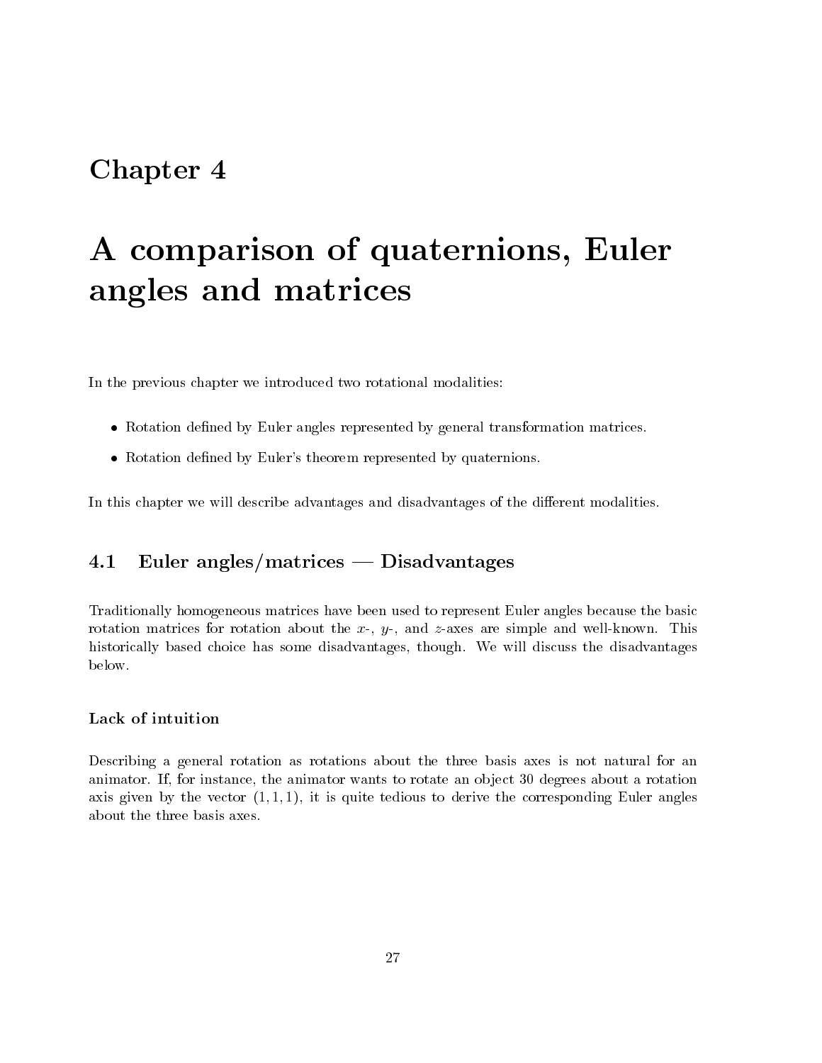# Chapter 4

# A comparison of quaternions, Euler angles and matrices

In the previous chapter we introduced two rotational modalities:

- Rotation defined by Euler angles represented by general transformation matrices.
- Rotation defined by Euler's theorem represented by quaternions.

In this chapter we will describe advantages and disadvantages of the different modalities.

## 4.1 Euler angles/matrices — Disadvantages

Traditionally homogeneous matrices have been used to represent Euler angles because the basic rotation matrices for rotation about the $x$-, $y$-, and $z$-axes are simple and well-known. This historically based choice has some disadvantages, though. We will discuss the disadvantages below.

### Lack of intuition

Describing a general rotation as rotations about the three basis axes is not natural for an animator. If, for instance, the animator wants to rotate an object 30 degrees about a rotation axis given by the vector $(1, 1, 1)$, it is quite tedious to derive the corresponding Euler angles about the three basis axes.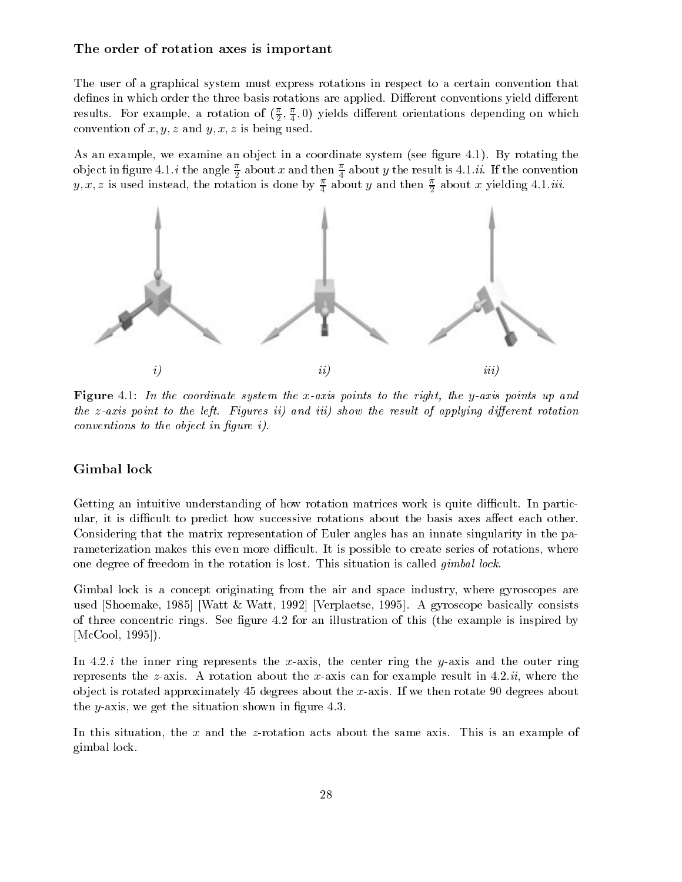### The order of rotation axes is important

The user of a graphical system must express rotations in respect to a certain convention that defines in which order the three basis rotations are applied. Different conventions yield different results. For example, a rotation of $(\frac{\pi}{2}, \frac{\pi}{4}, 0)$ yields different orientations depending on which convention of $x, y, z$ and $y, x, z$ is being used.

As an example, we examine an object in a coordinate system (see figure 4.1). By rotating the object in figure 4.1.*i* the angle $\frac{\pi}{2}$ about $x$ and then $\frac{\pi}{4}$ about $y$ the result is 4.1.*ii*. If the convention $y, x, z$ is used instead, the rotation is done by $\frac{\pi}{4}$ about $y$ and then $\frac{\pi}{2}$ about $x$ yielding 4.1.*iii*.

*i)* *ii)* *iii)*

**Figure** 4.1: *In the coordinate system the x-axis points to the right, the y-axis points up and the z-axis point to the left. Figures ii) and iii) show the result of applying different rotation conventions to the object in figure i).*

### Gimbal lock

Getting an intuitive understanding of how rotation matrices work is quite difficult. In particular, it is difficult to predict how successive rotations about the basis axes affect each other. Considering that the matrix representation of Euler angles has an innate singularity in the parameterization makes this even more difficult. It is possible to create series of rotations, where one degree of freedom in the rotation is lost. This situation is called *gimbal lock*.

Gimbal lock is a concept originating from the air and space industry, where gyroscopes are used [Shoemake, 1985] [Watt & Watt, 1992] [Verplaetse, 1995]. A gyroscope basically consists of three concentric rings. See figure 4.2 for an illustration of this (the example is inspired by [McCool, 1995]).

In 4.2.*i* the inner ring represents the $x$-axis, the center ring the $y$-axis and the outer ring represents the $z$-axis. A rotation about the $x$-axis can for example result in 4.2.*ii*, where the object is rotated approximately 45 degrees about the $x$-axis. If we then rotate 90 degrees about the $y$-axis, we get the situation shown in figure 4.3.

In this situation, the $x$ and the $z$-rotation acts about the same axis. This is an example of gimbal lock.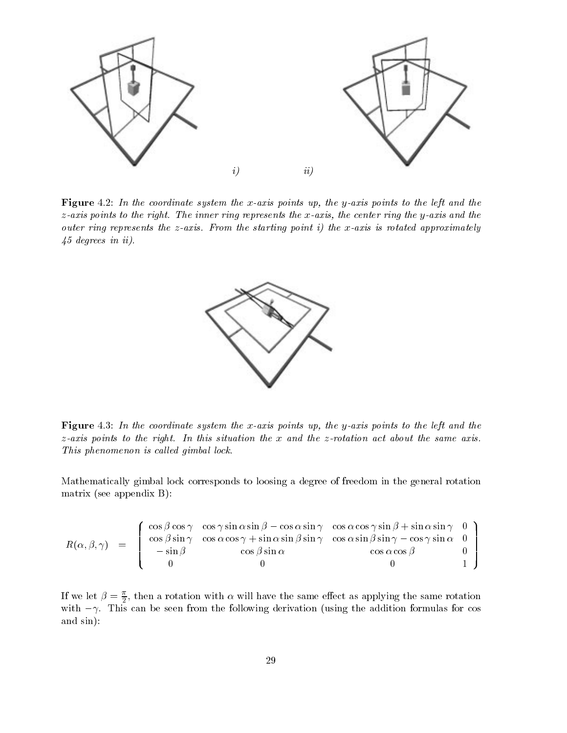*i)* *ii)*

**Figure** 4.2: *In the coordinate system the x-axis points up, the y-axis points to the left and the z-axis points to the right. The inner ring represents the x-axis, the center ring the y-axis and the outer ring represents the z-axis. From the starting point i) the x-axis is rotated approximately 45 degrees in ii).*

**Figure** 4.3: *In the coordinate system the x-axis points up, the y-axis points to the left and the z-axis points to the right. In this situation the x and the z-rotation act about the same axis. This phenomenon is called gimbal lock.*

Mathematically gimbal lock corresponds to loosing a degree of freedom in the general rotation matrix (see appendix B):

$$R(\alpha, \beta, \gamma) = \begin{pmatrix} \cos\beta\cos\gamma & \cos\gamma\sin\alpha\sin\beta - \cos\alpha\sin\gamma & \cos\alpha\cos\gamma\sin\beta + \sin\alpha\sin\gamma & 0 \\ \cos\beta\sin\gamma & \cos\alpha\cos\gamma + \sin\alpha\sin\beta\sin\gamma & \cos\alpha\sin\beta\sin\gamma - \cos\gamma\sin\alpha & 0 \\ -\sin\beta & \cos\beta\sin\alpha & \cos\alpha\cos\beta & 0 \\ 0 & 0 & 0 & 1 \end{pmatrix}$$

If we let $\beta = \frac{\pi}{2}$, then a rotation with $\alpha$ will have the same effect as applying the same rotation with $-\gamma$. This can be seen from the following derivation (using the addition formulas for cos and sin):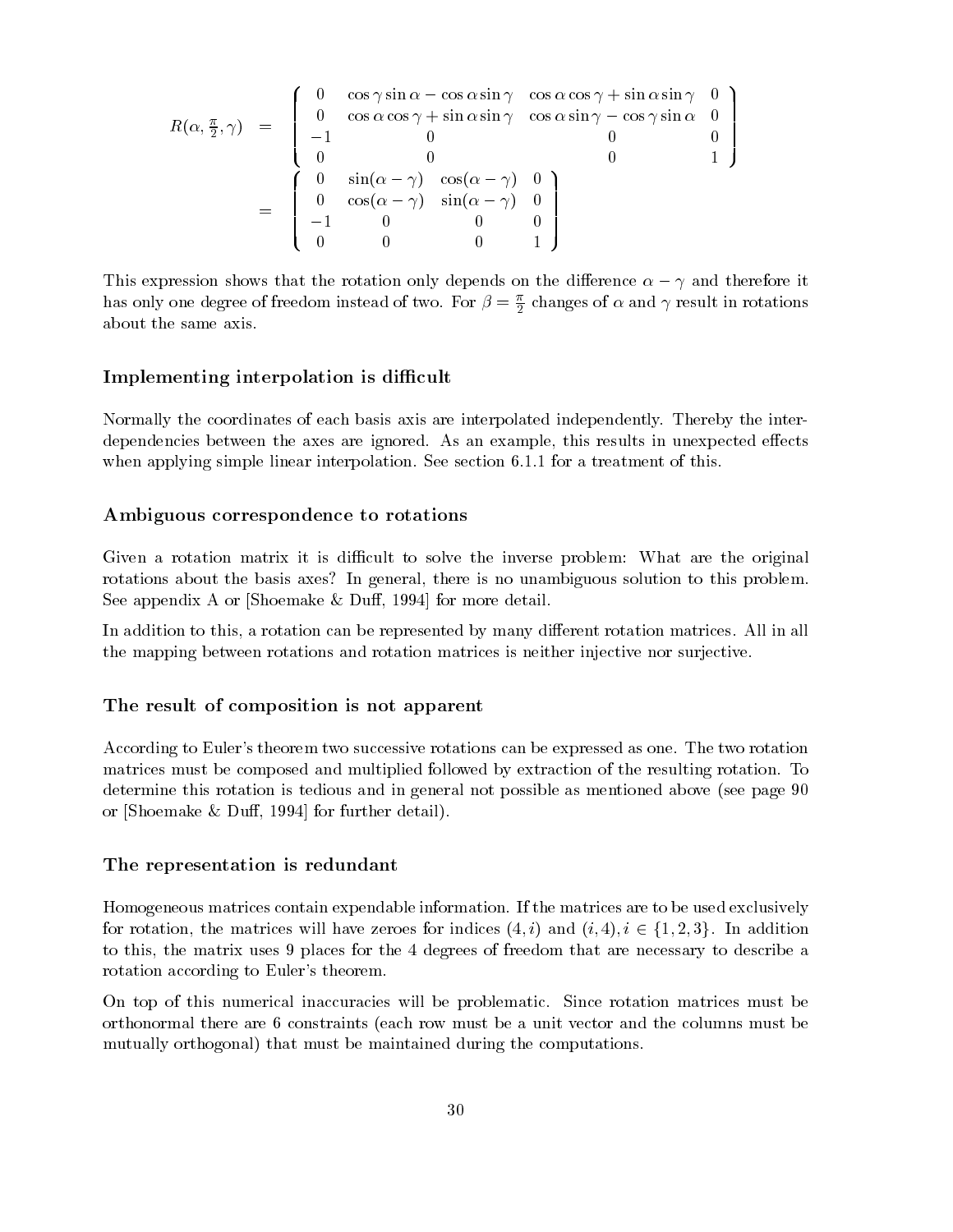$$
\begin{aligned}
R(\alpha, \tfrac{\pi}{2}, \gamma) &= \begin{pmatrix} 0 & \cos\gamma\sin\alpha - \cos\alpha\sin\gamma & \cos\alpha\cos\gamma + \sin\alpha\sin\gamma & 0 \\ 0 & \cos\alpha\cos\gamma + \sin\alpha\sin\gamma & \cos\alpha\sin\gamma - \cos\gamma\sin\alpha & 0 \\ -1 & 0 & 0 & 0 \\ 0 & 0 & 0 & 1 \end{pmatrix} \\
&= \begin{pmatrix} 0 & \sin(\alpha-\gamma) & \cos(\alpha-\gamma) & 0 \\ 0 & \cos(\alpha-\gamma) & \sin(\alpha-\gamma) & 0 \\ -1 & 0 & 0 & 0 \\ 0 & 0 & 0 & 1 \end{pmatrix}
\end{aligned}
$$

This expression shows that the rotation only depends on the difference $\alpha - \gamma$ and therefore it has only one degree of freedom instead of two. For $\beta = \frac{\pi}{2}$ changes of $\alpha$ and $\gamma$ result in rotations about the same axis.

### Implementing interpolation is difficult

Normally the coordinates of each basis axis are interpolated independently. Thereby the interdependencies between the axes are ignored. As an example, this results in unexpected effects when applying simple linear interpolation. See section 6.1.1 for a treatment of this.

### Ambiguous correspondence to rotations

Given a rotation matrix it is difficult to solve the inverse problem: What are the original rotations about the basis axes? In general, there is no unambiguous solution to this problem. See appendix A or [Shoemake & Duff, 1994] for more detail.

In addition to this, a rotation can be represented by many different rotation matrices. All in all the mapping between rotations and rotation matrices is neither injective nor surjective.

### The result of composition is not apparent

According to Euler's theorem two successive rotations can be expressed as one. The two rotation matrices must be composed and multiplied followed by extraction of the resulting rotation. To determine this rotation is tedious and in general not possible as mentioned above (see page 90 or [Shoemake & Duff, 1994] for further detail).

### The representation is redundant

Homogeneous matrices contain expendable information. If the matrices are to be used exclusively for rotation, the matrices will have zeroes for indices $(4, i)$ and $(i, 4), i \in \{1, 2, 3\}$. In addition to this, the matrix uses 9 places for the 4 degrees of freedom that are necessary to describe a rotation according to Euler's theorem.

On top of this numerical inaccuracies will be problematic. Since rotation matrices must be orthonormal there are 6 constraints (each row must be a unit vector and the columns must be mutually orthogonal) that must be maintained during the computations.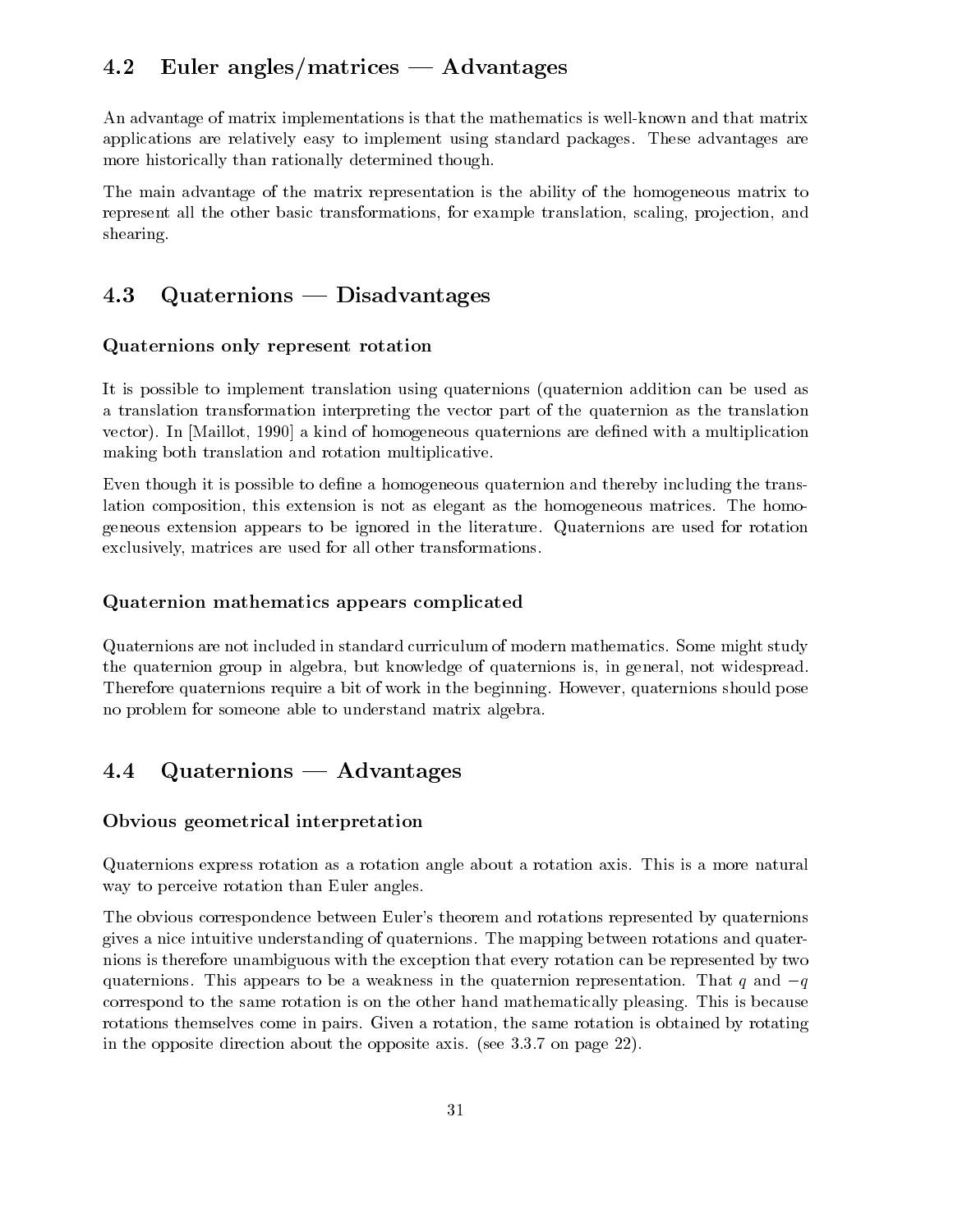## 4.2 Euler angles/matrices — Advantages

An advantage of matrix implementations is that the mathematics is well-known and that matrix applications are relatively easy to implement using standard packages. These advantages are more historically than rationally determined though.

The main advantage of the matrix representation is the ability of the homogeneous matrix to represent all the other basic transformations, for example translation, scaling, projection, and shearing.

## 4.3 Quaternions — Disadvantages

### Quaternions only represent rotation

It is possible to implement translation using quaternions (quaternion addition can be used as a translation transformation interpreting the vector part of the quaternion as the translation vector). In [Maillot, 1990] a kind of homogeneous quaternions are defined with a multiplication making both translation and rotation multiplicative.

Even though it is possible to define a homogeneous quaternion and thereby including the translation composition, this extension is not as elegant as the homogeneous matrices. The homogeneous extension appears to be ignored in the literature. Quaternions are used for rotation exclusively, matrices are used for all other transformations.

### Quaternion mathematics appears complicated

Quaternions are not included in standard curriculum of modern mathematics. Some might study the quaternion group in algebra, but knowledge of quaternions is, in general, not widespread. Therefore quaternions require a bit of work in the beginning. However, quaternions should pose no problem for someone able to understand matrix algebra.

## 4.4 Quaternions — Advantages

### Obvious geometrical interpretation

Quaternions express rotation as a rotation angle about a rotation axis. This is a more natural way to perceive rotation than Euler angles.

The obvious correspondence between Euler's theorem and rotations represented by quaternions gives a nice intuitive understanding of quaternions. The mapping between rotations and quaternions is therefore unambiguous with the exception that every rotation can be represented by two quaternions. This appears to be a weakness in the quaternion representation. That $q$ and $-q$ correspond to the same rotation is on the other hand mathematically pleasing. This is because rotations themselves come in pairs. Given a rotation, the same rotation is obtained by rotating in the opposite direction about the opposite axis. (see 3.3.7 on page 22).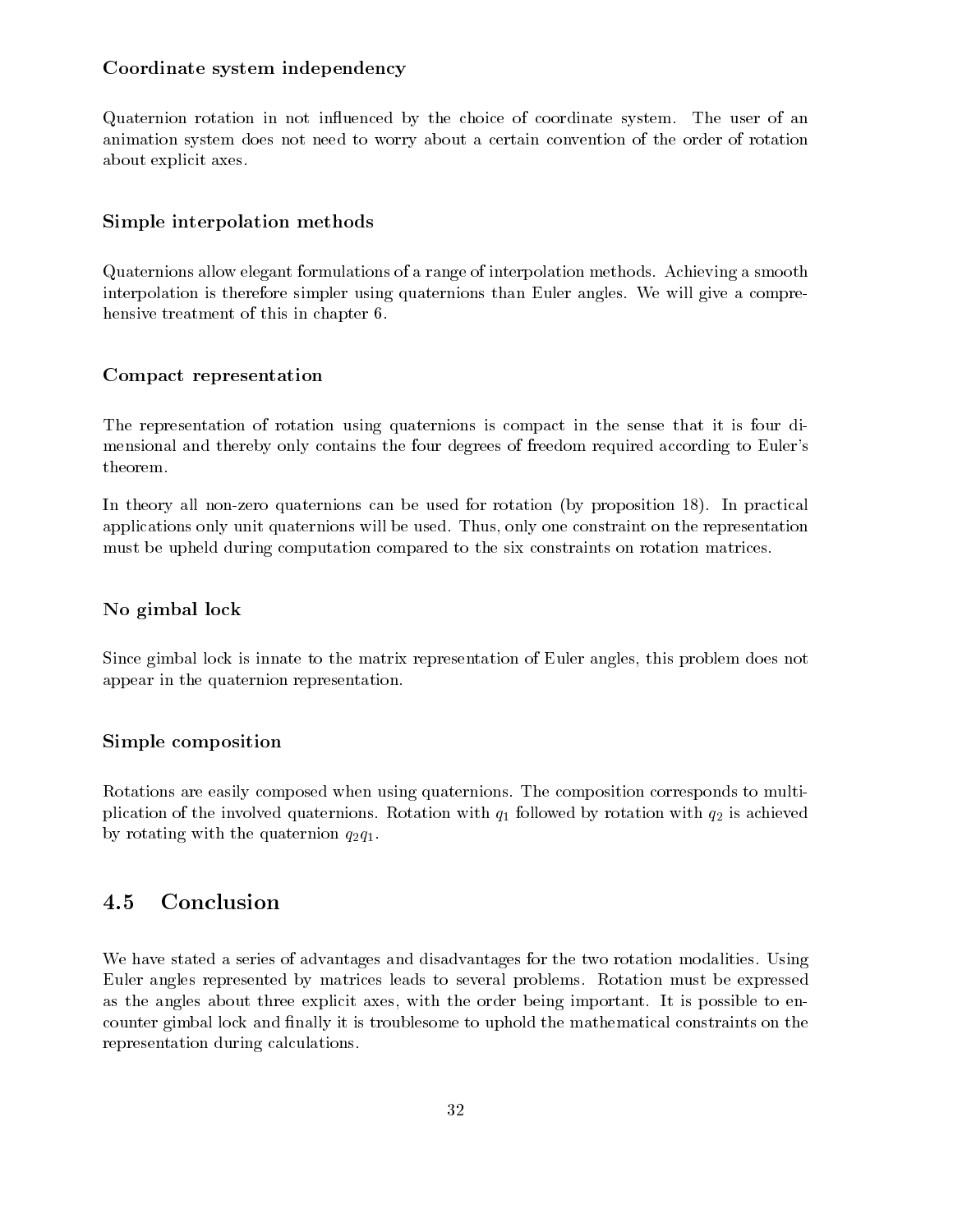#### Coordinate system independency

Quaternion rotation in not influenced by the choice of coordinate system. The user of an animation system does not need to worry about a certain convention of the order of rotation about explicit axes.

#### Simple interpolation methods

Quaternions allow elegant formulations of a range of interpolation methods. Achieving a smooth interpolation is therefore simpler using quaternions than Euler angles. We will give a comprehensive treatment of this in chapter 6.

#### Compact representation

The representation of rotation using quaternions is compact in the sense that it is four dimensional and thereby only contains the four degrees of freedom required according to Euler's theorem.

In theory all non-zero quaternions can be used for rotation (by proposition 18). In practical applications only unit quaternions will be used. Thus, only one constraint on the representation must be upheld during computation compared to the six constraints on rotation matrices.

#### No gimbal lock

Since gimbal lock is innate to the matrix representation of Euler angles, this problem does not appear in the quaternion representation.

#### Simple composition

Rotations are easily composed when using quaternions. The composition corresponds to multiplication of the involved quaternions. Rotation with $q_1$ followed by rotation with $q_2$ is achieved by rotating with the quaternion $q_2 q_1$.

## 4.5 Conclusion

We have stated a series of advantages and disadvantages for the two rotation modalities. Using Euler angles represented by matrices leads to several problems. Rotation must be expressed as the angles about three explicit axes, with the order being important. It is possible to encounter gimbal lock and finally it is troublesome to uphold the mathematical constraints on the representation during calculations.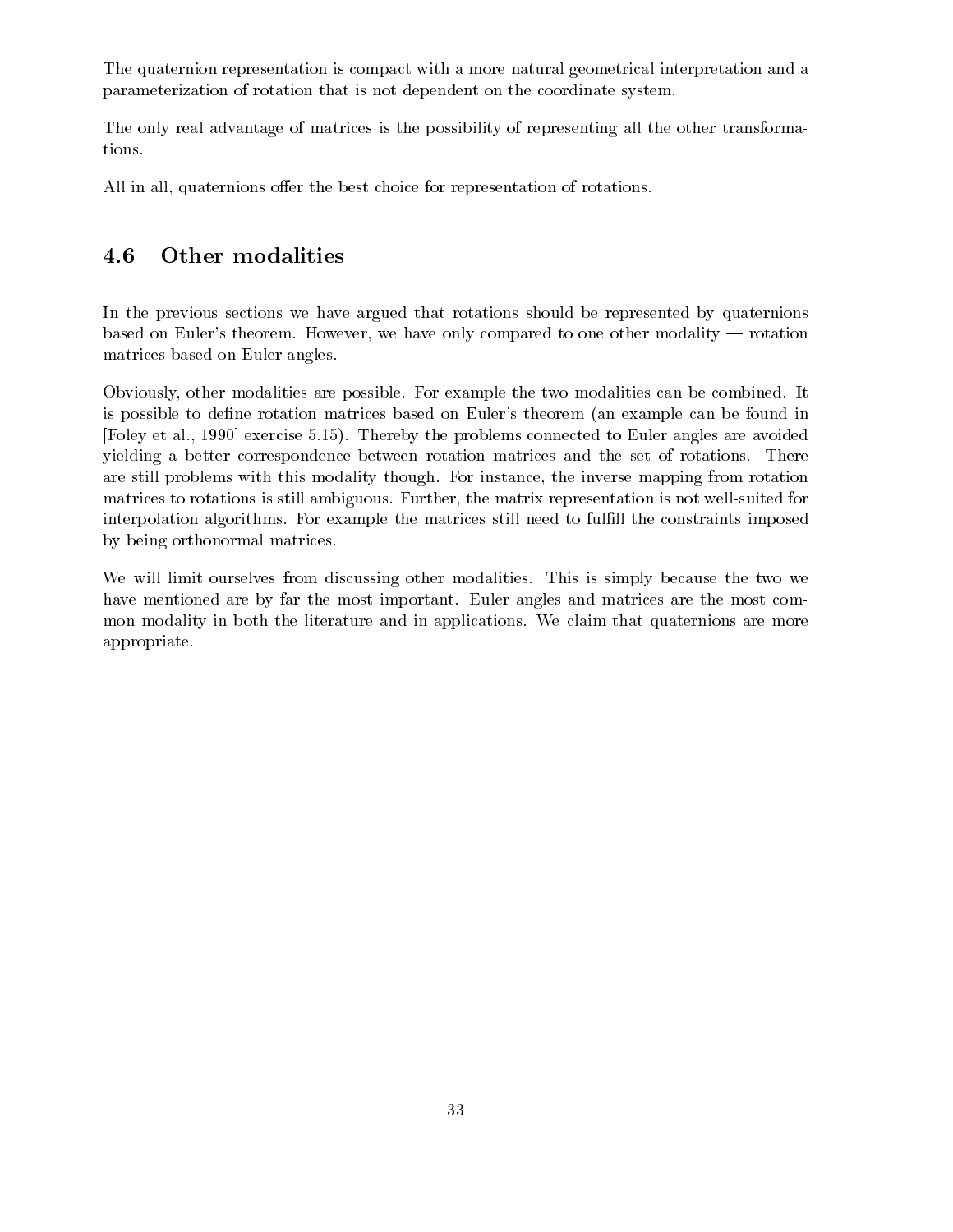The quaternion representation is compact with a more natural geometrical interpretation and a parameterization of rotation that is not dependent on the coordinate system.

The only real advantage of matrices is the possibility of representing all the other transformations.

All in all, quaternions offer the best choice for representation of rotations.

## 4.6 Other modalities

In the previous sections we have argued that rotations should be represented by quaternions based on Euler's theorem. However, we have only compared to one other modality — rotation matrices based on Euler angles.

Obviously, other modalities are possible. For example the two modalities can be combined. It is possible to define rotation matrices based on Euler's theorem (an example can be found in [Foley et al., 1990] exercise 5.15). Thereby the problems connected to Euler angles are avoided yielding a better correspondence between rotation matrices and the set of rotations. There are still problems with this modality though. For instance, the inverse mapping from rotation matrices to rotations is still ambiguous. Further, the matrix representation is not well-suited for interpolation algorithms. For example the matrices still need to fulfill the constraints imposed by being orthonormal matrices.

We will limit ourselves from discussing other modalities. This is simply because the two we have mentioned are by far the most important. Euler angles and matrices are the most common modality in both the literature and in applications. We claim that quaternions are more appropriate.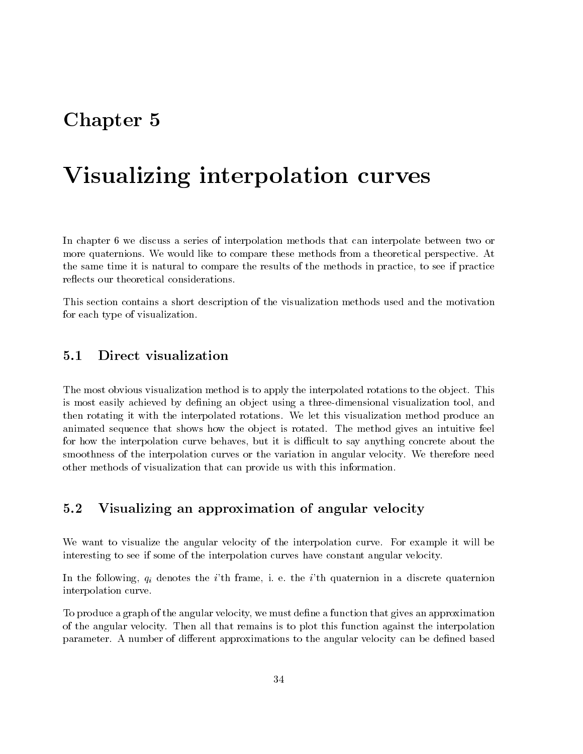# Chapter 5

# Visualizing interpolation curves

In chapter 6 we discuss a series of interpolation methods that can interpolate between two or more quaternions. We would like to compare these methods from a theoretical perspective. At the same time it is natural to compare the results of the methods in practice, to see if practice reflects our theoretical considerations.

This section contains a short description of the visualization methods used and the motivation for each type of visualization.

## 5.1 Direct visualization

The most obvious visualization method is to apply the interpolated rotations to the object. This is most easily achieved by defining an object using a three-dimensional visualization tool, and then rotating it with the interpolated rotations. We let this visualization method produce an animated sequence that shows how the object is rotated. The method gives an intuitive feel for how the interpolation curve behaves, but it is difficult to say anything concrete about the smoothness of the interpolation curves or the variation in angular velocity. We therefore need other methods of visualization that can provide us with this information.

## 5.2 Visualizing an approximation of angular velocity

We want to visualize the angular velocity of the interpolation curve. For example it will be interesting to see if some of the interpolation curves have constant angular velocity.

In the following, $q_i$ denotes the $i$'th frame, i. e. the $i$'th quaternion in a discrete quaternion interpolation curve.

To produce a graph of the angular velocity, we must define a function that gives an approximation of the angular velocity. Then all that remains is to plot this function against the interpolation parameter. A number of different approximations to the angular velocity can be defined based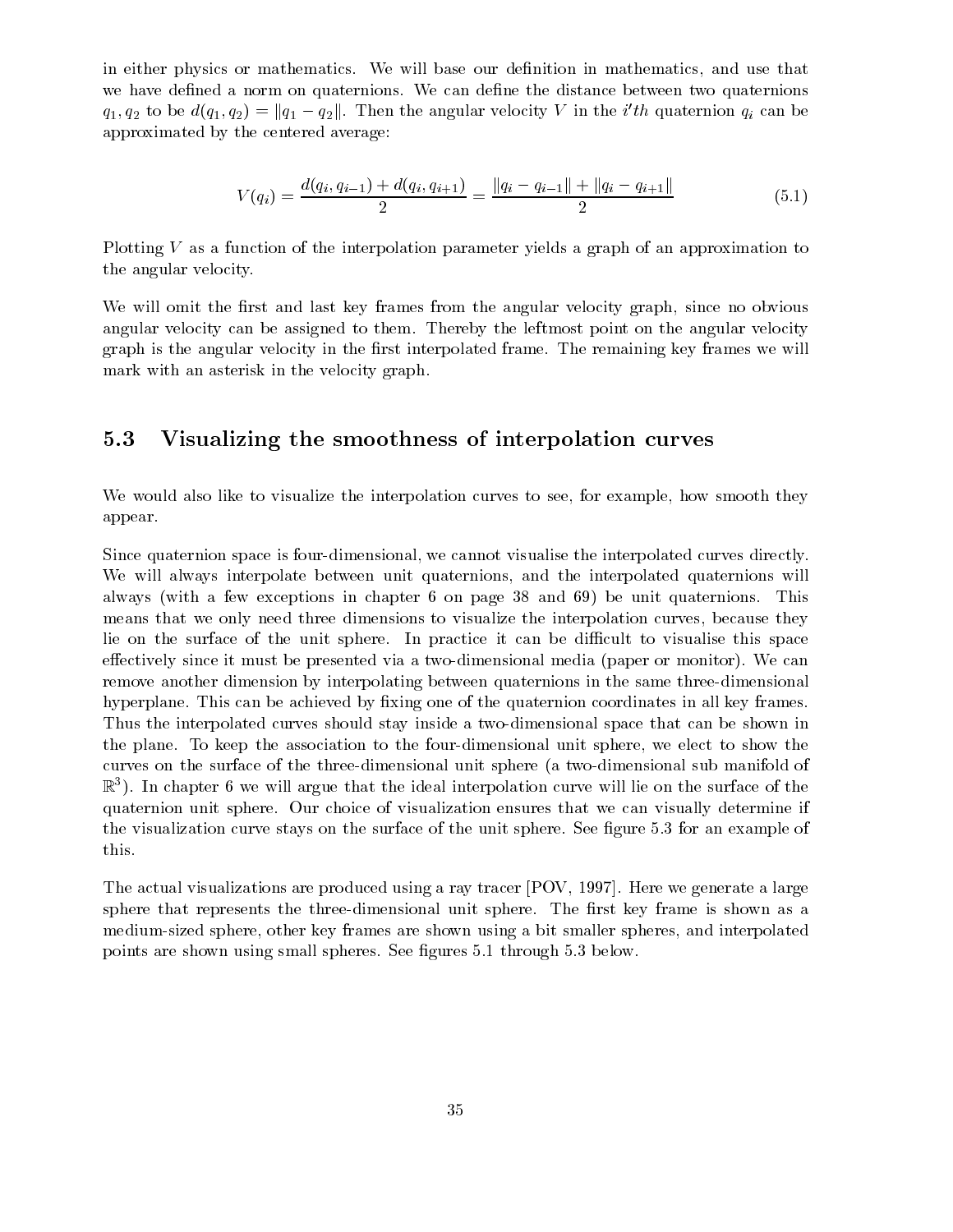in either physics or mathematics. We will base our definition in mathematics, and use that we have defined a norm on quaternions. We can define the distance between two quaternions $q_1, q_2$ to be $d(q_1, q_2) = \|q_1 - q_2\|$. Then the angular velocity $V$ in the $i'th$ quaternion $q_i$ can be approximated by the centered average:

$$V(q_i) = \frac{d(q_i, q_{i-1}) + d(q_i, q_{i+1})}{2} = \frac{\|q_i - q_{i-1}\| + \|q_i - q_{i+1}\|}{2} \tag{5.1}$$

Plotting $V$ as a function of the interpolation parameter yields a graph of an approximation to the angular velocity.

We will omit the first and last key frames from the angular velocity graph, since no obvious angular velocity can be assigned to them. Thereby the leftmost point on the angular velocity graph is the angular velocity in the first interpolated frame. The remaining key frames we will mark with an asterisk in the velocity graph.

## 5.3 Visualizing the smoothness of interpolation curves

We would also like to visualize the interpolation curves to see, for example, how smooth they appear.

Since quaternion space is four-dimensional, we cannot visualise the interpolated curves directly. We will always interpolate between unit quaternions, and the interpolated quaternions will always (with a few exceptions in chapter 6 on page 38 and 69) be unit quaternions. This means that we only need three dimensions to visualize the interpolation curves, because they lie on the surface of the unit sphere. In practice it can be difficult to visualise this space effectively since it must be presented via a two-dimensional media (paper or monitor). We can remove another dimension by interpolating between quaternions in the same three-dimensional hyperplane. This can be achieved by fixing one of the quaternion coordinates in all key frames. Thus the interpolated curves should stay inside a two-dimensional space that can be shown in the plane. To keep the association to the four-dimensional unit sphere, we elect to show the curves on the surface of the three-dimensional unit sphere (a two-dimensional sub manifold of $\mathbb{R}^3$). In chapter 6 we will argue that the ideal interpolation curve will lie on the surface of the quaternion unit sphere. Our choice of visualization ensures that we can visually determine if the visualization curve stays on the surface of the unit sphere. See figure 5.3 for an example of this.

The actual visualizations are produced using a ray tracer [POV, 1997]. Here we generate a large sphere that represents the three-dimensional unit sphere. The first key frame is shown as a medium-sized sphere, other key frames are shown using a bit smaller spheres, and interpolated points are shown using small spheres. See figures 5.1 through 5.3 below.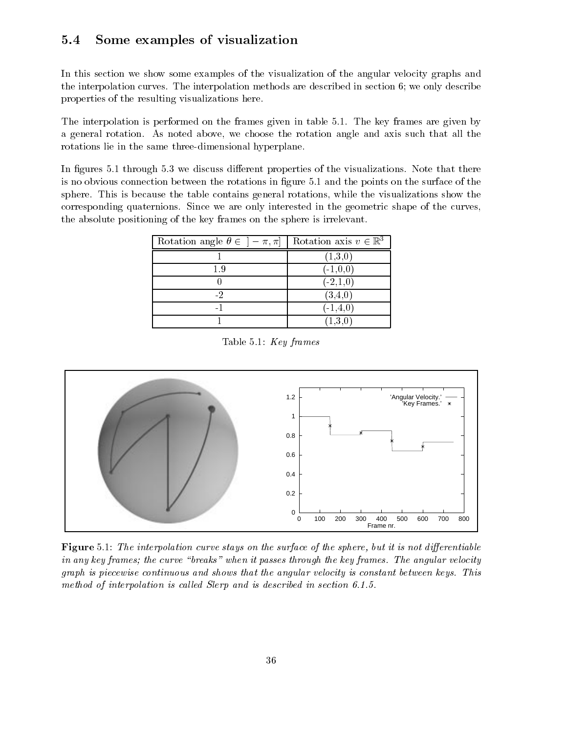## 5.4 Some examples of visualization

In this section we show some examples of the visualization of the angular velocity graphs and the interpolation curves. The interpolation methods are described in section 6; we only describe properties of the resulting visualizations here.

The interpolation is performed on the frames given in table 5.1. The key frames are given by a general rotation. As noted above, we choose the rotation angle and axis such that all the rotations lie in the same three-dimensional hyperplane.

In figures 5.1 through 5.3 we discuss different properties of the visualizations. Note that there is no obvious connection between the rotations in figure 5.1 and the points on the surface of the sphere. This is because the table contains general rotations, while the visualizations show the corresponding quaternions. Since we are only interested in the geometric shape of the curves, the absolute positioning of the key frames on the sphere is irrelevant.

| Rotation angle $\theta \in \,]-\pi, \pi]$ | Rotation axis $v \in \mathbb{R}^3$ |
|---|---|
| 1 | (1,3,0) |
| 1.9 | (-1,0,0) |
| 0 | (-2,1,0) |
| -2 | (3,4,0) |
| -1 | (-1,4,0) |
| 1 | (1,3,0) |

Table 5.1: *Key frames*

**Figure** 5.1: *The interpolation curve stays on the surface of the sphere, but it is not differentiable in any key frames; the curve "breaks" when it passes through the key frames. The angular velocity graph is piecewise continuous and shows that the angular velocity is constant between keys. This method of interpolation is called Slerp and is described in section 6.1.5.*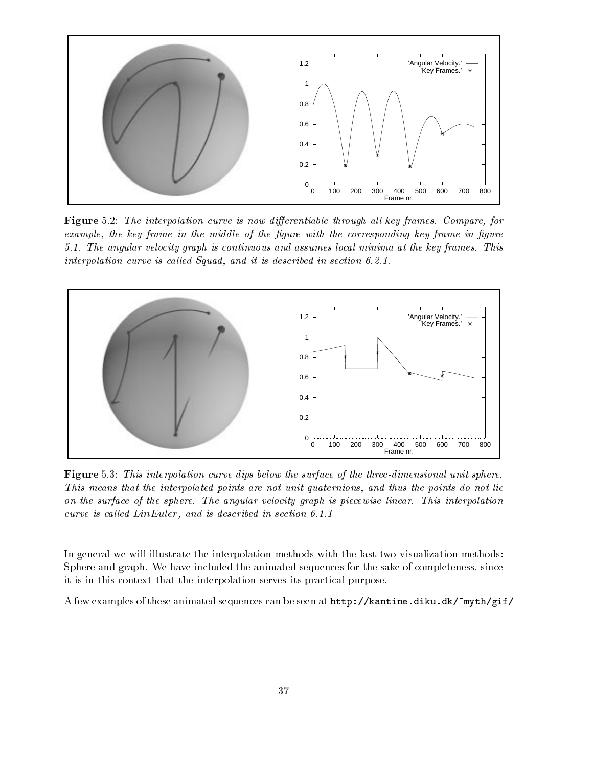**Figure** 5.2: *The interpolation curve is now differentiable through all key frames. Compare, for example, the key frame in the middle of the figure with the corresponding key frame in figure 5.1. The angular velocity graph is continuous and assumes local minima at the key frames. This interpolation curve is called Squad, and it is described in section 6.2.1.*

**Figure** 5.3: *This interpolation curve dips below the surface of the three-dimensional unit sphere. This means that the interpolated points are not unit quaternions, and thus the points do not lie on the surface of the sphere. The angular velocity graph is piecewise linear. This interpolation curve is called LinEuler, and is described in section 6.1.1*

In general we will illustrate the interpolation methods with the last two visualization methods: Sphere and graph. We have included the animated sequences for the sake of completeness, since it is in this context that the interpolation serves its practical purpose.

A few examples of these animated sequences can be seen at `http://kantine.diku.dk/~myth/gif/`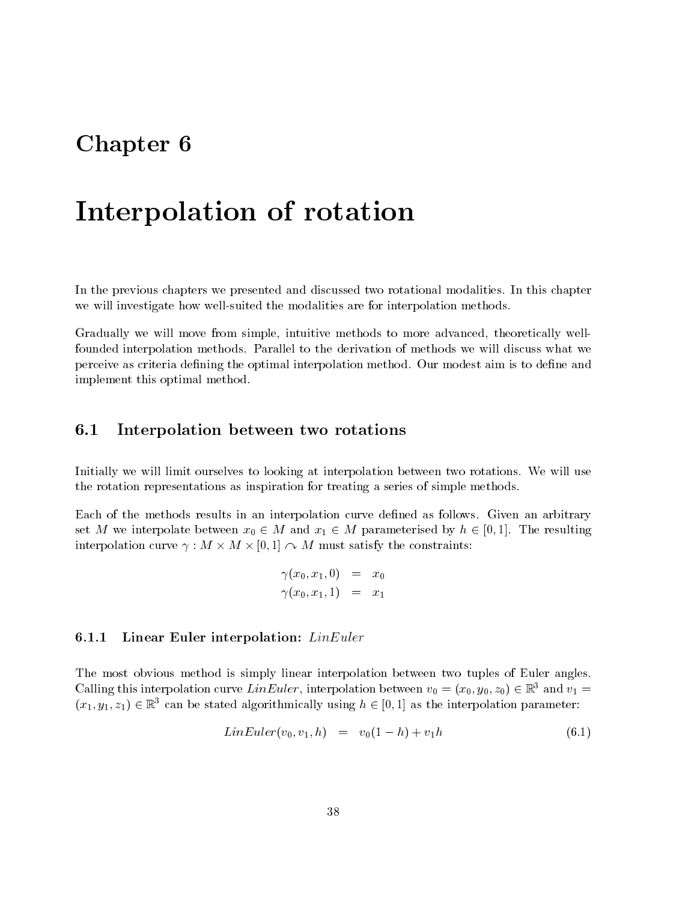# Chapter 6

# Interpolation of rotation

In the previous chapters we presented and discussed two rotational modalities. In this chapter we will investigate how well-suited the modalities are for interpolation methods.

Gradually we will move from simple, intuitive methods to more advanced, theoretically well-founded interpolation methods. Parallel to the derivation of methods we will discuss what we perceive as criteria defining the optimal interpolation method. Our modest aim is to define and implement this optimal method.

## 6.1 Interpolation between two rotations

Initially we will limit ourselves to looking at interpolation between two rotations. We will use the rotation representations as inspiration for treating a series of simple methods.

Each of the methods results in an interpolation curve defined as follows. Given an arbitrary set $M$ we interpolate between $x_0 \in M$ and $x_1 \in M$ parameterised by $h \in [0, 1]$. The resulting interpolation curve $\gamma : M \times M \times [0, 1] \curvearrowright M$ must satisfy the constraints:

$$
\begin{aligned}
\gamma(x_0, x_1, 0) &= x_0 \\
\gamma(x_0, x_1, 1) &= x_1
\end{aligned}
$$

### 6.1.1 Linear Euler interpolation: *LinEuler*

The most obvious method is simply linear interpolation between two tuples of Euler angles. Calling this interpolation curve *LinEuler*, interpolation between $v_0 = (x_0, y_0, z_0) \in \mathbb{R}^3$ and $v_1 = (x_1, y_1, z_1) \in \mathbb{R}^3$ can be stated algorithmically using $h \in [0, 1]$ as the interpolation parameter:

$$
LinEuler(v_0, v_1, h) = v_0(1 - h) + v_1 h \tag{6.1}
$$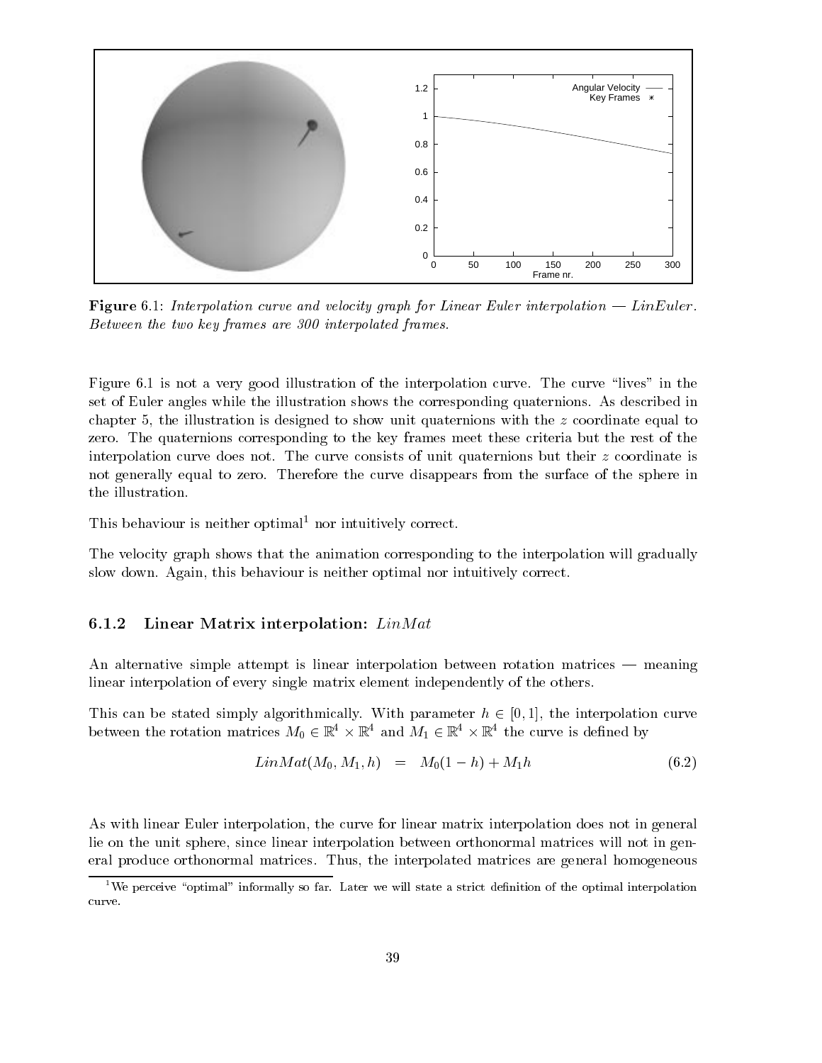**Figure** 6.1: *Interpolation curve and velocity graph for Linear Euler interpolation — LinEuler. Between the two key frames are 300 interpolated frames.*

Figure 6.1 is not a very good illustration of the interpolation curve. The curve "lives" in the set of Euler angles while the illustration shows the corresponding quaternions. As described in chapter 5, the illustration is designed to show unit quaternions with the $z$ coordinate equal to zero. The quaternions corresponding to the key frames meet these criteria but the rest of the interpolation curve does not. The curve consists of unit quaternions but their $z$ coordinate is not generally equal to zero. Therefore the curve disappears from the surface of the sphere in the illustration.

This behaviour is neither optimal[1] nor intuitively correct.

The velocity graph shows that the animation corresponding to the interpolation will gradually slow down. Again, this behaviour is neither optimal nor intuitively correct.

### 6.1.2 Linear Matrix interpolation: *LinMat*

An alternative simple attempt is linear interpolation between rotation matrices — meaning linear interpolation of every single matrix element independently of the others.

This can be stated simply algorithmically. With parameter $h \in [0, 1]$, the interpolation curve between the rotation matrices $M_0 \in \mathbb{R}^4 \times \mathbb{R}^4$ and $M_1 \in \mathbb{R}^4 \times \mathbb{R}^4$ the curve is defined by

$$LinMat(M_0, M_1, h) \quad = \quad M_0(1 - h) + M_1 h \tag{6.2}$$

As with linear Euler interpolation, the curve for linear matrix interpolation does not in general lie on the unit sphere, since linear interpolation between orthonormal matrices will not in general produce orthonormal matrices. Thus, the interpolated matrices are general homogeneous

[1] We perceive "optimal" informally so far. Later we will state a strict definition of the optimal interpolation curve.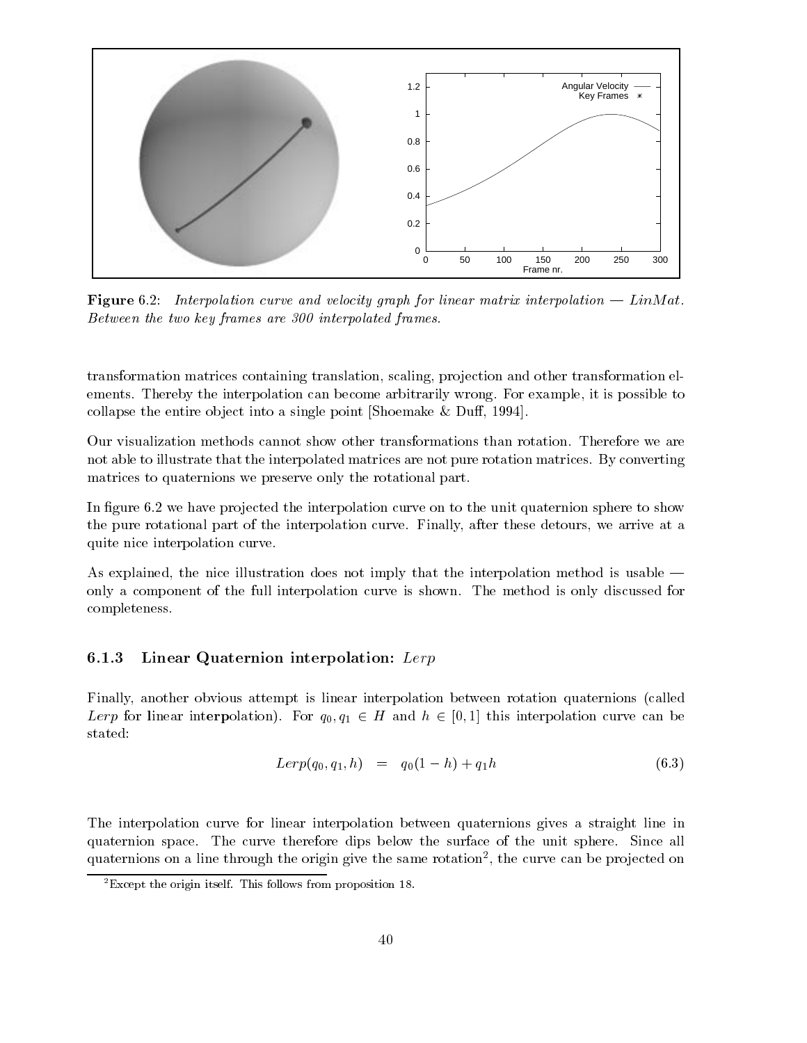**Figure** 6.2: *Interpolation curve and velocity graph for linear matrix interpolation — LinMat. Between the two key frames are 300 interpolated frames.*

transformation matrices containing translation, scaling, projection and other transformation elements. Thereby the interpolation can become arbitrarily wrong. For example, it is possible to collapse the entire object into a single point [Shoemake & Duff, 1994].

Our visualization methods cannot show other transformations than rotation. Therefore we are not able to illustrate that the interpolated matrices are not pure rotation matrices. By converting matrices to quaternions we preserve only the rotational part.

In figure 6.2 we have projected the interpolation curve on to the unit quaternion sphere to show the pure rotational part of the interpolation curve. Finally, after these detours, we arrive at a quite nice interpolation curve.

As explained, the nice illustration does not imply that the interpolation method is usable — only a component of the full interpolation curve is shown. The method is only discussed for completeness.

### 6.1.3 Linear Quaternion interpolation: *Lerp*

Finally, another obvious attempt is linear interpolation between rotation quaternions (called *Lerp* for **l**inear int**erp**olation). For $q_0, q_1 \in H$ and $h \in [0, 1]$ this interpolation curve can be stated:

$$Lerp(q_0, q_1, h) \quad = \quad q_0(1 - h) + q_1 h \tag{6.3}$$

The interpolation curve for linear interpolation between quaternions gives a straight line in quaternion space. The curve therefore dips below the surface of the unit sphere. Since all quaternions on a line through the origin give the same rotation[2], the curve can be projected on

[2]Except the origin itself. This follows from proposition 18.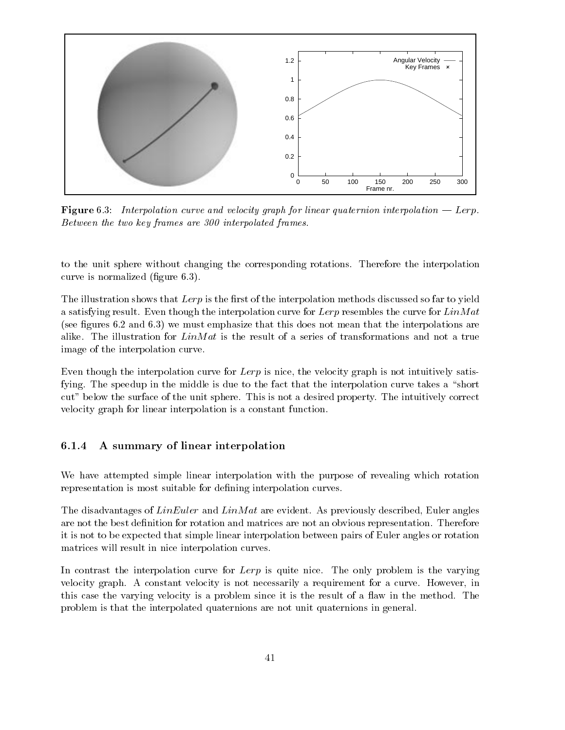**Figure 6.3**: *Interpolation curve and velocity graph for linear quaternion interpolation — Lerp. Between the two key frames are 300 interpolated frames.*

to the unit sphere without changing the corresponding rotations. Therefore the interpolation curve is normalized (figure 6.3).

The illustration shows that *Lerp* is the first of the interpolation methods discussed so far to yield a satisfying result. Even though the interpolation curve for *Lerp* resembles the curve for *LinMat* (see figures 6.2 and 6.3) we must emphasize that this does not mean that the interpolations are alike. The illustration for *LinMat* is the result of a series of transformations and not a true image of the interpolation curve.

Even though the interpolation curve for *Lerp* is nice, the velocity graph is not intuitively satisfying. The speedup in the middle is due to the fact that the interpolation curve takes a "short cut" below the surface of the unit sphere. This is not a desired property. The intuitively correct velocity graph for linear interpolation is a constant function.

### 6.1.4 A summary of linear interpolation

We have attempted simple linear interpolation with the purpose of revealing which rotation representation is most suitable for defining interpolation curves.

The disadvantages of *LinEuler* and *LinMat* are evident. As previously described, Euler angles are not the best definition for rotation and matrices are not an obvious representation. Therefore it is not to be expected that simple linear interpolation between pairs of Euler angles or rotation matrices will result in nice interpolation curves.

In contrast the interpolation curve for *Lerp* is quite nice. The only problem is the varying velocity graph. A constant velocity is not necessarily a requirement for a curve. However, in this case the varying velocity is a problem since it is the result of a flaw in the method. The problem is that the interpolated quaternions are not unit quaternions in general.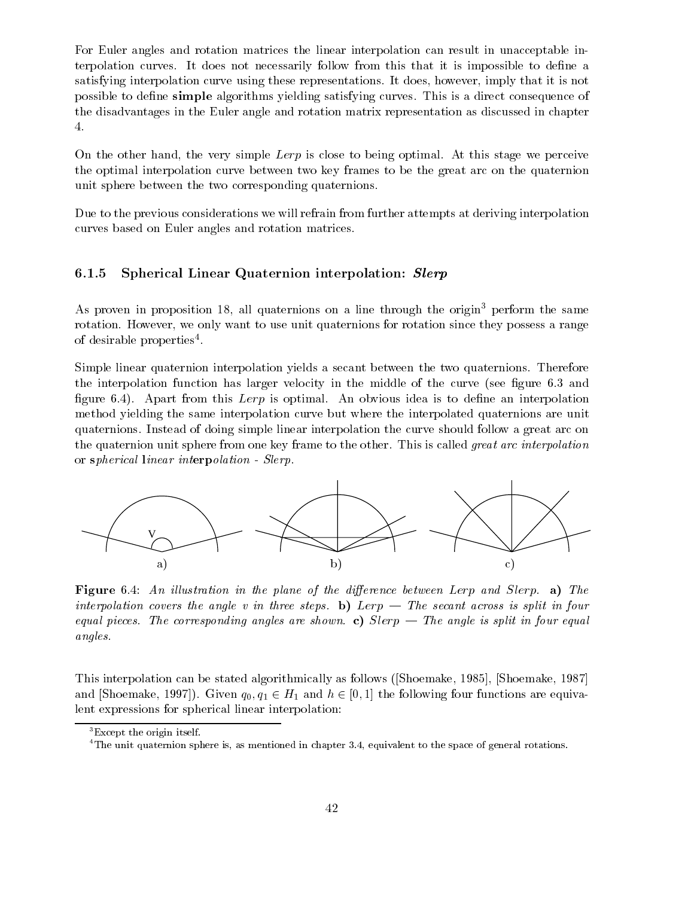For Euler angles and rotation matrices the linear interpolation can result in unacceptable interpolation curves. It does not necessarily follow from this that it is impossible to define a satisfying interpolation curve using these representations. It does, however, imply that it is not possible to define **simple** algorithms yielding satisfying curves. This is a direct consequence of the disadvantages in the Euler angle and rotation matrix representation as discussed in chapter 4.

On the other hand, the very simple *Lerp* is close to being optimal. At this stage we perceive the optimal interpolation curve between two key frames to be the great arc on the quaternion unit sphere between the two corresponding quaternions.

Due to the previous considerations we will refrain from further attempts at deriving interpolation curves based on Euler angles and rotation matrices.

### 6.1.5 Spherical Linear Quaternion interpolation: *Slerp*

As proven in proposition 18, all quaternions on a line through the origin[3] perform the same rotation. However, we only want to use unit quaternions for rotation since they possess a range of desirable properties[4].

Simple linear quaternion interpolation yields a secant between the two quaternions. Therefore the interpolation function has larger velocity in the middle of the curve (see figure 6.3 and figure 6.4). Apart from this *Lerp* is optimal. An obvious idea is to define an interpolation method yielding the same interpolation curve but where the interpolated quaternions are unit quaternions. Instead of doing simple linear interpolation the curve should follow a great arc on the quaternion unit sphere from one key frame to the other. This is called *great arc interpolation* or ***s**pherical **l**inear int**erp**olation - Slerp*.

**Figure 6.4**: *An illustration in the plane of the difference between Lerp and Slerp.* **a)** *The interpolation covers the angle v in three steps.* **b)** *Lerp — The secant across is split in four equal pieces. The corresponding angles are shown.* **c)** *Slerp — The angle is split in four equal angles.*

This interpolation can be stated algorithmically as follows ([Shoemake, 1985], [Shoemake, 1987] and [Shoemake, 1997]). Given $q_0, q_1 \in H_1$ and $h \in [0, 1]$ the following four functions are equivalent expressions for spherical linear interpolation:

[3] Except the origin itself.

[4] The unit quaternion sphere is, as mentioned in chapter 3.4, equivalent to the space of general rotations.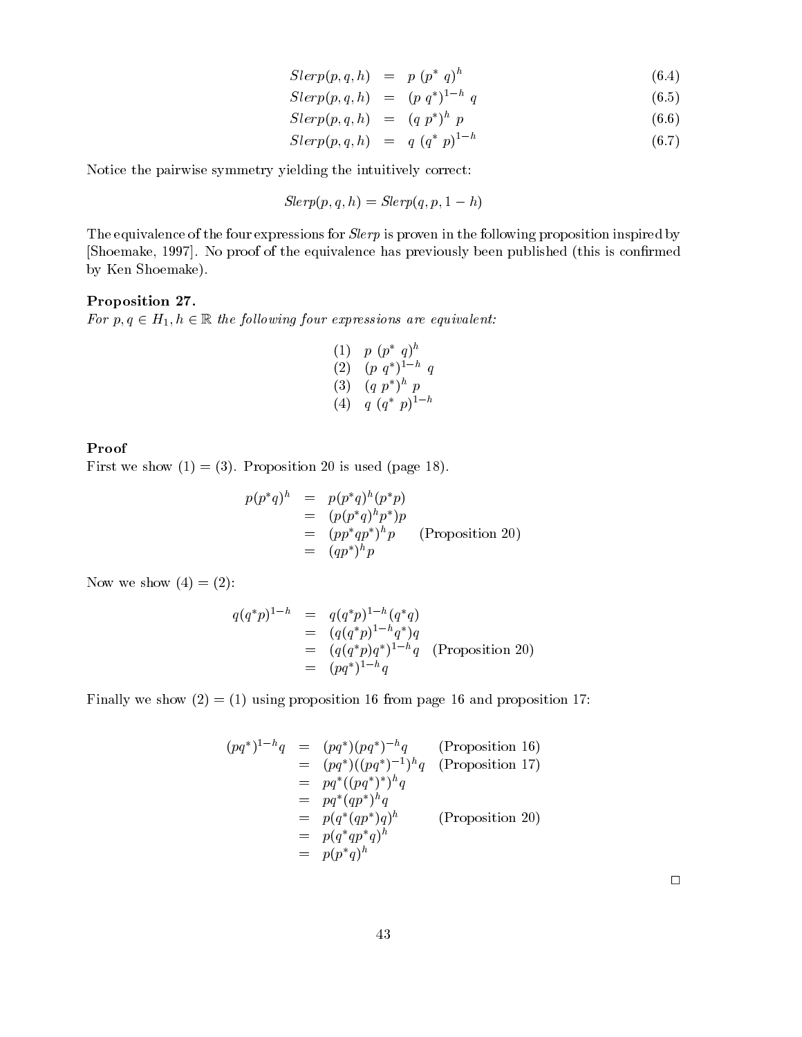$$Slerp(p,q,h) = p\ (p^*\ q)^h \tag{6.4}$$
$$Slerp(p,q,h) = (p\ q^*)^{1-h}\ q \tag{6.5}$$
$$Slerp(p,q,h) = (q\ p^*)^h\ p \tag{6.6}$$
$$Slerp(p,q,h) = q\ (q^*\ p)^{1-h} \tag{6.7}$$

Notice the pairwise symmetry yielding the intuitively correct:

$$Slerp(p,q,h) = Slerp(q,p,1-h)$$

The equivalence of the four expressions for *Slerp* is proven in the following proposition inspired by [Shoemake, 1997]. No proof of the equivalence has previously been published (this is confirmed by Ken Shoemake).

**Proposition 27.**
*For $p,q \in H_1, h \in \mathbb{R}$ the following four expressions are equivalent:*

$$\begin{array}{ll} (1) & p\ (p^*\ q)^h \\ (2) & (p\ q^*)^{1-h}\ q \\ (3) & (q\ p^*)^h\ p \\ (4) & q\ (q^*\ p)^{1-h} \end{array}$$

**Proof**
First we show (1) = (3). Proposition 20 is used (page 18).

$$\begin{aligned} p(p^*q)^h &= p(p^*q)^h(p^*p) \\ &= (p(p^*q)^h p^*)p \\ &= (pp^*qp^*)^h p \qquad \text{(Proposition 20)} \\ &= (qp^*)^h p \end{aligned}$$

Now we show (4) = (2):

$$\begin{aligned} q(q^*p)^{1-h} &= q(q^*p)^{1-h}(q^*q) \\ &= (q(q^*p)^{1-h}q^*)q \\ &= (q(q^*p)q^*)^{1-h}q \quad \text{(Proposition 20)} \\ &= (pq^*)^{1-h}q \end{aligned}$$

Finally we show (2) = (1) using proposition 16 from page 16 and proposition 17:

$$\begin{aligned} (pq^*)^{1-h}q &= (pq^*)(pq^*)^{-h}q \qquad \text{(Proposition 16)} \\ &= (pq^*)((pq^*)^{-1})^h q \quad \text{(Proposition 17)} \\ &= pq^*((pq^*)^*)^h q \\ &= pq^*(qp^*)^h q \\ &= p(q^*(qp^*)q)^h \qquad \text{(Proposition 20)} \\ &= p(q^*qp^*q)^h \\ &= p(p^*q)^h \end{aligned}$$

□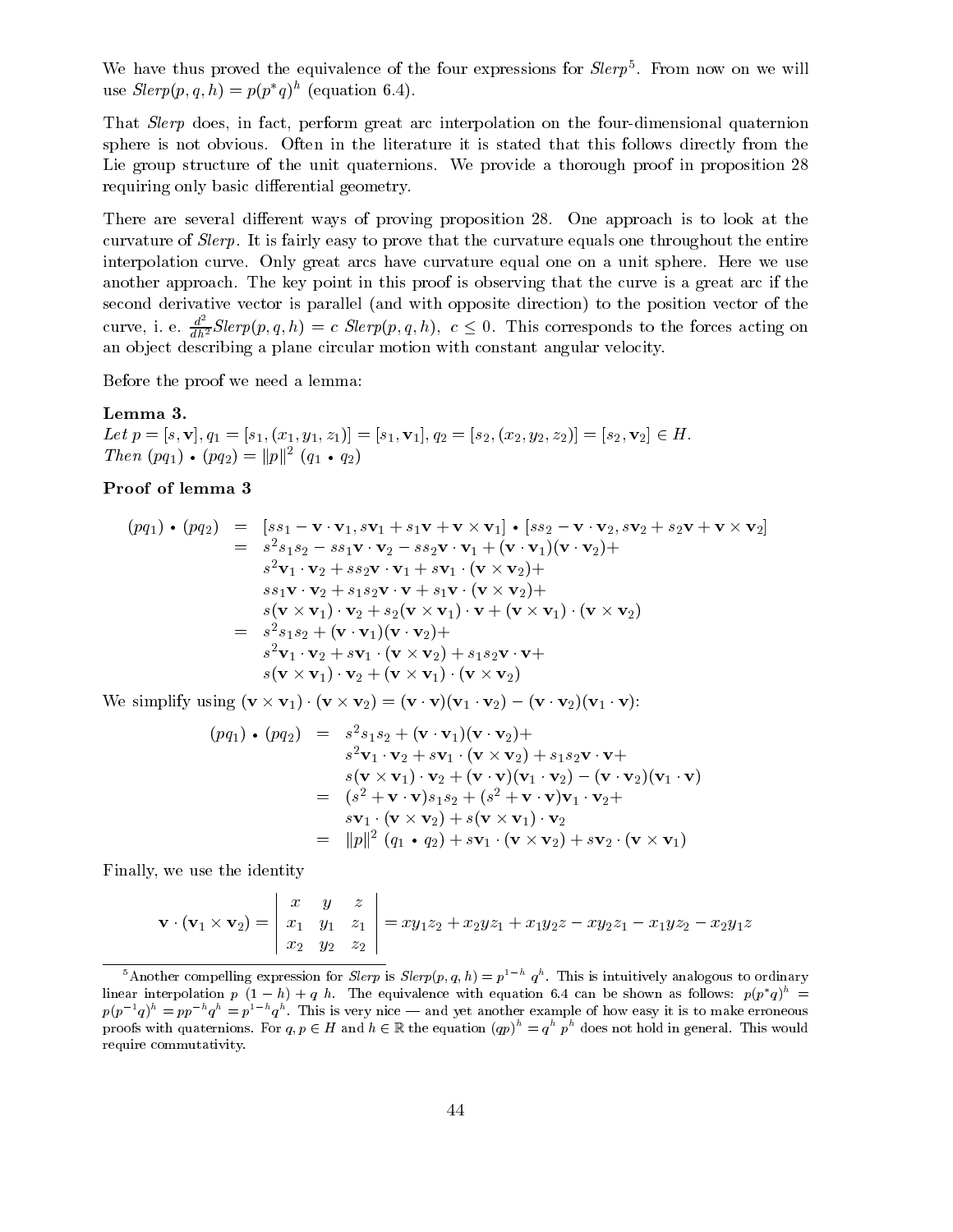We have thus proved the equivalence of the four expressions for *Slerp*[5]. From now on we will use $Slerp(p,q,h) = p(p^*q)^h$ (equation 6.4).

That *Slerp* does, in fact, perform great arc interpolation on the four-dimensional quaternion sphere is not obvious. Often in the literature it is stated that this follows directly from the Lie group structure of the unit quaternions. We provide a thorough proof in proposition 28 requiring only basic differential geometry.

There are several different ways of proving proposition 28. One approach is to look at the curvature of *Slerp*. It is fairly easy to prove that the curvature equals one throughout the entire interpolation curve. Only great arcs have curvature equal one on a unit sphere. Here we use another approach. The key point in this proof is observing that the curve is a great arc if the second derivative vector is parallel (and with opposite direction) to the position vector of the curve, i. e. $\frac{d^2}{dh^2}Slerp(p,q,h) = c\ Slerp(p,q,h),\ c \leq 0$. This corresponds to the forces acting on an object describing a plane circular motion with constant angular velocity.

Before the proof we need a lemma:

**Lemma 3.**
*Let* $p = [s, \mathbf{v}], q_1 = [s_1, (x_1, y_1, z_1)] = [s_1, \mathbf{v}_1], q_2 = [s_2, (x_2, y_2, z_2)] = [s_2, \mathbf{v}_2] \in H$.
*Then* $(pq_1) \bullet (pq_2) = \|p\|^2\ (q_1 \bullet q_2)$

**Proof of lemma 3**

$$
\begin{aligned}
(pq_1) \bullet (pq_2) &= [ss_1 - \mathbf{v}\cdot\mathbf{v}_1, s\mathbf{v}_1 + s_1\mathbf{v} + \mathbf{v}\times\mathbf{v}_1] \bullet [ss_2 - \mathbf{v}\cdot\mathbf{v}_2, s\mathbf{v}_2 + s_2\mathbf{v} + \mathbf{v}\times\mathbf{v}_2] \\
&= s^2 s_1 s_2 - ss_1\mathbf{v}\cdot\mathbf{v}_2 - ss_2\mathbf{v}\cdot\mathbf{v}_1 + (\mathbf{v}\cdot\mathbf{v}_1)(\mathbf{v}\cdot\mathbf{v}_2) + \\
&\quad s^2\mathbf{v}_1\cdot\mathbf{v}_2 + ss_2\mathbf{v}\cdot\mathbf{v}_1 + s\mathbf{v}_1\cdot(\mathbf{v}\times\mathbf{v}_2) + \\
&\quad ss_1\mathbf{v}\cdot\mathbf{v}_2 + s_1s_2\mathbf{v}\cdot\mathbf{v} + s_1\mathbf{v}\cdot(\mathbf{v}\times\mathbf{v}_2) + \\
&\quad s(\mathbf{v}\times\mathbf{v}_1)\cdot\mathbf{v}_2 + s_2(\mathbf{v}\times\mathbf{v}_1)\cdot\mathbf{v} + (\mathbf{v}\times\mathbf{v}_1)\cdot(\mathbf{v}\times\mathbf{v}_2) \\
&= s^2 s_1 s_2 + (\mathbf{v}\cdot\mathbf{v}_1)(\mathbf{v}\cdot\mathbf{v}_2) + \\
&\quad s^2\mathbf{v}_1\cdot\mathbf{v}_2 + s\mathbf{v}_1\cdot(\mathbf{v}\times\mathbf{v}_2) + s_1s_2\mathbf{v}\cdot\mathbf{v} + \\
&\quad s(\mathbf{v}\times\mathbf{v}_1)\cdot\mathbf{v}_2 + (\mathbf{v}\times\mathbf{v}_1)\cdot(\mathbf{v}\times\mathbf{v}_2)
\end{aligned}
$$

We simplify using $(\mathbf{v}\times\mathbf{v}_1)\cdot(\mathbf{v}\times\mathbf{v}_2) = (\mathbf{v}\cdot\mathbf{v})(\mathbf{v}_1\cdot\mathbf{v}_2) - (\mathbf{v}\cdot\mathbf{v}_2)(\mathbf{v}_1\cdot\mathbf{v})$:

$$
\begin{aligned}
(pq_1) \bullet (pq_2) &= s^2 s_1 s_2 + (\mathbf{v}\cdot\mathbf{v}_1)(\mathbf{v}\cdot\mathbf{v}_2) + \\
&\quad s^2\mathbf{v}_1\cdot\mathbf{v}_2 + s\mathbf{v}_1\cdot(\mathbf{v}\times\mathbf{v}_2) + s_1s_2\mathbf{v}\cdot\mathbf{v} + \\
&\quad s(\mathbf{v}\times\mathbf{v}_1)\cdot\mathbf{v}_2 + (\mathbf{v}\cdot\mathbf{v})(\mathbf{v}_1\cdot\mathbf{v}_2) - (\mathbf{v}\cdot\mathbf{v}_2)(\mathbf{v}_1\cdot\mathbf{v}) \\
&= (s^2 + \mathbf{v}\cdot\mathbf{v})s_1s_2 + (s^2 + \mathbf{v}\cdot\mathbf{v})\mathbf{v}_1\cdot\mathbf{v}_2 + \\
&\quad s\mathbf{v}_1\cdot(\mathbf{v}\times\mathbf{v}_2) + s(\mathbf{v}\times\mathbf{v}_1)\cdot\mathbf{v}_2 \\
&= \|p\|^2\ (q_1 \bullet q_2) + s\mathbf{v}_1\cdot(\mathbf{v}\times\mathbf{v}_2) + s\mathbf{v}_2\cdot(\mathbf{v}\times\mathbf{v}_1)
\end{aligned}
$$

Finally, we use the identity

$$
\mathbf{v}\cdot(\mathbf{v}_1\times\mathbf{v}_2) = \begin{vmatrix} x & y & z \\ x_1 & y_1 & z_1 \\ x_2 & y_2 & z_2 \end{vmatrix} = xy_1z_2 + x_2yz_1 + x_1y_2z - xy_2z_1 - x_1yz_2 - x_2y_1z
$$

---

[5] Another compelling expression for *Slerp* is $Slerp(p,q,h) = p^{1-h}\ q^h$. This is intuitively analogous to ordinary linear interpolation $p\ (1-h) + q\ h$. The equivalence with equation 6.4 can be shown as follows: $p(p^*q)^h = p(p^{-1}q)^h = pp^{-h}q^h = p^{1-h}q^h$. This is very nice — and yet another example of how easy it is to make erroneous proofs with quaternions. For $q, p \in H$ and $h \in \mathbb{R}$ the equation $(qp)^h = q^h\ p^h$ does not hold in general. This would require commutativity.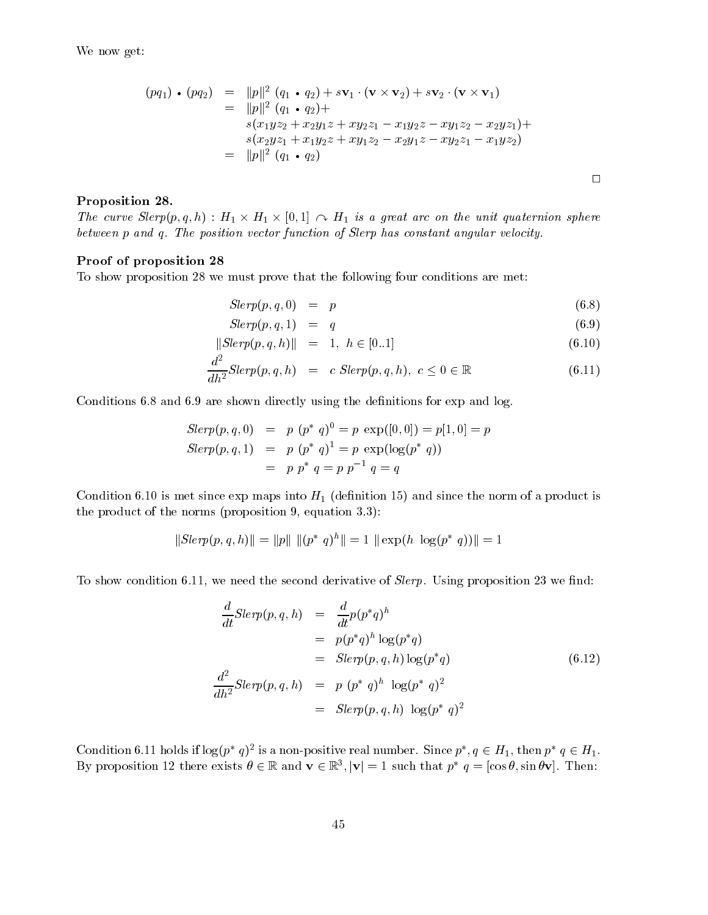We now get:

$$
\begin{aligned}
(pq_1) \bullet (pq_2) &= \|p\|^2 \ (q_1 \bullet q_2) + s\mathbf{v}_1 \cdot (\mathbf{v} \times \mathbf{v}_2) + s\mathbf{v}_2 \cdot (\mathbf{v} \times \mathbf{v}_1) \\
&= \|p\|^2 \ (q_1 \bullet q_2) + \\
&\quad s(x_1 y z_2 + x_2 y_1 z + x y_2 z_1 - x_1 y_2 z - x y_1 z_2 - x_2 y z_1) + \\
&\quad s(x_2 y z_1 + x_1 y_2 z + x y_1 z_2 - x_2 y_1 z - x y_2 z_1 - x_1 y z_2) \\
&= \|p\|^2 \ (q_1 \bullet q_2)
\end{aligned}
$$

□

**Proposition 28.**
*The curve $Slerp(p, q, h) : H_1 \times H_1 \times [0, 1] \curvearrowright H_1$ is a great arc on the unit quaternion sphere between $p$ and $q$. The position vector function of Slerp has constant angular velocity.*

**Proof of proposition 28**
To show proposition 28 we must prove that the following four conditions are met:

$$
\begin{aligned}
Slerp(p, q, 0) &= p && (6.8) \\
Slerp(p, q, 1) &= q && (6.9) \\
\|Slerp(p, q, h)\| &= 1, \ \ h \in [0..1] && (6.10) \\
\frac{d^2}{dh^2} Slerp(p, q, h) &= c \ Slerp(p, q, h), \ \ c \leq 0 \in \mathbb{R} && (6.11)
\end{aligned}
$$

Conditions 6.8 and 6.9 are shown directly using the definitions for exp and log.

$$
\begin{aligned}
Slerp(p, q, 0) &= p \ (p^* \ q)^0 = p \ \exp([0, 0]) = p[1, 0] = p \\
Slerp(p, q, 1) &= p \ (p^* \ q)^1 = p \ \exp(\log(p^* \ q)) \\
&= p \ p^* \ q = p \ p^{-1} \ q = q
\end{aligned}
$$

Condition 6.10 is met since exp maps into $H_1$ (definition 15) and since the norm of a product is the product of the norms (proposition 9, equation 3.3):

$$
\|Slerp(p, q, h)\| = \|p\| \ \|(p^* \ q)^h\| = 1 \ \|\exp(h \ \log(p^* \ q))\| = 1
$$

To show condition 6.11, we need the second derivative of *Slerp*. Using proposition 23 we find:

$$
\begin{aligned}
\frac{d}{dt} Slerp(p, q, h) &= \frac{d}{dt} p(p^* q)^h \\
&= p(p^* q)^h \log(p^* q) \\
&= Slerp(p, q, h) \log(p^* q) && (6.12) \\
\frac{d^2}{dh^2} Slerp(p, q, h) &= p \ (p^* \ q)^h \ \log(p^* \ q)^2 \\
&= Slerp(p, q, h) \ \log(p^* \ q)^2
\end{aligned}
$$

Condition 6.11 holds if $\log(p^* \ q)^2$ is a non-positive real number. Since $p^*, q \in H_1$, then $p^* \ q \in H_1$. By proposition 12 there exists $\theta \in \mathbb{R}$ and $\mathbf{v} \in \mathbb{R}^3, |\mathbf{v}| = 1$ such that $p^* \ q = [\cos\theta, \sin\theta\mathbf{v}]$. Then: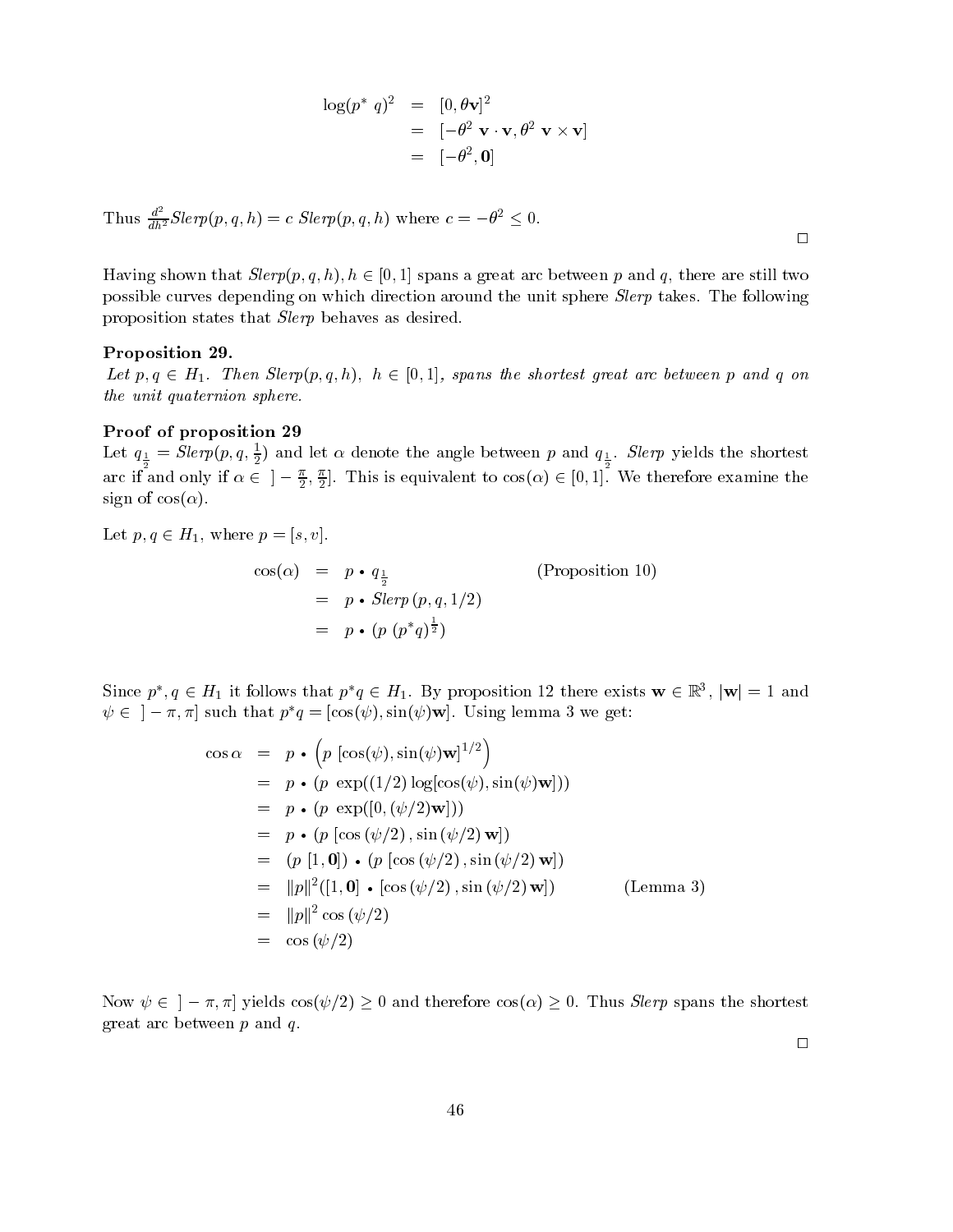$$
\begin{aligned}
\log(p^*\ q)^2 &= [0, \theta\mathbf{v}]^2 \\
&= [-\theta^2\ \mathbf{v}\cdot\mathbf{v}, \theta^2\ \mathbf{v}\times\mathbf{v}] \\
&= [-\theta^2, \mathbf{0}]
\end{aligned}
$$

Thus $\frac{d^2}{dh^2} Slerp(p, q, h) = c\ Slerp(p, q, h)$ where $c = -\theta^2 \leq 0$.

□

Having shown that $Slerp(p, q, h), h \in [0, 1]$ spans a great arc between $p$ and $q$, there are still two possible curves depending on which direction around the unit sphere *Slerp* takes. The following proposition states that *Slerp* behaves as desired.

**Proposition 29.**
*Let $p, q \in H_1$. Then $Slerp(p, q, h),\ h \in [0, 1]$, spans the shortest great arc between $p$ and $q$ on the unit quaternion sphere.*

**Proof of proposition 29**
Let $q_{\frac{1}{2}} = Slerp(p, q, \frac{1}{2})$ and let $\alpha$ denote the angle between $p$ and $q_{\frac{1}{2}}$. *Slerp* yields the shortest arc if and only if $\alpha \in\ ]-\frac{\pi}{2}, \frac{\pi}{2}]$. This is equivalent to $\cos(\alpha) \in [0, 1]$. We therefore examine the sign of $\cos(\alpha)$.

Let $p, q \in H_1$, where $p = [s, v]$.

$$
\begin{aligned}
\cos(\alpha) &= p \bullet q_{\frac{1}{2}} && \text{(Proposition 10)} \\
&= p \bullet Slerp\,(p, q, 1/2) \\
&= p \bullet (p\ (p^* q)^{\frac{1}{2}})
\end{aligned}
$$

Since $p^*, q \in H_1$ it follows that $p^* q \in H_1$. By proposition 12 there exists $\mathbf{w} \in \mathbb{R}^3$, $|\mathbf{w}| = 1$ and $\psi \in\ ]-\pi, \pi]$ such that $p^* q = [\cos(\psi), \sin(\psi)\mathbf{w}]$. Using lemma 3 we get:

$$
\begin{aligned}
\cos\alpha &= p \bullet \left(p\ [\cos(\psi), \sin(\psi)\mathbf{w}]^{1/2}\right) \\
&= p \bullet (p\ \exp((1/2)\log[\cos(\psi), \sin(\psi)\mathbf{w}])) \\
&= p \bullet (p\ \exp([0, (\psi/2)\mathbf{w}])) \\
&= p \bullet (p\ [\cos(\psi/2), \sin(\psi/2)\,\mathbf{w}]) \\
&= (p\ [1, \mathbf{0}]) \bullet (p\ [\cos(\psi/2), \sin(\psi/2)\,\mathbf{w}]) \\
&= \|p\|^2([1, \mathbf{0}] \bullet [\cos(\psi/2), \sin(\psi/2)\,\mathbf{w}]) && \text{(Lemma 3)} \\
&= \|p\|^2 \cos(\psi/2) \\
&= \cos(\psi/2)
\end{aligned}
$$

Now $\psi \in\ ]-\pi, \pi]$ yields $\cos(\psi/2) \geq 0$ and therefore $\cos(\alpha) \geq 0$. Thus *Slerp* spans the shortest great arc between $p$ and $q$.

□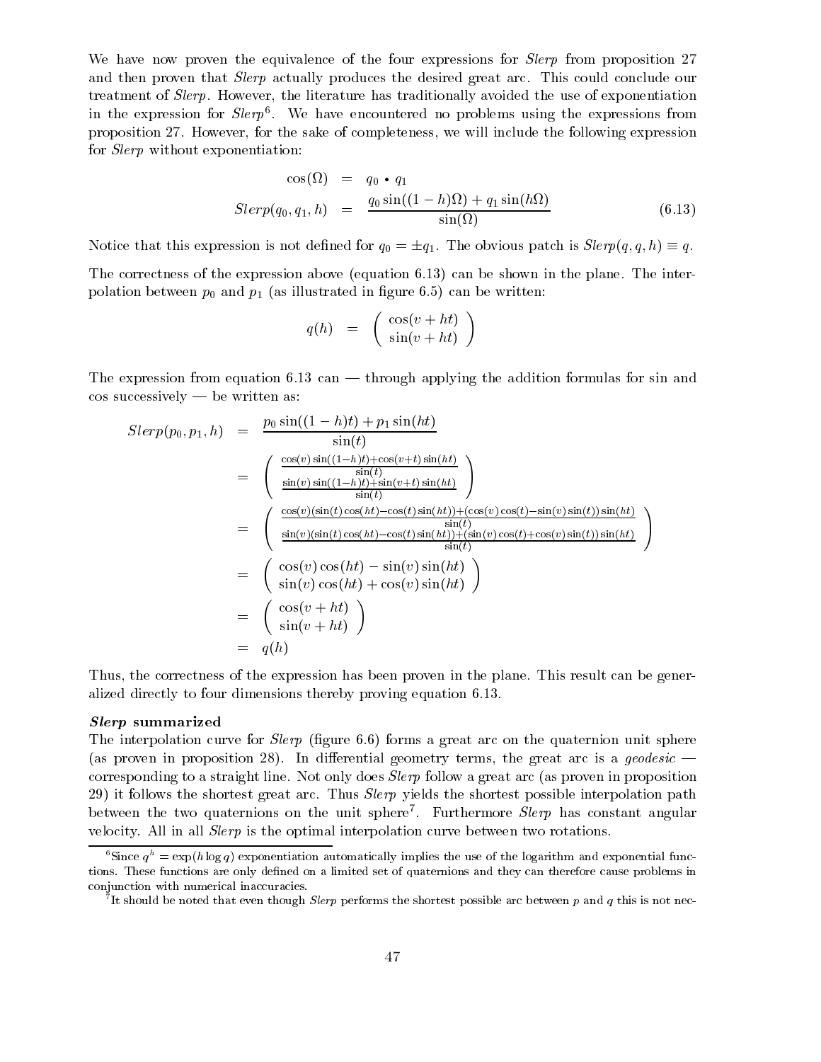We have now proven the equivalence of the four expressions for *Slerp* from proposition 27 and then proven that *Slerp* actually produces the desired great arc. This could conclude our treatment of *Slerp*. However, the literature has traditionally avoided the use of exponentiation in the expression for *Slerp*[6]. We have encountered no problems using the expressions from proposition 27. However, for the sake of completeness, we will include the following expression for *Slerp* without exponentiation:

$$
\begin{aligned}
\cos(\Omega) &= q_0 \bullet q_1 \\
Slerp(q_0, q_1, h) &= \frac{q_0 \sin((1-h)\Omega) + q_1 \sin(h\Omega)}{\sin(\Omega)}
\end{aligned}
\tag{6.13}
$$

Notice that this expression is not defined for $q_0 = \pm q_1$. The obvious patch is $Slerp(q, q, h) \equiv q$.

The correctness of the expression above (equation 6.13) can be shown in the plane. The interpolation between $p_0$ and $p_1$ (as illustrated in figure 6.5) can be written:

$$
q(h) = \begin{pmatrix} \cos(v+ht) \\ \sin(v+ht) \end{pmatrix}
$$

The expression from equation 6.13 can — through applying the addition formulas for sin and cos successively — be written as:

$$
\begin{aligned}
Slerp(p_0, p_1, h) &= \frac{p_0 \sin((1-h)t) + p_1 \sin(ht)}{\sin(t)} \\
&= \begin{pmatrix} \frac{\cos(v)\sin((1-h)t)+\cos(v+t)\sin(ht)}{\sin(t)} \\ \frac{\sin(v)\sin((1-h)t)+\sin(v+t)\sin(ht)}{\sin(t)} \end{pmatrix} \\
&= \begin{pmatrix} \frac{\cos(v)(\sin(t)\cos(ht)-\cos(t)\sin(ht))+(\cos(v)\cos(t)-\sin(v)\sin(t))\sin(ht)}{\sin(t)} \\ \frac{\sin(v)(\sin(t)\cos(ht)-\cos(t)\sin(ht))+(\sin(v)\cos(t)+\cos(v)\sin(t))\sin(ht)}{\sin(t)} \end{pmatrix} \\
&= \begin{pmatrix} \cos(v)\cos(ht) - \sin(v)\sin(ht) \\ \sin(v)\cos(ht) + \cos(v)\sin(ht) \end{pmatrix} \\
&= \begin{pmatrix} \cos(v+ht) \\ \sin(v+ht) \end{pmatrix} \\
&= q(h)
\end{aligned}
$$

Thus, the correctness of the expression has been proven in the plane. This result can be generalized directly to four dimensions thereby proving equation 6.13.

***Slerp* summarized**

The interpolation curve for *Slerp* (figure 6.6) forms a great arc on the quaternion unit sphere (as proven in proposition 28). In differential geometry terms, the great arc is a *geodesic* — corresponding to a straight line. Not only does *Slerp* follow a great arc (as proven in proposition 29) it follows the shortest great arc. Thus *Slerp* yields the shortest possible interpolation path between the two quaternions on the unit sphere[7]. Furthermore *Slerp* has constant angular velocity. All in all *Slerp* is the optimal interpolation curve between two rotations.

[6] Since $q^h = \exp(h \log q)$ exponentiation automatically implies the use of the logarithm and exponential functions. These functions are only defined on a limited set of quaternions and they can therefore cause problems in conjunction with numerical inaccuracies.

[7] It should be noted that even though *Slerp* performs the shortest possible arc between $p$ and $q$ this is not nec-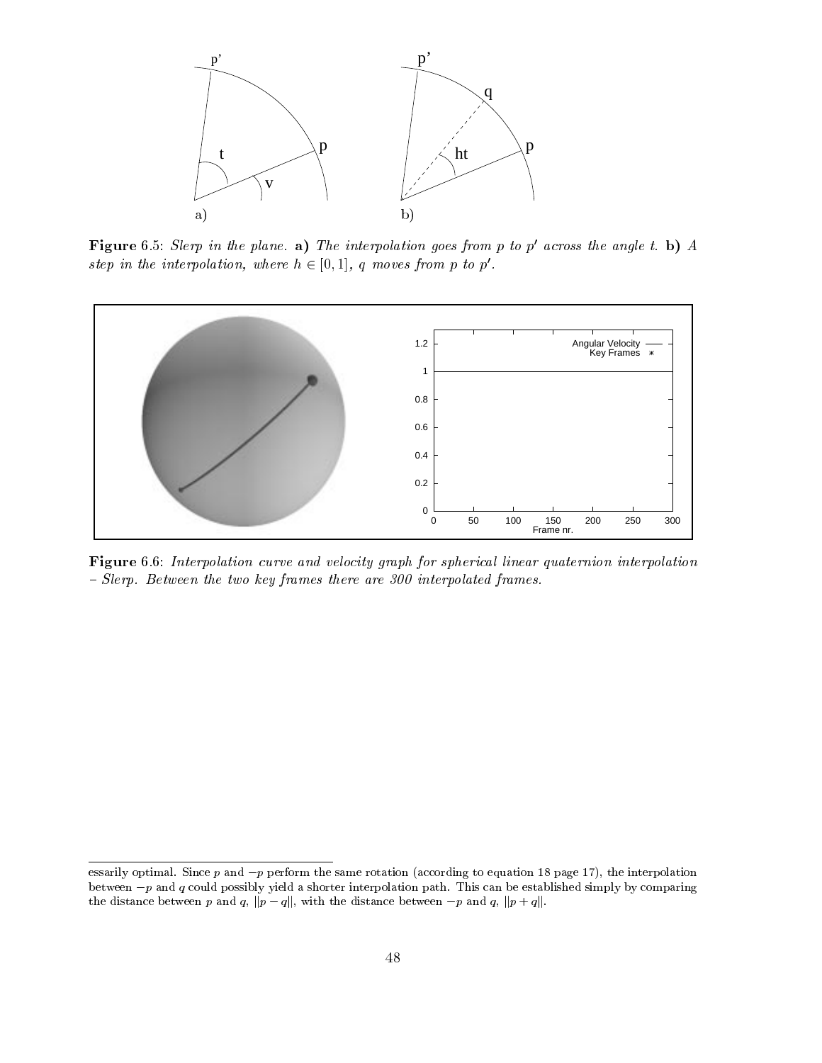**Figure** 6.5: *Slerp in the plane.* **a)** *The interpolation goes from $p$ to $p'$ across the angle $t$.* **b)** *A step in the interpolation, where $h \in [0, 1]$, $q$ moves from $p$ to $p'$.*

**Figure** 6.6: *Interpolation curve and velocity graph for spherical linear quaternion interpolation – Slerp. Between the two key frames there are 300 interpolated frames.*

---

essarily optimal. Since $p$ and $-p$ perform the same rotation (according to equation 18 page 17), the interpolation between $-p$ and $q$ could possibly yield a shorter interpolation path. This can be established simply by comparing the distance between $p$ and $q$, $\|p - q\|$, with the distance between $-p$ and $q$, $\|p + q\|$.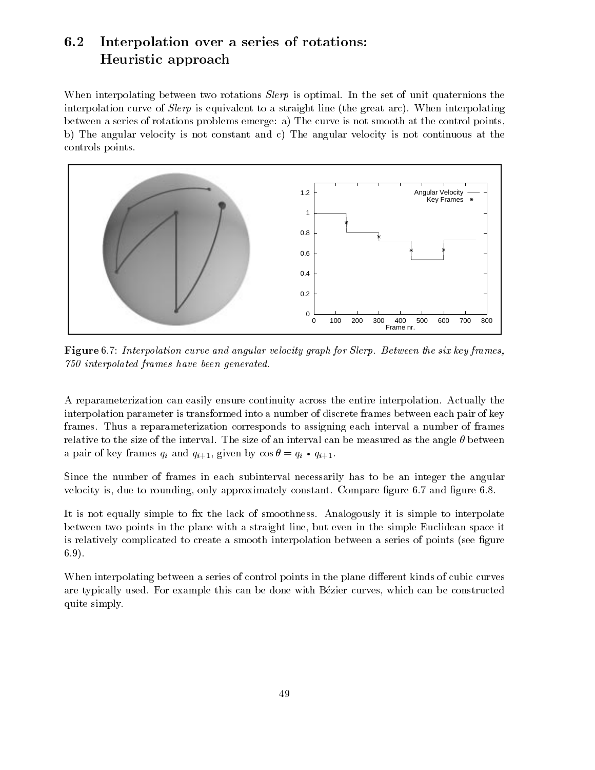## 6.2 Interpolation over a series of rotations: Heuristic approach

When interpolating between two rotations *Slerp* is optimal. In the set of unit quaternions the interpolation curve of *Slerp* is equivalent to a straight line (the great arc). When interpolating between a series of rotations problems emerge: a) The curve is not smooth at the control points, b) The angular velocity is not constant and c) The angular velocity is not continuous at the controls points.

**Figure** 6.7: *Interpolation curve and angular velocity graph for Slerp. Between the six key frames, 750 interpolated frames have been generated.*

A reparameterization can easily ensure continuity across the entire interpolation. Actually the interpolation parameter is transformed into a number of discrete frames between each pair of key frames. Thus a reparameterization corresponds to assigning each interval a number of frames relative to the size of the interval. The size of an interval can be measured as the angle $\theta$ between a pair of key frames $q_i$ and $q_{i+1}$, given by $\cos\theta = q_i \bullet q_{i+1}$.

Since the number of frames in each subinterval necessarily has to be an integer the angular velocity is, due to rounding, only approximately constant. Compare figure 6.7 and figure 6.8.

It is not equally simple to fix the lack of smoothness. Analogously it is simple to interpolate between two points in the plane with a straight line, but even in the simple Euclidean space it is relatively complicated to create a smooth interpolation between a series of points (see figure 6.9).

When interpolating between a series of control points in the plane different kinds of cubic curves are typically used. For example this can be done with Bézier curves, which can be constructed quite simply.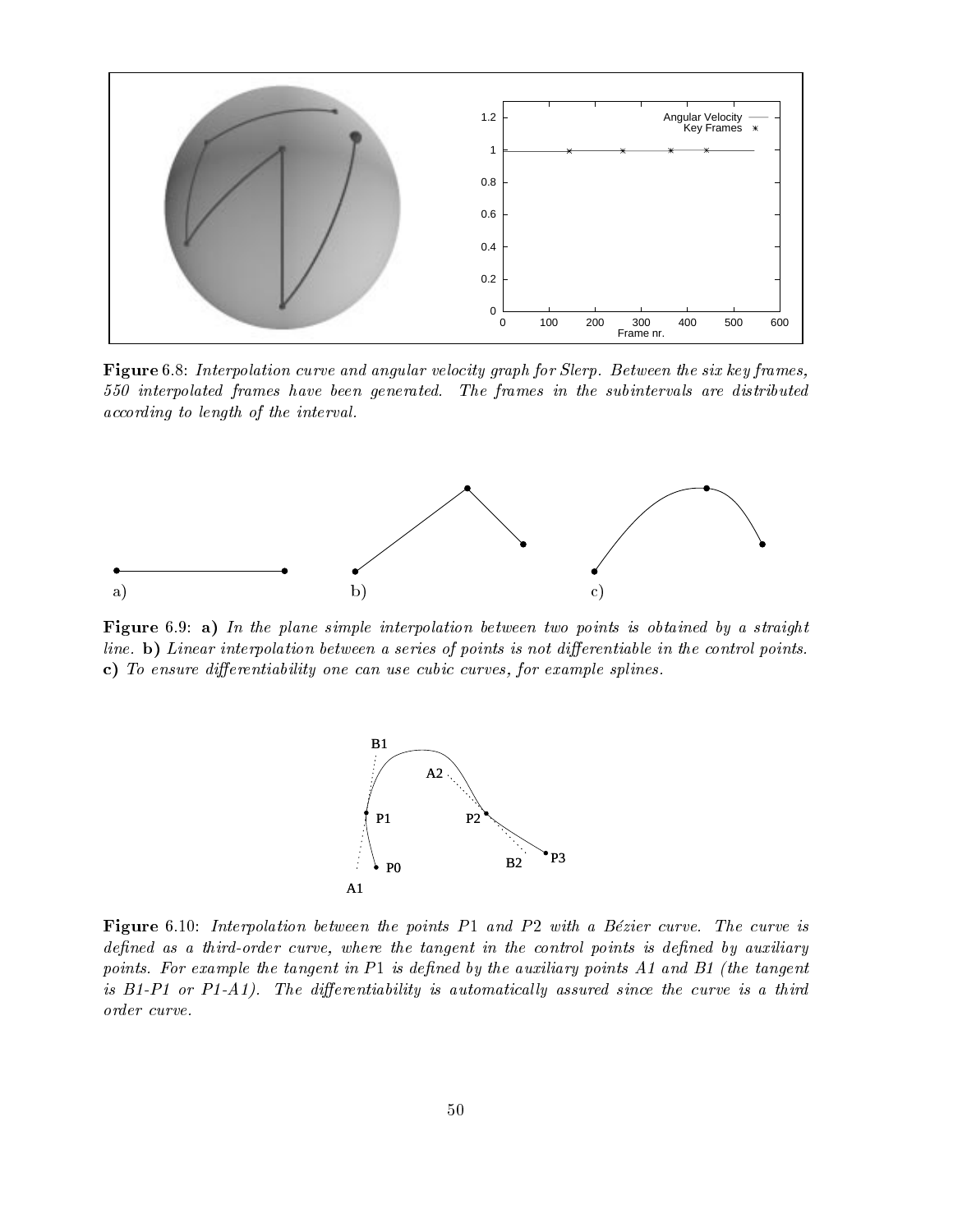**Figure** 6.8: *Interpolation curve and angular velocity graph for Slerp. Between the six key frames, 550 interpolated frames have been generated. The frames in the subintervals are distributed according to length of the interval.*

**Figure** 6.9: **a)** *In the plane simple interpolation between two points is obtained by a straight line.* **b)** *Linear interpolation between a series of points is not differentiable in the control points.* **c)** *To ensure differentiability one can use cubic curves, for example splines.*

**Figure** 6.10: *Interpolation between the points $P1$ and $P2$ with a Bézier curve. The curve is defined as a third-order curve, where the tangent in the control points is defined by auxiliary points. For example the tangent in P1 is defined by the auxiliary points A1 and B1 (the tangent is B1-P1 or P1-A1). The differentiability is automatically assured since the curve is a third order curve.*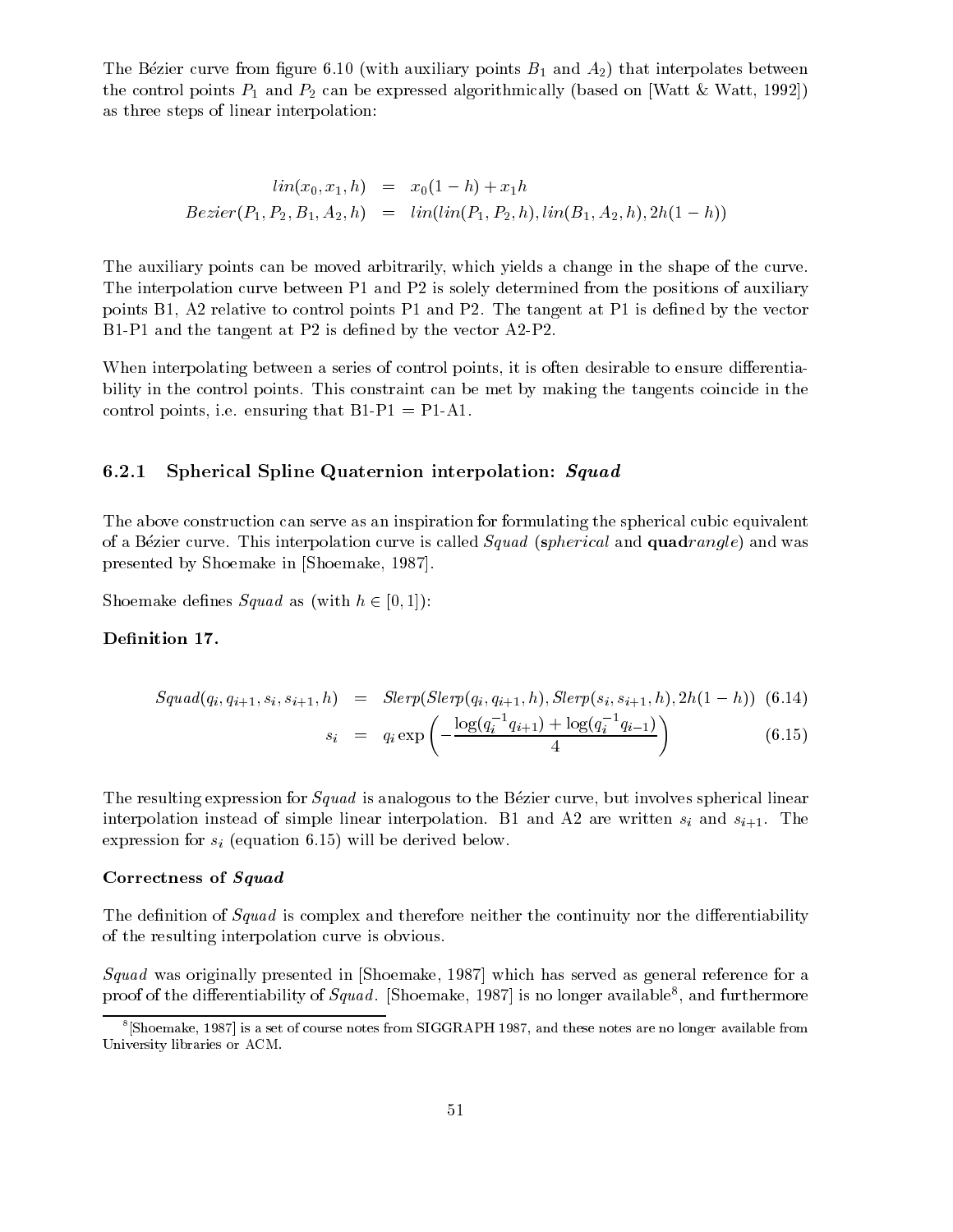The Bézier curve from figure 6.10 (with auxiliary points $B_1$ and $A_2$) that interpolates between the control points $P_1$ and $P_2$ can be expressed algorithmically (based on [Watt & Watt, 1992]) as three steps of linear interpolation:

$$
\begin{aligned}
lin(x_0, x_1, h) &= x_0(1-h) + x_1 h \\
Bezier(P_1, P_2, B_1, A_2, h) &= lin(lin(P_1, P_2, h), lin(B_1, A_2, h), 2h(1-h))
\end{aligned}
$$

The auxiliary points can be moved arbitrarily, which yields a change in the shape of the curve. The interpolation curve between P1 and P2 is solely determined from the positions of auxiliary points B1, A2 relative to control points P1 and P2. The tangent at P1 is defined by the vector B1-P1 and the tangent at P2 is defined by the vector A2-P2.

When interpolating between a series of control points, it is often desirable to ensure differentiability in the control points. This constraint can be met by making the tangents coincide in the control points, i.e. ensuring that B1-P1 = P1-A1.

### 6.2.1 Spherical Spline Quaternion interpolation: *Squad*

The above construction can serve as an inspiration for formulating the spherical cubic equivalent of a Bézier curve. This interpolation curve is called *Squad* (**s***pherical* and **quad***rangle*) and was presented by Shoemake in [Shoemake, 1987].

Shoemake defines *Squad* as (with $h \in [0, 1]$):

**Definition 17.**

$$
\begin{aligned}
Squad(q_i, q_{i+1}, s_i, s_{i+1}, h) &= Slerp(Slerp(q_i, q_{i+1}, h), Slerp(s_i, s_{i+1}, h), 2h(1-h)) \quad (6.14) \\
s_i &= q_i \exp\left(-\frac{\log(q_i^{-1}q_{i+1}) + \log(q_i^{-1}q_{i-1})}{4}\right) \quad (6.15)
\end{aligned}
$$

The resulting expression for *Squad* is analogous to the Bézier curve, but involves spherical linear interpolation instead of simple linear interpolation. B1 and A2 are written $s_i$ and $s_{i+1}$. The expression for $s_i$ (equation 6.15) will be derived below.

#### Correctness of *Squad*

The definition of *Squad* is complex and therefore neither the continuity nor the differentiability of the resulting interpolation curve is obvious.

*Squad* was originally presented in [Shoemake, 1987] which has served as general reference for a proof of the differentiability of *Squad*. [Shoemake, 1987] is no longer available[8], and furthermore

[8] [Shoemake, 1987] is a set of course notes from SIGGRAPH 1987, and these notes are no longer available from University libraries or ACM.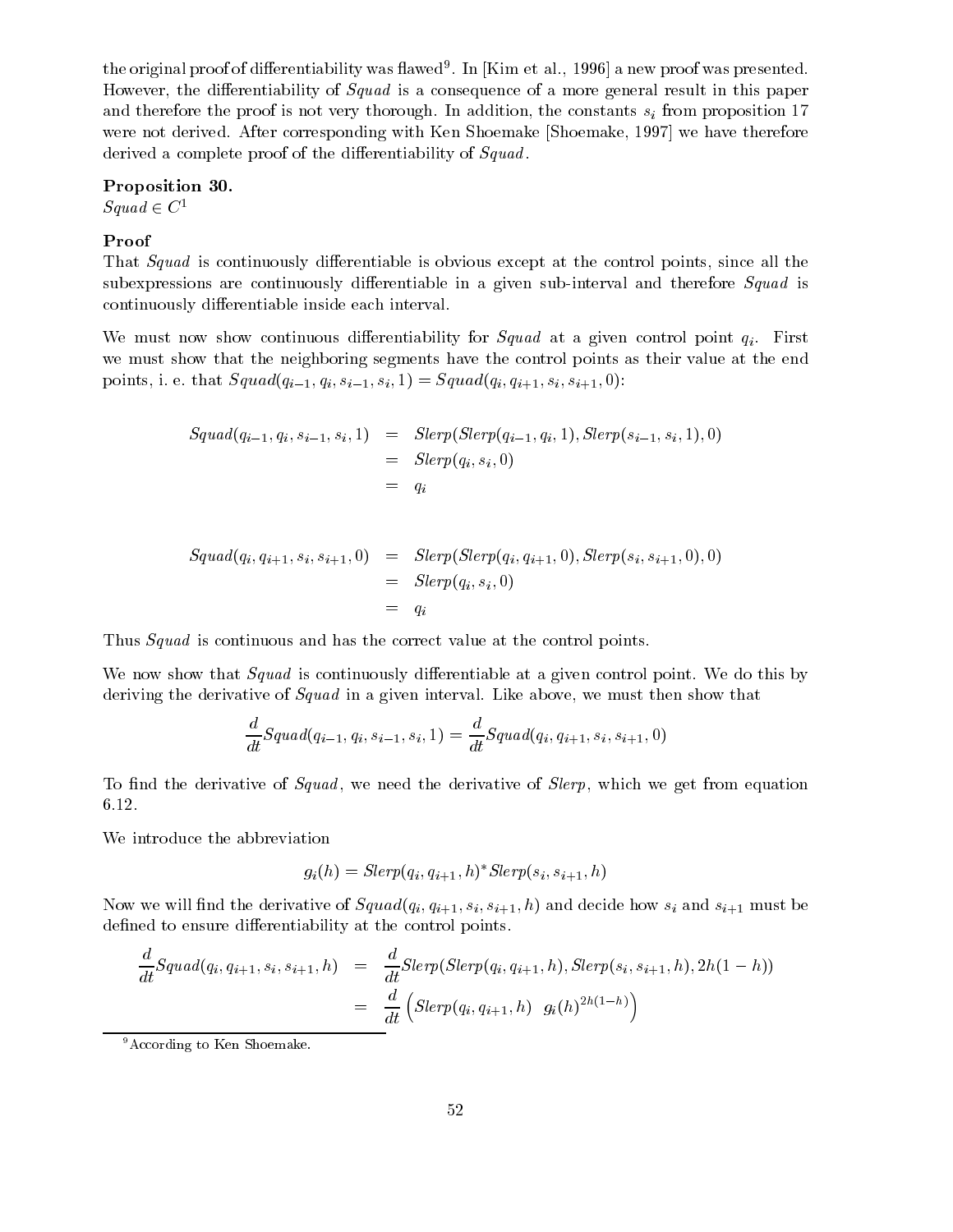the original proof of differentiability was flawed[9]. In [Kim et al., 1996] a new proof was presented. However, the differentiability of *Squad* is a consequence of a more general result in this paper and therefore the proof is not very thorough. In addition, the constants $s_i$ from proposition 17 were not derived. After corresponding with Ken Shoemake [Shoemake, 1997] we have therefore derived a complete proof of the differentiability of *Squad*.

**Proposition 30.**
$Squad \in C^1$

**Proof**
That *Squad* is continuously differentiable is obvious except at the control points, since all the subexpressions are continuously differentiable in a given sub-interval and therefore *Squad* is continuously differentiable inside each interval.

We must now show continuous differentiability for *Squad* at a given control point $q_i$. First we must show that the neighboring segments have the control points as their value at the end points, i. e. that $Squad(q_{i-1}, q_i, s_{i-1}, s_i, 1) = Squad(q_i, q_{i+1}, s_i, s_{i+1}, 0)$:

$$
\begin{aligned}
Squad(q_{i-1}, q_i, s_{i-1}, s_i, 1) &= Slerp(Slerp(q_{i-1}, q_i, 1), Slerp(s_{i-1}, s_i, 1), 0) \\
&= Slerp(q_i, s_i, 0) \\
&= q_i
\end{aligned}
$$

$$
\begin{aligned}
Squad(q_i, q_{i+1}, s_i, s_{i+1}, 0) &= Slerp(Slerp(q_i, q_{i+1}, 0), Slerp(s_i, s_{i+1}, 0), 0) \\
&= Slerp(q_i, s_i, 0) \\
&= q_i
\end{aligned}
$$

Thus *Squad* is continuous and has the correct value at the control points.

We now show that *Squad* is continuously differentiable at a given control point. We do this by deriving the derivative of *Squad* in a given interval. Like above, we must then show that

$$
\frac{d}{dt} Squad(q_{i-1}, q_i, s_{i-1}, s_i, 1) = \frac{d}{dt} Squad(q_i, q_{i+1}, s_i, s_{i+1}, 0)
$$

To find the derivative of *Squad*, we need the derivative of *Slerp*, which we get from equation 6.12.

We introduce the abbreviation

$$
g_i(h) = Slerp(q_i, q_{i+1}, h)^* Slerp(s_i, s_{i+1}, h)
$$

Now we will find the derivative of $Squad(q_i, q_{i+1}, s_i, s_{i+1}, h)$ and decide how $s_i$ and $s_{i+1}$ must be defined to ensure differentiability at the control points.

$$
\begin{aligned}
\frac{d}{dt} Squad(q_i, q_{i+1}, s_i, s_{i+1}, h) &= \frac{d}{dt} Slerp(Slerp(q_i, q_{i+1}, h), Slerp(s_i, s_{i+1}, h), 2h(1-h)) \\
&= \frac{d}{dt} \left( Slerp(q_i, q_{i+1}, h) \;\; g_i(h)^{2h(1-h)} \right)
\end{aligned}
$$

[9] According to Ken Shoemake.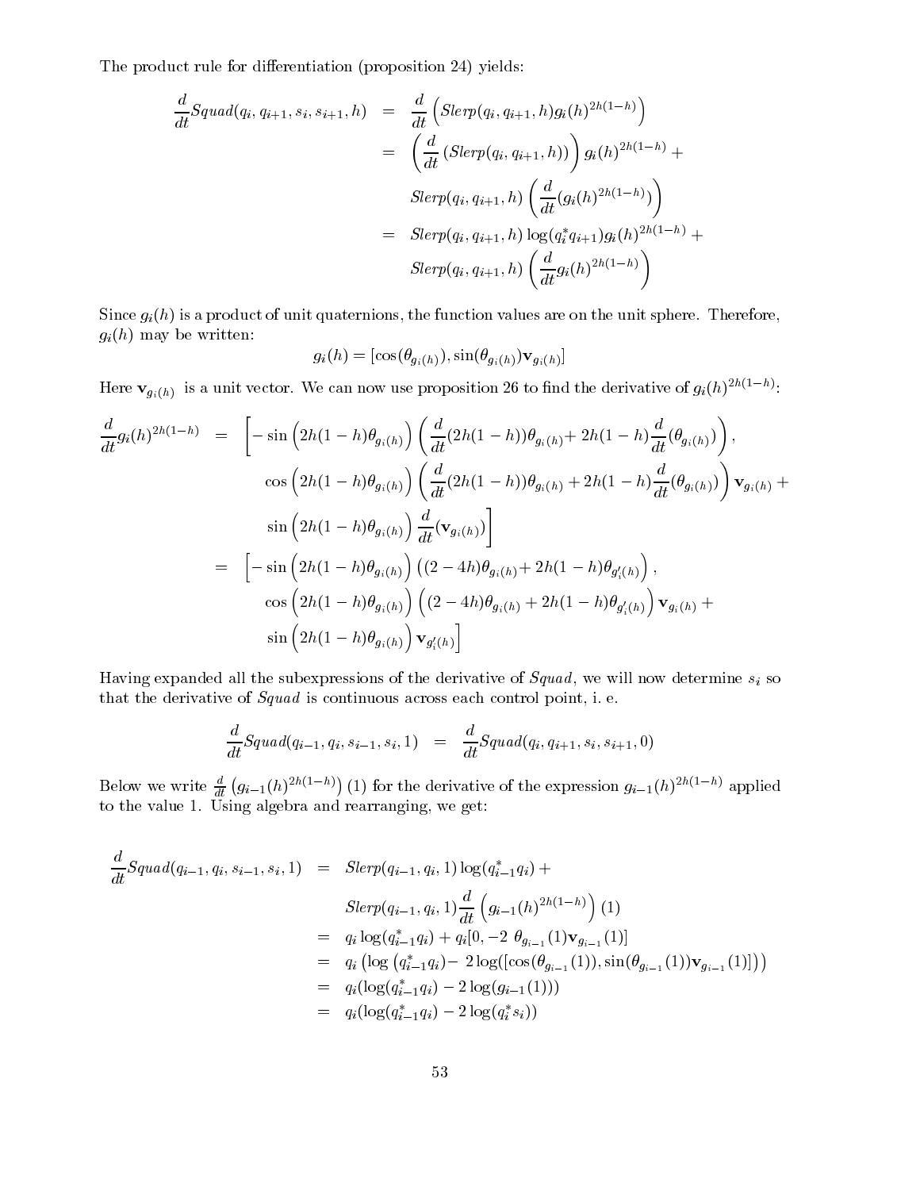The product rule for differentiation (proposition 24) yields:

$$
\begin{aligned}
\frac{d}{dt} Squad(q_i, q_{i+1}, s_i, s_{i+1}, h) &= \frac{d}{dt}\left( Slerp(q_i, q_{i+1}, h) g_i(h)^{2h(1-h)} \right) \\
&= \left( \frac{d}{dt}\left(Slerp(q_i, q_{i+1}, h)\right)\right) g_i(h)^{2h(1-h)} + \\
&\quad\; Slerp(q_i, q_{i+1}, h) \left( \frac{d}{dt}(g_i(h)^{2h(1-h)}) \right) \\
&= Slerp(q_i, q_{i+1}, h) \log(q_i^* q_{i+1}) g_i(h)^{2h(1-h)} + \\
&\quad\; Slerp(q_i, q_{i+1}, h) \left( \frac{d}{dt} g_i(h)^{2h(1-h)} \right)
\end{aligned}
$$

Since $g_i(h)$ is a product of unit quaternions, the function values are on the unit sphere. Therefore, $g_i(h)$ may be written:

$$
g_i(h) = [\cos(\theta_{g_i(h)}), \sin(\theta_{g_i(h)}) \mathbf{v}_{g_i(h)}]
$$

Here $\mathbf{v}_{g_i(h)}$ is a unit vector. We can now use proposition 26 to find the derivative of $g_i(h)^{2h(1-h)}$:

$$
\begin{aligned}
\frac{d}{dt} g_i(h)^{2h(1-h)} &= \Big[ -\sin\left(2h(1-h)\theta_{g_i(h)}\right) \left( \frac{d}{dt}(2h(1-h))\theta_{g_i(h)} + 2h(1-h)\frac{d}{dt}(\theta_{g_i(h)}) \right), \\
&\quad\; \cos\left(2h(1-h)\theta_{g_i(h)}\right) \left( \frac{d}{dt}(2h(1-h))\theta_{g_i(h)} + 2h(1-h)\frac{d}{dt}(\theta_{g_i(h)}) \right) \mathbf{v}_{g_i(h)} + \\
&\quad\; \sin\left(2h(1-h)\theta_{g_i(h)}\right) \frac{d}{dt}(\mathbf{v}_{g_i(h)}) \Big] \\
&= \Big[ -\sin\left(2h(1-h)\theta_{g_i(h)}\right) \left( (2-4h)\theta_{g_i(h)} + 2h(1-h)\theta_{g_i'(h)} \right), \\
&\quad\; \cos\left(2h(1-h)\theta_{g_i(h)}\right) \left( (2-4h)\theta_{g_i(h)} + 2h(1-h)\theta_{g_i'(h)} \right) \mathbf{v}_{g_i(h)} + \\
&\quad\; \sin\left(2h(1-h)\theta_{g_i(h)}\right) \mathbf{v}_{g_i'(h)} \Big]
\end{aligned}
$$

Having expanded all the subexpressions of the derivative of $Squad$, we will now determine $s_i$ so that the derivative of $Squad$ is continuous across each control point, i. e.

$$
\frac{d}{dt} Squad(q_{i-1}, q_i, s_{i-1}, s_i, 1) = \frac{d}{dt} Squad(q_i, q_{i+1}, s_i, s_{i+1}, 0)
$$

Below we write $\frac{d}{dt}\left(g_{i-1}(h)^{2h(1-h)}\right)(1)$ for the derivative of the expression $g_{i-1}(h)^{2h(1-h)}$ applied to the value 1. Using algebra and rearranging, we get:

$$
\begin{aligned}
\frac{d}{dt} Squad(q_{i-1}, q_i, s_{i-1}, s_i, 1) &= Slerp(q_{i-1}, q_i, 1) \log(q_{i-1}^* q_i) + \\
&\quad\; Slerp(q_{i-1}, q_i, 1) \frac{d}{dt}\left( g_{i-1}(h)^{2h(1-h)} \right)(1) \\
&= q_i \log(q_{i-1}^* q_i) + q_i [0, -2\ \theta_{g_{i-1}}(1) \mathbf{v}_{g_{i-1}}(1)] \\
&= q_i \left( \log\left(q_{i-1}^* q_i\right) - 2 \log([\cos(\theta_{g_{i-1}}(1)), \sin(\theta_{g_{i-1}}(1)) \mathbf{v}_{g_{i-1}}(1)]) \right) \\
&= q_i (\log(q_{i-1}^* q_i) - 2 \log(g_{i-1}(1))) \\
&= q_i (\log(q_{i-1}^* q_i) - 2 \log(q_i^* s_i))
\end{aligned}
$$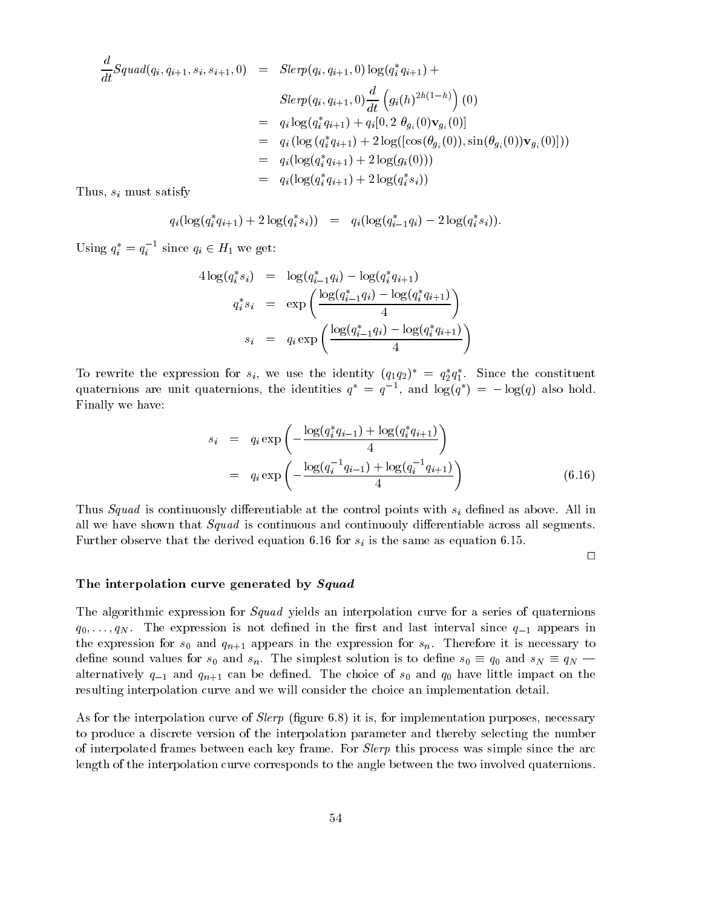$$
\begin{aligned}
\frac{d}{dt} Squad(q_i, q_{i+1}, s_i, s_{i+1}, 0) &= Slerp(q_i, q_{i+1}, 0) \log(q_i^* q_{i+1}) + \\
&\quad Slerp(q_i, q_{i+1}, 0) \frac{d}{dt}\left(g_i(h)^{2h(1-h)}\right)(0) \\
&= q_i \log(q_i^* q_{i+1}) + q_i[0, 2\ \theta_{g_i}(0)\mathbf{v}_{g_i}(0)] \\
&= q_i \left(\log\left(q_i^* q_{i+1}\right) + 2\log([\cos(\theta_{g_i}(0)), \sin(\theta_{g_i}(0))\mathbf{v}_{g_i}(0)])\right) \\
&= q_i(\log(q_i^* q_{i+1}) + 2\log(g_i(0))) \\
&= q_i(\log(q_i^* q_{i+1}) + 2\log(q_i^* s_i))
\end{aligned}
$$

Thus, $s_i$ must satisfy

$$
q_i(\log(q_i^* q_{i+1}) + 2\log(q_i^* s_i)) \quad = \quad q_i(\log(q_{i-1}^* q_i) - 2\log(q_i^* s_i)).
$$

Using $q_i^* = q_i^{-1}$ since $q_i \in H_1$ we get:

$$
\begin{aligned}
4\log(q_i^* s_i) &= \log(q_{i-1}^* q_i) - \log(q_i^* q_{i+1}) \\
q_i^* s_i &= \exp\left(\frac{\log(q_{i-1}^* q_i) - \log(q_i^* q_{i+1})}{4}\right) \\
s_i &= q_i \exp\left(\frac{\log(q_{i-1}^* q_i) - \log(q_i^* q_{i+1})}{4}\right)
\end{aligned}
$$

To rewrite the expression for $s_i$, we use the identity $(q_1 q_2)^* = q_2^* q_1^*$. Since the constituent quaternions are unit quaternions, the identities $q^* = q^{-1}$, and $\log(q^*) = -\log(q)$ also hold. Finally we have:

$$
\begin{aligned}
s_i &= q_i \exp\left(-\frac{\log(q_i^* q_{i-1}) + \log(q_i^* q_{i+1})}{4}\right) \\
&= q_i \exp\left(-\frac{\log(q_i^{-1} q_{i-1}) + \log(q_i^{-1} q_{i+1})}{4}\right) \qquad (6.16)
\end{aligned}
$$

Thus *Squad* is continuously differentiable at the control points with $s_i$ defined as above. All in all we have shown that *Squad* is continuous and continuouly differentiable across all segments. Further observe that the derived equation 6.16 for $s_i$ is the same as equation 6.15.

□

### The interpolation curve generated by *Squad*

The algorithmic expression for *Squad* yields an interpolation curve for a series of quaternions $q_0, \ldots, q_N$. The expression is not defined in the first and last interval since $q_{-1}$ appears in the expression for $s_0$ and $q_{n+1}$ appears in the expression for $s_n$. Therefore it is necessary to define sound values for $s_0$ and $s_n$. The simplest solution is to define $s_0 \equiv q_0$ and $s_N \equiv q_N$ — alternatively $q_{-1}$ and $q_{n+1}$ can be defined. The choice of $s_0$ and $q_0$ have little impact on the resulting interpolation curve and we will consider the choice an implementation detail.

As for the interpolation curve of *Slerp* (figure 6.8) it is, for implementation purposes, necessary to produce a discrete version of the interpolation parameter and thereby selecting the number of interpolated frames between each key frame. For *Slerp* this process was simple since the arc length of the interpolation curve corresponds to the angle between the two involved quaternions.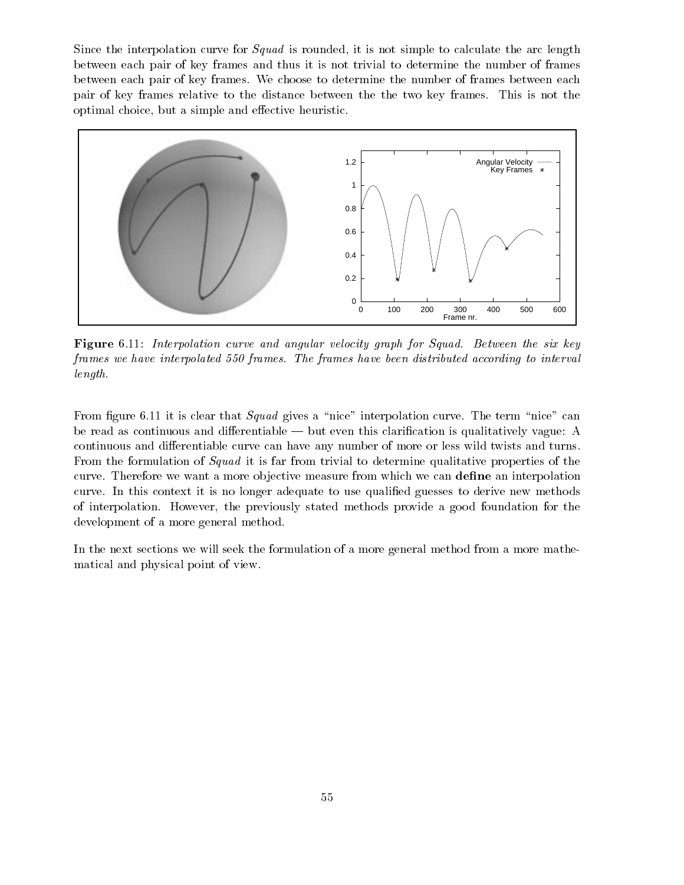Since the interpolation curve for *Squad* is rounded, it is not simple to calculate the arc length between each pair of key frames and thus it is not trivial to determine the number of frames between each pair of key frames. We choose to determine the number of frames between each pair of key frames relative to the distance between the the two key frames. This is not the optimal choice, but a simple and effective heuristic.

**Figure** 6.11: *Interpolation curve and angular velocity graph for Squad. Between the six key frames we have interpolated 550 frames. The frames have been distributed according to interval length.*

From figure 6.11 it is clear that *Squad* gives a "nice" interpolation curve. The term "nice" can be read as continuous and differentiable — but even this clarification is qualitatively vague: A continuous and differentiable curve can have any number of more or less wild twists and turns. From the formulation of *Squad* it is far from trivial to determine qualitative properties of the curve. Therefore we want a more objective measure from which we can **define** an interpolation curve. In this context it is no longer adequate to use qualified guesses to derive new methods of interpolation. However, the previously stated methods provide a good foundation for the development of a more general method.

In the next sections we will seek the formulation of a more general method from a more mathematical and physical point of view.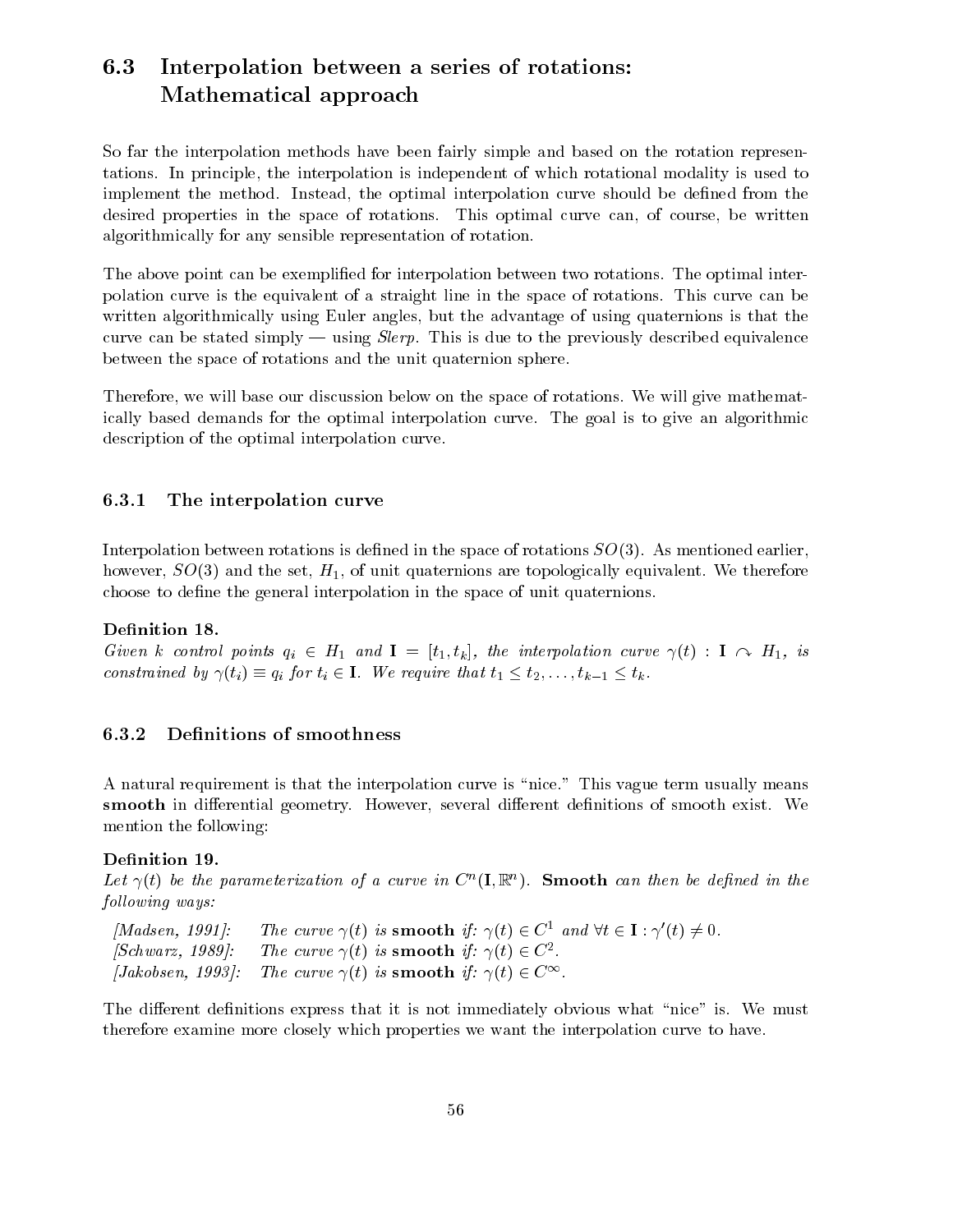## 6.3 Interpolation between a series of rotations: Mathematical approach

So far the interpolation methods have been fairly simple and based on the rotation representations. In principle, the interpolation is independent of which rotational modality is used to implement the method. Instead, the optimal interpolation curve should be defined from the desired properties in the space of rotations. This optimal curve can, of course, be written algorithmically for any sensible representation of rotation.

The above point can be exemplified for interpolation between two rotations. The optimal interpolation curve is the equivalent of a straight line in the space of rotations. This curve can be written algorithmically using Euler angles, but the advantage of using quaternions is that the curve can be stated simply — using *Slerp*. This is due to the previously described equivalence between the space of rotations and the unit quaternion sphere.

Therefore, we will base our discussion below on the space of rotations. We will give mathematically based demands for the optimal interpolation curve. The goal is to give an algorithmic description of the optimal interpolation curve.

### 6.3.1 The interpolation curve

Interpolation between rotations is defined in the space of rotations $SO(3)$. As mentioned earlier, however, $SO(3)$ and the set, $H_1$, of unit quaternions are topologically equivalent. We therefore choose to define the general interpolation in the space of unit quaternions.

**Definition 18.**
*Given $k$ control points $q_i \in H_1$ and $\mathbf{I} = [t_1, t_k]$, the interpolation curve $\gamma(t) : \mathbf{I} \curvearrowright H_1$, is constrained by $\gamma(t_i) \equiv q_i$ for $t_i \in \mathbf{I}$. We require that $t_1 \leq t_2, \ldots, t_{k-1} \leq t_k$.*

### 6.3.2 Definitions of smoothness

A natural requirement is that the interpolation curve is "nice." This vague term usually means **smooth** in differential geometry. However, several different definitions of smooth exist. We mention the following:

**Definition 19.**
*Let $\gamma(t)$ be the parameterization of a curve in $C^n(\mathbf{I}, \mathbb{R}^n)$.* ***Smooth*** *can then be defined in the following ways:*

*[Madsen, 1991]:* The curve $\gamma(t)$ is **smooth** if: $\gamma(t) \in C^1$ and $\forall t \in \mathbf{I} : \gamma'(t) \neq 0$.
*[Schwarz, 1989]:* The curve $\gamma(t)$ is **smooth** if: $\gamma(t) \in C^2$.
*[Jakobsen, 1993]:* The curve $\gamma(t)$ is **smooth** if: $\gamma(t) \in C^\infty$.

The different definitions express that it is not immediately obvious what "nice" is. We must therefore examine more closely which properties we want the interpolation curve to have.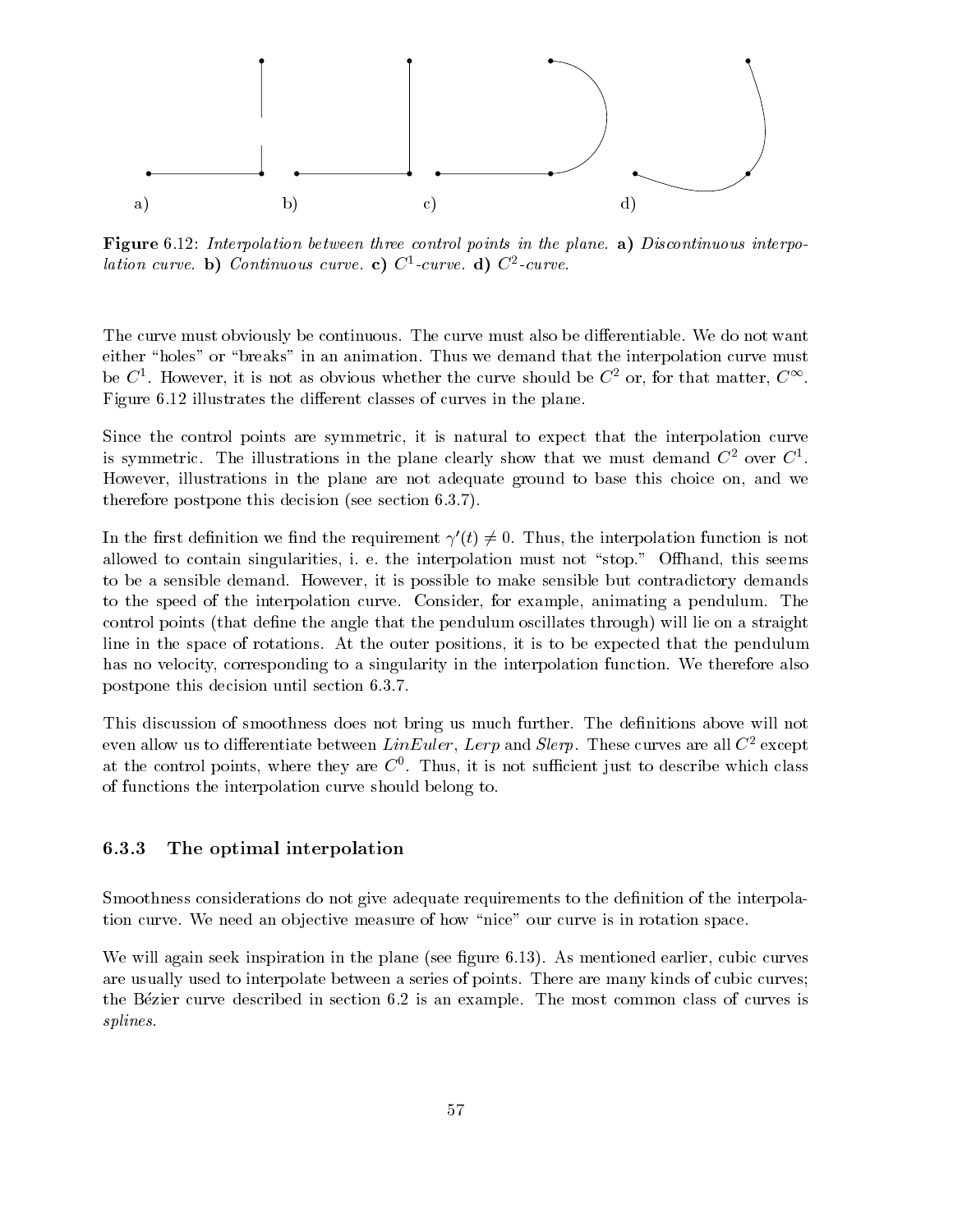**Figure** 6.12: *Interpolation between three control points in the plane.* **a)** *Discontinuous interpolation curve.* **b)** *Continuous curve.* **c)** $C^1$*-curve.* **d)** $C^2$*-curve.*

The curve must obviously be continuous. The curve must also be differentiable. We do not want either "holes" or "breaks" in an animation. Thus we demand that the interpolation curve must be $C^1$. However, it is not as obvious whether the curve should be $C^2$ or, for that matter, $C^\infty$. Figure 6.12 illustrates the different classes of curves in the plane.

Since the control points are symmetric, it is natural to expect that the interpolation curve is symmetric. The illustrations in the plane clearly show that we must demand $C^2$ over $C^1$. However, illustrations in the plane are not adequate ground to base this choice on, and we therefore postpone this decision (see section 6.3.7).

In the first definition we find the requirement $\gamma'(t) \neq 0$. Thus, the interpolation function is not allowed to contain singularities, i. e. the interpolation must not "stop." Offhand, this seems to be a sensible demand. However, it is possible to make sensible but contradictory demands to the speed of the interpolation curve. Consider, for example, animating a pendulum. The control points (that define the angle that the pendulum oscillates through) will lie on a straight line in the space of rotations. At the outer positions, it is to be expected that the pendulum has no velocity, corresponding to a singularity in the interpolation function. We therefore also postpone this decision until section 6.3.7.

This discussion of smoothness does not bring us much further. The definitions above will not even allow us to differentiate between *LinEuler*, *Lerp* and *Slerp*. These curves are all $C^2$ except at the control points, where they are $C^0$. Thus, it is not sufficient just to describe which class of functions the interpolation curve should belong to.

### 6.3.3 The optimal interpolation

Smoothness considerations do not give adequate requirements to the definition of the interpolation curve. We need an objective measure of how "nice" our curve is in rotation space.

We will again seek inspiration in the plane (see figure 6.13). As mentioned earlier, cubic curves are usually used to interpolate between a series of points. There are many kinds of cubic curves; the Bézier curve described in section 6.2 is an example. The most common class of curves is *splines*.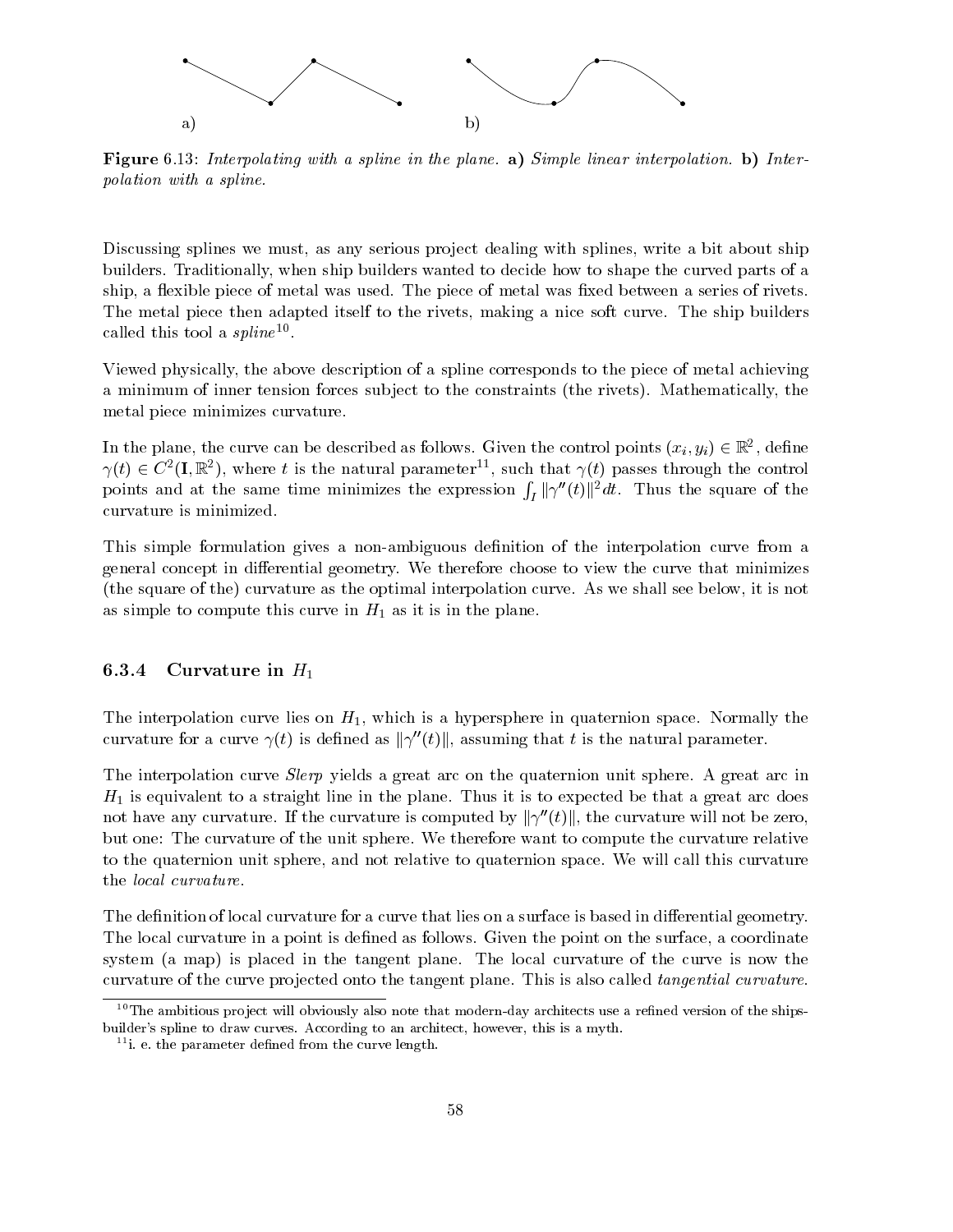a) b)

**Figure** 6.13: *Interpolating with a spline in the plane.* **a)** *Simple linear interpolation.* **b)** *Interpolation with a spline.*

Discussing splines we must, as any serious project dealing with splines, write a bit about ship builders. Traditionally, when ship builders wanted to decide how to shape the curved parts of a ship, a flexible piece of metal was used. The piece of metal was fixed between a series of rivets. The metal piece then adapted itself to the rivets, making a nice soft curve. The ship builders called this tool a *spline*[10].

Viewed physically, the above description of a spline corresponds to the piece of metal achieving a minimum of inner tension forces subject to the constraints (the rivets). Mathematically, the metal piece minimizes curvature.

In the plane, the curve can be described as follows. Given the control points $(x_i, y_i) \in \mathbb{R}^2$, define $\gamma(t) \in C^2(\mathbf{I}, \mathbb{R}^2)$, where $t$ is the natural parameter[11], such that $\gamma(t)$ passes through the control points and at the same time minimizes the expression $\int_I \|\gamma''(t)\|^2 dt$. Thus the square of the curvature is minimized.

This simple formulation gives a non-ambiguous definition of the interpolation curve from a general concept in differential geometry. We therefore choose to view the curve that minimizes (the square of the) curvature as the optimal interpolation curve. As we shall see below, it is not as simple to compute this curve in $H_1$ as it is in the plane.

### 6.3.4 Curvature in $H_1$

The interpolation curve lies on $H_1$, which is a hypersphere in quaternion space. Normally the curvature for a curve $\gamma(t)$ is defined as $\|\gamma''(t)\|$, assuming that $t$ is the natural parameter.

The interpolation curve *Slerp* yields a great arc on the quaternion unit sphere. A great arc in $H_1$ is equivalent to a straight line in the plane. Thus it is to expected be that a great arc does not have any curvature. If the curvature is computed by $\|\gamma''(t)\|$, the curvature will not be zero, but one: The curvature of the unit sphere. We therefore want to compute the curvature relative to the quaternion unit sphere, and not relative to quaternion space. We will call this curvature the *local curvature*.

The definition of local curvature for a curve that lies on a surface is based in differential geometry. The local curvature in a point is defined as follows. Given the point on the surface, a coordinate system (a map) is placed in the tangent plane. The local curvature of the curve is now the curvature of the curve projected onto the tangent plane. This is also called *tangential curvature*.

---

[10] The ambitious project will obviously also note that modern-day architects use a refined version of the ships-builder's spline to draw curves. According to an architect, however, this is a myth.

[11] i. e. the parameter defined from the curve length.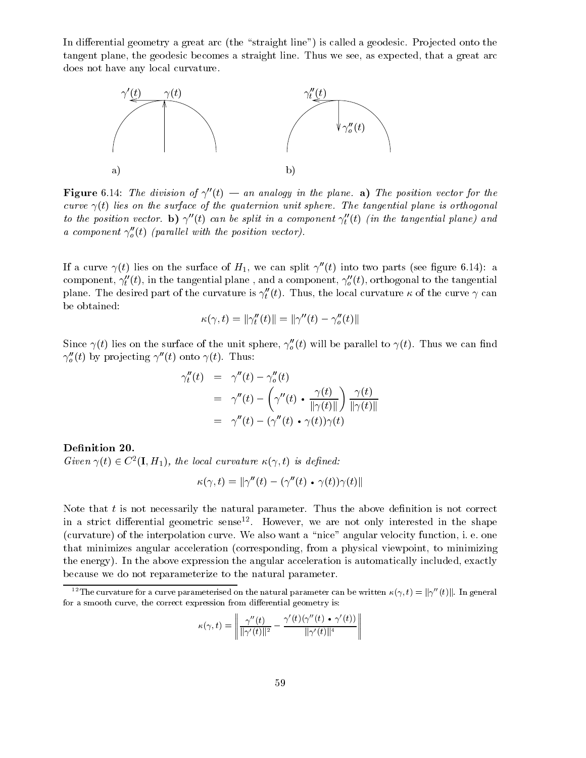In differential geometry a great arc (the "straight line") is called a geodesic. Projected onto the tangent plane, the geodesic becomes a straight line. Thus we see, as expected, that a great arc does not have any local curvature.

**Figure** 6.14: *The division of $\gamma''(t)$ — an analogy in the plane.* **a)** *The position vector for the curve $\gamma(t)$ lies on the surface of the quaternion unit sphere. The tangential plane is orthogonal to the position vector.* **b)** *$\gamma''(t)$ can be split in a component $\gamma''_t(t)$ (in the tangential plane) and a component $\gamma''_o(t)$ (parallel with the position vector).*

If a curve $\gamma(t)$ lies on the surface of $H_1$, we can split $\gamma''(t)$ into two parts (see figure 6.14): a component, $\gamma''_t(t)$, in the tangential plane , and a component, $\gamma''_o(t)$, orthogonal to the tangential plane. The desired part of the curvature is $\gamma''_t(t)$. Thus, the local curvature $\kappa$ of the curve $\gamma$ can be obtained:

$$\kappa(\gamma, t) = \|\gamma''_t(t)\| = \|\gamma''(t) - \gamma''_o(t)\|$$

Since $\gamma(t)$ lies on the surface of the unit sphere, $\gamma''_o(t)$ will be parallel to $\gamma(t)$. Thus we can find $\gamma''_o(t)$ by projecting $\gamma''(t)$ onto $\gamma(t)$. Thus:

$$\begin{aligned}
\gamma''_t(t) &= \gamma''(t) - \gamma''_o(t) \\
&= \gamma''(t) - \left(\gamma''(t) \bullet \frac{\gamma(t)}{\|\gamma(t)\|}\right) \frac{\gamma(t)}{\|\gamma(t)\|} \\
&= \gamma''(t) - (\gamma''(t) \bullet \gamma(t))\gamma(t)
\end{aligned}$$

**Definition 20.**
*Given $\gamma(t) \in C^2(\mathbf{I}, H_1)$, the local curvature $\kappa(\gamma, t)$ is defined:*

$$\kappa(\gamma, t) = \|\gamma''(t) - (\gamma''(t) \bullet \gamma(t))\gamma(t)\|$$

Note that $t$ is not necessarily the natural parameter. Thus the above definition is not correct in a strict differential geometric sense[12]. However, we are not only interested in the shape (curvature) of the interpolation curve. We also want a "nice" angular velocity function, i. e. one that minimizes angular acceleration (corresponding, from a physical viewpoint, to minimizing the energy). In the above expression the angular acceleration is automatically included, exactly because we do not reparameterize to the natural parameter.

[12] The curvature for a curve parameterised on the natural parameter can be written $\kappa(\gamma, t) = \|\gamma''(t)\|$. In general for a smooth curve, the correct expression from differential geometry is:

$$\kappa(\gamma, t) = \left\| \frac{\gamma''(t)}{\|\gamma'(t)\|^2} - \frac{\gamma'(t)(\gamma''(t) \bullet \gamma'(t))}{\|\gamma'(t)\|^4} \right\|$$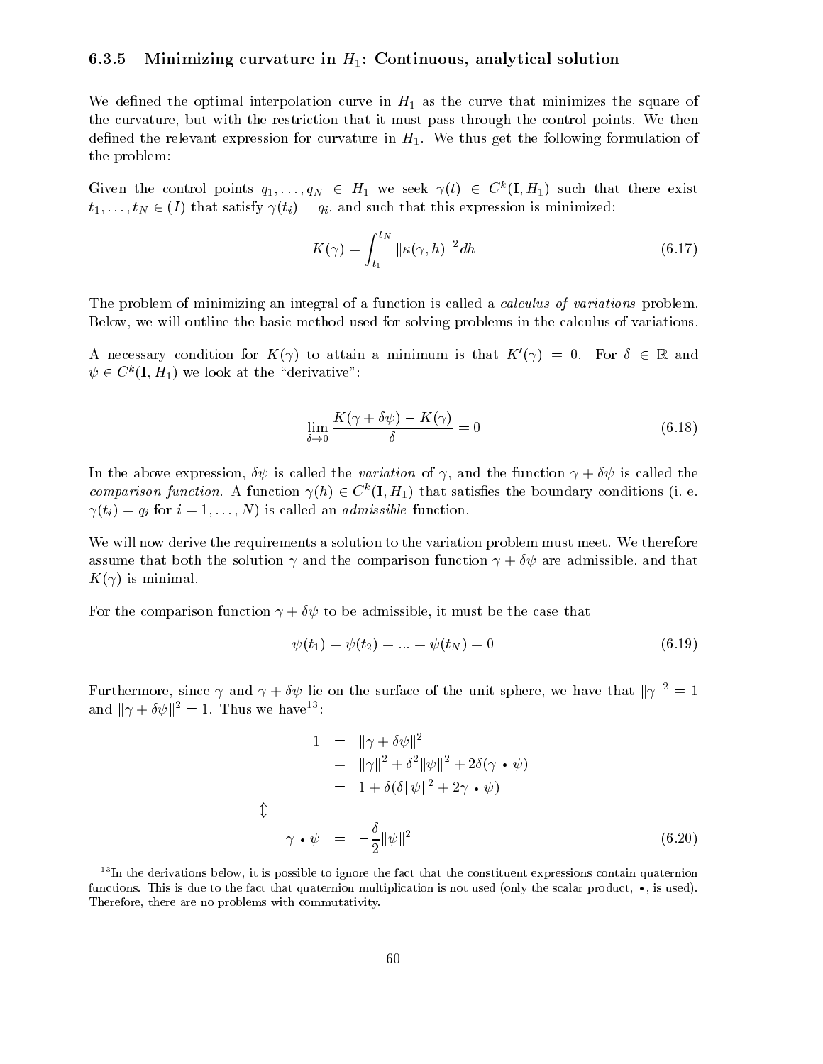### 6.3.5 Minimizing curvature in $H_1$: Continuous, analytical solution

We defined the optimal interpolation curve in $H_1$ as the curve that minimizes the square of the curvature, but with the restriction that it must pass through the control points. We then defined the relevant expression for curvature in $H_1$. We thus get the following formulation of the problem:

Given the control points $q_1, \ldots, q_N \in H_1$ we seek $\gamma(t) \in C^k(\mathbf{I}, H_1)$ such that there exist $t_1, \ldots, t_N \in (I)$ that satisfy $\gamma(t_i) = q_i$, and such that this expression is minimized:

$$K(\gamma) = \int_{t_1}^{t_N} \|\kappa(\gamma, h)\|^2 dh \tag{6.17}$$

The problem of minimizing an integral of a function is called a *calculus of variations* problem. Below, we will outline the basic method used for solving problems in the calculus of variations.

A necessary condition for $K(\gamma)$ to attain a minimum is that $K'(\gamma) = 0$. For $\delta \in \mathbb{R}$ and $\psi \in C^k(\mathbf{I}, H_1)$ we look at the "derivative":

$$\lim_{\delta \to 0} \frac{K(\gamma + \delta\psi) - K(\gamma)}{\delta} = 0 \tag{6.18}$$

In the above expression, $\delta\psi$ is called the *variation* of $\gamma$, and the function $\gamma + \delta\psi$ is called the *comparison function*. A function $\gamma(h) \in C^k(\mathbf{I}, H_1)$ that satisfies the boundary conditions (i. e. $\gamma(t_i) = q_i$ for $i = 1, \ldots, N$) is called an *admissible* function.

We will now derive the requirements a solution to the variation problem must meet. We therefore assume that both the solution $\gamma$ and the comparison function $\gamma + \delta\psi$ are admissible, and that $K(\gamma)$ is minimal.

For the comparison function $\gamma + \delta\psi$ to be admissible, it must be the case that

$$\psi(t_1) = \psi(t_2) = \ldots = \psi(t_N) = 0 \tag{6.19}$$

Furthermore, since $\gamma$ and $\gamma + \delta\psi$ lie on the surface of the unit sphere, we have that $\|\gamma\|^2 = 1$ and $\|\gamma + \delta\psi\|^2 = 1$. Thus we have[13]:

$$\begin{aligned}
1 &= \|\gamma + \delta\psi\|^2 \\
&= \|\gamma\|^2 + \delta^2\|\psi\|^2 + 2\delta(\gamma \bullet \psi) \\
&= 1 + \delta(\delta\|\psi\|^2 + 2\gamma \bullet \psi) \\
&\Updownarrow \\
\gamma \bullet \psi &= -\frac{\delta}{2}\|\psi\|^2
\end{aligned} \tag{6.20}$$

[13] In the derivations below, it is possible to ignore the fact that the constituent expressions contain quaternion functions. This is due to the fact that quaternion multiplication is not used (only the scalar product, $\bullet$, is used). Therefore, there are no problems with commutativity.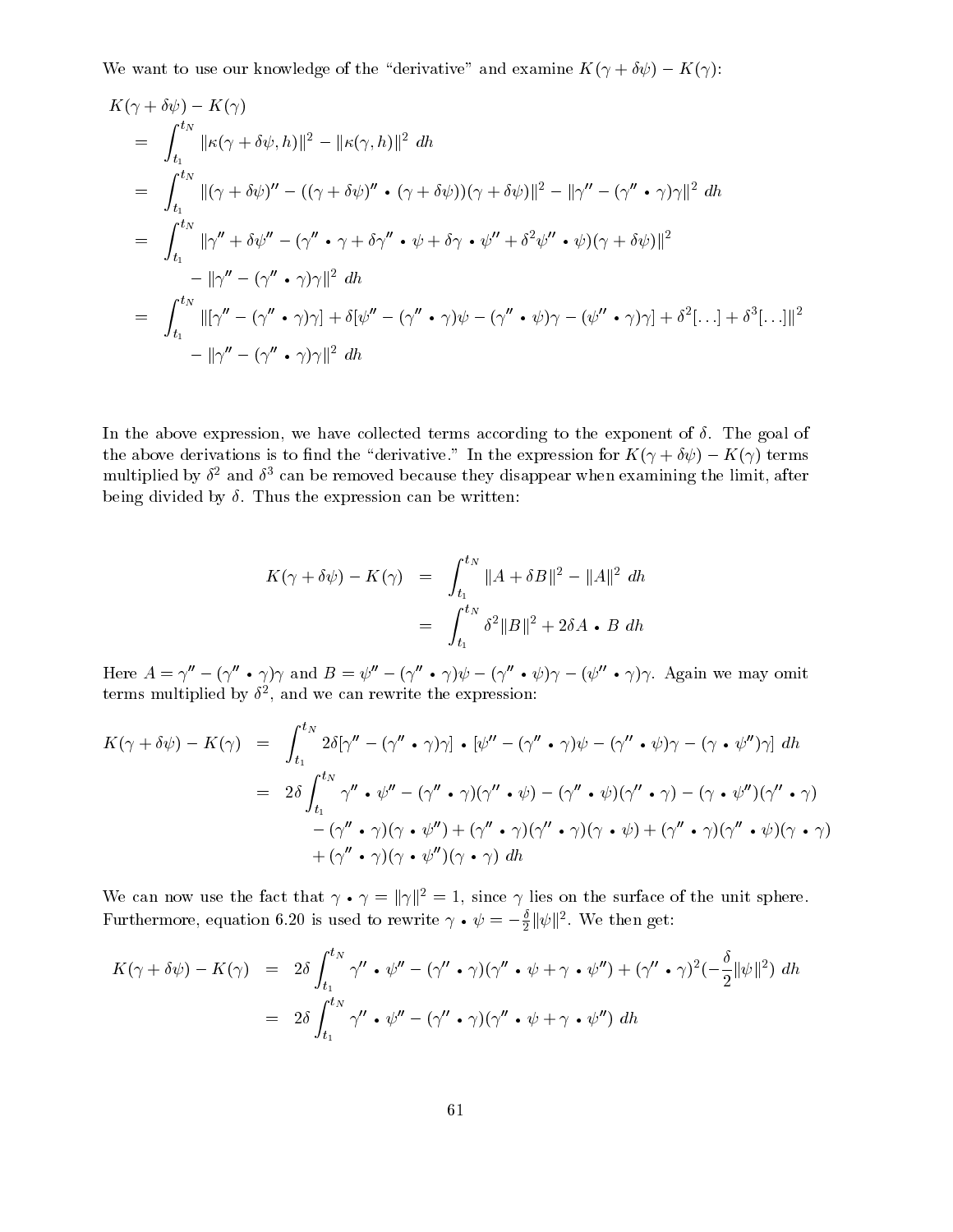We want to use our knowledge of the "derivative" and examine $K(\gamma + \delta\psi) - K(\gamma)$:

$$
\begin{aligned}
& K(\gamma + \delta\psi) - K(\gamma) \\
&= \int_{t_1}^{t_N} \|\kappa(\gamma + \delta\psi, h)\|^2 - \|\kappa(\gamma, h)\|^2 \; dh \\
&= \int_{t_1}^{t_N} \|(\gamma + \delta\psi)'' - ((\gamma + \delta\psi)'' \bullet (\gamma + \delta\psi))(\gamma + \delta\psi)\|^2 - \|\gamma'' - (\gamma'' \bullet \gamma)\gamma\|^2 \; dh \\
&= \int_{t_1}^{t_N} \|\gamma'' + \delta\psi'' - (\gamma'' \bullet \gamma + \delta\gamma'' \bullet \psi + \delta\gamma \bullet \psi'' + \delta^2\psi'' \bullet \psi)(\gamma + \delta\psi)\|^2 \\
&\qquad - \|\gamma'' - (\gamma'' \bullet \gamma)\gamma\|^2 \; dh \\
&= \int_{t_1}^{t_N} \|[\gamma'' - (\gamma'' \bullet \gamma)\gamma] + \delta[\psi'' - (\gamma'' \bullet \gamma)\psi - (\gamma'' \bullet \psi)\gamma - (\psi'' \bullet \gamma)\gamma] + \delta^2[\ldots] + \delta^3[\ldots]\|^2 \\
&\qquad - \|\gamma'' - (\gamma'' \bullet \gamma)\gamma\|^2 \; dh
\end{aligned}
$$

In the above expression, we have collected terms according to the exponent of $\delta$. The goal of the above derivations is to find the "derivative." In the expression for $K(\gamma + \delta\psi) - K(\gamma)$ terms multiplied by $\delta^2$ and $\delta^3$ can be removed because they disappear when examining the limit, after being divided by $\delta$. Thus the expression can be written:

$$
\begin{aligned}
K(\gamma + \delta\psi) - K(\gamma) &= \int_{t_1}^{t_N} \|A + \delta B\|^2 - \|A\|^2 \; dh \\
&= \int_{t_1}^{t_N} \delta^2\|B\|^2 + 2\delta A \bullet B \; dh
\end{aligned}
$$

Here $A = \gamma'' - (\gamma'' \bullet \gamma)\gamma$ and $B = \psi'' - (\gamma'' \bullet \gamma)\psi - (\gamma'' \bullet \psi)\gamma - (\psi'' \bullet \gamma)\gamma$. Again we may omit terms multiplied by $\delta^2$, and we can rewrite the expression:

$$
\begin{aligned}
K(\gamma + \delta\psi) - K(\gamma) &= \int_{t_1}^{t_N} 2\delta[\gamma'' - (\gamma'' \bullet \gamma)\gamma] \bullet [\psi'' - (\gamma'' \bullet \gamma)\psi - (\gamma'' \bullet \psi)\gamma - (\gamma \bullet \psi'')\gamma] \; dh \\
&= 2\delta \int_{t_1}^{t_N} \gamma'' \bullet \psi'' - (\gamma'' \bullet \gamma)(\gamma'' \bullet \psi) - (\gamma'' \bullet \psi)(\gamma'' \bullet \gamma) - (\gamma \bullet \psi'')(\gamma'' \bullet \gamma) \\
&\qquad - (\gamma'' \bullet \gamma)(\gamma \bullet \psi'') + (\gamma'' \bullet \gamma)(\gamma'' \bullet \gamma)(\gamma \bullet \psi) + (\gamma'' \bullet \gamma)(\gamma'' \bullet \psi)(\gamma \bullet \gamma) \\
&\qquad + (\gamma'' \bullet \gamma)(\gamma \bullet \psi'')(\gamma \bullet \gamma) \; dh
\end{aligned}
$$

We can now use the fact that $\gamma \bullet \gamma = \|\gamma\|^2 = 1$, since $\gamma$ lies on the surface of the unit sphere. Furthermore, equation 6.20 is used to rewrite $\gamma \bullet \psi = -\frac{\delta}{2}\|\psi\|^2$. We then get:

$$
\begin{aligned}
K(\gamma + \delta\psi) - K(\gamma) &= 2\delta \int_{t_1}^{t_N} \gamma'' \bullet \psi'' - (\gamma'' \bullet \gamma)(\gamma'' \bullet \psi + \gamma \bullet \psi'') + (\gamma'' \bullet \gamma)^2(-\frac{\delta}{2}\|\psi\|^2) \; dh \\
&= 2\delta \int_{t_1}^{t_N} \gamma'' \bullet \psi'' - (\gamma'' \bullet \gamma)(\gamma'' \bullet \psi + \gamma \bullet \psi'') \; dh
\end{aligned}
$$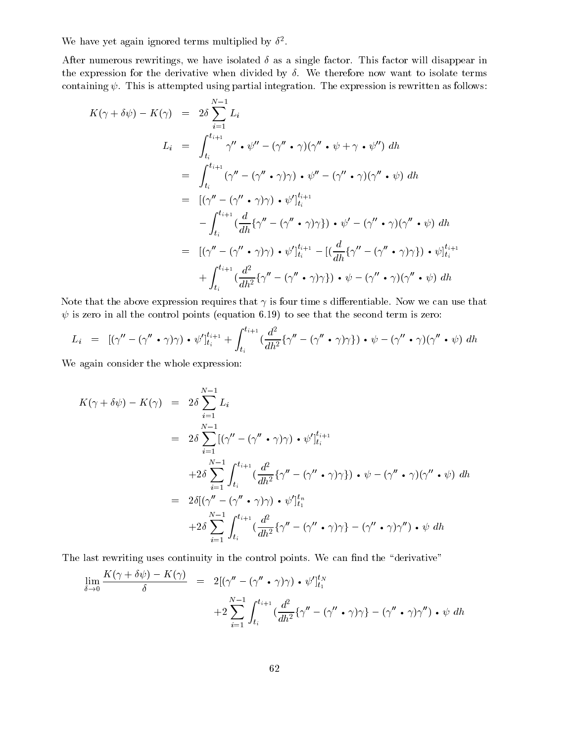We have yet again ignored terms multiplied by $\delta^2$.

After numerous rewritings, we have isolated $\delta$ as a single factor. This factor will disappear in the expression for the derivative when divided by $\delta$. We therefore now want to isolate terms containing $\psi$. This is attempted using partial integration. The expression is rewritten as follows:

$$
\begin{aligned}
K(\gamma + \delta\psi) - K(\gamma) &= 2\delta \sum_{i=1}^{N-1} L_i \\
L_i &= \int_{t_i}^{t_{i+1}} \gamma'' \bullet \psi'' - (\gamma'' \bullet \gamma)(\gamma'' \bullet \psi + \gamma \bullet \psi'')\; dh \\
&= \int_{t_i}^{t_{i+1}} (\gamma'' - (\gamma'' \bullet \gamma)\gamma) \bullet \psi'' - (\gamma'' \bullet \gamma)(\gamma'' \bullet \psi)\; dh \\
&= [(\gamma'' - (\gamma'' \bullet \gamma)\gamma) \bullet \psi']_{t_i}^{t_{i+1}} \\
&\quad - \int_{t_i}^{t_{i+1}} (\frac{d}{dh}\{\gamma'' - (\gamma'' \bullet \gamma)\gamma\}) \bullet \psi' - (\gamma'' \bullet \gamma)(\gamma'' \bullet \psi)\; dh \\
&= [(\gamma'' - (\gamma'' \bullet \gamma)\gamma) \bullet \psi']_{t_i}^{t_{i+1}} - [(\frac{d}{dh}\{\gamma'' - (\gamma'' \bullet \gamma)\gamma\}) \bullet \psi]_{t_i}^{t_{i+1}} \\
&\quad + \int_{t_i}^{t_{i+1}} (\frac{d^2}{dh^2}\{\gamma'' - (\gamma'' \bullet \gamma)\gamma\}) \bullet \psi - (\gamma'' \bullet \gamma)(\gamma'' \bullet \psi)\; dh
\end{aligned}
$$

Note that the above expression requires that $\gamma$ is four time s differentiable. Now we can use that $\psi$ is zero in all the control points (equation 6.19) to see that the second term is zero:

$$
L_i \;=\; [(\gamma'' - (\gamma'' \bullet \gamma)\gamma) \bullet \psi']_{t_i}^{t_{i+1}} + \int_{t_i}^{t_{i+1}} (\frac{d^2}{dh^2}\{\gamma'' - (\gamma'' \bullet \gamma)\gamma\}) \bullet \psi - (\gamma'' \bullet \gamma)(\gamma'' \bullet \psi)\; dh
$$

We again consider the whole expression:

$$
\begin{aligned}
K(\gamma + \delta\psi) - K(\gamma) &= 2\delta \sum_{i=1}^{N-1} L_i \\
&= 2\delta \sum_{i=1}^{N-1} [(\gamma'' - (\gamma'' \bullet \gamma)\gamma) \bullet \psi']_{t_i}^{t_{i+1}} \\
&\quad + 2\delta \sum_{i=1}^{N-1} \int_{t_i}^{t_{i+1}} (\frac{d^2}{dh^2}\{\gamma'' - (\gamma'' \bullet \gamma)\gamma\}) \bullet \psi - (\gamma'' \bullet \gamma)(\gamma'' \bullet \psi)\; dh \\
&= 2\delta [(\gamma'' - (\gamma'' \bullet \gamma)\gamma) \bullet \psi']_{t_1}^{t_n} \\
&\quad + 2\delta \sum_{i=1}^{N-1} \int_{t_i}^{t_{i+1}} (\frac{d^2}{dh^2}\{\gamma'' - (\gamma'' \bullet \gamma)\gamma\} - (\gamma'' \bullet \gamma)\gamma'') \bullet \psi\; dh
\end{aligned}
$$

The last rewriting uses continuity in the control points. We can find the "derivative"

$$
\begin{aligned}
\lim_{\delta \to 0} \frac{K(\gamma + \delta\psi) - K(\gamma)}{\delta} &= 2[(\gamma'' - (\gamma'' \bullet \gamma)\gamma) \bullet \psi']_{t_1}^{t_N} \\
&\quad + 2\sum_{i=1}^{N-1} \int_{t_i}^{t_{i+1}} (\frac{d^2}{dh^2}\{\gamma'' - (\gamma'' \bullet \gamma)\gamma\} - (\gamma'' \bullet \gamma)\gamma'') \bullet \psi\; dh
\end{aligned}
$$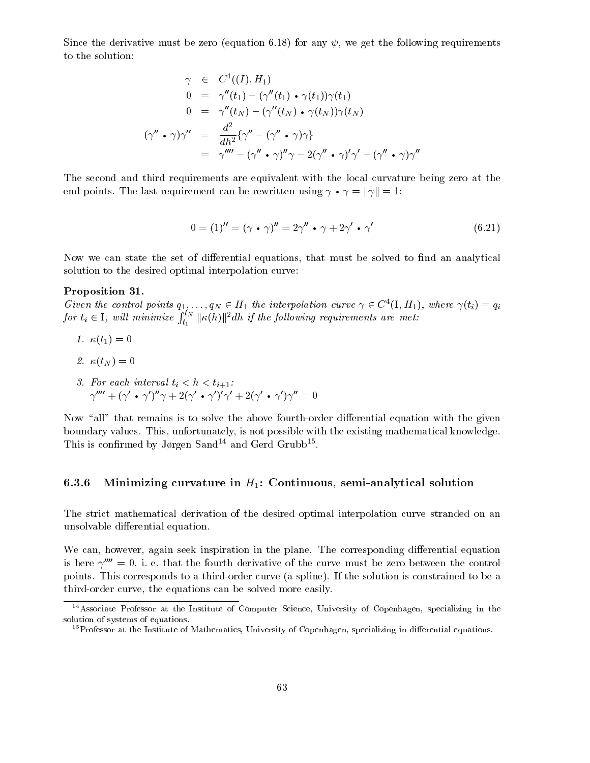Since the derivative must be zero (equation 6.18) for any $\psi$, we get the following requirements to the solution:

$$
\begin{aligned}
\gamma &\in C^4((I), H_1) \\
0 &= \gamma''(t_1) - (\gamma''(t_1) \bullet \gamma(t_1))\gamma(t_1) \\
0 &= \gamma''(t_N) - (\gamma''(t_N) \bullet \gamma(t_N))\gamma(t_N) \\
(\gamma'' \bullet \gamma)\gamma'' &= \frac{d^2}{dh^2}\{\gamma'' - (\gamma'' \bullet \gamma)\gamma\} \\
&= \gamma'''' - (\gamma'' \bullet \gamma)''\gamma - 2(\gamma'' \bullet \gamma)'\gamma' - (\gamma'' \bullet \gamma)\gamma''
\end{aligned}
$$

The second and third requirements are equivalent with the local curvature being zero at the end-points. The last requirement can be rewritten using $\gamma \bullet \gamma = \|\gamma\| = 1$:

$$
0 = (1)'' = (\gamma \bullet \gamma)'' = 2\gamma'' \bullet \gamma + 2\gamma' \bullet \gamma' \tag{6.21}
$$

Now we can state the set of differential equations, that must be solved to find an analytical solution to the desired optimal interpolation curve:

**Proposition 31.**
*Given the control points $q_1, \ldots, q_N \in H_1$ the interpolation curve $\gamma \in C^4(\mathbf{I}, H_1)$, where $\gamma(t_i) = q_i$ for $t_i \in \mathbf{I}$, will minimize $\int_{t_1}^{t_N} \|\kappa(h)\|^2 dh$ if the following requirements are met:*

1. $\kappa(t_1) = 0$
2. $\kappa(t_N) = 0$
3. *For each interval $t_i < h < t_{i+1}$:*
   $\gamma'''' + (\gamma' \bullet \gamma')''\gamma + 2(\gamma' \bullet \gamma')'\gamma' + 2(\gamma' \bullet \gamma')\gamma'' = 0$

Now "all" that remains is to solve the above fourth-order differential equation with the given boundary values. This, unfortunately, is not possible with the existing mathematical knowledge. This is confirmed by Jørgen Sand[14] and Gerd Grubb[15].

### 6.3.6 Minimizing curvature in $H_1$: Continuous, semi-analytical solution

The strict mathematical derivation of the desired optimal interpolation curve stranded on an unsolvable differential equation.

We can, however, again seek inspiration in the plane. The corresponding differential equation is here $\gamma'''' = 0$, i. e. that the fourth derivative of the curve must be zero between the control points. This corresponds to a third-order curve (a spline). If the solution is constrained to be a third-order curve, the equations can be solved more easily.

[14] Associate Professor at the Institute of Computer Science, University of Copenhagen, specializing in the solution of systems of equations.

[15] Professor at the Institute of Mathematics, University of Copenhagen, specializing in differential equations.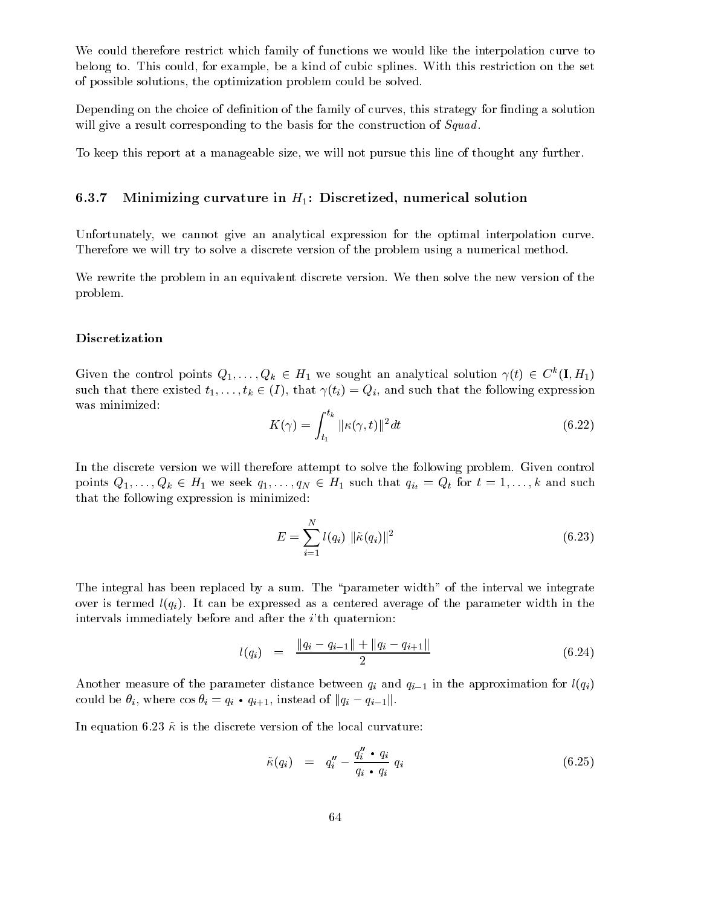We could therefore restrict which family of functions we would like the interpolation curve to belong to. This could, for example, be a kind of cubic splines. With this restriction on the set of possible solutions, the optimization problem could be solved.

Depending on the choice of definition of the family of curves, this strategy for finding a solution will give a result corresponding to the basis for the construction of *Squad*.

To keep this report at a manageable size, we will not pursue this line of thought any further.

### 6.3.7 Minimizing curvature in $H_1$: Discretized, numerical solution

Unfortunately, we cannot give an analytical expression for the optimal interpolation curve. Therefore we will try to solve a discrete version of the problem using a numerical method.

We rewrite the problem in an equivalent discrete version. We then solve the new version of the problem.

#### Discretization

Given the control points $Q_1, \ldots, Q_k \in H_1$ we sought an analytical solution $\gamma(t) \in C^k(\mathbf{I}, H_1)$ such that there existed $t_1, \ldots, t_k \in (I)$, that $\gamma(t_i) = Q_i$, and such that the following expression was minimized:

$$K(\gamma) = \int_{t_1}^{t_k} \|\kappa(\gamma, t)\|^2 dt \tag{6.22}$$

In the discrete version we will therefore attempt to solve the following problem. Given control points $Q_1, \ldots, Q_k \in H_1$ we seek $q_1, \ldots, q_N \in H_1$ such that $q_{i_t} = Q_t$ for $t = 1, \ldots, k$ and such that the following expression is minimized:

$$E = \sum_{i=1}^{N} l(q_i) \; \|\tilde{\kappa}(q_i)\|^2 \tag{6.23}$$

The integral has been replaced by a sum. The "parameter width" of the interval we integrate over is termed $l(q_i)$. It can be expressed as a centered average of the parameter width in the intervals immediately before and after the $i$'th quaternion:

$$l(q_i) \quad = \quad \frac{\|q_i - q_{i-1}\| + \|q_i - q_{i+1}\|}{2} \tag{6.24}$$

Another measure of the parameter distance between $q_i$ and $q_{i-1}$ in the approximation for $l(q_i)$ could be $\theta_i$, where $\cos\theta_i = q_i \bullet q_{i+1}$, instead of $\|q_i - q_{i-1}\|$.

In equation 6.23 $\tilde{\kappa}$ is the discrete version of the local curvature:

$$\tilde{\kappa}(q_i) \quad = \quad q_i'' - \frac{q_i'' \bullet q_i}{q_i \bullet q_i} \; q_i \tag{6.25}$$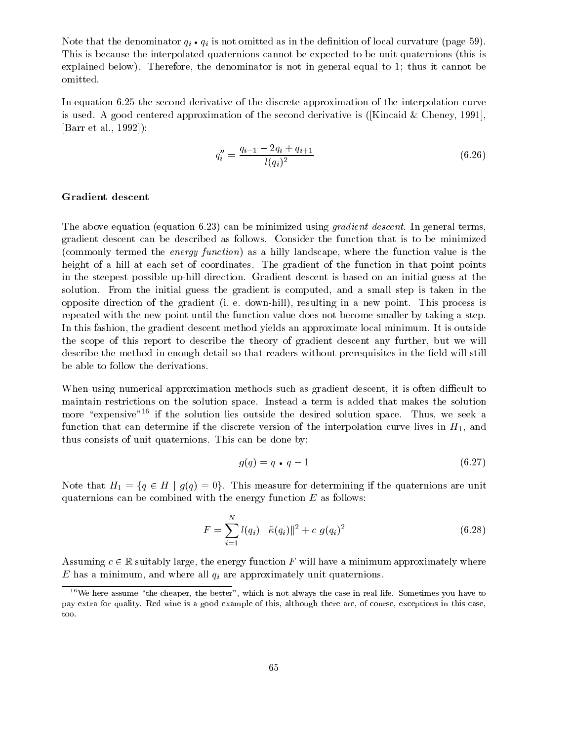Note that the denominator $q_i \bullet q_i$ is not omitted as in the definition of local curvature (page 59). This is because the interpolated quaternions cannot be expected to be unit quaternions (this is explained below). Therefore, the denominator is not in general equal to 1; thus it cannot be omitted.

In equation 6.25 the second derivative of the discrete approximation of the interpolation curve is used. A good centered approximation of the second derivative is ([Kincaid & Cheney, 1991], [Barr et al., 1992]):

$$q_i'' = \frac{q_{i-1} - 2q_i + q_{i+1}}{l(q_i)^2} \tag{6.26}$$

### Gradient descent

The above equation (equation 6.23) can be minimized using *gradient descent*. In general terms, gradient descent can be described as follows. Consider the function that is to be minimized (commonly termed the *energy function*) as a hilly landscape, where the function value is the height of a hill at each set of coordinates. The gradient of the function in that point points in the steepest possible up-hill direction. Gradient descent is based on an initial guess at the solution. From the initial guess the gradient is computed, and a small step is taken in the opposite direction of the gradient (i. e. down-hill), resulting in a new point. This process is repeated with the new point until the function value does not become smaller by taking a step. In this fashion, the gradient descent method yields an approximate local minimum. It is outside the scope of this report to describe the theory of gradient descent any further, but we will describe the method in enough detail so that readers without prerequisites in the field will still be able to follow the derivations.

When using numerical approximation methods such as gradient descent, it is often difficult to maintain restrictions on the solution space. Instead a term is added that makes the solution more "expensive"[16] if the solution lies outside the desired solution space. Thus, we seek a function that can determine if the discrete version of the interpolation curve lives in $H_1$, and thus consists of unit quaternions. This can be done by:

$$g(q) = q \bullet q - 1 \tag{6.27}$$

Note that $H_1 = \{q \in H \mid g(q) = 0\}$. This measure for determining if the quaternions are unit quaternions can be combined with the energy function $E$ as follows:

$$F = \sum_{i=1}^{N} l(q_i) \, \|\tilde{\kappa}(q_i)\|^2 + c \; g(q_i)^2 \tag{6.28}$$

Assuming $c \in \mathbb{R}$ suitably large, the energy function $F$ will have a minimum approximately where $E$ has a minimum, and where all $q_i$ are approximately unit quaternions.

[16] We here assume "the cheaper, the better", which is not always the case in real life. Sometimes you have to pay extra for quality. Red wine is a good example of this, although there are, of course, exceptions in this case, too.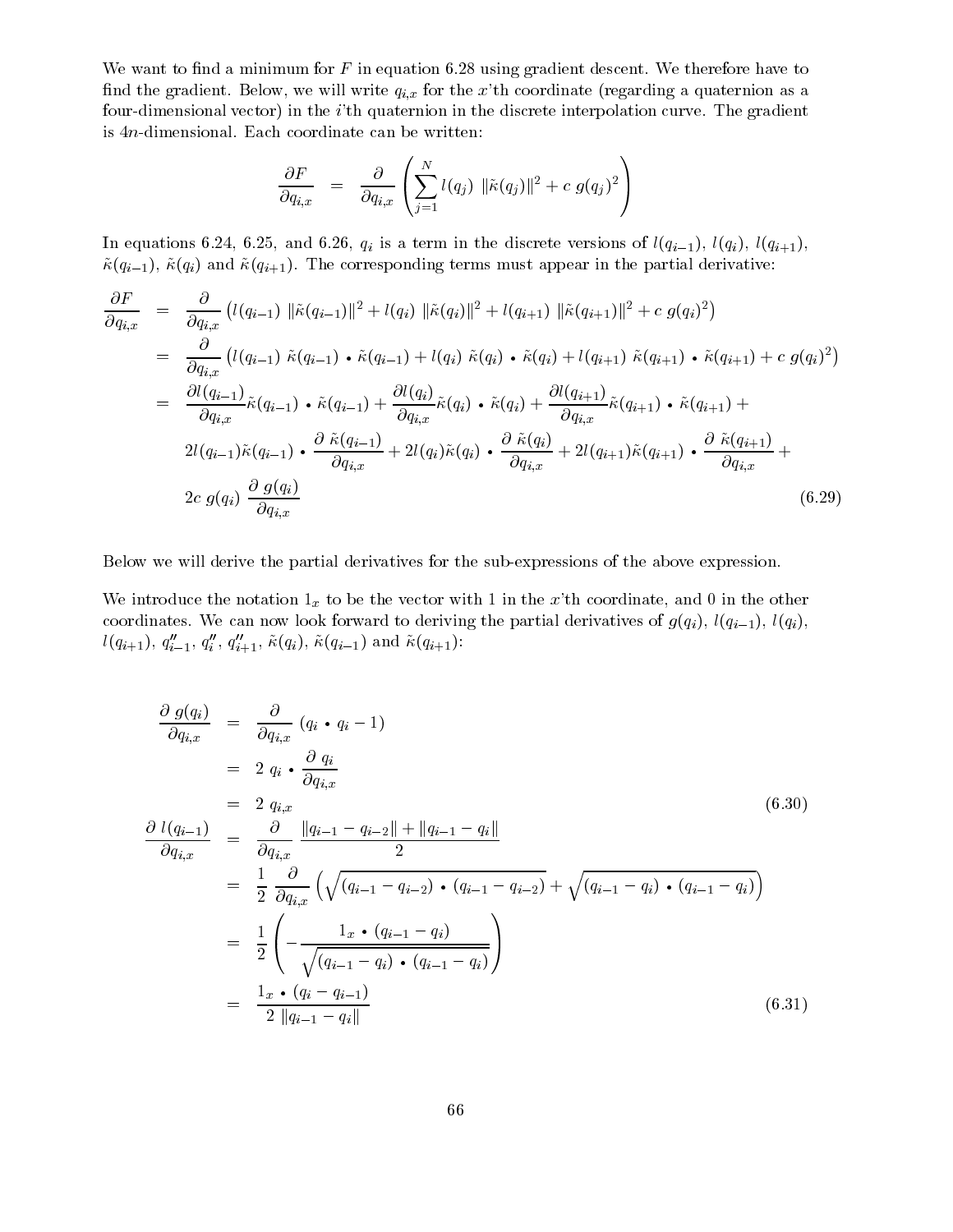We want to find a minimum for $F$ in equation 6.28 using gradient descent. We therefore have to find the gradient. Below, we will write $q_{i,x}$ for the $x$'th coordinate (regarding a quaternion as a four-dimensional vector) in the $i$'th quaternion in the discrete interpolation curve. The gradient is $4n$-dimensional. Each coordinate can be written:

$$\frac{\partial F}{\partial q_{i,x}} = \frac{\partial}{\partial q_{i,x}} \left( \sum_{j=1}^{N} l(q_j) \; \|\tilde{\kappa}(q_j)\|^2 + c \; g(q_j)^2 \right)$$

In equations 6.24, 6.25, and 6.26, $q_i$ is a term in the discrete versions of $l(q_{i-1})$, $l(q_i)$, $l(q_{i+1})$, $\tilde{\kappa}(q_{i-1})$, $\tilde{\kappa}(q_i)$ and $\tilde{\kappa}(q_{i+1})$. The corresponding terms must appear in the partial derivative:

$$\begin{aligned}
\frac{\partial F}{\partial q_{i,x}} &= \frac{\partial}{\partial q_{i,x}} \left( l(q_{i-1}) \; \|\tilde{\kappa}(q_{i-1})\|^2 + l(q_i) \; \|\tilde{\kappa}(q_i)\|^2 + l(q_{i+1}) \; \|\tilde{\kappa}(q_{i+1})\|^2 + c \; g(q_i)^2 \right) \\
&= \frac{\partial}{\partial q_{i,x}} \left( l(q_{i-1}) \; \tilde{\kappa}(q_{i-1}) \bullet \tilde{\kappa}(q_{i-1}) + l(q_i) \; \tilde{\kappa}(q_i) \bullet \tilde{\kappa}(q_i) + l(q_{i+1}) \; \tilde{\kappa}(q_{i+1}) \bullet \tilde{\kappa}(q_{i+1}) + c \; g(q_i)^2 \right) \\
&= \frac{\partial l(q_{i-1})}{\partial q_{i,x}} \tilde{\kappa}(q_{i-1}) \bullet \tilde{\kappa}(q_{i-1}) + \frac{\partial l(q_i)}{\partial q_{i,x}} \tilde{\kappa}(q_i) \bullet \tilde{\kappa}(q_i) + \frac{\partial l(q_{i+1})}{\partial q_{i,x}} \tilde{\kappa}(q_{i+1}) \bullet \tilde{\kappa}(q_{i+1}) + \\
&\quad 2l(q_{i-1})\tilde{\kappa}(q_{i-1}) \bullet \frac{\partial \; \tilde{\kappa}(q_{i-1})}{\partial q_{i,x}} + 2l(q_i)\tilde{\kappa}(q_i) \bullet \frac{\partial \; \tilde{\kappa}(q_i)}{\partial q_{i,x}} + 2l(q_{i+1})\tilde{\kappa}(q_{i+1}) \bullet \frac{\partial \; \tilde{\kappa}(q_{i+1})}{\partial q_{i,x}} + \\
&\quad 2c \; g(q_i) \; \frac{\partial \; g(q_i)}{\partial q_{i,x}}
\end{aligned} \tag{6.29}$$

Below we will derive the partial derivatives for the sub-expressions of the above expression.

We introduce the notation $1_x$ to be the vector with 1 in the $x$'th coordinate, and 0 in the other coordinates. We can now look forward to deriving the partial derivatives of $g(q_i)$, $l(q_{i-1})$, $l(q_i)$, $l(q_{i+1})$, $q''_{i-1}$, $q''_i$, $q''_{i+1}$, $\tilde{\kappa}(q_i)$, $\tilde{\kappa}(q_{i-1})$ and $\tilde{\kappa}(q_{i+1})$:

$$\begin{aligned}
\frac{\partial \; g(q_i)}{\partial q_{i,x}} &= \frac{\partial}{\partial q_{i,x}} \; (q_i \bullet q_i - 1) \\
&= 2 \; q_i \bullet \frac{\partial \; q_i}{\partial q_{i,x}} \\
&= 2 \; q_{i,x}
\end{aligned} \tag{6.30}$$

$$\begin{aligned}
\frac{\partial \; l(q_{i-1})}{\partial q_{i,x}} &= \frac{\partial}{\partial q_{i,x}} \; \frac{\|q_{i-1} - q_{i-2}\| + \|q_{i-1} - q_i\|}{2} \\
&= \frac{1}{2} \; \frac{\partial}{\partial q_{i,x}} \left( \sqrt{(q_{i-1} - q_{i-2}) \bullet (q_{i-1} - q_{i-2})} + \sqrt{(q_{i-1} - q_i) \bullet (q_{i-1} - q_i)} \right) \\
&= \frac{1}{2} \left( - \frac{1_x \bullet (q_{i-1} - q_i)}{\sqrt{(q_{i-1} - q_i) \bullet (q_{i-1} - q_i)}} \right) \\
&= \frac{1_x \bullet (q_i - q_{i-1})}{2 \; \|q_{i-1} - q_i\|}
\end{aligned} \tag{6.31}$$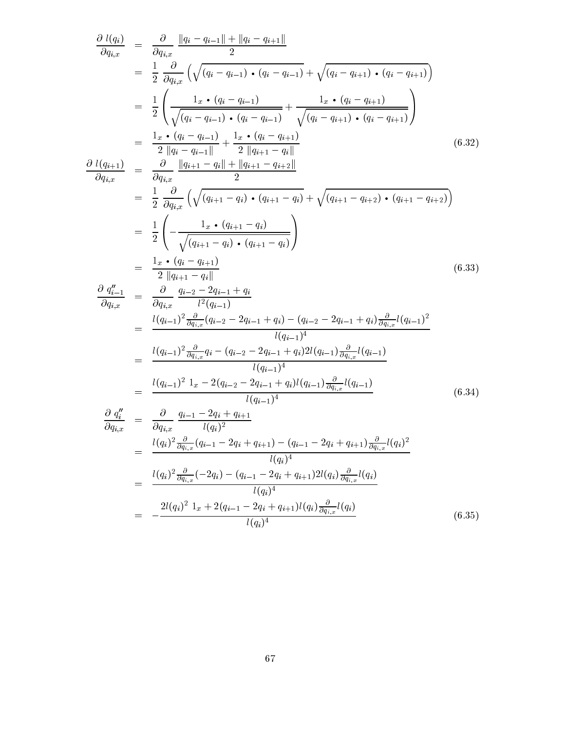$$
\begin{aligned}
\frac{\partial\, l(q_i)}{\partial q_{i,x}} &= \frac{\partial}{\partial q_{i,x}}\, \frac{\|q_i - q_{i-1}\| + \|q_i - q_{i+1}\|}{2} \\
&= \frac{1}{2}\ \frac{\partial}{\partial q_{i,x}} \left( \sqrt{(q_i - q_{i-1}) \bullet (q_i - q_{i-1})} + \sqrt{(q_i - q_{i+1}) \bullet (q_i - q_{i+1})} \right) \\
&= \frac{1}{2} \left( \frac{1_x \bullet (q_i - q_{i-1})}{\sqrt{(q_i - q_{i-1}) \bullet (q_i - q_{i-1})}} + \frac{1_x \bullet (q_i - q_{i+1})}{\sqrt{(q_i - q_{i+1}) \bullet (q_i - q_{i+1})}} \right) \\
&= \frac{1_x \bullet (q_i - q_{i-1})}{2\ \|q_i - q_{i-1}\|} + \frac{1_x \bullet (q_i - q_{i+1})}{2\ \|q_{i+1} - q_i\|} \qquad (6.32)
\end{aligned}
$$

$$
\begin{aligned}
\frac{\partial\, l(q_{i+1})}{\partial q_{i,x}} &= \frac{\partial}{\partial q_{i,x}}\, \frac{\|q_{i+1} - q_i\| + \|q_{i+1} - q_{i+2}\|}{2} \\
&= \frac{1}{2}\ \frac{\partial}{\partial q_{i,x}} \left( \sqrt{(q_{i+1} - q_i) \bullet (q_{i+1} - q_i)} + \sqrt{(q_{i+1} - q_{i+2}) \bullet (q_{i+1} - q_{i+2})} \right) \\
&= \frac{1}{2} \left( - \frac{1_x \bullet (q_{i+1} - q_i)}{\sqrt{(q_{i+1} - q_i) \bullet (q_{i+1} - q_i)}} \right) \\
&= \frac{1_x \bullet (q_i - q_{i+1})}{2\ \|q_{i+1} - q_i\|} \qquad (6.33)
\end{aligned}
$$

$$
\begin{aligned}
\frac{\partial\, q''_{i-1}}{\partial q_{i,x}} &= \frac{\partial}{\partial q_{i,x}}\ \frac{q_{i-2} - 2q_{i-1} + q_i}{l^2(q_{i-1})} \\
&= \frac{l(q_{i-1})^2 \frac{\partial}{\partial q_{i,x}}(q_{i-2} - 2q_{i-1} + q_i) - (q_{i-2} - 2q_{i-1} + q_i)\frac{\partial}{\partial q_{i,x}} l(q_{i-1})^2}{l(q_{i-1})^4} \\
&= \frac{l(q_{i-1})^2 \frac{\partial}{\partial q_{i,x}} q_i - (q_{i-2} - 2q_{i-1} + q_i) 2 l(q_{i-1}) \frac{\partial}{\partial q_{i,x}} l(q_{i-1})}{l(q_{i-1})^4} \\
&= \frac{l(q_{i-1})^2\ 1_x - 2(q_{i-2} - 2q_{i-1} + q_i) l(q_{i-1}) \frac{\partial}{\partial q_{i,x}} l(q_{i-1})}{l(q_{i-1})^4} \qquad (6.34)
\end{aligned}
$$

$$
\begin{aligned}
\frac{\partial\, q''_{i}}{\partial q_{i,x}} &= \frac{\partial}{\partial q_{i,x}}\ \frac{q_{i-1} - 2q_i + q_{i+1}}{l(q_i)^2} \\
&= \frac{l(q_i)^2 \frac{\partial}{\partial q_{i,x}}(q_{i-1} - 2q_i + q_{i+1}) - (q_{i-1} - 2q_i + q_{i+1})\frac{\partial}{\partial q_{i,x}} l(q_i)^2}{l(q_i)^4} \\
&= \frac{l(q_i)^2 \frac{\partial}{\partial q_{i,x}}(-2q_i) - (q_{i-1} - 2q_i + q_{i+1}) 2 l(q_i) \frac{\partial}{\partial q_{i,x}} l(q_i)}{l(q_i)^4} \\
&= -\frac{2 l(q_i)^2\ 1_x + 2(q_{i-1} - 2q_i + q_{i+1}) l(q_i) \frac{\partial}{\partial q_{i,x}} l(q_i)}{l(q_i)^4} \qquad (6.35)
\end{aligned}
$$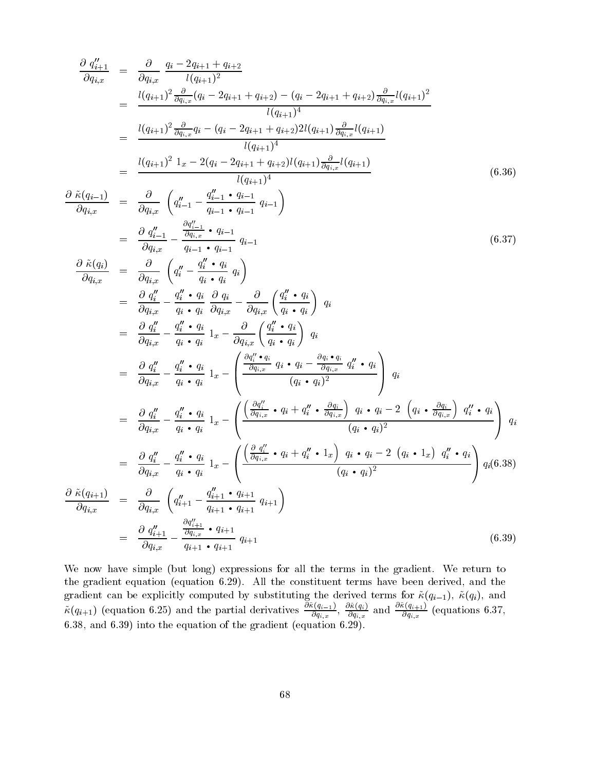$$
\begin{aligned}
\frac{\partial\ q''_{i+1}}{\partial q_{i,x}} &= \frac{\partial}{\partial q_{i,x}}\ \frac{q_i - 2q_{i+1} + q_{i+2}}{l(q_{i+1})^2} \\
&= \frac{l(q_{i+1})^2 \frac{\partial}{\partial q_{i,x}}(q_i - 2q_{i+1} + q_{i+2}) - (q_i - 2q_{i+1} + q_{i+2})\frac{\partial}{\partial q_{i,x}} l(q_{i+1})^2}{l(q_{i+1})^4} \\
&= \frac{l(q_{i+1})^2 \frac{\partial}{\partial q_{i,x}} q_i - (q_i - 2q_{i+1} + q_{i+2}) 2 l(q_{i+1}) \frac{\partial}{\partial q_{i,x}} l(q_{i+1})}{l(q_{i+1})^4} \\
&= \frac{l(q_{i+1})^2\ 1_x - 2(q_i - 2q_{i+1} + q_{i+2}) l(q_{i+1}) \frac{\partial}{\partial q_{i,x}} l(q_{i+1})}{l(q_{i+1})^4} \qquad (6.36)
\end{aligned}
$$

$$
\begin{aligned}
\frac{\partial\ \tilde{\kappa}(q_{i-1})}{\partial q_{i,x}} &= \frac{\partial}{\partial q_{i,x}}\ \left( q''_{i-1} - \frac{q''_{i-1} \bullet q_{i-1}}{q_{i-1} \bullet q_{i-1}}\ q_{i-1} \right) \\
&= \frac{\partial\ q''_{i-1}}{\partial q_{i,x}} - \frac{\frac{\partial q''_{i-1}}{\partial q_{i,x}} \bullet q_{i-1}}{q_{i-1} \bullet q_{i-1}}\ q_{i-1} \qquad (6.37)
\end{aligned}
$$

$$
\begin{aligned}
\frac{\partial\ \tilde{\kappa}(q_i)}{\partial q_{i,x}} &= \frac{\partial}{\partial q_{i,x}}\ \left( q''_i - \frac{q''_i \bullet q_i}{q_i \bullet q_i}\ q_i \right) \\
&= \frac{\partial\ q''_i}{\partial q_{i,x}} - \frac{q''_i \bullet q_i}{q_i \bullet q_i}\ \frac{\partial\ q_i}{\partial q_{i,x}} - \frac{\partial}{\partial q_{i,x}} \left( \frac{q''_i \bullet q_i}{q_i \bullet q_i} \right)\ q_i \\
&= \frac{\partial\ q''_i}{\partial q_{i,x}} - \frac{q''_i \bullet q_i}{q_i \bullet q_i}\ 1_x - \frac{\partial}{\partial q_{i,x}} \left( \frac{q''_i \bullet q_i}{q_i \bullet q_i} \right)\ q_i \\
&= \frac{\partial\ q''_i}{\partial q_{i,x}} - \frac{q''_i \bullet q_i}{q_i \bullet q_i}\ 1_x - \left( \frac{\frac{\partial q''_i \bullet q_i}{\partial q_{i,x}}\ q_i \bullet q_i - \frac{\partial q_i \bullet q_i}{\partial q_{i,x}}\ q''_i \bullet q_i}{(q_i \bullet q_i)^2} \right)\ q_i \\
&= \frac{\partial\ q''_i}{\partial q_{i,x}} - \frac{q''_i \bullet q_i}{q_i \bullet q_i}\ 1_x - \left( \frac{\left( \frac{\partial q''_i}{\partial q_{i,x}} \bullet q_i + q''_i \bullet \frac{\partial q_i}{\partial q_{i,x}} \right)\ q_i \bullet q_i - 2\ \left( q_i \bullet \frac{\partial q_i}{\partial q_{i,x}} \right)\ q''_i \bullet q_i}{(q_i \bullet q_i)^2} \right)\ q_i \\
&= \frac{\partial\ q''_i}{\partial q_{i,x}} - \frac{q''_i \bullet q_i}{q_i \bullet q_i}\ 1_x - \left( \frac{\left( \frac{\partial\ q''_i}{\partial q_{i,x}} \bullet q_i + q''_i \bullet 1_x \right)\ q_i \bullet q_i - 2\ (q_i \bullet 1_x)\ q''_i \bullet q_i}{(q_i \bullet q_i)^2} \right) q_i \qquad (6.38)
\end{aligned}
$$

$$
\begin{aligned}
\frac{\partial\ \tilde{\kappa}(q_{i+1})}{\partial q_{i,x}} &= \frac{\partial}{\partial q_{i,x}}\ \left( q''_{i+1} - \frac{q''_{i+1} \bullet q_{i+1}}{q_{i+1} \bullet q_{i+1}}\ q_{i+1} \right) \\
&= \frac{\partial\ q''_{i+1}}{\partial q_{i,x}} - \frac{\frac{\partial q''_{i+1}}{\partial q_{i,x}} \bullet q_{i+1}}{q_{i+1} \bullet q_{i+1}}\ q_{i+1} \qquad (6.39)
\end{aligned}
$$

We now have simple (but long) expressions for all the terms in the gradient. We return to the gradient equation (equation 6.29). All the constituent terms have been derived, and the gradient can be explicitly computed by substituting the derived terms for $\tilde{\kappa}(q_{i-1})$, $\tilde{\kappa}(q_i)$, and $\tilde{\kappa}(q_{i+1})$ (equation 6.25) and the partial derivatives $\frac{\partial \tilde{\kappa}(q_{i-1})}{\partial q_{i,x}}$, $\frac{\partial \tilde{\kappa}(q_i)}{\partial q_{i,x}}$ and $\frac{\partial \tilde{\kappa}(q_{i+1})}{\partial q_{i,x}}$ (equations 6.37, 6.38, and 6.39) into the equation of the gradient (equation 6.29).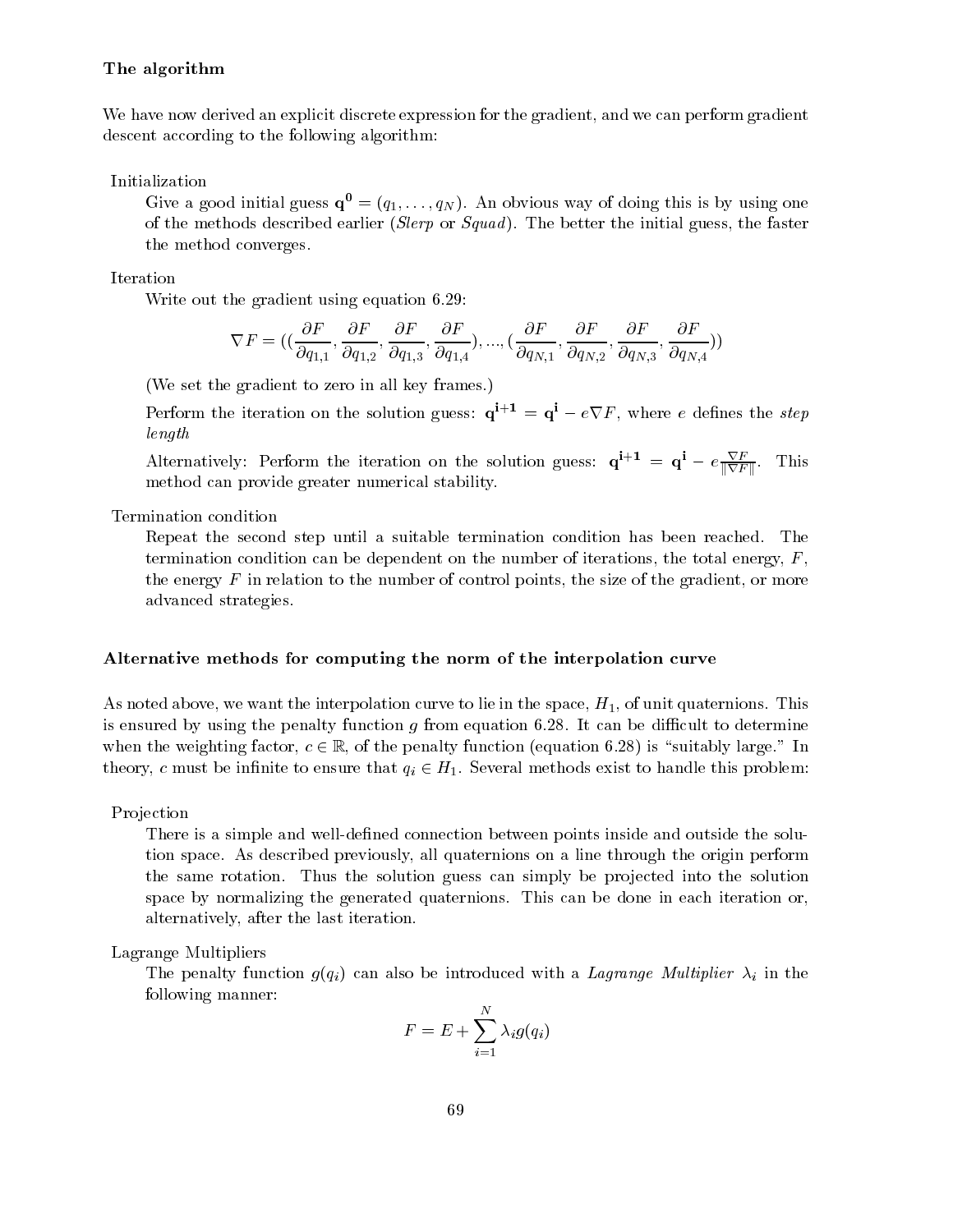### The algorithm

We have now derived an explicit discrete expression for the gradient, and we can perform gradient descent according to the following algorithm:

**Initialization**

Give a good initial guess $\mathbf{q^0} = (q_1, \ldots, q_N)$. An obvious way of doing this is by using one of the methods described earlier (*Slerp* or *Squad*). The better the initial guess, the faster the method converges.

**Iteration**

Write out the gradient using equation 6.29:

$$\nabla F = ((\frac{\partial F}{\partial q_{1,1}}, \frac{\partial F}{\partial q_{1,2}}, \frac{\partial F}{\partial q_{1,3}}, \frac{\partial F}{\partial q_{1,4}}), ..., (\frac{\partial F}{\partial q_{N,1}}, \frac{\partial F}{\partial q_{N,2}}, \frac{\partial F}{\partial q_{N,3}}, \frac{\partial F}{\partial q_{N,4}}))$$

(We set the gradient to zero in all key frames.)

Perform the iteration on the solution guess: $\mathbf{q^{i+1}} = \mathbf{q^i} - e\nabla F$, where $e$ defines the *step length*

Alternatively: Perform the iteration on the solution guess: $\mathbf{q^{i+1}} = \mathbf{q^i} - e\frac{\nabla F}{\|\nabla F\|}$. This method can provide greater numerical stability.

**Termination condition**

Repeat the second step until a suitable termination condition has been reached. The termination condition can be dependent on the number of iterations, the total energy, $F$, the energy $F$ in relation to the number of control points, the size of the gradient, or more advanced strategies.

### Alternative methods for computing the norm of the interpolation curve

As noted above, we want the interpolation curve to lie in the space, $H_1$, of unit quaternions. This is ensured by using the penalty function $g$ from equation 6.28. It can be difficult to determine when the weighting factor, $c \in \mathbb{R}$, of the penalty function (equation 6.28) is "suitably large." In theory, $c$ must be infinite to ensure that $q_i \in H_1$. Several methods exist to handle this problem:

**Projection**

There is a simple and well-defined connection between points inside and outside the solution space. As described previously, all quaternions on a line through the origin perform the same rotation. Thus the solution guess can simply be projected into the solution space by normalizing the generated quaternions. This can be done in each iteration or, alternatively, after the last iteration.

**Lagrange Multipliers**

The penalty function $g(q_i)$ can also be introduced with a *Lagrange Multiplier* $\lambda_i$ in the following manner:

$$F = E + \sum_{i=1}^{N} \lambda_i g(q_i)$$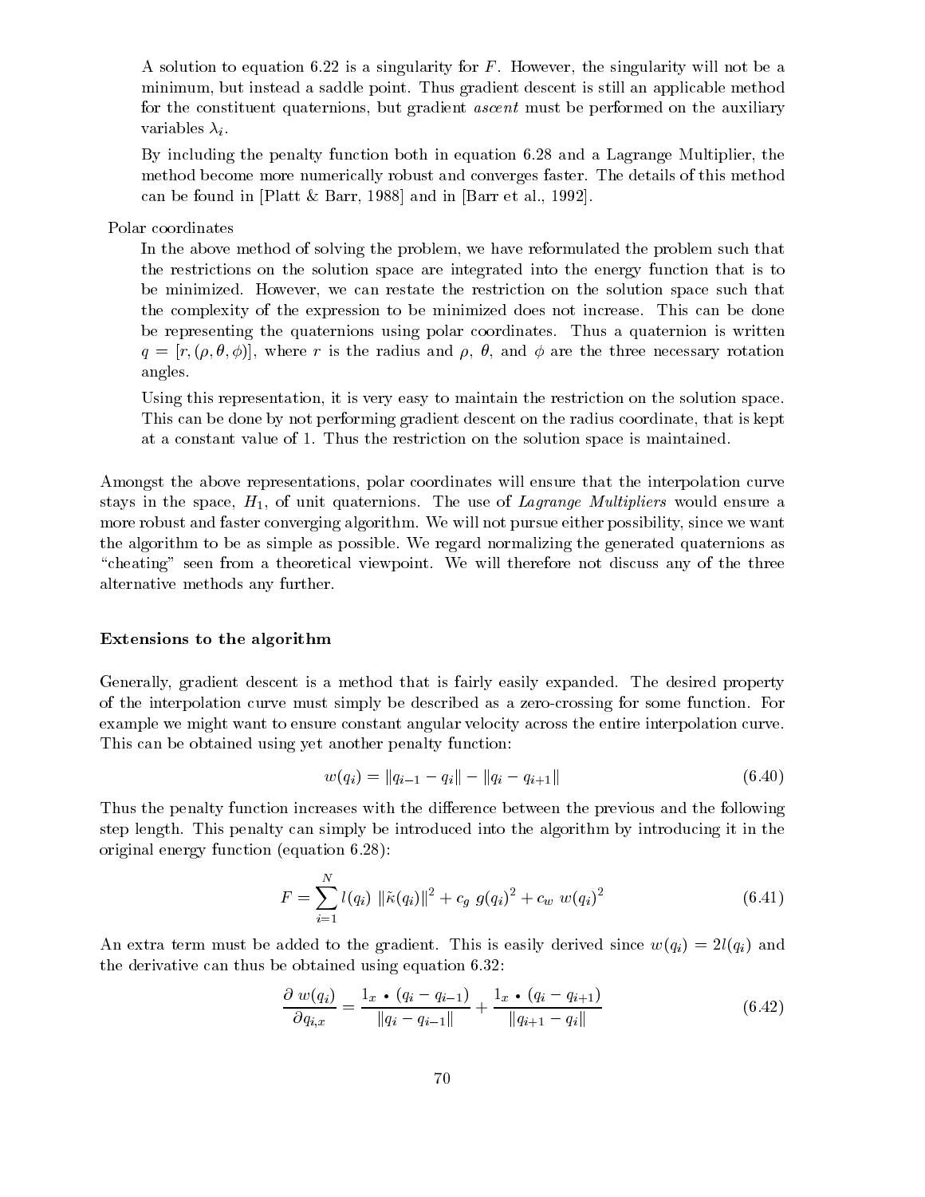A solution to equation 6.22 is a singularity for $F$. However, the singularity will not be a minimum, but instead a saddle point. Thus gradient descent is still an applicable method for the constituent quaternions, but gradient *ascent* must be performed on the auxiliary variables $\lambda_i$.

By including the penalty function both in equation 6.28 and a Lagrange Multiplier, the method become more numerically robust and converges faster. The details of this method can be found in [Platt & Barr, 1988] and in [Barr et al., 1992].

Polar coordinates

In the above method of solving the problem, we have reformulated the problem such that the restrictions on the solution space are integrated into the energy function that is to be minimized. However, we can restate the restriction on the solution space such that the complexity of the expression to be minimized does not increase. This can be done be representing the quaternions using polar coordinates. Thus a quaternion is written $q = [r, (\rho, \theta, \phi)]$, where $r$ is the radius and $\rho$, $\theta$, and $\phi$ are the three necessary rotation angles.

Using this representation, it is very easy to maintain the restriction on the solution space. This can be done by not performing gradient descent on the radius coordinate, that is kept at a constant value of 1. Thus the restriction on the solution space is maintained.

Amongst the above representations, polar coordinates will ensure that the interpolation curve stays in the space, $H_1$, of unit quaternions. The use of *Lagrange Multipliers* would ensure a more robust and faster converging algorithm. We will not pursue either possibility, since we want the algorithm to be as simple as possible. We regard normalizing the generated quaternions as "cheating" seen from a theoretical viewpoint. We will therefore not discuss any of the three alternative methods any further.

### Extensions to the algorithm

Generally, gradient descent is a method that is fairly easily expanded. The desired property of the interpolation curve must simply be described as a zero-crossing for some function. For example we might want to ensure constant angular velocity across the entire interpolation curve. This can be obtained using yet another penalty function:

$$w(q_i) = \|q_{i-1} - q_i\| - \|q_i - q_{i+1}\| \tag{6.40}$$

Thus the penalty function increases with the difference between the previous and the following step length. This penalty can simply be introduced into the algorithm by introducing it in the original energy function (equation 6.28):

$$F = \sum_{i=1}^{N} l(q_i)\ \|\tilde{\kappa}(q_i)\|^2 + c_g\ g(q_i)^2 + c_w\ w(q_i)^2 \tag{6.41}$$

An extra term must be added to the gradient. This is easily derived since $w(q_i) = 2l(q_i)$ and the derivative can thus be obtained using equation 6.32:

$$\frac{\partial\ w(q_i)}{\partial q_{i,x}} = \frac{1_x \bullet (q_i - q_{i-1})}{\|q_i - q_{i-1}\|} + \frac{1_x \bullet (q_i - q_{i+1})}{\|q_{i+1} - q_i\|} \tag{6.42}$$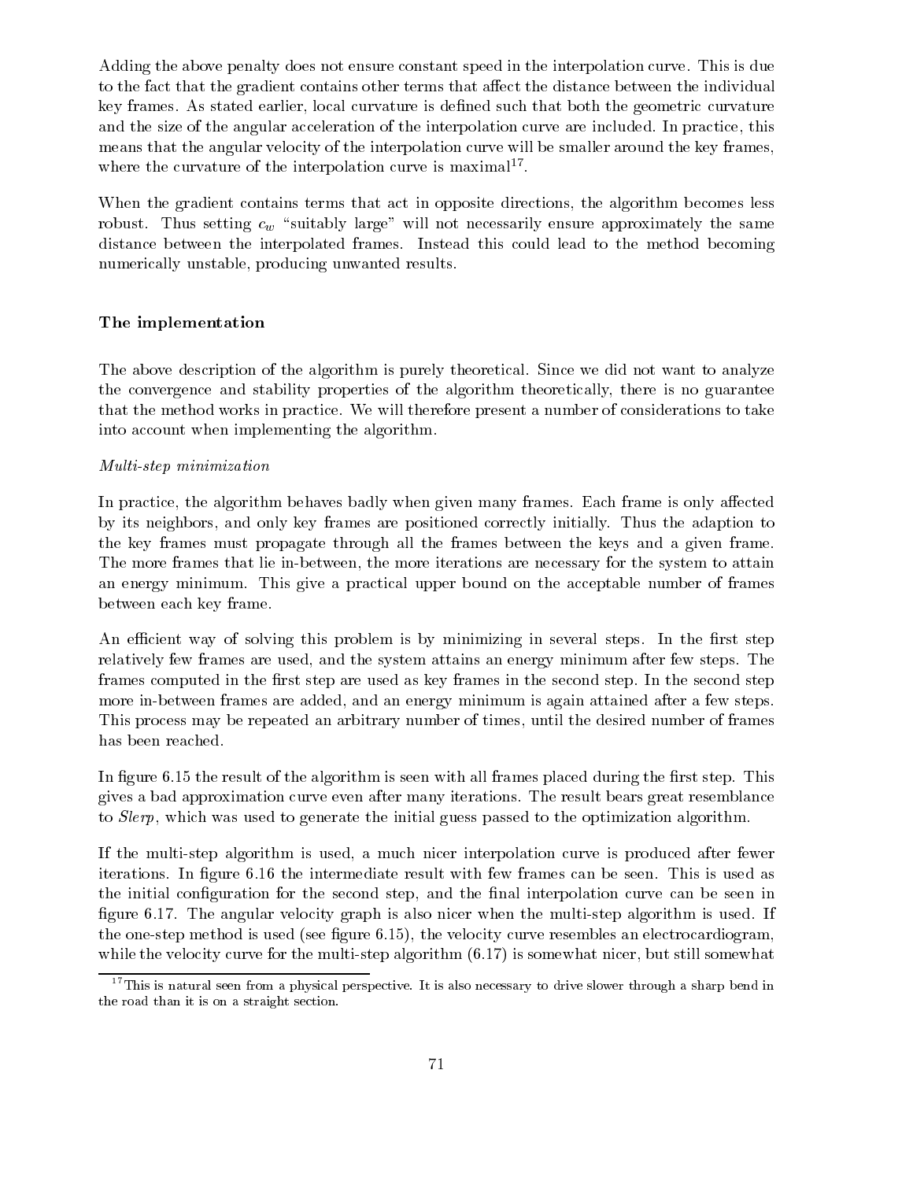Adding the above penalty does not ensure constant speed in the interpolation curve. This is due to the fact that the gradient contains other terms that affect the distance between the individual key frames. As stated earlier, local curvature is defined such that both the geometric curvature and the size of the angular acceleration of the interpolation curve are included. In practice, this means that the angular velocity of the interpolation curve will be smaller around the key frames, where the curvature of the interpolation curve is maximal[17].

When the gradient contains terms that act in opposite directions, the algorithm becomes less robust. Thus setting $c_w$ "suitably large" will not necessarily ensure approximately the same distance between the interpolated frames. Instead this could lead to the method becoming numerically unstable, producing unwanted results.

### The implementation

The above description of the algorithm is purely theoretical. Since we did not want to analyze the convergence and stability properties of the algorithm theoretically, there is no guarantee that the method works in practice. We will therefore present a number of considerations to take into account when implementing the algorithm.

*Multi-step minimization*

In practice, the algorithm behaves badly when given many frames. Each frame is only affected by its neighbors, and only key frames are positioned correctly initially. Thus the adaption to the key frames must propagate through all the frames between the keys and a given frame. The more frames that lie in-between, the more iterations are necessary for the system to attain an energy minimum. This give a practical upper bound on the acceptable number of frames between each key frame.

An efficient way of solving this problem is by minimizing in several steps. In the first step relatively few frames are used, and the system attains an energy minimum after few steps. The frames computed in the first step are used as key frames in the second step. In the second step more in-between frames are added, and an energy minimum is again attained after a few steps. This process may be repeated an arbitrary number of times, until the desired number of frames has been reached.

In figure 6.15 the result of the algorithm is seen with all frames placed during the first step. This gives a bad approximation curve even after many iterations. The result bears great resemblance to *Slerp*, which was used to generate the initial guess passed to the optimization algorithm.

If the multi-step algorithm is used, a much nicer interpolation curve is produced after fewer iterations. In figure 6.16 the intermediate result with few frames can be seen. This is used as the initial configuration for the second step, and the final interpolation curve can be seen in figure 6.17. The angular velocity graph is also nicer when the multi-step algorithm is used. If the one-step method is used (see figure 6.15), the velocity curve resembles an electrocardiogram, while the velocity curve for the multi-step algorithm (6.17) is somewhat nicer, but still somewhat

[17] This is natural seen from a physical perspective. It is also necessary to drive slower through a sharp bend in the road than it is on a straight section.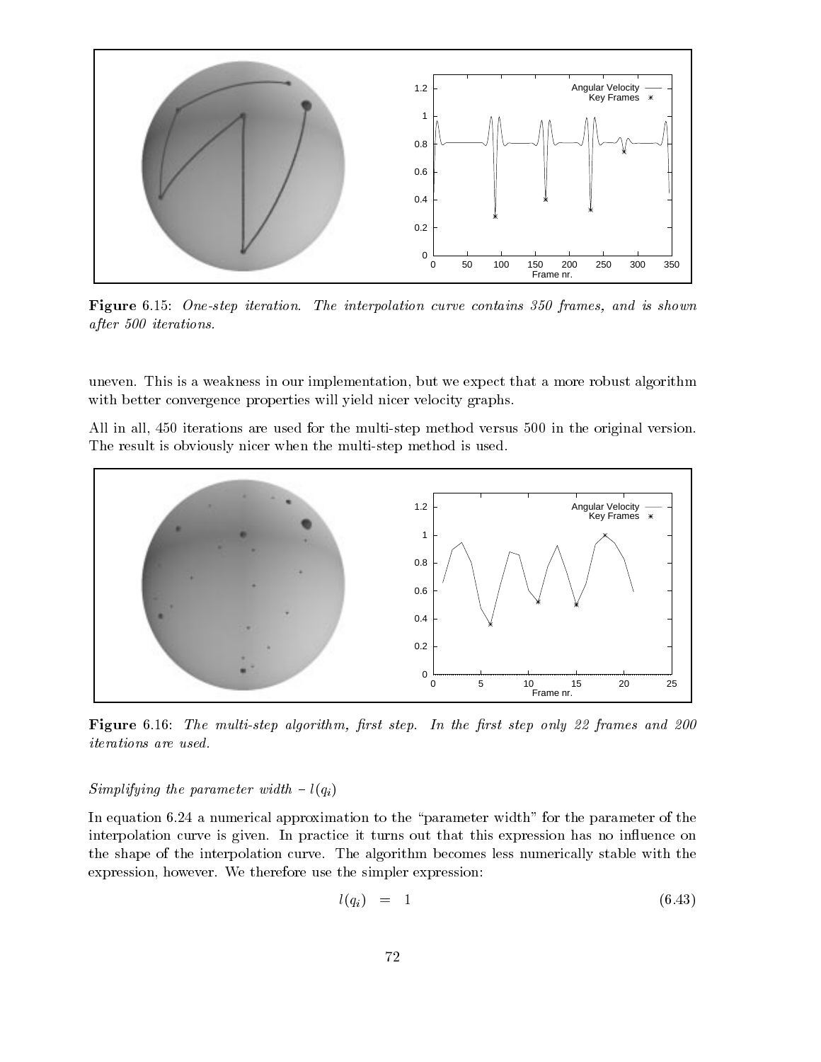**Figure** 6.15: *One-step iteration. The interpolation curve contains 350 frames, and is shown after 500 iterations.*

uneven. This is a weakness in our implementation, but we expect that a more robust algorithm with better convergence properties will yield nicer velocity graphs.

All in all, 450 iterations are used for the multi-step method versus 500 in the original version. The result is obviously nicer when the multi-step method is used.

**Figure** 6.16: *The multi-step algorithm, first step. In the first step only 22 frames and 200 iterations are used.*

*Simplifying the parameter width –* $l(q_i)$

In equation 6.24 a numerical approximation to the "parameter width" for the parameter of the interpolation curve is given. In practice it turns out that this expression has no influence on the shape of the interpolation curve. The algorithm becomes less numerically stable with the expression, however. We therefore use the simpler expression:

$$l(q_i) = 1 \tag{6.43}$$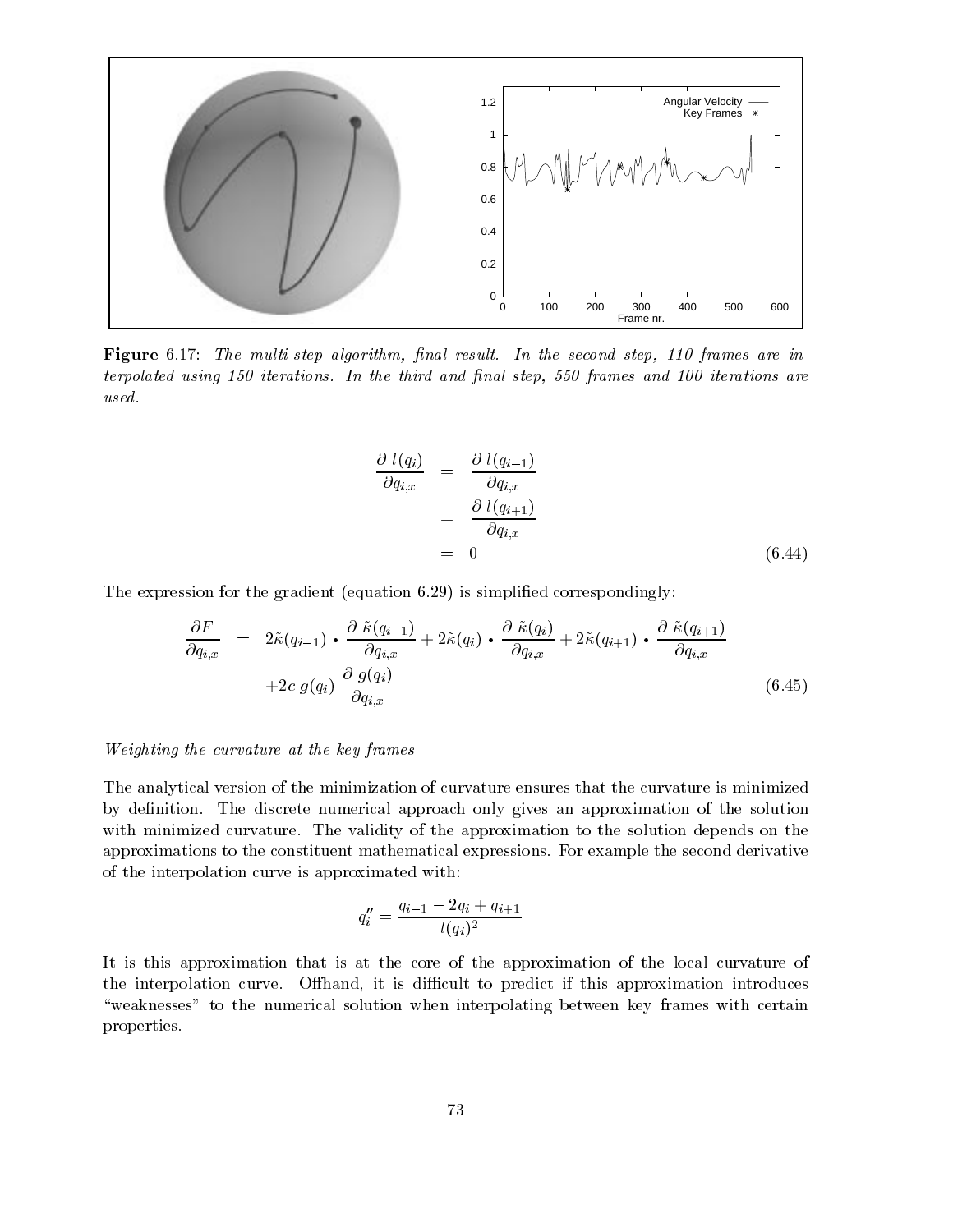**Figure** 6.17: *The multi-step algorithm, final result. In the second step, 110 frames are interpolated using 150 iterations. In the third and final step, 550 frames and 100 iterations are used.*

$$
\begin{aligned}
\frac{\partial\, l(q_i)}{\partial q_{i,x}} &= \frac{\partial\, l(q_{i-1})}{\partial q_{i,x}} \\
&= \frac{\partial\, l(q_{i+1})}{\partial q_{i,x}} \\
&= 0
\end{aligned}
\tag{6.44}
$$

The expression for the gradient (equation 6.29) is simplified correspondingly:

$$
\begin{aligned}
\frac{\partial F}{\partial q_{i,x}} &= 2\tilde{\kappa}(q_{i-1}) \bullet \frac{\partial\, \tilde{\kappa}(q_{i-1})}{\partial q_{i,x}} + 2\tilde{\kappa}(q_i) \bullet \frac{\partial\, \tilde{\kappa}(q_i)}{\partial q_{i,x}} + 2\tilde{\kappa}(q_{i+1}) \bullet \frac{\partial\, \tilde{\kappa}(q_{i+1})}{\partial q_{i,x}} \\
&\quad + 2c\; g(q_i)\; \frac{\partial\, g(q_i)}{\partial q_{i,x}}
\end{aligned}
\tag{6.45}
$$

*Weighting the curvature at the key frames*

The analytical version of the minimization of curvature ensures that the curvature is minimized by definition. The discrete numerical approach only gives an approximation of the solution with minimized curvature. The validity of the approximation to the solution depends on the approximations to the constituent mathematical expressions. For example the second derivative of the interpolation curve is approximated with:

$$
q_i'' = \frac{q_{i-1} - 2q_i + q_{i+1}}{l(q_i)^2}
$$

It is this approximation that is at the core of the approximation of the local curvature of the interpolation curve. Offhand, it is difficult to predict if this approximation introduces "weaknesses" to the numerical solution when interpolating between key frames with certain properties.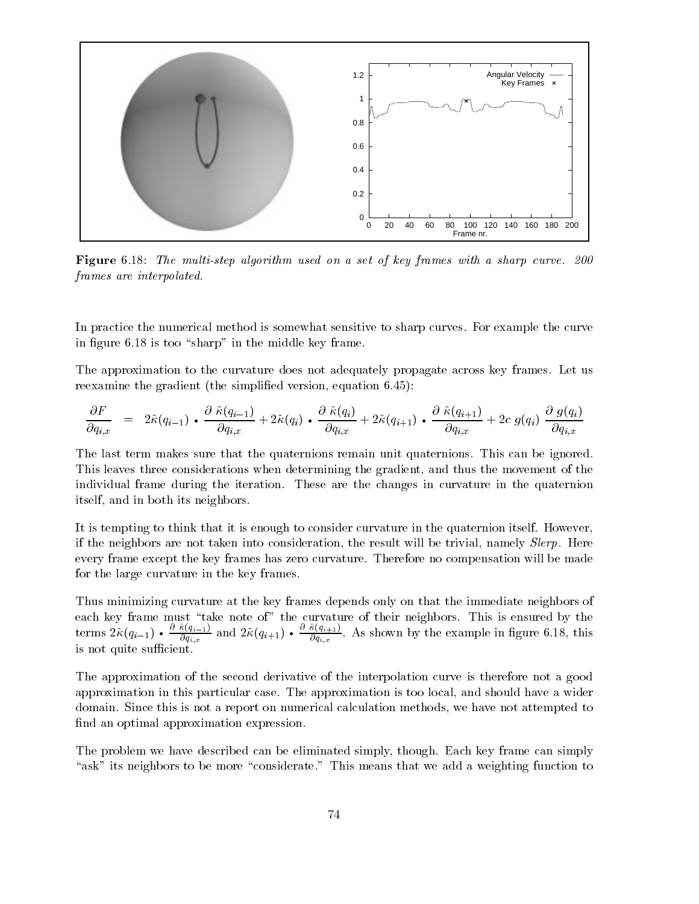**Figure** 6.18: *The multi-step algorithm used on a set of key frames with a sharp curve. 200 frames are interpolated.*

In practice the numerical method is somewhat sensitive to sharp curves. For example the curve in figure 6.18 is too "sharp" in the middle key frame.

The approximation to the curvature does not adequately propagate across key frames. Let us reexamine the gradient (the simplified version, equation 6.45):

$$\frac{\partial F}{\partial q_{i,x}} = 2\tilde{\kappa}(q_{i-1}) \bullet \frac{\partial\ \tilde{\kappa}(q_{i-1})}{\partial q_{i,x}} + 2\tilde{\kappa}(q_i) \bullet \frac{\partial\ \tilde{\kappa}(q_i)}{\partial q_{i,x}} + 2\tilde{\kappa}(q_{i+1}) \bullet \frac{\partial\ \tilde{\kappa}(q_{i+1})}{\partial q_{i,x}} + 2c\ g(q_i)\ \frac{\partial\ g(q_i)}{\partial q_{i,x}}$$

The last term makes sure that the quaternions remain unit quaternions. This can be ignored. This leaves three considerations when determining the gradient, and thus the movement of the individual frame during the iteration. These are the changes in curvature in the quaternion itself, and in both its neighbors.

It is tempting to think that it is enough to consider curvature in the quaternion itself. However, if the neighbors are not taken into consideration, the result will be trivial, namely *Slerp*. Here every frame except the key frames has zero curvature. Therefore no compensation will be made for the large curvature in the key frames.

Thus minimizing curvature at the key frames depends only on that the immediate neighbors of each key frame must "take note of" the curvature of their neighbors. This is ensured by the terms $2\tilde{\kappa}(q_{i-1}) \bullet \frac{\partial\ \tilde{\kappa}(q_{i-1})}{\partial q_{i,x}}$ and $2\tilde{\kappa}(q_{i+1}) \bullet \frac{\partial\ \tilde{\kappa}(q_{i+1})}{\partial q_{i,x}}$. As shown by the example in figure 6.18, this is not quite sufficient.

The approximation of the second derivative of the interpolation curve is therefore not a good approximation in this particular case. The approximation is too local, and should have a wider domain. Since this is not a report on numerical calculation methods, we have not attempted to find an optimal approximation expression.

The problem we have described can be eliminated simply, though. Each key frame can simply "ask" its neighbors to be more "considerate." This means that we add a weighting function to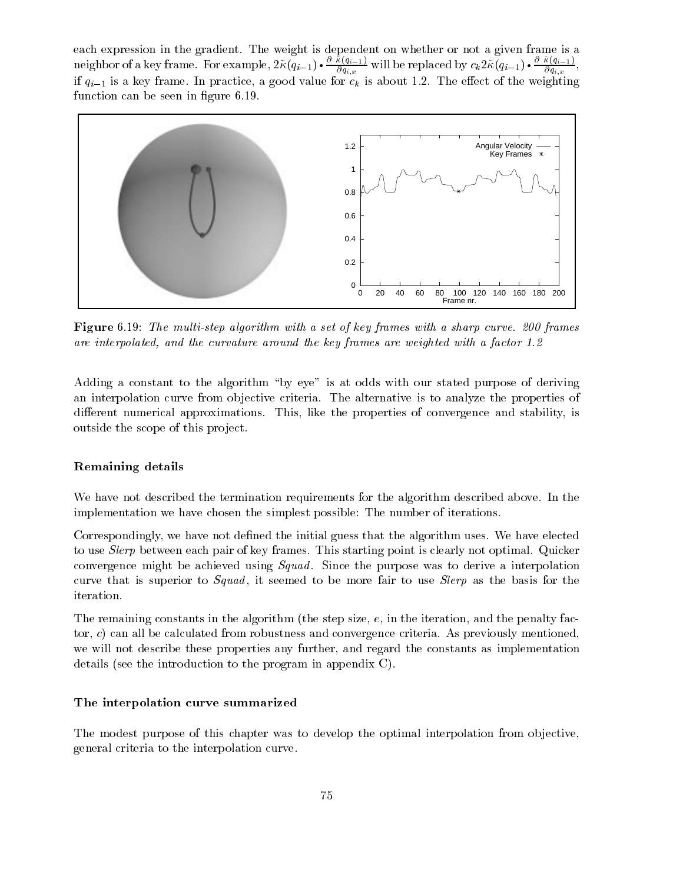each expression in the gradient. The weight is dependent on whether or not a given frame is a neighbor of a key frame. For example, $2\tilde{\kappa}(q_{i-1}) \bullet \frac{\partial \tilde{\kappa}(q_{i-1})}{\partial q_{i,x}}$ will be replaced by $c_k 2\tilde{\kappa}(q_{i-1}) \bullet \frac{\partial \tilde{\kappa}(q_{i-1})}{\partial q_{i,x}}$, if $q_{i-1}$ is a key frame. In practice, a good value for $c_k$ is about 1.2. The effect of the weighting function can be seen in figure 6.19.

**Figure** 6.19: *The multi-step algorithm with a set of key frames with a sharp curve. 200 frames are interpolated, and the curvature around the key frames are weighted with a factor 1.2*

Adding a constant to the algorithm "by eye" is at odds with our stated purpose of deriving an interpolation curve from objective criteria. The alternative is to analyze the properties of different numerical approximations. This, like the properties of convergence and stability, is outside the scope of this project.

### Remaining details

We have not described the termination requirements for the algorithm described above. In the implementation we have chosen the simplest possible: The number of iterations.

Correspondingly, we have not defined the initial guess that the algorithm uses. We have elected to use *Slerp* between each pair of key frames. This starting point is clearly not optimal. Quicker convergence might be achieved using *Squad*. Since the purpose was to derive a interpolation curve that is superior to *Squad*, it seemed to be more fair to use *Slerp* as the basis for the iteration.

The remaining constants in the algorithm (the step size, $e$, in the iteration, and the penalty factor, $c$) can all be calculated from robustness and convergence criteria. As previously mentioned, we will not describe these properties any further, and regard the constants as implementation details (see the introduction to the program in appendix C).

### The interpolation curve summarized

The modest purpose of this chapter was to develop the optimal interpolation from objective, general criteria to the interpolation curve.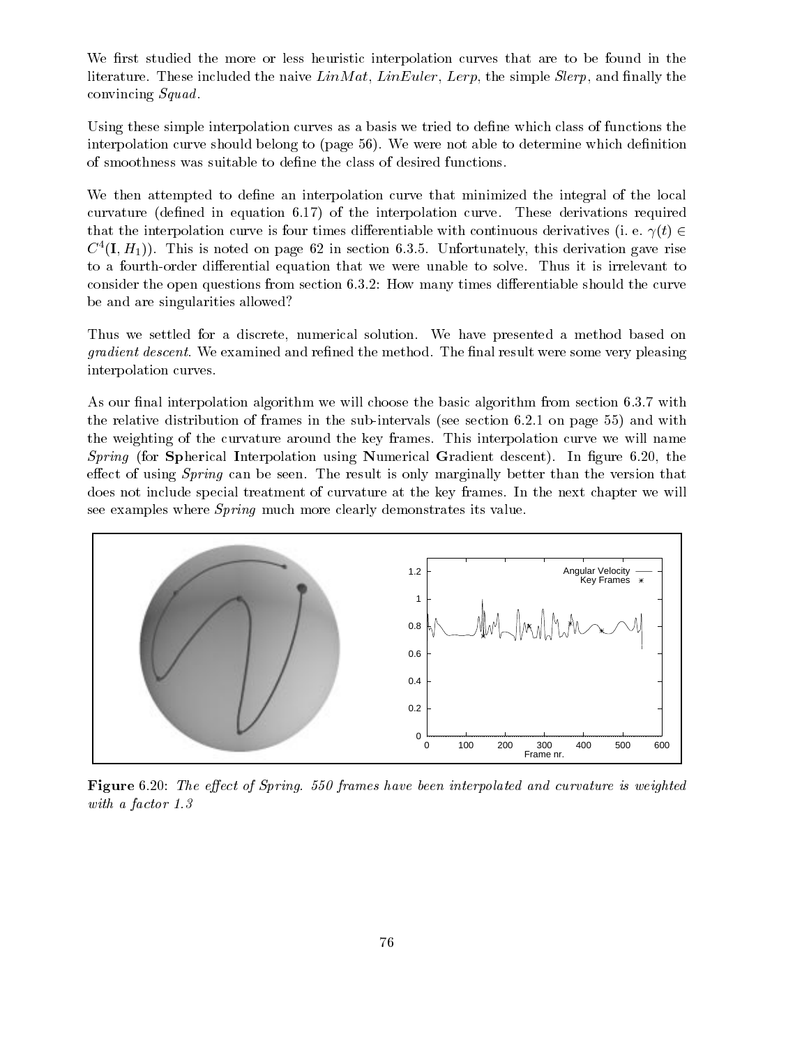We first studied the more or less heuristic interpolation curves that are to be found in the literature. These included the naive *LinMat*, *LinEuler*, *Lerp*, the simple *Slerp*, and finally the convincing *Squad*.

Using these simple interpolation curves as a basis we tried to define which class of functions the interpolation curve should belong to (page 56). We were not able to determine which definition of smoothness was suitable to define the class of desired functions.

We then attempted to define an interpolation curve that minimized the integral of the local curvature (defined in equation 6.17) of the interpolation curve. These derivations required that the interpolation curve is four times differentiable with continuous derivatives (i. e. $\gamma(t) \in C^4(\mathbf{I}, H_1)$). This is noted on page 62 in section 6.3.5. Unfortunately, this derivation gave rise to a fourth-order differential equation that we were unable to solve. Thus it is irrelevant to consider the open questions from section 6.3.2: How many times differentiable should the curve be and are singularities allowed?

Thus we settled for a discrete, numerical solution. We have presented a method based on *gradient descent*. We examined and refined the method. The final result were some very pleasing interpolation curves.

As our final interpolation algorithm we will choose the basic algorithm from section 6.3.7 with the relative distribution of frames in the sub-intervals (see section 6.2.1 on page 55) and with the weighting of the curvature around the key frames. This interpolation curve we will name *Spring* (for **Sp**he**r**ical **I**nterpolation using **N**umerical **G**radient descent). In figure 6.20, the effect of using *Spring* can be seen. The result is only marginally better than the version that does not include special treatment of curvature at the key frames. In the next chapter we will see examples where *Spring* much more clearly demonstrates its value.

**Figure** 6.20: *The effect of Spring. 550 frames have been interpolated and curvature is weighted with a factor 1.3*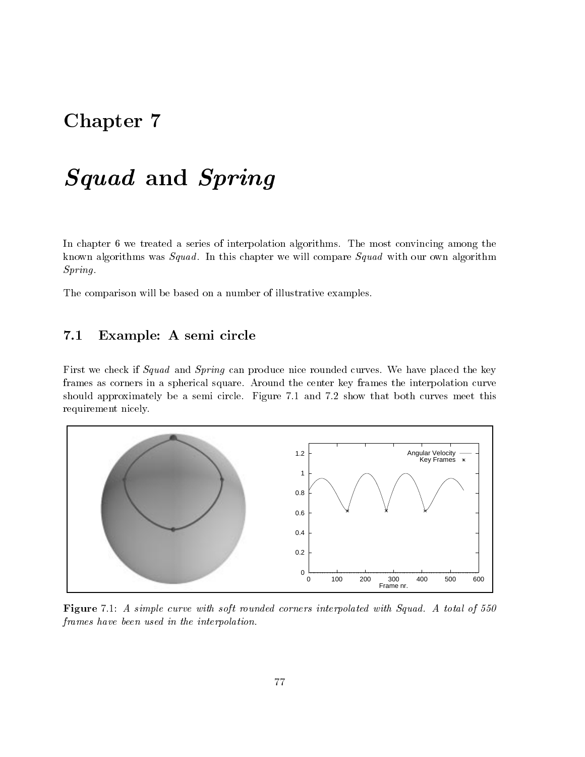# Chapter 7

# *Squad* and *Spring*

In chapter 6 we treated a series of interpolation algorithms. The most convincing among the known algorithms was *Squad*. In this chapter we will compare *Squad* with our own algorithm *Spring*.

The comparison will be based on a number of illustrative examples.

## 7.1 Example: A semi circle

First we check if *Squad* and *Spring* can produce nice rounded curves. We have placed the key frames as corners in a spherical square. Around the center key frames the interpolation curve should approximately be a semi circle. Figure 7.1 and 7.2 show that both curves meet this requirement nicely.

**Figure** 7.1: *A simple curve with soft rounded corners interpolated with Squad. A total of 550 frames have been used in the interpolation.*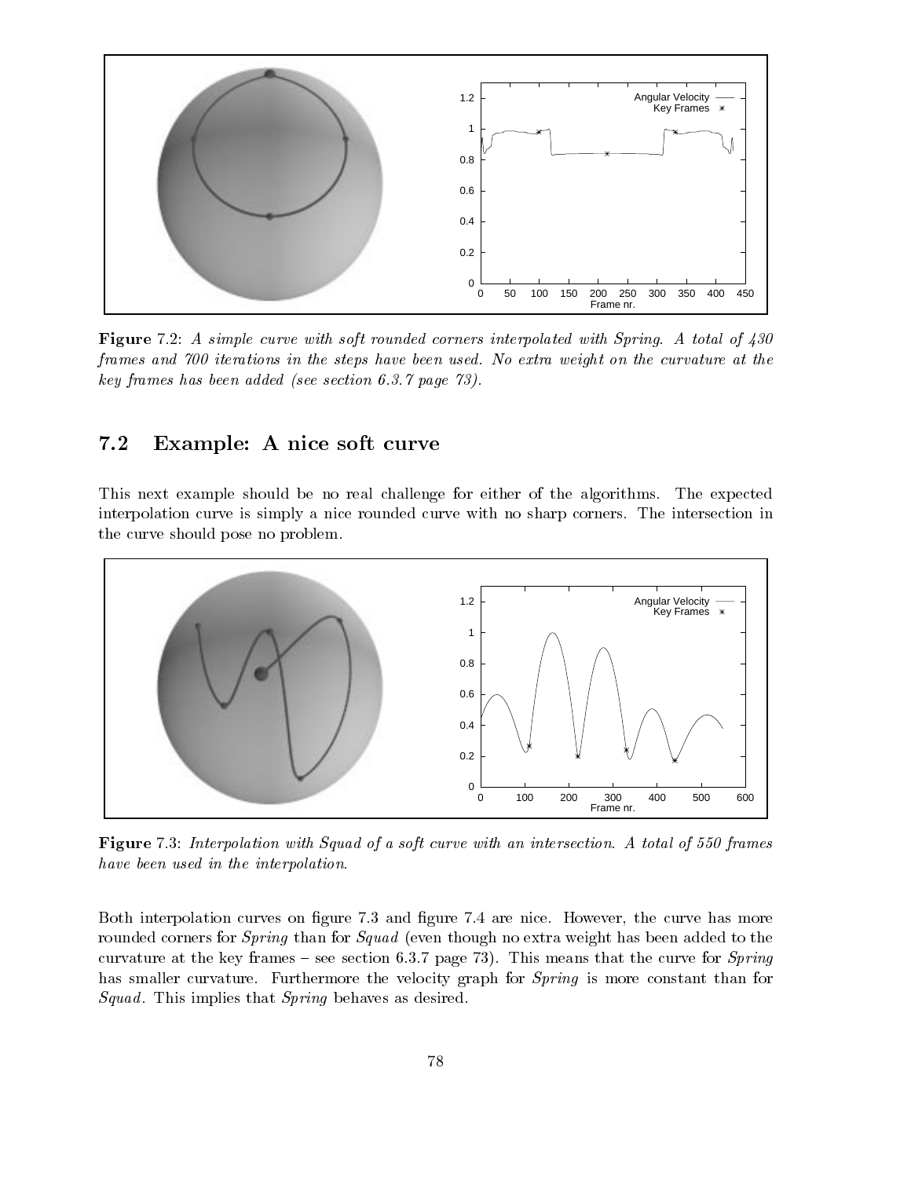**Figure** 7.2: *A simple curve with soft rounded corners interpolated with Spring. A total of 430 frames and 700 iterations in the steps have been used. No extra weight on the curvature at the key frames has been added (see section 6.3.7 page 73).*

## 7.2 Example: A nice soft curve

This next example should be no real challenge for either of the algorithms. The expected interpolation curve is simply a nice rounded curve with no sharp corners. The intersection in the curve should pose no problem.

**Figure** 7.3: *Interpolation with Squad of a soft curve with an intersection. A total of 550 frames have been used in the interpolation.*

Both interpolation curves on figure 7.3 and figure 7.4 are nice. However, the curve has more rounded corners for *Spring* than for *Squad* (even though no extra weight has been added to the curvature at the key frames – see section 6.3.7 page 73). This means that the curve for *Spring* has smaller curvature. Furthermore the velocity graph for *Spring* is more constant than for *Squad*. This implies that *Spring* behaves as desired.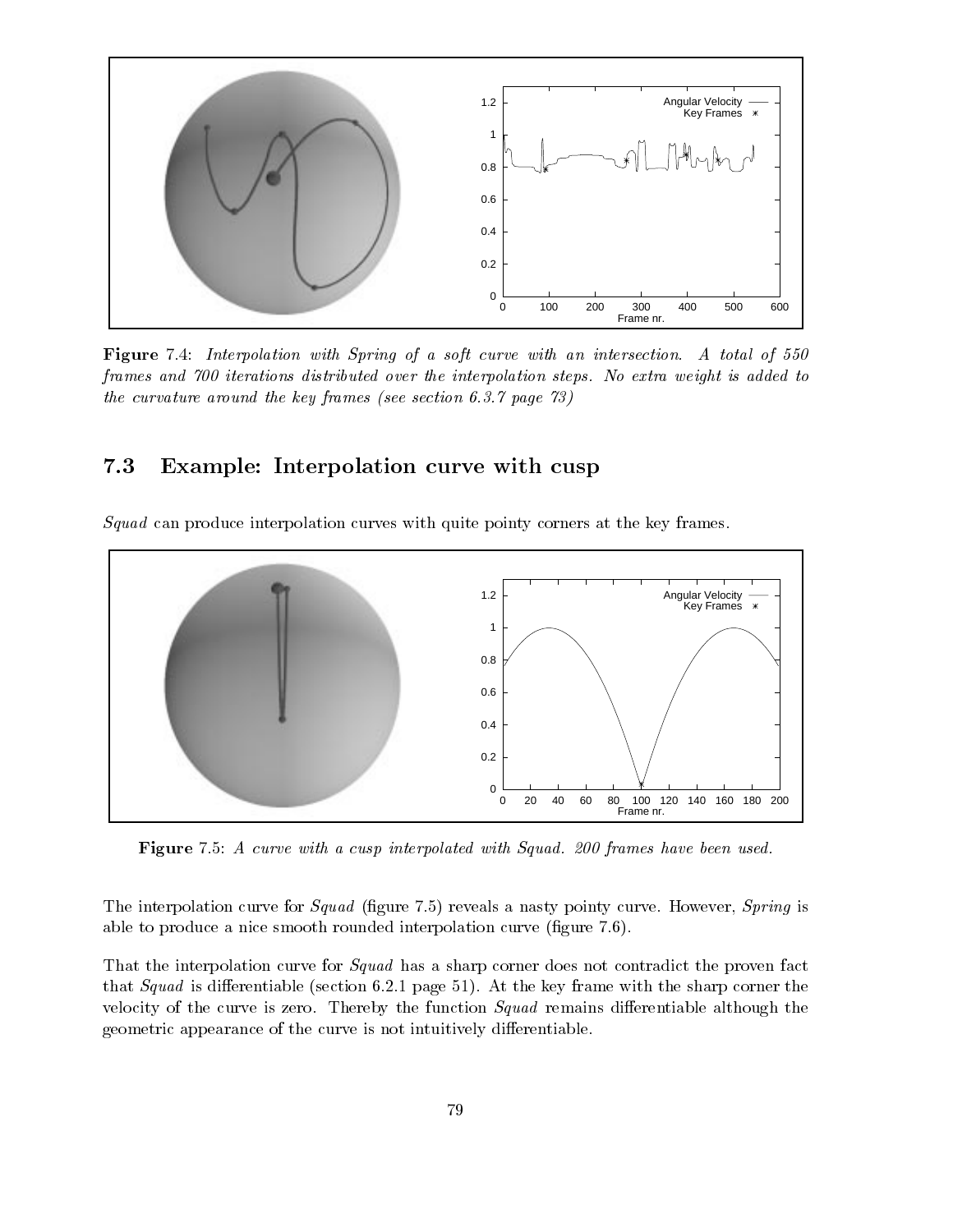**Figure** 7.4: *Interpolation with Spring of a soft curve with an intersection. A total of 550 frames and 700 iterations distributed over the interpolation steps. No extra weight is added to the curvature around the key frames (see section 6.3.7 page 73)*

## 7.3 Example: Interpolation curve with cusp

*Squad* can produce interpolation curves with quite pointy corners at the key frames.

**Figure** 7.5: *A curve with a cusp interpolated with Squad. 200 frames have been used.*

The interpolation curve for *Squad* (figure 7.5) reveals a nasty pointy curve. However, *Spring* is able to produce a nice smooth rounded interpolation curve (figure 7.6).

That the interpolation curve for *Squad* has a sharp corner does not contradict the proven fact that *Squad* is differentiable (section 6.2.1 page 51). At the key frame with the sharp corner the velocity of the curve is zero. Thereby the function *Squad* remains differentiable although the geometric appearance of the curve is not intuitively differentiable.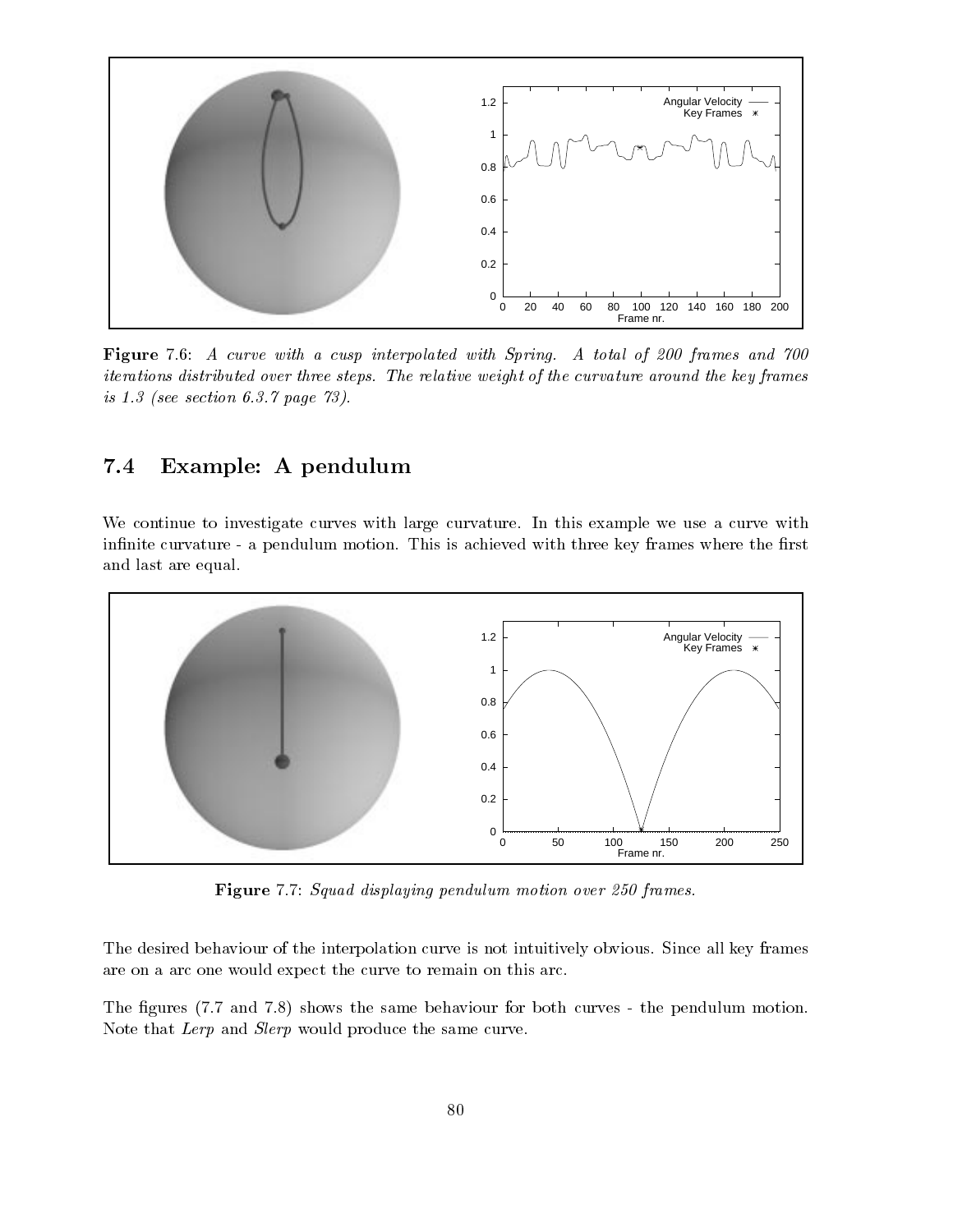**Figure** 7.6: *A curve with a cusp interpolated with Spring. A total of 200 frames and 700 iterations distributed over three steps. The relative weight of the curvature around the key frames is 1.3 (see section 6.3.7 page 73).*

## 7.4 Example: A pendulum

We continue to investigate curves with large curvature. In this example we use a curve with infinite curvature - a pendulum motion. This is achieved with three key frames where the first and last are equal.

**Figure** 7.7: *Squad displaying pendulum motion over 250 frames.*

The desired behaviour of the interpolation curve is not intuitively obvious. Since all key frames are on a arc one would expect the curve to remain on this arc.

The figures (7.7 and 7.8) shows the same behaviour for both curves - the pendulum motion. Note that *Lerp* and *Slerp* would produce the same curve.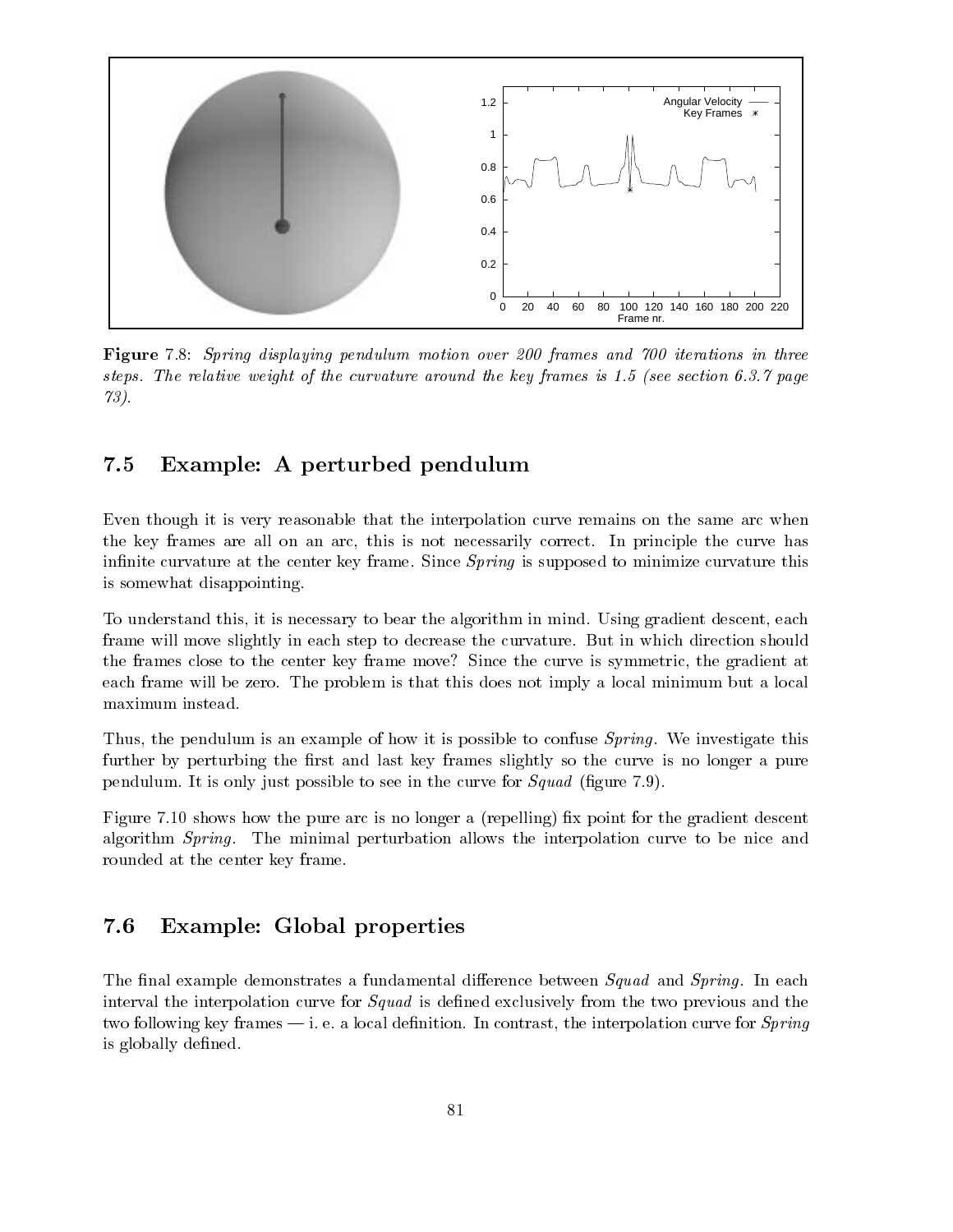**Figure** 7.8: *Spring displaying pendulum motion over 200 frames and 700 iterations in three steps. The relative weight of the curvature around the key frames is 1.5 (see section 6.3.7 page 73).*

## 7.5 Example: A perturbed pendulum

Even though it is very reasonable that the interpolation curve remains on the same arc when the key frames are all on an arc, this is not necessarily correct. In principle the curve has infinite curvature at the center key frame. Since *Spring* is supposed to minimize curvature this is somewhat disappointing.

To understand this, it is necessary to bear the algorithm in mind. Using gradient descent, each frame will move slightly in each step to decrease the curvature. But in which direction should the frames close to the center key frame move? Since the curve is symmetric, the gradient at each frame will be zero. The problem is that this does not imply a local minimum but a local maximum instead.

Thus, the pendulum is an example of how it is possible to confuse *Spring*. We investigate this further by perturbing the first and last key frames slightly so the curve is no longer a pure pendulum. It is only just possible to see in the curve for *Squad* (figure 7.9).

Figure 7.10 shows how the pure arc is no longer a (repelling) fix point for the gradient descent algorithm *Spring*. The minimal perturbation allows the interpolation curve to be nice and rounded at the center key frame.

## 7.6 Example: Global properties

The final example demonstrates a fundamental difference between *Squad* and *Spring*. In each interval the interpolation curve for *Squad* is defined exclusively from the two previous and the two following key frames — i. e. a local definition. In contrast, the interpolation curve for *Spring* is globally defined.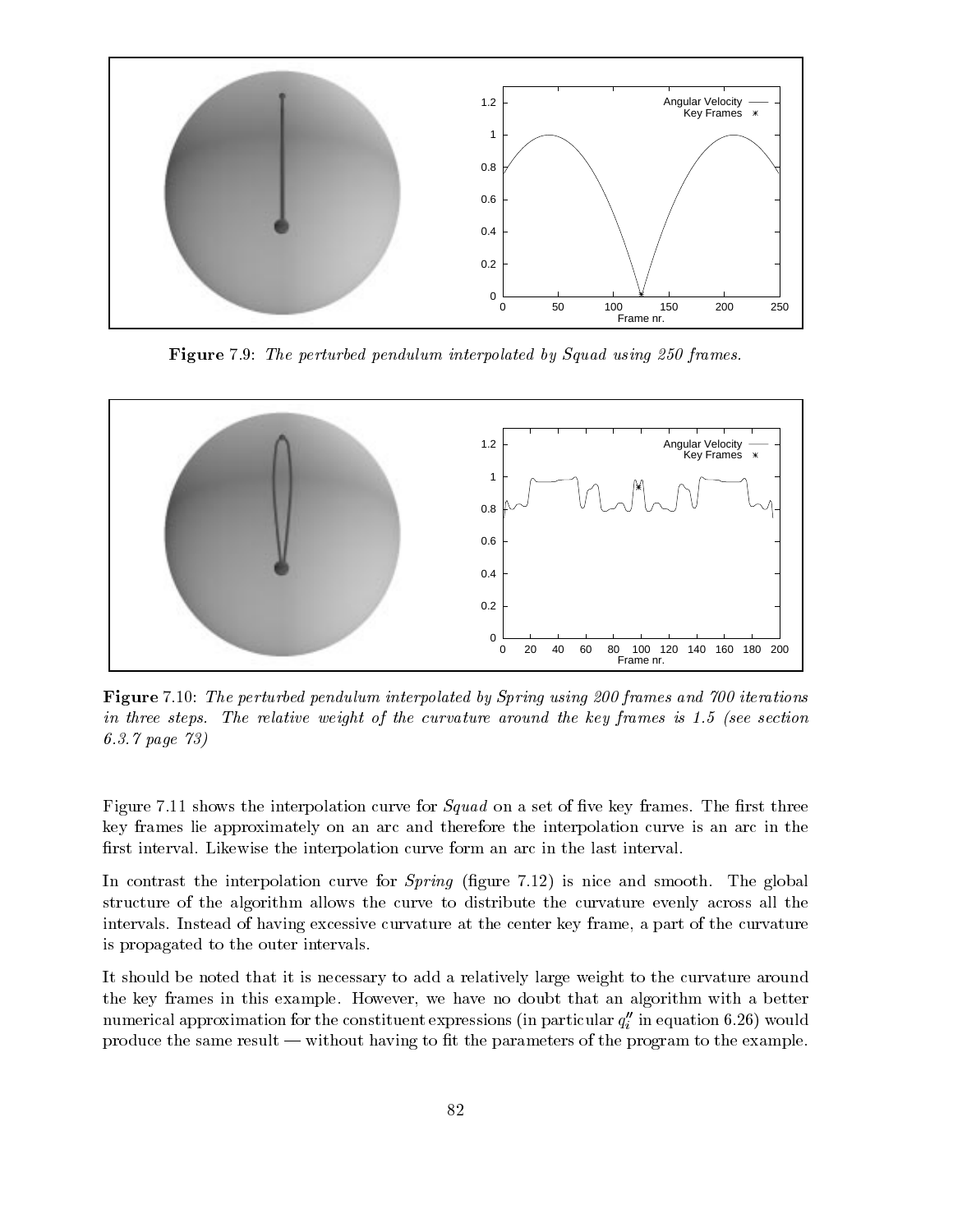**Figure** 7.9: *The perturbed pendulum interpolated by Squad using 250 frames.*

**Figure** 7.10: *The perturbed pendulum interpolated by Spring using 200 frames and 700 iterations in three steps. The relative weight of the curvature around the key frames is 1.5 (see section 6.3.7 page 73)*

Figure 7.11 shows the interpolation curve for *Squad* on a set of five key frames. The first three key frames lie approximately on an arc and therefore the interpolation curve is an arc in the first interval. Likewise the interpolation curve form an arc in the last interval.

In contrast the interpolation curve for *Spring* (figure 7.12) is nice and smooth. The global structure of the algorithm allows the curve to distribute the curvature evenly across all the intervals. Instead of having excessive curvature at the center key frame, a part of the curvature is propagated to the outer intervals.

It should be noted that it is necessary to add a relatively large weight to the curvature around the key frames in this example. However, we have no doubt that an algorithm with a better numerical approximation for the constituent expressions (in particular $q_i''$ in equation 6.26) would produce the same result — without having to fit the parameters of the program to the example.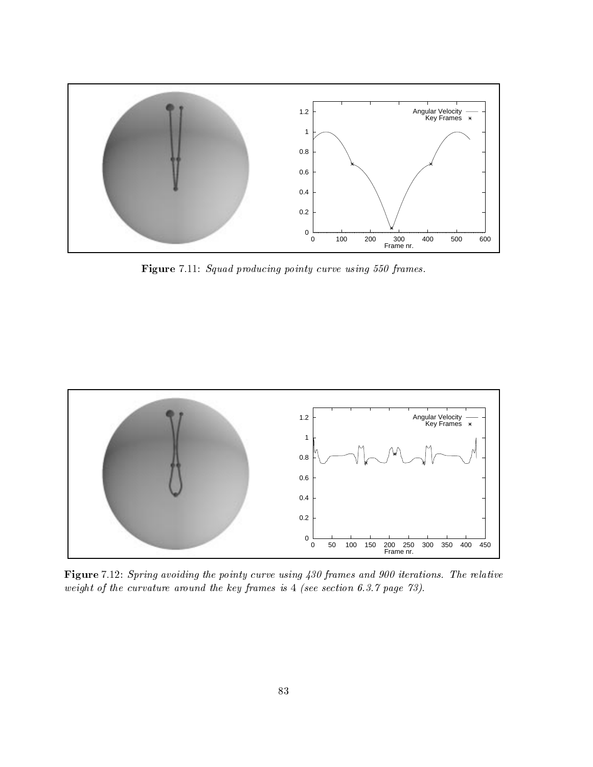**Figure** 7.11: *Squad producing pointy curve using 550 frames.*

**Figure** 7.12: *Spring avoiding the pointy curve using 430 frames and 900 iterations. The relative weight of the curvature around the key frames is* 4 *(see section 6.3.7 page 73).*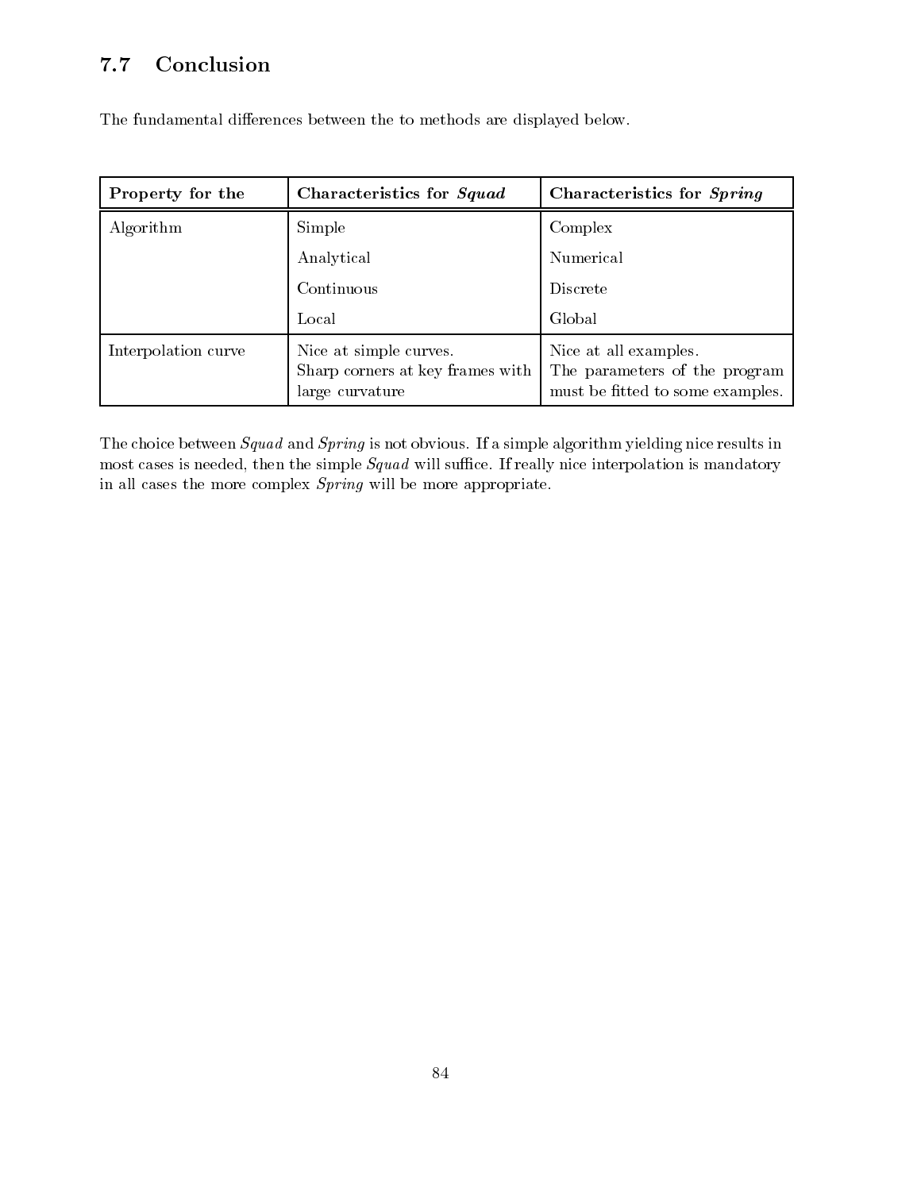## 7.7 Conclusion

The fundamental differences between the to methods are displayed below.

| **Property for the** | **Characteristics for *Squad*** | **Characteristics for *Spring*** |
|---|---|---|
| Algorithm | Simple | Complex |
| | Analytical | Numerical |
| | Continuous | Discrete |
| | Local | Global |
| Interpolation curve | Nice at simple curves. Sharp corners at key frames with large curvature | Nice at all examples. The parameters of the program must be fitted to some examples. |

The choice between *Squad* and *Spring* is not obvious. If a simple algorithm yielding nice results in most cases is needed, then the simple *Squad* will suffice. If really nice interpolation is mandatory in all cases the more complex *Spring* will be more appropriate.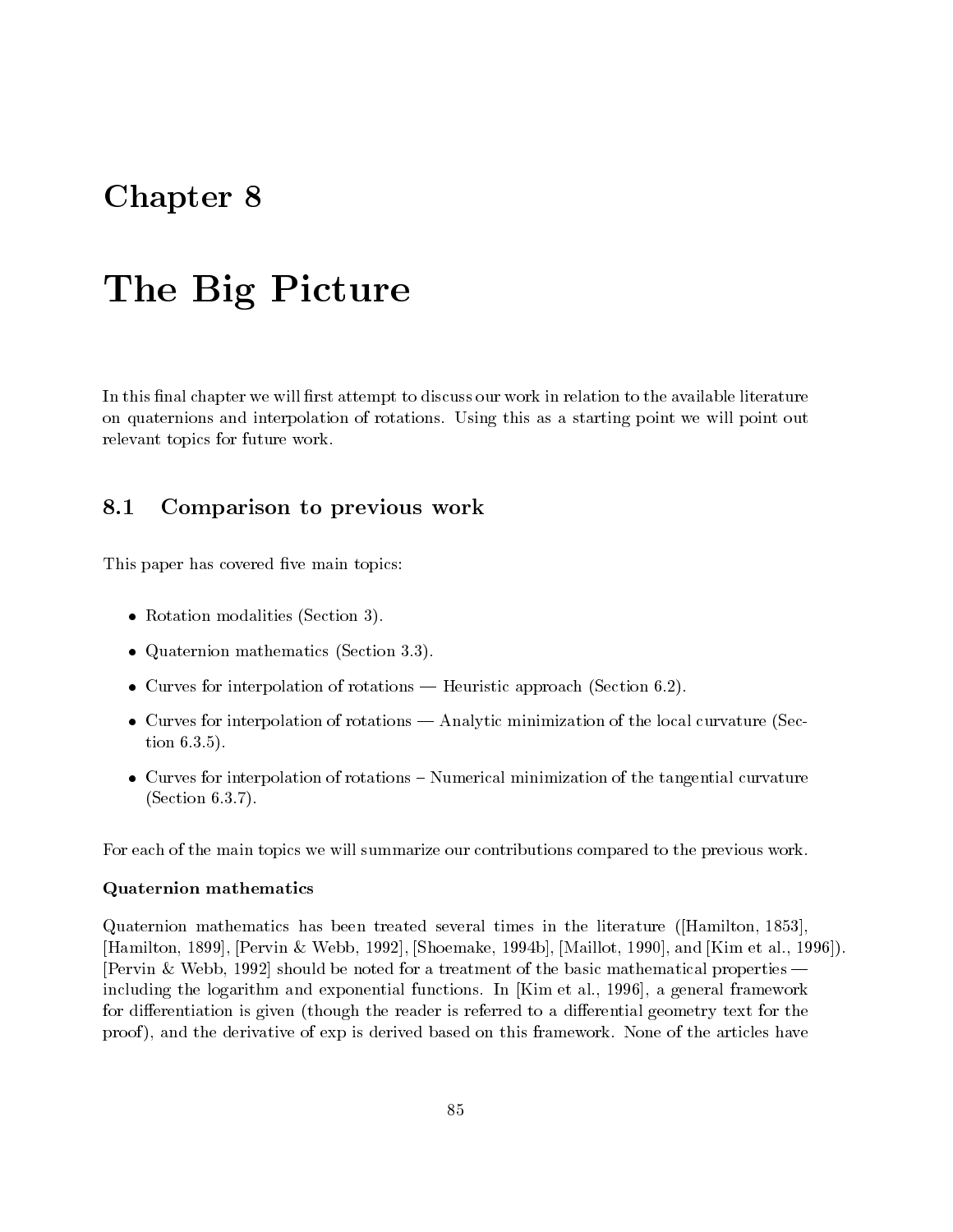# Chapter 8

# The Big Picture

In this final chapter we will first attempt to discuss our work in relation to the available literature on quaternions and interpolation of rotations. Using this as a starting point we will point out relevant topics for future work.

## 8.1 Comparison to previous work

This paper has covered five main topics:

- Rotation modalities (Section 3).
- Quaternion mathematics (Section 3.3).
- Curves for interpolation of rotations — Heuristic approach (Section 6.2).
- Curves for interpolation of rotations — Analytic minimization of the local curvature (Section 6.3.5).
- Curves for interpolation of rotations – Numerical minimization of the tangential curvature (Section 6.3.7).

For each of the main topics we will summarize our contributions compared to the previous work.

**Quaternion mathematics**

Quaternion mathematics has been treated several times in the literature ([Hamilton, 1853], [Hamilton, 1899], [Pervin & Webb, 1992], [Shoemake, 1994b], [Maillot, 1990], and [Kim et al., 1996]). [Pervin & Webb, 1992] should be noted for a treatment of the basic mathematical properties — including the logarithm and exponential functions. In [Kim et al., 1996], a general framework for differentiation is given (though the reader is referred to a differential geometry text for the proof), and the derivative of exp is derived based on this framework. None of the articles have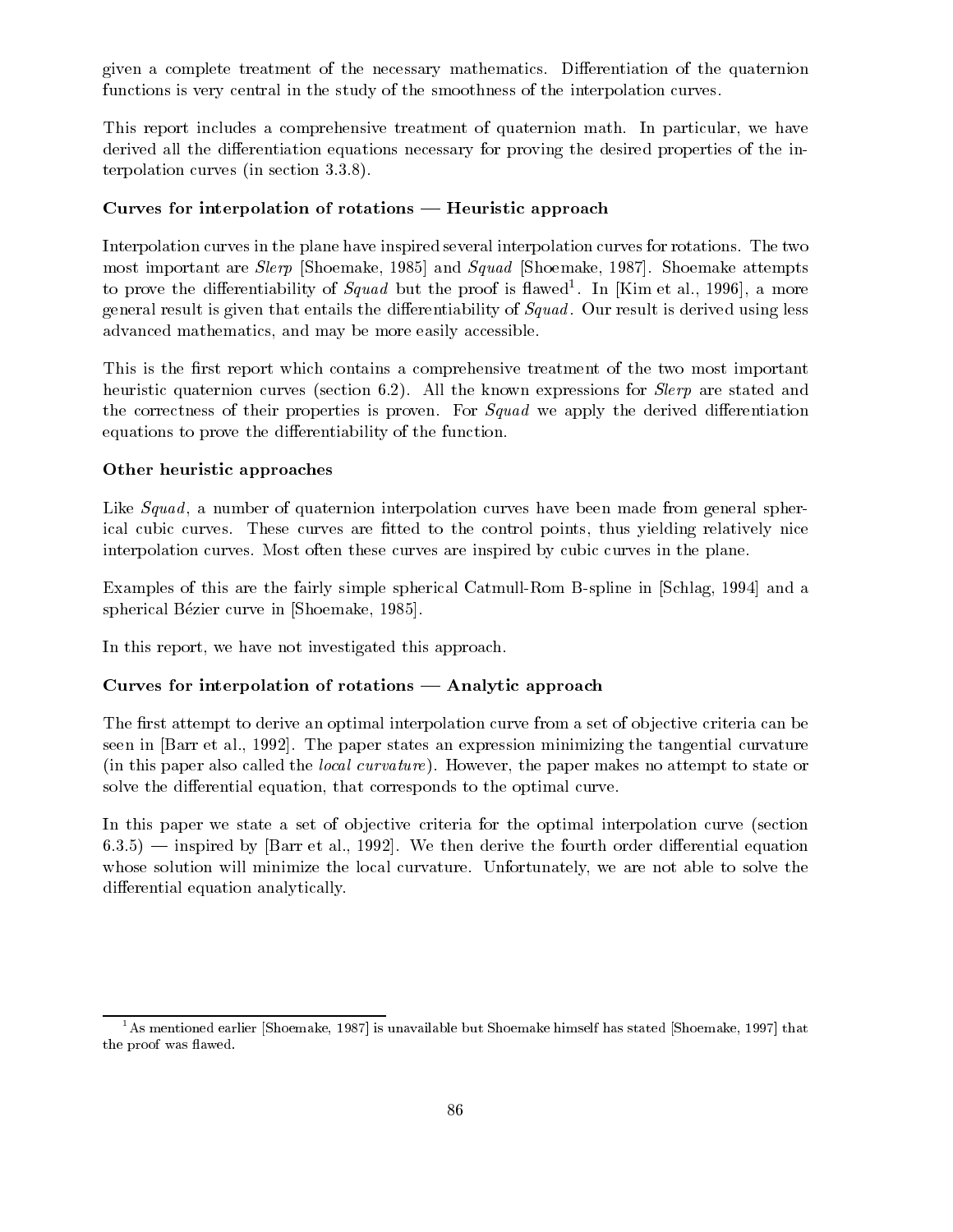given a complete treatment of the necessary mathematics. Differentiation of the quaternion functions is very central in the study of the smoothness of the interpolation curves.

This report includes a comprehensive treatment of quaternion math. In particular, we have derived all the differentiation equations necessary for proving the desired properties of the interpolation curves (in section 3.3.8).

**Curves for interpolation of rotations — Heuristic approach**

Interpolation curves in the plane have inspired several interpolation curves for rotations. The two most important are *Slerp* [Shoemake, 1985] and *Squad* [Shoemake, 1987]. Shoemake attempts to prove the differentiability of *Squad* but the proof is flawed[1]. In [Kim et al., 1996], a more general result is given that entails the differentiability of *Squad*. Our result is derived using less advanced mathematics, and may be more easily accessible.

This is the first report which contains a comprehensive treatment of the two most important heuristic quaternion curves (section 6.2). All the known expressions for *Slerp* are stated and the correctness of their properties is proven. For *Squad* we apply the derived differentiation equations to prove the differentiability of the function.

**Other heuristic approaches**

Like *Squad*, a number of quaternion interpolation curves have been made from general spherical cubic curves. These curves are fitted to the control points, thus yielding relatively nice interpolation curves. Most often these curves are inspired by cubic curves in the plane.

Examples of this are the fairly simple spherical Catmull-Rom B-spline in [Schlag, 1994] and a spherical Bézier curve in [Shoemake, 1985].

In this report, we have not investigated this approach.

**Curves for interpolation of rotations — Analytic approach**

The first attempt to derive an optimal interpolation curve from a set of objective criteria can be seen in [Barr et al., 1992]. The paper states an expression minimizing the tangential curvature (in this paper also called the *local curvature*). However, the paper makes no attempt to state or solve the differential equation, that corresponds to the optimal curve.

In this paper we state a set of objective criteria for the optimal interpolation curve (section 6.3.5) — inspired by [Barr et al., 1992]. We then derive the fourth order differential equation whose solution will minimize the local curvature. Unfortunately, we are not able to solve the differential equation analytically.

---

[1] As mentioned earlier [Shoemake, 1987] is unavailable but Shoemake himself has stated [Shoemake, 1997] that the proof was flawed.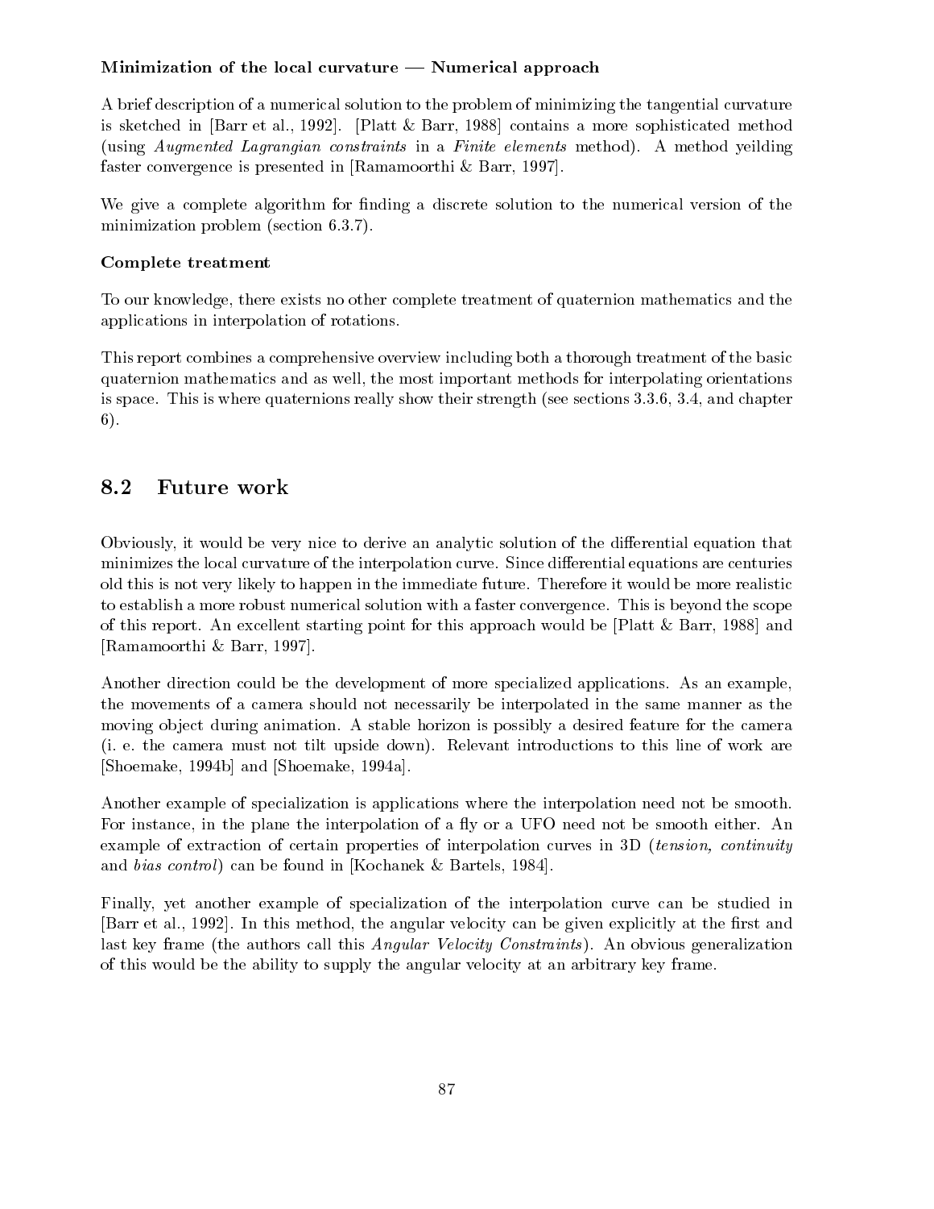**Minimization of the local curvature — Numerical approach**

A brief description of a numerical solution to the problem of minimizing the tangential curvature is sketched in [Barr et al., 1992]. [Platt & Barr, 1988] contains a more sophisticated method (using *Augmented Lagrangian constraints* in a *Finite elements* method). A method yeilding faster convergence is presented in [Ramamoorthi & Barr, 1997].

We give a complete algorithm for finding a discrete solution to the numerical version of the minimization problem (section 6.3.7).

**Complete treatment**

To our knowledge, there exists no other complete treatment of quaternion mathematics and the applications in interpolation of rotations.

This report combines a comprehensive overview including both a thorough treatment of the basic quaternion mathematics and as well, the most important methods for interpolating orientations is space. This is where quaternions really show their strength (see sections 3.3.6, 3.4, and chapter 6).

## 8.2 Future work

Obviously, it would be very nice to derive an analytic solution of the differential equation that minimizes the local curvature of the interpolation curve. Since differential equations are centuries old this is not very likely to happen in the immediate future. Therefore it would be more realistic to establish a more robust numerical solution with a faster convergence. This is beyond the scope of this report. An excellent starting point for this approach would be [Platt & Barr, 1988] and [Ramamoorthi & Barr, 1997].

Another direction could be the development of more specialized applications. As an example, the movements of a camera should not necessarily be interpolated in the same manner as the moving object during animation. A stable horizon is possibly a desired feature for the camera (i. e. the camera must not tilt upside down). Relevant introductions to this line of work are [Shoemake, 1994b] and [Shoemake, 1994a].

Another example of specialization is applications where the interpolation need not be smooth. For instance, in the plane the interpolation of a fly or a UFO need not be smooth either. An example of extraction of certain properties of interpolation curves in 3D (*tension, continuity* and *bias control*) can be found in [Kochanek & Bartels, 1984].

Finally, yet another example of specialization of the interpolation curve can be studied in [Barr et al., 1992]. In this method, the angular velocity can be given explicitly at the first and last key frame (the authors call this *Angular Velocity Constraints*). An obvious generalization of this would be the ability to supply the angular velocity at an arbitrary key frame.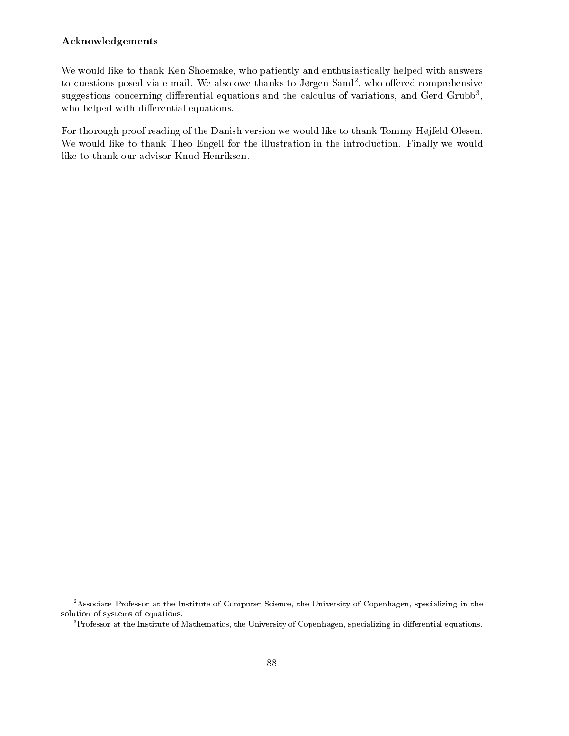### Acknowledgements

We would like to thank Ken Shoemake, who patiently and enthusiastically helped with answers to questions posed via e-mail. We also owe thanks to Jørgen Sand[2], who offered comprehensive suggestions concerning differential equations and the calculus of variations, and Gerd Grubb[3], who helped with differential equations.

For thorough proof reading of the Danish version we would like to thank Tommy Højfeld Olesen. We would like to thank Theo Engell for the illustration in the introduction. Finally we would like to thank our advisor Knud Henriksen.

---

[2] Associate Professor at the Institute of Computer Science, the University of Copenhagen, specializing in the solution of systems of equations.

[3] Professor at the Institute of Mathematics, the University of Copenhagen, specializing in differential equations.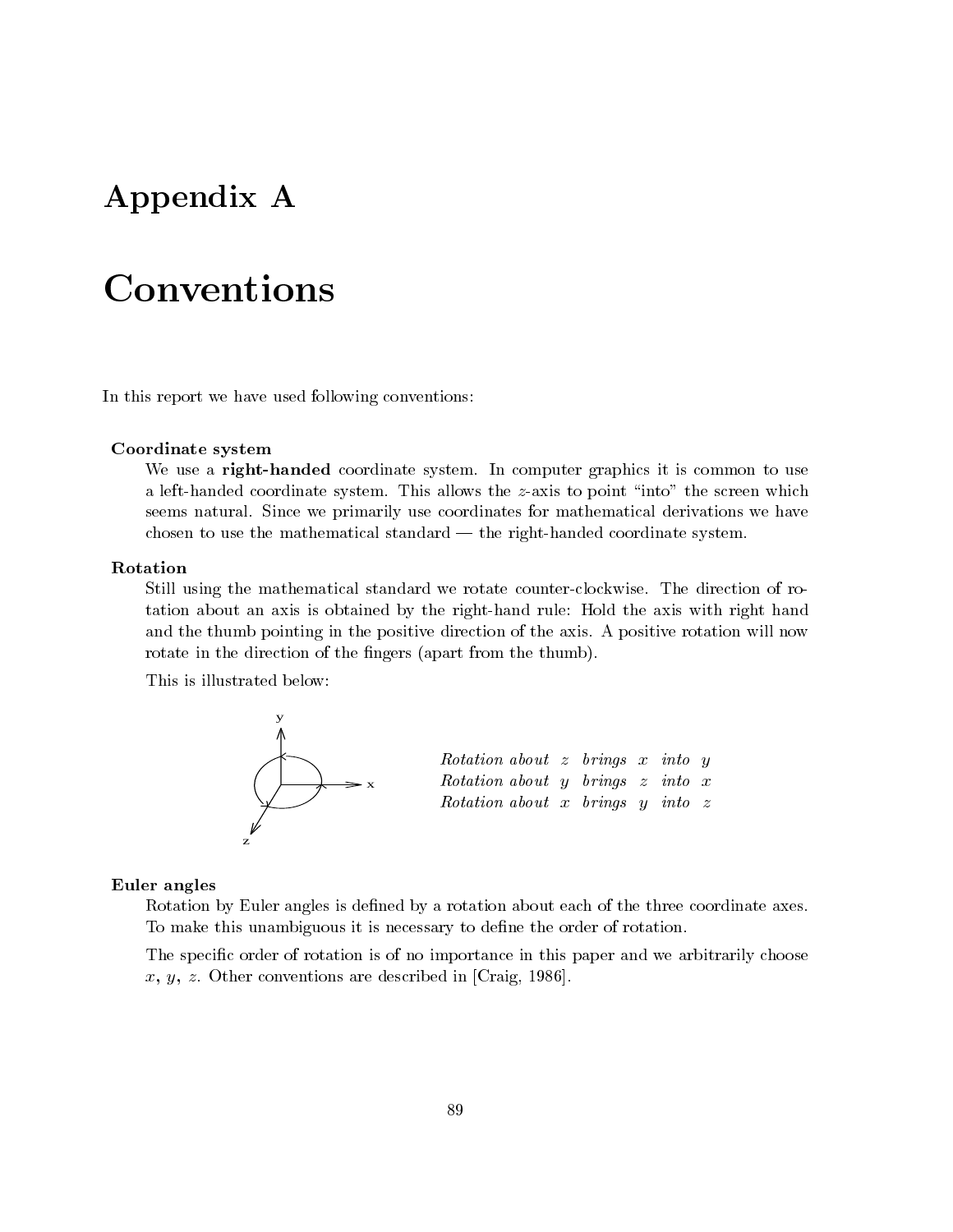# Appendix A

# Conventions

In this report we have used following conventions:

**Coordinate system**

We use a **right-handed** coordinate system. In computer graphics it is common to use a left-handed coordinate system. This allows the $z$-axis to point "into" the screen which seems natural. Since we primarily use coordinates for mathematical derivations we have chosen to use the mathematical standard — the right-handed coordinate system.

**Rotation**

Still using the mathematical standard we rotate counter-clockwise. The direction of rotation about an axis is obtained by the right-hand rule: Hold the axis with right hand and the thumb pointing in the positive direction of the axis. A positive rotation will now rotate in the direction of the fingers (apart from the thumb).

This is illustrated below:

*Rotation about $z$ brings $x$ into $y$*
*Rotation about $y$ brings $z$ into $x$*
*Rotation about $x$ brings $y$ into $z$*

**Euler angles**

Rotation by Euler angles is defined by a rotation about each of the three coordinate axes. To make this unambiguous it is necessary to define the order of rotation.

The specific order of rotation is of no importance in this paper and we arbitrarily choose $x$, $y$, $z$. Other conventions are described in [Craig, 1986].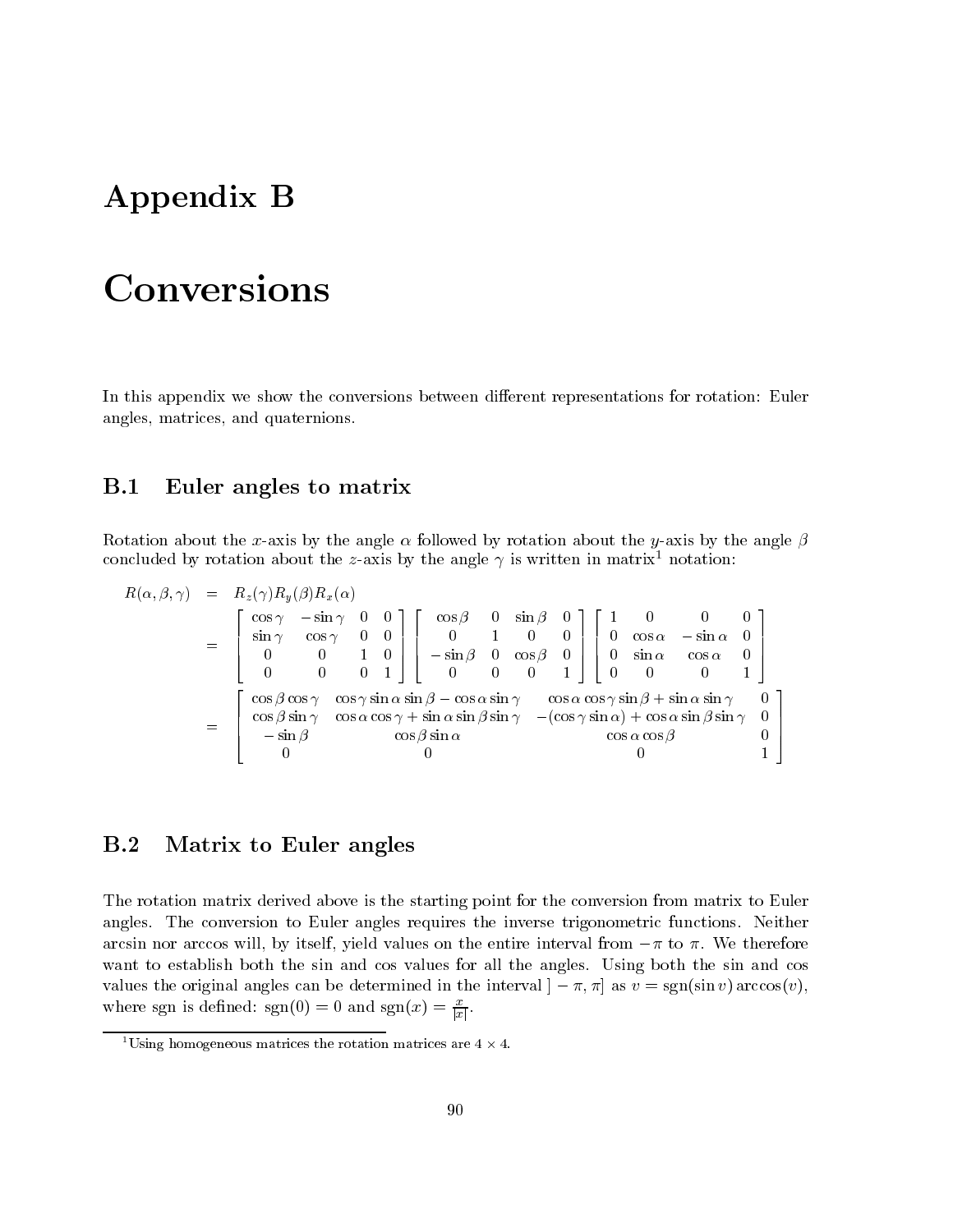# Appendix B

# Conversions

In this appendix we show the conversions between different representations for rotation: Euler angles, matrices, and quaternions.

## B.1 Euler angles to matrix

Rotation about the $x$-axis by the angle $\alpha$ followed by rotation about the $y$-axis by the angle $\beta$ concluded by rotation about the $z$-axis by the angle $\gamma$ is written in matrix[1] notation:

$$
\begin{aligned}
R(\alpha,\beta,\gamma) &= R_z(\gamma)R_y(\beta)R_x(\alpha) \\
&= \begin{bmatrix} \cos\gamma & -\sin\gamma & 0 & 0 \\ \sin\gamma & \cos\gamma & 0 & 0 \\ 0 & 0 & 1 & 0 \\ 0 & 0 & 0 & 1 \end{bmatrix}
\begin{bmatrix} \cos\beta & 0 & \sin\beta & 0 \\ 0 & 1 & 0 & 0 \\ -\sin\beta & 0 & \cos\beta & 0 \\ 0 & 0 & 0 & 1 \end{bmatrix}
\begin{bmatrix} 1 & 0 & 0 & 0 \\ 0 & \cos\alpha & -\sin\alpha & 0 \\ 0 & \sin\alpha & \cos\alpha & 0 \\ 0 & 0 & 0 & 1 \end{bmatrix} \\
&= \begin{bmatrix} \cos\beta\cos\gamma & \cos\gamma\sin\alpha\sin\beta - \cos\alpha\sin\gamma & \cos\alpha\cos\gamma\sin\beta + \sin\alpha\sin\gamma & 0 \\ \cos\beta\sin\gamma & \cos\alpha\cos\gamma + \sin\alpha\sin\beta\sin\gamma & -(\cos\gamma\sin\alpha) + \cos\alpha\sin\beta\sin\gamma & 0 \\ -\sin\beta & \cos\beta\sin\alpha & \cos\alpha\cos\beta & 0 \\ 0 & 0 & 0 & 1 \end{bmatrix}
\end{aligned}
$$

## B.2 Matrix to Euler angles

The rotation matrix derived above is the starting point for the conversion from matrix to Euler angles. The conversion to Euler angles requires the inverse trigonometric functions. Neither arcsin nor arccos will, by itself, yield values on the entire interval from $-\pi$ to $\pi$. We therefore want to establish both the sin and cos values for all the angles. Using both the sin and cos values the original angles can be determined in the interval $]-\pi,\pi]$ as $v = \text{sgn}(\sin v)\arccos(v)$, where sgn is defined: $\text{sgn}(0) = 0$ and $\text{sgn}(x) = \frac{x}{|x|}$.

[1] Using homogeneous matrices the rotation matrices are $4 \times 4$.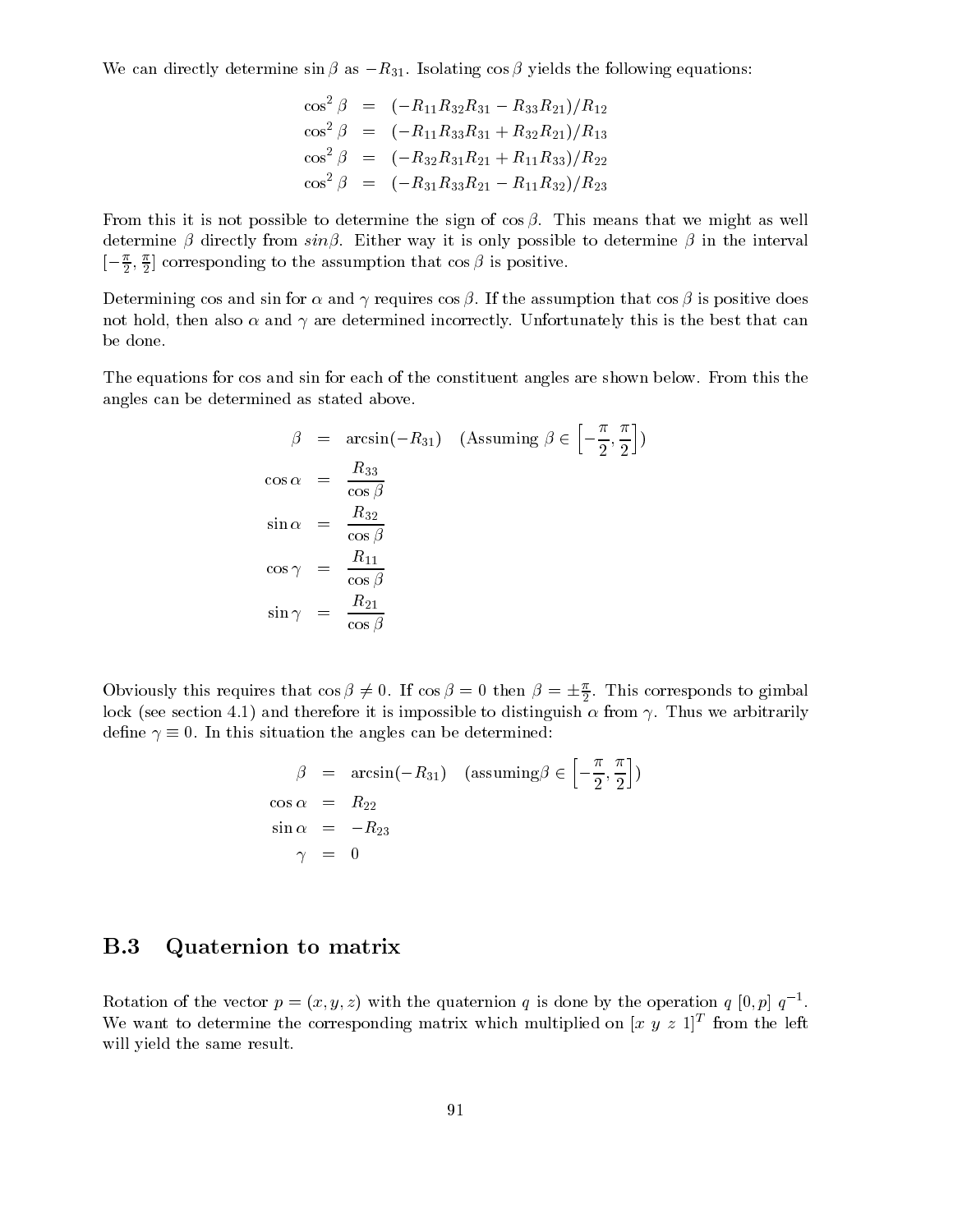We can directly determine $\sin\beta$ as $-R_{31}$. Isolating $\cos\beta$ yields the following equations:

$$
\begin{aligned}
\cos^2\beta &= (-R_{11}R_{32}R_{31} - R_{33}R_{21})/R_{12} \\
\cos^2\beta &= (-R_{11}R_{33}R_{31} + R_{32}R_{21})/R_{13} \\
\cos^2\beta &= (-R_{32}R_{31}R_{21} + R_{11}R_{33})/R_{22} \\
\cos^2\beta &= (-R_{31}R_{33}R_{21} - R_{11}R_{32})/R_{23}
\end{aligned}
$$

From this it is not possible to determine the sign of $\cos\beta$. This means that we might as well determine $\beta$ directly from $sin\beta$. Either way it is only possible to determine $\beta$ in the interval $[-\frac{\pi}{2}, \frac{\pi}{2}]$ corresponding to the assumption that $\cos\beta$ is positive.

Determining cos and sin for $\alpha$ and $\gamma$ requires $\cos\beta$. If the assumption that $\cos\beta$ is positive does not hold, then also $\alpha$ and $\gamma$ are determined incorrectly. Unfortunately this is the best that can be done.

The equations for cos and sin for each of the constituent angles are shown below. From this the angles can be determined as stated above.

$$
\begin{aligned}
\beta &= \arcsin(-R_{31}) \quad (\text{Assuming } \beta \in \left[-\frac{\pi}{2}, \frac{\pi}{2}\right]) \\
\cos\alpha &= \frac{R_{33}}{\cos\beta} \\
\sin\alpha &= \frac{R_{32}}{\cos\beta} \\
\cos\gamma &= \frac{R_{11}}{\cos\beta} \\
\sin\gamma &= \frac{R_{21}}{\cos\beta}
\end{aligned}
$$

Obviously this requires that $\cos\beta \neq 0$. If $\cos\beta = 0$ then $\beta = \pm\frac{\pi}{2}$. This corresponds to gimbal lock (see section 4.1) and therefore it is impossible to distinguish $\alpha$ from $\gamma$. Thus we arbitrarily define $\gamma \equiv 0$. In this situation the angles can be determined:

$$
\begin{aligned}
\beta &= \arcsin(-R_{31}) \quad (\text{assuming} \beta \in \left[-\frac{\pi}{2}, \frac{\pi}{2}\right]) \\
\cos\alpha &= R_{22} \\
\sin\alpha &= -R_{23} \\
\gamma &= 0
\end{aligned}
$$

## B.3 Quaternion to matrix

Rotation of the vector $p = (x, y, z)$ with the quaternion $q$ is done by the operation $q\ [0, p]\ q^{-1}$. We want to determine the corresponding matrix which multiplied on $[x\ y\ z\ 1]^T$ from the left will yield the same result.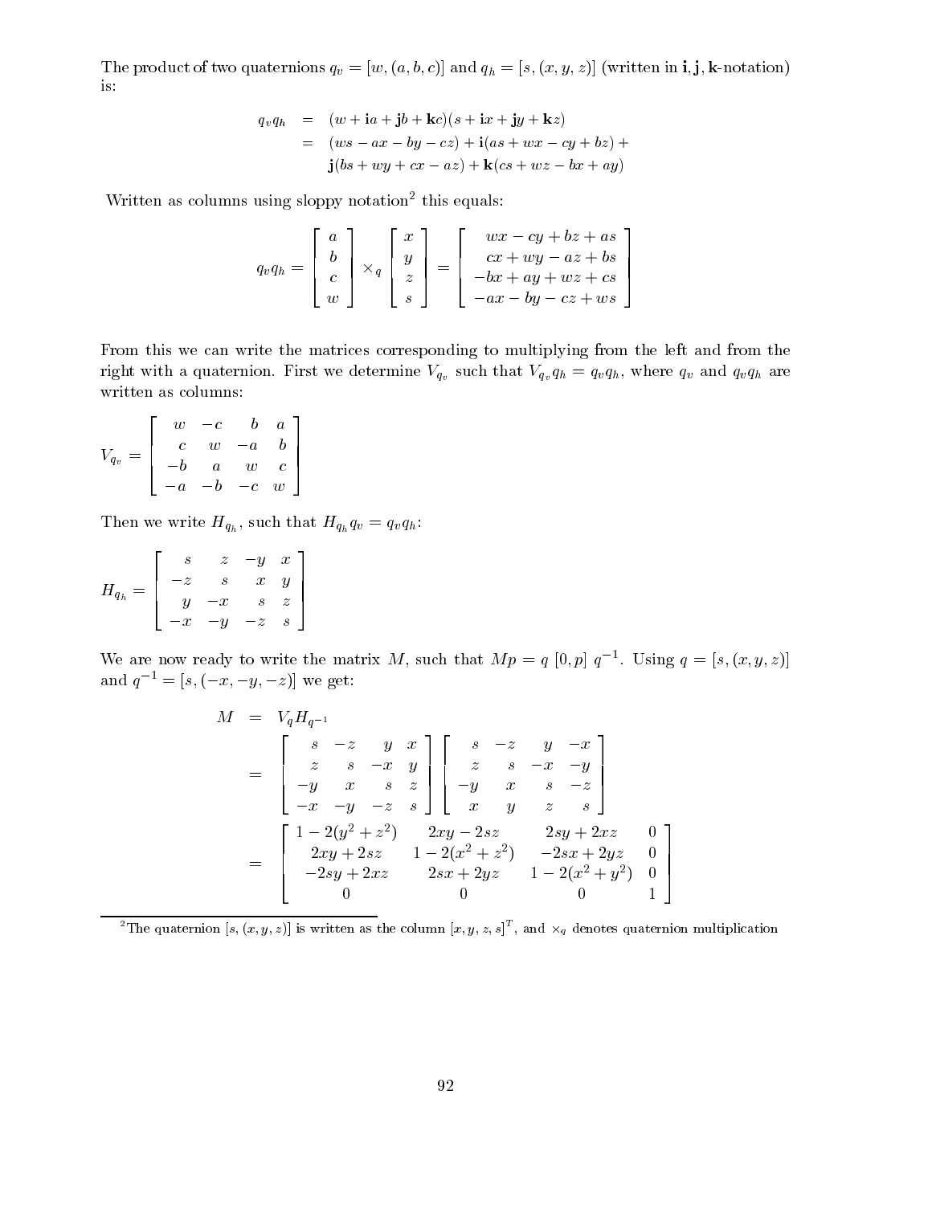The product of two quaternions $q_v = [w, (a, b, c)]$ and $q_h = [s, (x, y, z)]$ (written in $\mathbf{i}, \mathbf{j}, \mathbf{k}$-notation) is:

$$
\begin{aligned}
q_v q_h &= (w + \mathbf{i}a + \mathbf{j}b + \mathbf{k}c)(s + \mathbf{i}x + \mathbf{j}y + \mathbf{k}z) \\
&= (ws - ax - by - cz) + \mathbf{i}(as + wx - cy + bz) + \\
&\quad\; \mathbf{j}(bs + wy + cx - az) + \mathbf{k}(cs + wz - bx + ay)
\end{aligned}
$$

Written as columns using sloppy notation[2] this equals:

$$
q_v q_h = \begin{bmatrix} a \\ b \\ c \\ w \end{bmatrix} \times_q \begin{bmatrix} x \\ y \\ z \\ s \end{bmatrix} = \begin{bmatrix} wx - cy + bz + as \\ cx + wy - az + bs \\ -bx + ay + wz + cs \\ -ax - by - cz + ws \end{bmatrix}
$$

From this we can write the matrices corresponding to multiplying from the left and from the right with a quaternion. First we determine $V_{q_v}$ such that $V_{q_v} q_h = q_v q_h$, where $q_v$ and $q_v q_h$ are written as columns:

$$
V_{q_v} = \begin{bmatrix} w & -c & b & a \\ c & w & -a & b \\ -b & a & w & c \\ -a & -b & -c & w \end{bmatrix}
$$

Then we write $H_{q_h}$, such that $H_{q_h} q_v = q_v q_h$:

$$
H_{q_h} = \begin{bmatrix} s & z & -y & x \\ -z & s & x & y \\ y & -x & s & z \\ -x & -y & -z & s \end{bmatrix}
$$

We are now ready to write the matrix $M$, such that $Mp = q\ [0, p]\ q^{-1}$. Using $q = [s, (x, y, z)]$ and $q^{-1} = [s, (-x, -y, -z)]$ we get:

$$
\begin{aligned}
M &= V_q H_{q^{-1}} \\
&= \begin{bmatrix} s & -z & y & x \\ z & s & -x & y \\ -y & x & s & z \\ -x & -y & -z & s \end{bmatrix} \begin{bmatrix} s & -z & y & -x \\ z & s & -x & -y \\ -y & x & s & -z \\ x & y & z & s \end{bmatrix} \\
&= \begin{bmatrix} 1 - 2(y^2 + z^2) & 2xy - 2sz & 2sy + 2xz & 0 \\ 2xy + 2sz & 1 - 2(x^2 + z^2) & -2sx + 2yz & 0 \\ -2sy + 2xz & 2sx + 2yz & 1 - 2(x^2 + y^2) & 0 \\ 0 & 0 & 0 & 1 \end{bmatrix}
\end{aligned}
$$

[2] The quaternion $[s, (x, y, z)]$ is written as the column $[x, y, z, s]^T$, and $\times_q$ denotes quaternion multiplication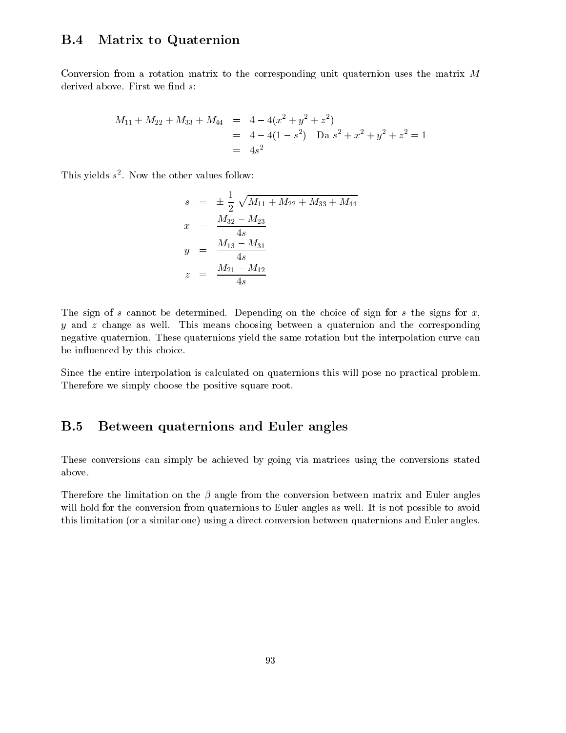## B.4 Matrix to Quaternion

Conversion from a rotation matrix to the corresponding unit quaternion uses the matrix $M$ derived above. First we find $s$:

$$
\begin{aligned}
M_{11} + M_{22} + M_{33} + M_{44} &= 4 - 4(x^2 + y^2 + z^2) \\
&= 4 - 4(1 - s^2) \quad \text{Da } s^2 + x^2 + y^2 + z^2 = 1 \\
&= 4s^2
\end{aligned}
$$

This yields $s^2$. Now the other values follow:

$$
\begin{aligned}
s &= \pm \frac{1}{2} \sqrt{M_{11} + M_{22} + M_{33} + M_{44}} \\
x &= \frac{M_{32} - M_{23}}{4s} \\
y &= \frac{M_{13} - M_{31}}{4s} \\
z &= \frac{M_{21} - M_{12}}{4s}
\end{aligned}
$$

The sign of $s$ cannot be determined. Depending on the choice of sign for $s$ the signs for $x$, $y$ and $z$ change as well. This means choosing between a quaternion and the corresponding negative quaternion. These quaternions yield the same rotation but the interpolation curve can be influenced by this choice.

Since the entire interpolation is calculated on quaternions this will pose no practical problem. Therefore we simply choose the positive square root.

## B.5 Between quaternions and Euler angles

These conversions can simply be achieved by going via matrices using the conversions stated above.

Therefore the limitation on the $\beta$ angle from the conversion between matrix and Euler angles will hold for the conversion from quaternions to Euler angles as well. It is not possible to avoid this limitation (or a similar one) using a direct conversion between quaternions and Euler angles.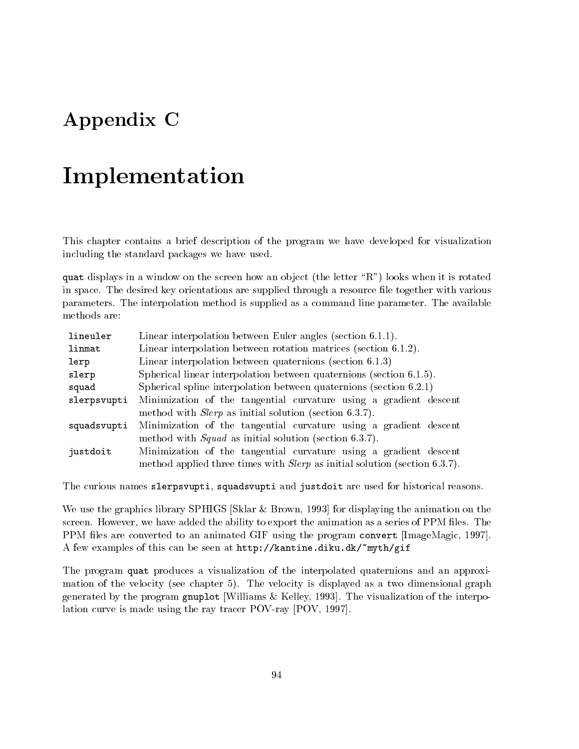# Appendix C

# Implementation

This chapter contains a brief description of the program we have developed for visualization including the standard packages we have used.

`quat` displays in a window on the screen how an object (the letter "R") looks when it is rotated in space. The desired key orientations are supplied through a resource file together with various parameters. The interpolation method is supplied as a command line parameter. The available methods are:

| | |
|---|---|
| `lineuler` | Linear interpolation between Euler angles (section 6.1.1). |
| `linmat` | Linear interpolation between rotation matrices (section 6.1.2). |
| `lerp` | Linear interpolation between quaternions (section 6.1.3) |
| `slerp` | Spherical linear interpolation between quaternions (section 6.1.5). |
| `squad` | Spherical spline interpolation between quaternions (section 6.2.1) |
| `slerpsvupti` | Minimization of the tangential curvature using a gradient descent method with *Slerp* as initial solution (section 6.3.7). |
| `squadsvupti` | Minimization of the tangential curvature using a gradient descent method with *Squad* as initial solution (section 6.3.7). |
| `justdoit` | Minimization of the tangential curvature using a gradient descent method applied three times with *Slerp* as initial solution (section 6.3.7). |

The curious names `slerpsvupti`, `squadsvupti` and `justdoit` are used for historical reasons.

We use the graphics library SPHIGS [Sklar & Brown, 1993] for displaying the animation on the screen. However, we have added the ability to export the animation as a series of PPM files. The PPM files are converted to an animated GIF using the program `convert` [ImageMagic, 1997]. A few examples of this can be seen at `http://kantine.diku.dk/~myth/gif`

The program `quat` produces a visualization of the interpolated quaternions and an approximation of the velocity (see chapter 5). The velocity is displayed as a two dimensional graph generated by the program `gnuplot` [Williams & Kelley, 1993]. The visualization of the interpolation curve is made using the ray tracer POV-ray [POV, 1997].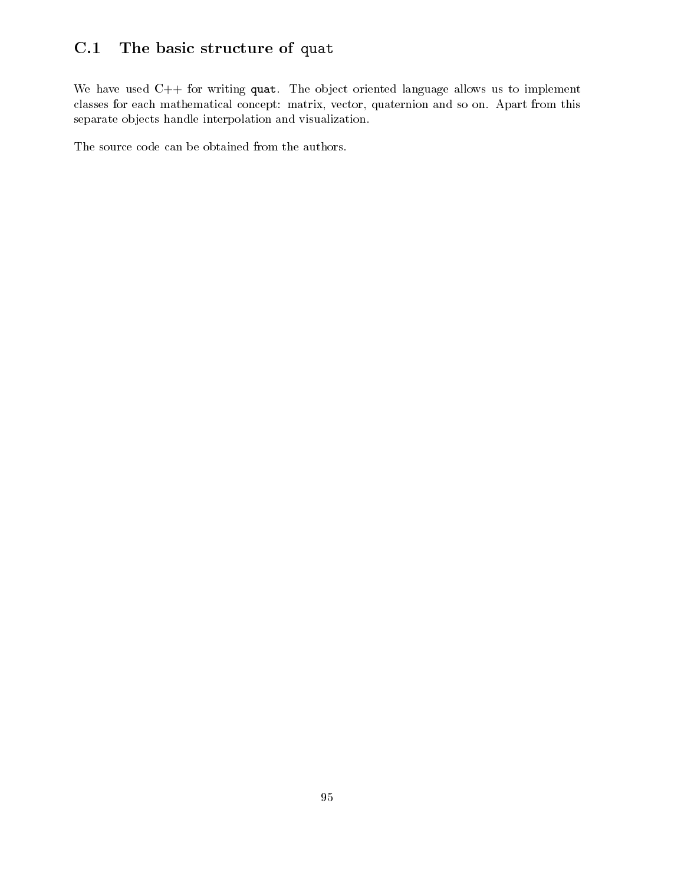## C.1 The basic structure of `quat`

We have used C++ for writing **`quat`**. The object oriented language allows us to implement classes for each mathematical concept: matrix, vector, quaternion and so on. Apart from this separate objects handle interpolation and visualization.

The source code can be obtained from the authors.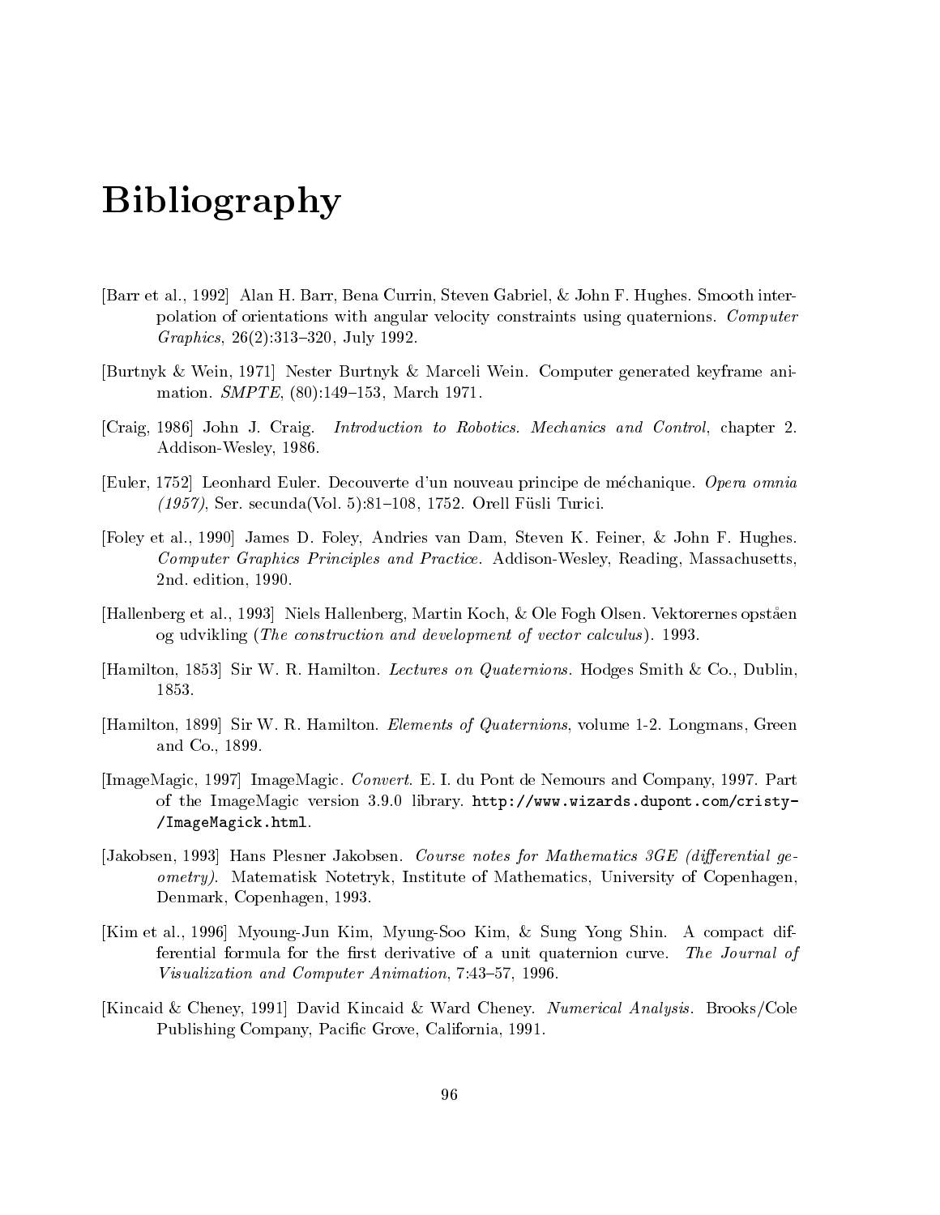# Bibliography

[Barr et al., 1992] Alan H. Barr, Bena Currin, Steven Gabriel, & John F. Hughes. Smooth interpolation of orientations with angular velocity constraints using quaternions. *Computer Graphics*, 26(2):313–320, July 1992.

[Burtnyk & Wein, 1971] Nester Burtnyk & Marceli Wein. Computer generated keyframe animation. *SMPTE*, (80):149–153, March 1971.

[Craig, 1986] John J. Craig. *Introduction to Robotics. Mechanics and Control*, chapter 2. Addison-Wesley, 1986.

[Euler, 1752] Leonhard Euler. Decouverte d'un nouveau principe de méchanique. *Opera omnia (1957)*, Ser. secunda(Vol. 5):81–108, 1752. Orell Füsli Turici.

[Foley et al., 1990] James D. Foley, Andries van Dam, Steven K. Feiner, & John F. Hughes. *Computer Graphics Principles and Practice*. Addison-Wesley, Reading, Massachusetts, 2nd. edition, 1990.

[Hallenberg et al., 1993] Niels Hallenberg, Martin Koch, & Ole Fogh Olsen. Vektorernes opståen og udvikling (*The construction and development of vector calculus*). 1993.

[Hamilton, 1853] Sir W. R. Hamilton. *Lectures on Quaternions*. Hodges Smith & Co., Dublin, 1853.

[Hamilton, 1899] Sir W. R. Hamilton. *Elements of Quaternions*, volume 1-2. Longmans, Green and Co., 1899.

[ImageMagic, 1997] ImageMagic. *Convert*. E. I. du Pont de Nemours and Company, 1997. Part of the ImageMagic version 3.9.0 library. `http://www.wizards.dupont.com/cristy-/ImageMagick.html`.

[Jakobsen, 1993] Hans Plesner Jakobsen. *Course notes for Mathematics 3GE (differential geometry)*. Matematisk Notetryk, Institute of Mathematics, University of Copenhagen, Denmark, Copenhagen, 1993.

[Kim et al., 1996] Myoung-Jun Kim, Myung-Soo Kim, & Sung Yong Shin. A compact differential formula for the first derivative of a unit quaternion curve. *The Journal of Visualization and Computer Animation*, 7:43–57, 1996.

[Kincaid & Cheney, 1991] David Kincaid & Ward Cheney. *Numerical Analysis*. Brooks/Cole Publishing Company, Pacific Grove, California, 1991.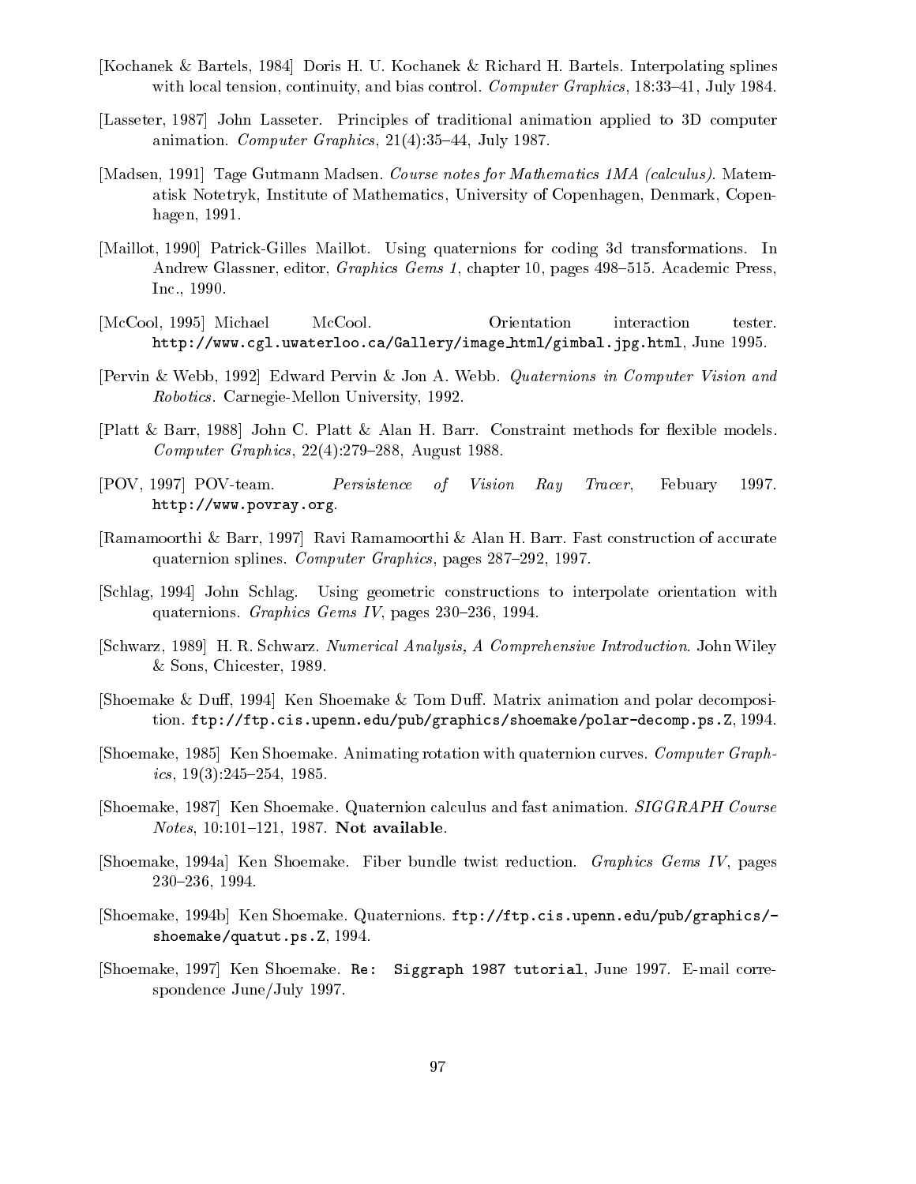[Kochanek & Bartels, 1984] Doris H. U. Kochanek & Richard H. Bartels. Interpolating splines with local tension, continuity, and bias control. *Computer Graphics*, 18:33–41, July 1984.

[Lasseter, 1987] John Lasseter. Principles of traditional animation applied to 3D computer animation. *Computer Graphics*, 21(4):35–44, July 1987.

[Madsen, 1991] Tage Gutmann Madsen. *Course notes for Mathematics 1MA (calculus)*. Matematisk Notetryk, Institute of Mathematics, University of Copenhagen, Denmark, Copenhagen, 1991.

[Maillot, 1990] Patrick-Gilles Maillot. Using quaternions for coding 3d transformations. In Andrew Glassner, editor, *Graphics Gems 1*, chapter 10, pages 498–515. Academic Press, Inc., 1990.

[McCool, 1995] Michael McCool. Orientation interaction tester. `http://www.cgl.uwaterloo.ca/Gallery/image_html/gimbal.jpg.html`, June 1995.

[Pervin & Webb, 1992] Edward Pervin & Jon A. Webb. *Quaternions in Computer Vision and Robotics*. Carnegie-Mellon University, 1992.

[Platt & Barr, 1988] John C. Platt & Alan H. Barr. Constraint methods for flexible models. *Computer Graphics*, 22(4):279–288, August 1988.

[POV, 1997] POV-team. *Persistence of Vision Ray Tracer*, Febuary 1997. `http://www.povray.org`.

[Ramamoorthi & Barr, 1997] Ravi Ramamoorthi & Alan H. Barr. Fast construction of accurate quaternion splines. *Computer Graphics*, pages 287–292, 1997.

[Schlag, 1994] John Schlag. Using geometric constructions to interpolate orientation with quaternions. *Graphics Gems IV*, pages 230–236, 1994.

[Schwarz, 1989] H. R. Schwarz. *Numerical Analysis, A Comprehensive Introduction*. John Wiley & Sons, Chicester, 1989.

[Shoemake & Duff, 1994] Ken Shoemake & Tom Duff. Matrix animation and polar decomposition. `ftp://ftp.cis.upenn.edu/pub/graphics/shoemake/polar-decomp.ps.Z`, 1994.

[Shoemake, 1985] Ken Shoemake. Animating rotation with quaternion curves. *Computer Graphics*, 19(3):245–254, 1985.

[Shoemake, 1987] Ken Shoemake. Quaternion calculus and fast animation. *SIGGRAPH Course Notes*, 10:101–121, 1987. **Not available**.

[Shoemake, 1994a] Ken Shoemake. Fiber bundle twist reduction. *Graphics Gems IV*, pages 230–236, 1994.

[Shoemake, 1994b] Ken Shoemake. Quaternions. `ftp://ftp.cis.upenn.edu/pub/graphics/-shoemake/quatut.ps.Z`, 1994.

[Shoemake, 1997] Ken Shoemake. `Re: Siggraph 1987 tutorial`, June 1997. E-mail correspondence June/July 1997.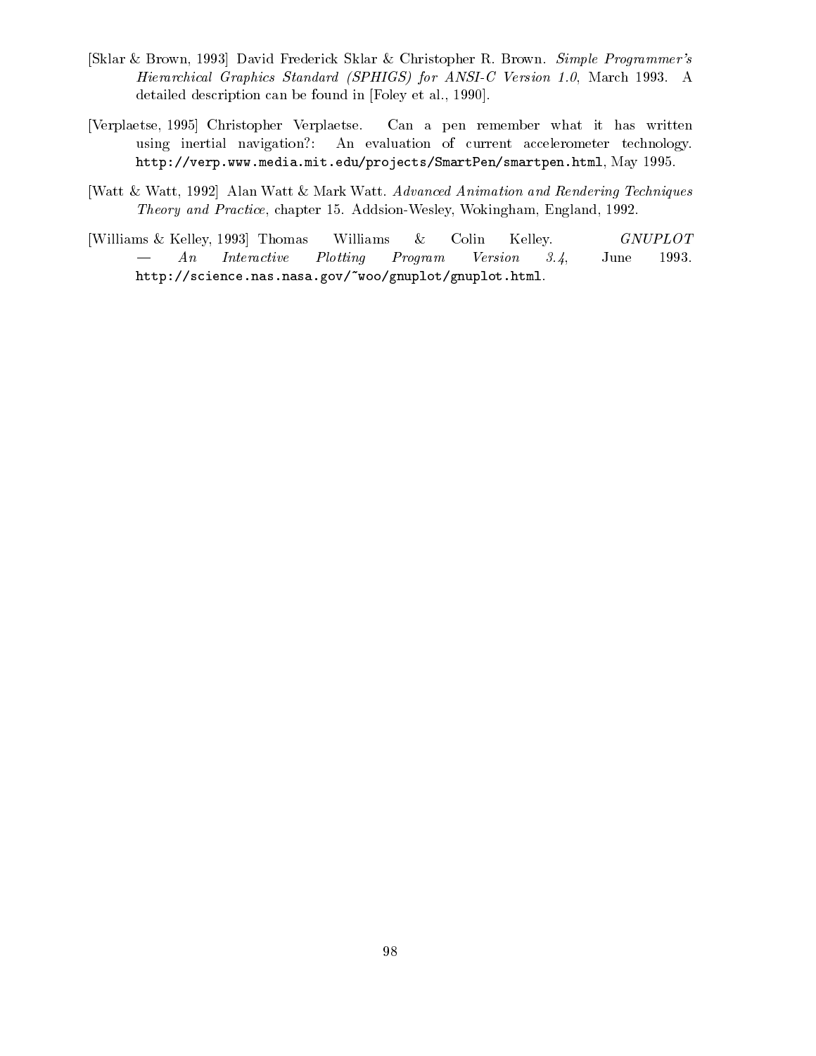[Sklar & Brown, 1993] David Frederick Sklar & Christopher R. Brown. *Simple Programmer's Hierarchical Graphics Standard (SPHIGS) for ANSI-C Version 1.0*, March 1993. A detailed description can be found in [Foley et al., 1990].

[Verplaetse, 1995] Christopher Verplaetse. Can a pen remember what it has written using inertial navigation?: An evaluation of current accelerometer technology. `http://verp.www.media.mit.edu/projects/SmartPen/smartpen.html`, May 1995.

[Watt & Watt, 1992] Alan Watt & Mark Watt. *Advanced Animation and Rendering Techniques Theory and Practice*, chapter 15. Addsion-Wesley, Wokingham, England, 1992.

[Williams & Kelley, 1993] Thomas Williams & Colin Kelley. *GNUPLOT — An Interactive Plotting Program Version 3.4*, June 1993. `http://science.nas.nasa.gov/~woo/gnuplot/gnuplot.html`.